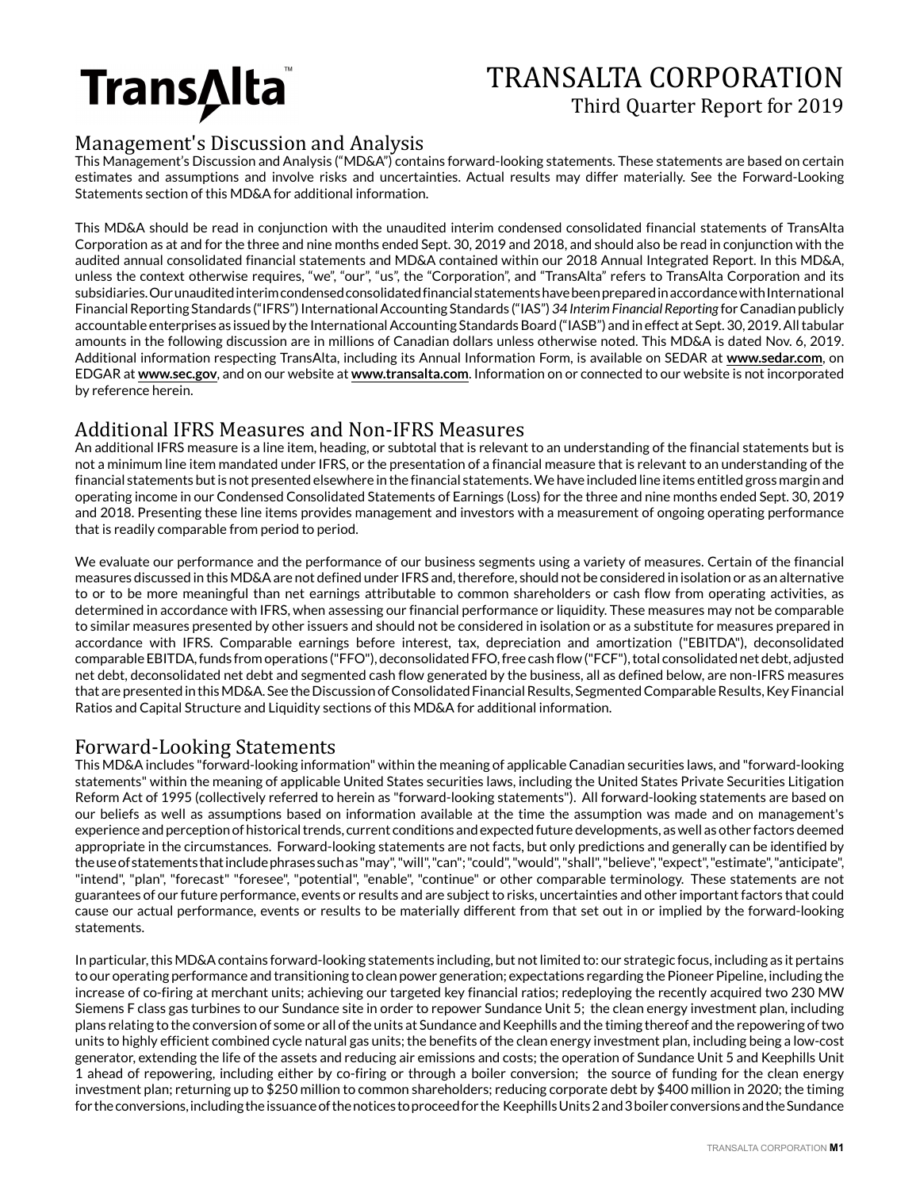# TRANSALTA CORPORATION

Third Quarter Report for 2019

## Management's Discussion and Analysis

This Management's Discussion and Analysis ("MD&A") contains forward-looking statements. These statements are based on certain estimates and assumptions and involve risks and uncertainties. Actual results may differ materially. See the Forward-Looking Statements section of this MD&A for additional information.

This MD&A should be read in conjunction with the unaudited interim condensed consolidated financial statements of TransAlta Corporation as at and for the three and nine months ended Sept. 30, 2019 and 2018, and should also be read in conjunction with the audited annual consolidated financial statements and MD&A contained within our 2018 Annual Integrated Report. In this MD&A, unless the context otherwise requires, "we", "our", "us", the "Corporation", and "TransAlta" refers to TransAlta Corporation and its subsidiaries. Our unaudited interim condensed consolidated financial statements have been prepared in accordance with International Financial Reporting Standards ("IFRS") International Accounting Standards ("IAS") *34 Interim Financial Reporting* for Canadian publicly accountable enterprises as issued by the International Accounting Standards Board ("IASB") and in effect at Sept. 30, 2019. All tabular amounts in the following discussion are in millions of Canadian dollars unless otherwise noted. This MD&A is dated Nov. 6, 2019. Additional information respecting TransAlta, including its Annual Information Form, is available on SEDAR at **www.sedar.com**, on EDGAR at **www.sec.gov**, and on our website at **www.transalta.com**. Information on or connected to our website is not incorporated by reference herein.

## Additional IFRS Measures and Non-IFRS Measures

An additional IFRS measure is a line item, heading, or subtotal that is relevant to an understanding of the financial statements but is not a minimum line item mandated under IFRS, or the presentation of a financial measure that is relevant to an understanding of the financial statements but is not presented elsewhere in the financial statements. We have included line items entitled gross margin and operating income in our Condensed Consolidated Statements of Earnings (Loss) for the three and nine months ended Sept. 30, 2019 and 2018. Presenting these line items provides management and investors with a measurement of ongoing operating performance that is readily comparable from period to period.

We evaluate our performance and the performance of our business segments using a variety of measures. Certain of the financial measures discussed in this MD&A are not defined under IFRS and, therefore, should not be considered in isolation or as an alternative to or to be more meaningful than net earnings attributable to common shareholders or cash flow from operating activities, as determined in accordance with IFRS, when assessing our financial performance or liquidity. These measures may not be comparable to similar measures presented by other issuers and should not be considered in isolation or as a substitute for measures prepared in accordance with IFRS. Comparable earnings before interest, tax, depreciation and amortization ("EBITDA"), deconsolidated comparable EBITDA, funds from operations ("FFO"), deconsolidated FFO, free cash flow ("FCF"), total consolidated net debt, adjusted net debt, deconsolidated net debt and segmented cash flow generated by the business, all as defined below, are non-IFRS measures that are presented in this MD&A. See the Discussion of Consolidated Financial Results, Segmented Comparable Results, Key Financial Ratios and Capital Structure and Liquidity sections of this MD&A for additional information.

## Forward-Looking Statements

This MD&A includes "forward-looking information" within the meaning of applicable Canadian securities laws, and "forward-looking statements" within the meaning of applicable United States securities laws, including the United States Private Securities Litigation Reform Act of 1995 (collectively referred to herein as "forward-looking statements"). All forward-looking statements are based on our beliefs as well as assumptions based on information available at the time the assumption was made and on management's experience and perception of historical trends, current conditions and expected future developments, as well as other factors deemed appropriate in the circumstances. Forward-looking statements are not facts, but only predictions and generally can be identified by the use of statements that include phrases such as "may", "will", "can", "could", "would", "shall", "believe", "expect", "estimate", "anticipate", "intend", "plan", "forecast" "foresee", "potential", "enable", "continue" or other comparable terminology. These statements are not guarantees of our future performance, events or results and are subject to risks, uncertainties and other important factors that could cause our actual performance, events or results to be materially different from that set out in or implied by the forward-looking statements.

In particular, this MD&A contains forward-looking statements including, but not limited to: our strategic focus, including as it pertains to our operating performance and transitioning to clean power generation; expectations regarding the Pioneer Pipeline, including the increase of co-firing at merchant units; achieving our targeted key financial ratios; redeploying the recently acquired two 230 MW Siemens F class gas turbines to our Sundance site in order to repower Sundance Unit 5; the clean energy investment plan, including plans relating to the conversion of some or all of the units at Sundance and Keephills and the timing thereof and the repowering of two units to highly efficient combined cycle natural gas units; the benefits of the clean energy investment plan, including being a low-cost generator, extending the life of the assets and reducing air emissions and costs; the operation of Sundance Unit 5 and Keephills Unit 1 ahead of repowering, including either by co-firing or through a boiler conversion; the source of funding for the clean energy investment plan; returning up to $250 million to common shareholders; reducing corporate debt by $400 million in 2020; the timing for the conversions, including the issuance of the notices to proceed for the Keephills Units 2 and 3 boiler conversions and the Sundance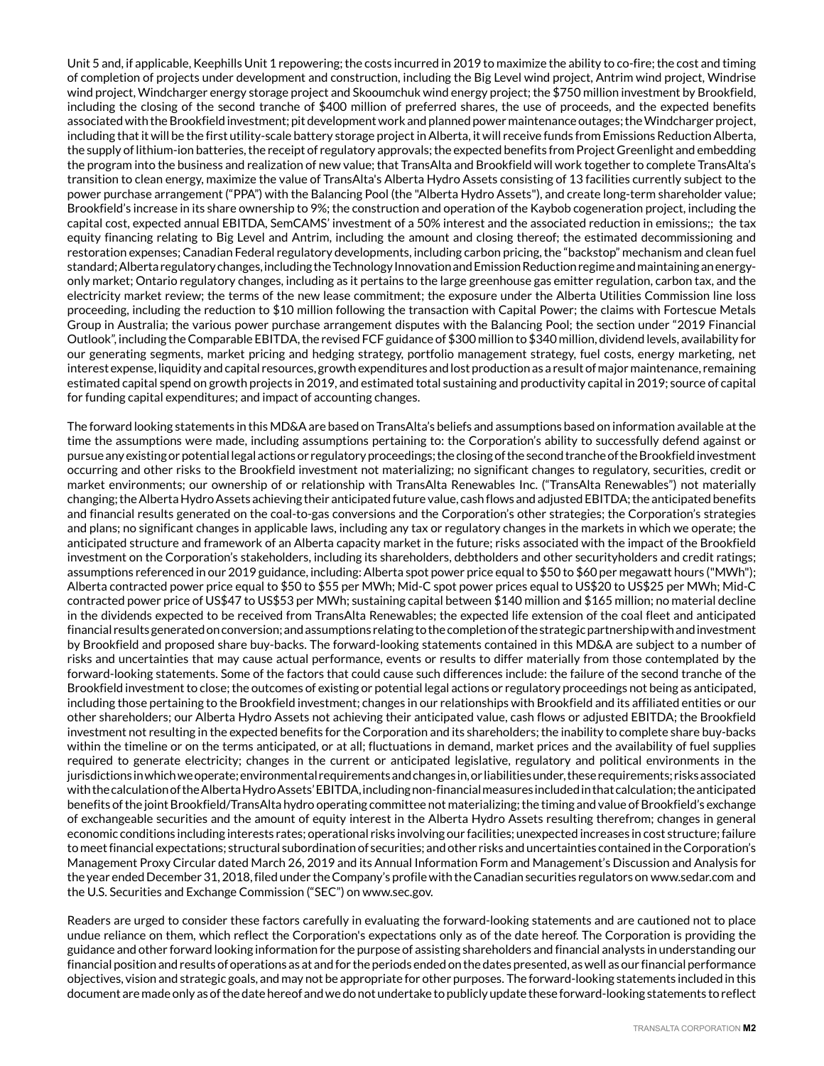Unit 5 and, if applicable, Keephills Unit 1 repowering; the costs incurred in 2019 to maximize the ability to co-fire; the cost and timing of completion of projects under development and construction, including the Big Level wind project, Antrim wind project, Windrise wind project, Windcharger energy storage project and Skoomchuk wind energy project; the $750 million investment by Brookfield, including the closing of the second tranche of $400 million of preferred shares, the use of proceeds, and the expected benefits associated with the Brookfield investment; pit development work and planned power maintenance outages; the Windcharger project, including that it will be the first utility-scale battery storage project in Alberta, it will receive funds from Emissions Reduction Alberta, the supply of lithium-ion batteries, the receipt of regulatory approvals; the expected benefits from Project Greenlight and embedding the program into the business and realization of new value; that TransAlta and Brookfield will work together to complete TransAlta's transition to clean energy, maximize the value of TransAlta's Alberta Hydro Assets consisting of 13 facilities currently subject to the power purchase arrangement ("PPA") with the Balancing Pool (the "Alberta Hydro Assets"), and create long-term shareholder value; Brookfield's increase in its share ownership to 9%; the construction and operation of the Kaybob cogeneration project, including the capital cost, expected annual EBITDA, SemCAMS' investment of a 50% interest and the associated reduction in emissions;; the tax equity financing relating to Big Level and Antrim, including the amount and closing thereof; the estimated decommissioning and restoration expenses; Canadian Federal regulatory developments, including carbon pricing, the "backstop" mechanism and clean fuel standard; Alberta regulatory changes, including the Technology Innovation and Emission Reduction regime and maintaining an energy-only market; Ontario regulatory changes, including as it pertains to the large greenhouse gas emitter regulation, carbon tax, and the electricity market review; the terms of the new lease commitment; the exposure under the Alberta Utilities Commission line loss proceeding, including the reduction to $10 million following the transaction with Capital Power; the claims with Fortescue Metals Group in Australia; the various power purchase arrangement disputes with the Balancing Pool; the section under "2019 Financial Outlook", including the Comparable EBITDA, the revised FCF guidance of $300 million to $340 million, dividend levels, availability for our generating segments, market pricing and hedging strategy, portfolio management strategy, fuel costs, energy marketing, net interest expense, liquidity and capital resources, growth expenditures and lost production as a result of major maintenance, remaining estimated capital spend on growth projects in 2019, and estimated total sustaining and productivity capital in 2019; source of capital for funding capital expenditures; and impact of accounting changes.

The forward looking statements in this MD&A are based on TransAlta's beliefs and assumptions based on information available at the time the assumptions were made, including assumptions pertaining to: the Corporation's ability to successfully defend against or pursue any existing or potential legal actions or regulatory proceedings; the closing of the second tranche of the Brookfield investment occurring and other risks to the Brookfield investment not materializing; no significant changes to regulatory, securities, credit or market environments; our ownership of or relationship with TransAlta Renewables Inc. ("TransAlta Renewables") not materially changing; the Alberta Hydro Assets achieving their anticipated future value, cash flows and adjusted EBITDA; the anticipated benefits and financial results generated on the coal-to-gas conversions and the Corporation's other strategies; the Corporation's strategies and plans; no significant changes in applicable laws, including any tax or regulatory changes in the markets in which we operate; the anticipated structure and framework of an Alberta capacity market in the future; risks associated with the impact of the Brookfield investment on the Corporation's stakeholders, including its shareholders, debtholders and other securityholders and credit ratings; assumptions referenced in our 2019 guidance, including: Alberta spot power price equal to $50 to $60 per megawatt hours ("MWh"); Alberta contracted power price equal to $50 to $55 per MWh; Mid-C spot power prices equal to US$20 to US$25 per MWh; Mid-C contracted power price of US$47 to US$53 per MWh; sustaining capital between $140 million and $165 million; no material decline in the dividends expected to be received from TransAlta Renewables; the expected life extension of the coal fleet and anticipated financial results generated on conversion; and assumptions relating to the completion of the strategic partnership with and investment by Brookfield and proposed share buy-backs. The forward-looking statements contained in this MD&A are subject to a number of risks and uncertainties that may cause actual performance, events or results to differ materially from those contemplated by the forward-looking statements. Some of the factors that could cause such differences include: the failure of the second tranche of the Brookfield investment to close; the outcomes of existing or potential legal actions or regulatory proceedings not being as anticipated, including those pertaining to the Brookfield investment; changes in our relationships with Brookfield and its affiliated entities or our other shareholders; our Alberta Hydro Assets not achieving their anticipated value, cash flows or adjusted EBITDA; the Brookfield investment not resulting in the expected benefits for the Corporation and its shareholders; the inability to complete share buy-backs within the timeline or on the terms anticipated, or at all; fluctuations in demand, market prices and the availability of fuel supplies required to generate electricity; changes in the current or anticipated legislative, regulatory and political environments in the jurisdictions in which we operate; environmental requirements and changes in, or liabilities under, these requirements; risks associated with the calculation of the Alberta Hydro Assets' EBITDA, including non-financial measures included in that calculation; the anticipated benefits of the joint Brookfield/TransAlta hydro operating committee not materializing; the timing and value of Brookfield's exchange of exchangeable securities and the amount of equity interest in the Alberta Hydro Assets resulting therefrom; changes in general economic conditions including interests rates; operational risks involving our facilities; unexpected increases in cost structure; failure to meet financial expectations; structural subordination of securities; and other risks and uncertainties contained in the Corporation's Management Proxy Circular dated March 26, 2019 and its Annual Information Form and Management's Discussion and Analysis for the year ended December 31, 2018, filed under the Company's profile with the Canadian securities regulators on www.sedar.com and the U.S. Securities and Exchange Commission ("SEC") on www.sec.gov.

Readers are urged to consider these factors carefully in evaluating the forward-looking statements and are cautioned not to place undue reliance on them, which reflect the Corporation's expectations only as of the date hereof. The Corporation is providing the guidance and other forward looking information for the purpose of assisting shareholders and financial analysts in understanding our financial position and results of operations as at and for the periods ended on the dates presented, as well as our financial performance objectives, vision and strategic goals, and may not be appropriate for other purposes. The forward-looking statements included in this document are made only as of the date hereof and we do not undertake to publicly update these forward-looking statements to reflect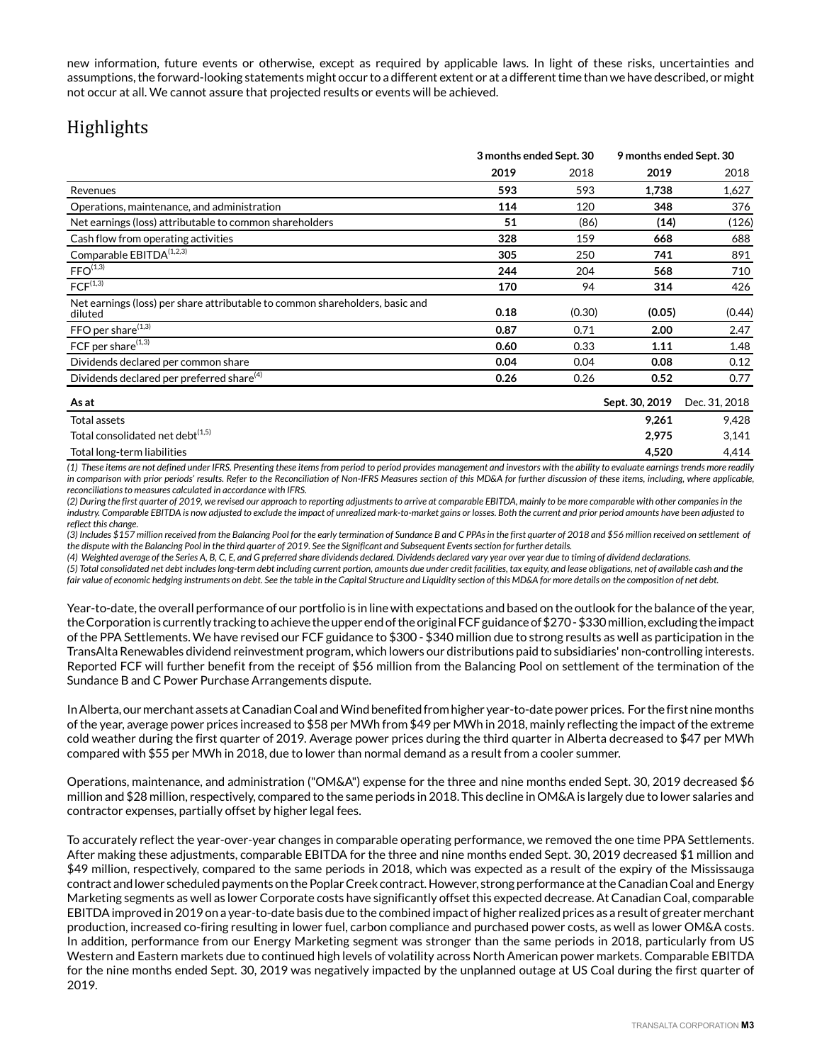new information, future events or otherwise, except as required by applicable laws. In light of these risks, uncertainties and assumptions, the forward-looking statements might occur to a different extent or at a different time than we have described, or might not occur at all. We cannot assure that projected results or events will be achieved.

# Highlights

| | 3 months ended Sept. 30 | | 9 months ended Sept. 30 | |
|---|---|---|---|---|
| | **2019** | 2018 | **2019** | 2018 |
| Revenues | **593** | 593 | **1,738** | 1,627 |
| Operations, maintenance, and administration | **114** | 120 | **348** | 376 |
| Net earnings (loss) attributable to common shareholders | **51** | (86) | **(14)** | (126) |
| Cash flow from operating activities | **328** | 159 | **668** | 688 |
| Comparable EBITDA[1,2,3] | **305** | 250 | **741** | 891 |
| FFO[1,3] | **244** | 204 | **568** | 710 |
| FCF[1,3] | **170** | 94 | **314** | 426 |
| Net earnings (loss) per share attributable to common shareholders, basic and diluted | **0.18** | (0.30) | **(0.05)** | (0.44) |
| FFO per share[1,3] | **0.87** | 0.71 | **2.00** | 2.47 |
| FCF per share[1,3] | **0.60** | 0.33 | **1.11** | 1.48 |
| Dividends declared per common share | **0.04** | 0.04 | **0.08** | 0.12 |
| Dividends declared per preferred share[4] | **0.26** | 0.26 | **0.52** | 0.77 |

| As at | Sept. 30, 2019 | Dec. 31, 2018 |
|---|---|---|
| Total assets | **9,261** | 9,428 |
| Total consolidated net debt[1,5] | **2,975** | 3,141 |
| Total long-term liabilities | **4,520** | 4,414 |

*(1) These items are not defined under IFRS. Presenting these items from period to period provides management and investors with the ability to evaluate earnings trends more readily in comparison with prior periods' results. Refer to the Reconciliation of Non-IFRS Measures section of this MD&A for further discussion of these items, including, where applicable, reconciliations to measures calculated in accordance with IFRS.*

*(2) During the first quarter of 2019, we revised our approach to reporting adjustments to arrive at comparable EBITDA, mainly to be more comparable with other companies in the industry. Comparable EBITDA is now adjusted to exclude the impact of unrealized mark-to-market gains or losses. Both the current and prior period amounts have been adjusted to reflect this change.*

*(3) Includes $157 million received from the Balancing Pool for the early termination of Sundance B and C PPAs in the first quarter of 2018 and $56 million received on settlement of the dispute with the Balancing Pool in the third quarter of 2019. See the Significant and Subsequent Events section for further details.*

*(4) Weighted average of the Series A, B, C, E, and G preferred share dividends declared. Dividends declared vary year over year due to timing of dividend declarations.*

*(5) Total consolidated net debt includes long-term debt including current portion, amounts due under credit facilities, tax equity, and lease obligations, net of available cash and the fair value of economic hedging instruments on debt. See the table in the Capital Structure and Liquidity section of this MD&A for more details on the composition of net debt.*

Year-to-date, the overall performance of our portfolio is in line with expectations and based on the outlook for the balance of the year, the Corporation is currently tracking to achieve the upper end of the original FCF guidance of $270 - $330 million, excluding the impact of the PPA Settlements. We have revised our FCF guidance to $300 - $340 million due to strong results as well as participation in the TransAlta Renewables dividend reinvestment program, which lowers our distributions paid to subsidiaries' non-controlling interests. Reported FCF will further benefit from the receipt of $56 million from the Balancing Pool on settlement of the termination of the Sundance B and C Power Purchase Arrangements dispute.

In Alberta, our merchant assets at Canadian Coal and Wind benefited from higher year-to-date power prices. For the first nine months of the year, average power prices increased to $58 per MWh from $49 per MWh in 2018, mainly reflecting the impact of the extreme cold weather during the first quarter of 2019. Average power prices during the third quarter in Alberta decreased to $47 per MWh compared with $55 per MWh in 2018, due to lower than normal demand as a result from a cooler summer.

Operations, maintenance, and administration ("OM&A") expense for the three and nine months ended Sept. 30, 2019 decreased $6 million and $28 million, respectively, compared to the same periods in 2018. This decline in OM&A is largely due to lower salaries and contractor expenses, partially offset by higher legal fees.

To accurately reflect the year-over-year changes in comparable operating performance, we removed the one time PPA Settlements. After making these adjustments, comparable EBITDA for the three and nine months ended Sept. 30, 2019 decreased $1 million and $49 million, respectively, compared to the same periods in 2018, which was expected as a result of the expiry of the Mississauga contract and lower scheduled payments on the Poplar Creek contract. However, strong performance at the Canadian Coal and Energy Marketing segments as well as lower Corporate costs have significantly offset this expected decrease. At Canadian Coal, comparable EBITDA improved in 2019 on a year-to-date basis due to the combined impact of higher realized prices as a result of greater merchant production, increased co-firing resulting in lower fuel, carbon compliance and purchased power costs, as well as lower OM&A costs. In addition, performance from our Energy Marketing segment was stronger than the same periods in 2018, particularly from US Western and Eastern markets due to continued high levels of volatility across North American power markets. Comparable EBITDA for the nine months ended Sept. 30, 2019 was negatively impacted by the unplanned outage at US Coal during the first quarter of 2019.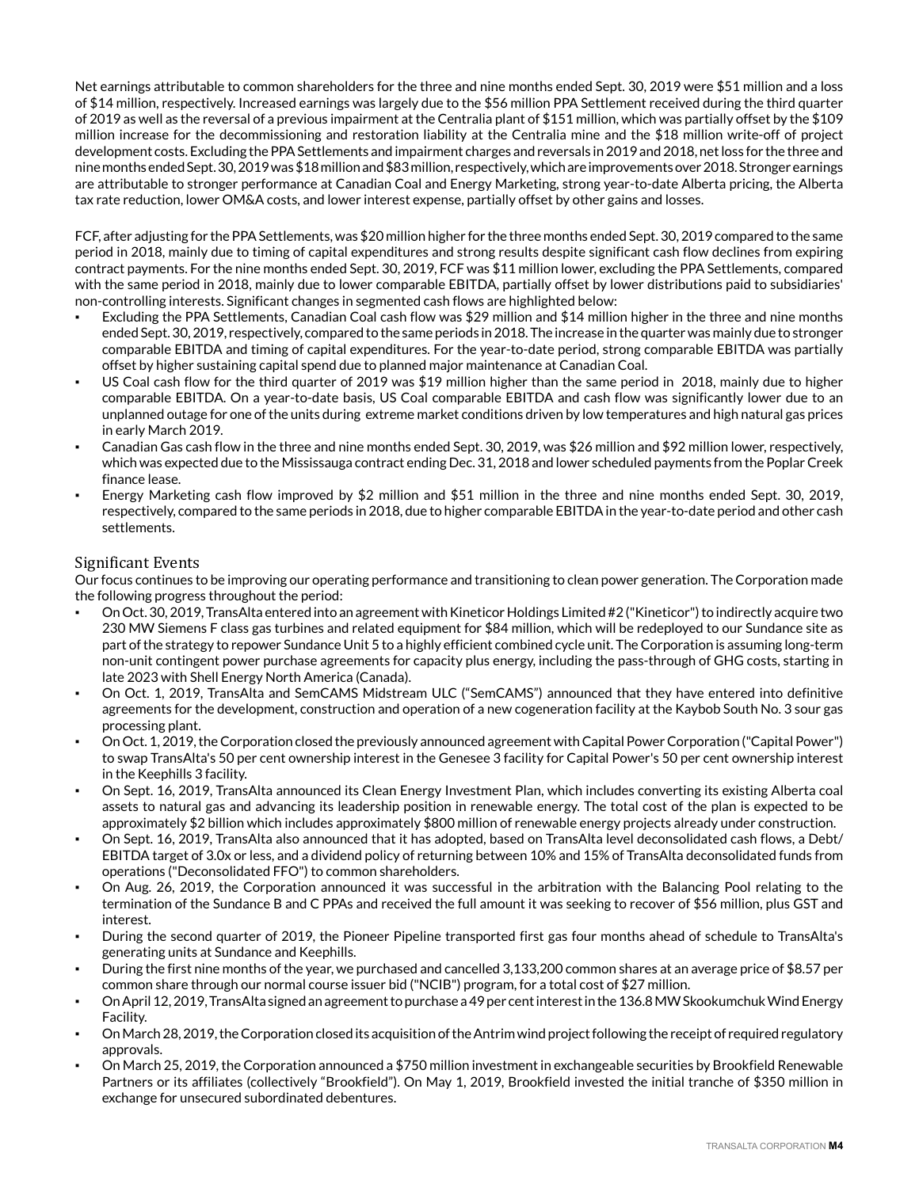Net earnings attributable to common shareholders for the three and nine months ended Sept. 30, 2019 were $51 million and a loss of $14 million, respectively. Increased earnings was largely due to the $56 million PPA Settlement received during the third quarter of 2019 as well as the reversal of a previous impairment at the Centralia plant of $151 million, which was partially offset by the $109 million increase for the decommissioning and restoration liability at the Centralia mine and the $18 million write-off of project development costs. Excluding the PPA Settlements and impairment charges and reversals in 2019 and 2018, net loss for the three and nine months ended Sept. 30, 2019 was $18 million and $83 million, respectively, which are improvements over 2018. Stronger earnings are attributable to stronger performance at Canadian Coal and Energy Marketing, strong year-to-date Alberta pricing, the Alberta tax rate reduction, lower OM&A costs, and lower interest expense, partially offset by other gains and losses.

FCF, after adjusting for the PPA Settlements, was $20 million higher for the three months ended Sept. 30, 2019 compared to the same period in 2018, mainly due to timing of capital expenditures and strong results despite significant cash flow declines from expiring contract payments. For the nine months ended Sept. 30, 2019, FCF was $11 million lower, excluding the PPA Settlements, compared with the same period in 2018, mainly due to lower comparable EBITDA, partially offset by lower distributions paid to subsidiaries' non-controlling interests. Significant changes in segmented cash flows are highlighted below:

- Excluding the PPA Settlements, Canadian Coal cash flow was $29 million and $14 million higher in the three and nine months ended Sept. 30, 2019, respectively, compared to the same periods in 2018. The increase in the quarter was mainly due to stronger comparable EBITDA and timing of capital expenditures. For the year-to-date period, strong comparable EBITDA was partially offset by higher sustaining capital spend due to planned major maintenance at Canadian Coal.
- US Coal cash flow for the third quarter of 2019 was $19 million higher than the same period in 2018, mainly due to higher comparable EBITDA. On a year-to-date basis, US Coal comparable EBITDA and cash flow was significantly lower due to an unplanned outage for one of the units during extreme market conditions driven by low temperatures and high natural gas prices in early March 2019.
- Canadian Gas cash flow in the three and nine months ended Sept. 30, 2019, was $26 million and $92 million lower, respectively, which was expected due to the Mississauga contract ending Dec. 31, 2018 and lower scheduled payments from the Poplar Creek finance lease.
- Energy Marketing cash flow improved by $2 million and $51 million in the three and nine months ended Sept. 30, 2019, respectively, compared to the same periods in 2018, due to higher comparable EBITDA in the year-to-date period and other cash settlements.

## Significant Events

Our focus continues to be improving our operating performance and transitioning to clean power generation. The Corporation made the following progress throughout the period:

- On Oct. 30, 2019, TransAlta entered into an agreement with Kineticor Holdings Limited #2 ("Kineticor") to indirectly acquire two 230 MW Siemens F class gas turbines and related equipment for $84 million, which will be redeployed to our Sundance site as part of the strategy to repower Sundance Unit 5 to a highly efficient combined cycle unit. The Corporation is assuming long-term non-unit contingent power purchase agreements for capacity plus energy, including the pass-through of GHG costs, starting in late 2023 with Shell Energy North America (Canada).
- On Oct. 1, 2019, TransAlta and SemCAMS Midstream ULC ("SemCAMS") announced that they have entered into definitive agreements for the development, construction and operation of a new cogeneration facility at the Kaybob South No. 3 sour gas processing plant.
- On Oct. 1, 2019, the Corporation closed the previously announced agreement with Capital Power Corporation ("Capital Power") to swap TransAlta's 50 per cent ownership interest in the Genesee 3 facility for Capital Power's 50 per cent ownership interest in the Keephills 3 facility.
- On Sept. 16, 2019, TransAlta announced its Clean Energy Investment Plan, which includes converting its existing Alberta coal assets to natural gas and advancing its leadership position in renewable energy. The total cost of the plan is expected to be approximately $2 billion which includes approximately $800 million of renewable energy projects already under construction.
- On Sept. 16, 2019, TransAlta also announced that it has adopted, based on TransAlta level deconsolidated cash flows, a Debt/ EBITDA target of 3.0x or less, and a dividend policy of returning between 10% and 15% of TransAlta deconsolidated funds from operations ("Deconsolidated FFO") to common shareholders.
- On Aug. 26, 2019, the Corporation announced it was successful in the arbitration with the Balancing Pool relating to the termination of the Sundance B and C PPAs and received the full amount it was seeking to recover of $56 million, plus GST and interest.
- During the second quarter of 2019, the Pioneer Pipeline transported first gas four months ahead of schedule to TransAlta's generating units at Sundance and Keephills.
- During the first nine months of the year, we purchased and cancelled 3,133,200 common shares at an average price of $8.57 per common share through our normal course issuer bid ("NCIB") program, for a total cost of $27 million.
- On April 12, 2019, TransAlta signed an agreement to purchase a 49 per cent interest in the 136.8 MW Skookumchuk Wind Energy Facility.
- On March 28, 2019, the Corporation closed its acquisition of the Antrim wind project following the receipt of required regulatory approvals.
- On March 25, 2019, the Corporation announced a $750 million investment in exchangeable securities by Brookfield Renewable Partners or its affiliates (collectively "Brookfield"). On May 1, 2019, Brookfield invested the initial tranche of $350 million in exchange for unsecured subordinated debentures.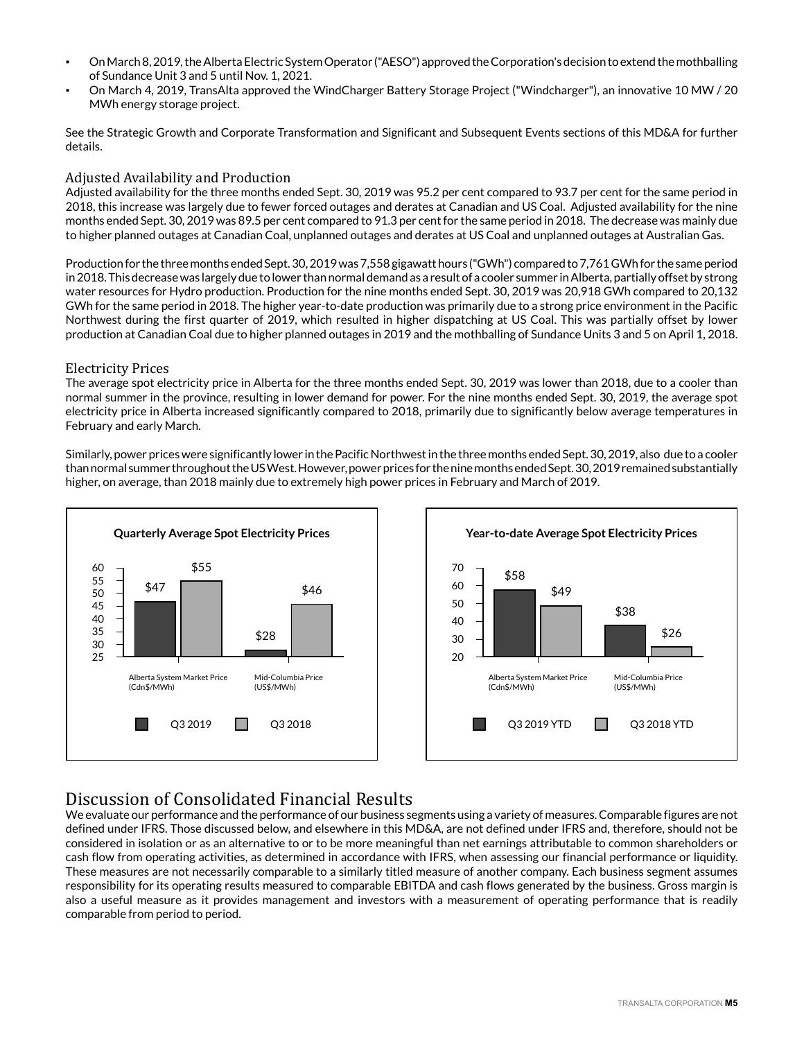- On March 8, 2019, the Alberta Electric System Operator ("AESO") approved the Corporation's decision to extend the mothballing of Sundance Unit 3 and 5 until Nov. 1, 2021.
- On March 4, 2019, TransAlta approved the WindCharger Battery Storage Project ("Windcharger"), an innovative 10 MW / 20 MWh energy storage project.

See the Strategic Growth and Corporate Transformation and Significant and Subsequent Events sections of this MD&A for further details.

### Adjusted Availability and Production

Adjusted availability for the three months ended Sept. 30, 2019 was 95.2 per cent compared to 93.7 per cent for the same period in 2018, this increase was largely due to fewer forced outages and derates at Canadian and US Coal. Adjusted availability for the nine months ended Sept. 30, 2019 was 89.5 per cent compared to 91.3 per cent for the same period in 2018. The decrease was mainly due to higher planned outages at Canadian Coal, unplanned outages and derates at US Coal and unplanned outages at Australian Gas.

Production for the three months ended Sept. 30, 2019 was 7,558 gigawatt hours ("GWh") compared to 7,761 GWh for the same period in 2018. This decrease was largely due to lower than normal demand as a result of a cooler summer in Alberta, partially offset by strong water resources for Hydro production. Production for the nine months ended Sept. 30, 2019 was 20,918 GWh compared to 20,132 GWh for the same period in 2018. The higher year-to-date production was primarily due to a strong price environment in the Pacific Northwest during the first quarter of 2019, which resulted in higher dispatching at US Coal. This was partially offset by lower production at Canadian Coal due to higher planned outages in 2019 and the mothballing of Sundance Units 3 and 5 on April 1, 2018.

### Electricity Prices

The average spot electricity price in Alberta for the three months ended Sept. 30, 2019 was lower than 2018, due to a cooler than normal summer in the province, resulting in lower demand for power. For the nine months ended Sept. 30, 2019, the average spot electricity price in Alberta increased significantly compared to 2018, primarily due to significantly below average temperatures in February and early March.

Similarly, power prices were significantly lower in the Pacific Northwest in the three months ended Sept. 30, 2019, also due to a cooler than normal summer throughout the US West. However, power prices for the nine months ended Sept. 30, 2019 remained substantially higher, on average, than 2018 mainly due to extremely high power prices in February and March of 2019.

**Quarterly Average Spot Electricity Prices**

| | Q3 2019 | Q3 2018 |
|---|---|---|
| Alberta System Market Price (Cdn$/MWh) | $47 | $55 |
| Mid-Columbia Price (US$/MWh) | $28 | $46 |

**Year-to-date Average Spot Electricity Prices**

| | Q3 2019 YTD | Q3 2018 YTD |
|---|---|---|
| Alberta System Market Price (Cdn$/MWh) | $58 | $49 |
| Mid-Columbia Price (US$/MWh) | $38 | $26 |

## Discussion of Consolidated Financial Results

We evaluate our performance and the performance of our business segments using a variety of measures. Comparable figures are not defined under IFRS. Those discussed below, and elsewhere in this MD&A, are not defined under IFRS and, therefore, should not be considered in isolation or as an alternative to or to be more meaningful than net earnings attributable to common shareholders or cash flow from operating activities, as determined in accordance with IFRS, when assessing our financial performance or liquidity. These measures are not necessarily comparable to a similarly titled measure of another company. Each business segment assumes responsibility for its operating results measured to comparable EBITDA and cash flows generated by the business. Gross margin is also a useful measure as it provides management and investors with a measurement of operating performance that is readily comparable from period to period.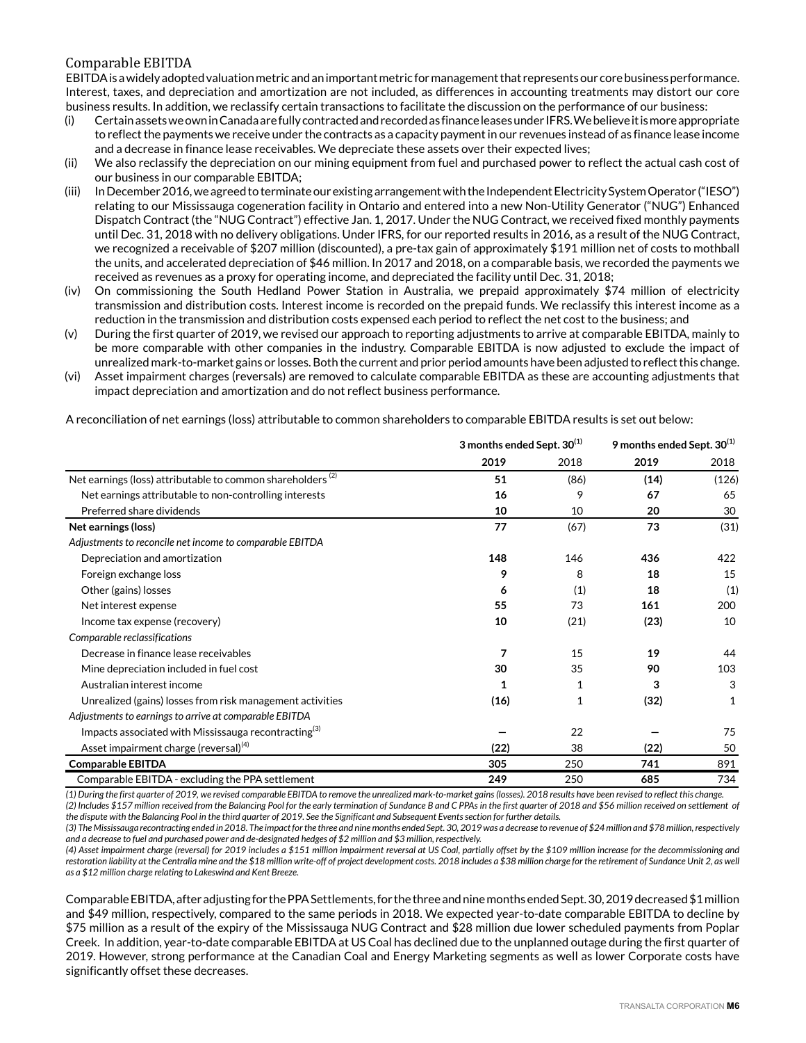## Comparable EBITDA

EBITDA is a widely adopted valuation metric and an important metric for management that represents our core business performance. Interest, taxes, and depreciation and amortization are not included, as differences in accounting treatments may distort our core business results. In addition, we reclassify certain transactions to facilitate the discussion on the performance of our business:

(i) Certain assets we own in Canada are fully contracted and recorded as finance leases under IFRS. We believe it is more appropriate to reflect the payments we receive under the contracts as a capacity payment in our revenues instead of as finance lease income and a decrease in finance lease receivables. We depreciate these assets over their expected lives;

(ii) We also reclassify the depreciation on our mining equipment from fuel and purchased power to reflect the actual cash cost of our business in our comparable EBITDA;

(iii) In December 2016, we agreed to terminate our existing arrangement with the Independent Electricity System Operator ("IESO") relating to our Mississauga cogeneration facility in Ontario and entered into a new Non-Utility Generator ("NUG") Enhanced Dispatch Contract (the "NUG Contract") effective Jan. 1, 2017. Under the NUG Contract, we received fixed monthly payments until Dec. 31, 2018 with no delivery obligations. Under IFRS, for our reported results in 2016, as a result of the NUG Contract, we recognized a receivable of $207 million (discounted), a pre-tax gain of approximately $191 million net of costs to mothball the units, and accelerated depreciation of $46 million. In 2017 and 2018, on a comparable basis, we recorded the payments we received as revenues as a proxy for operating income, and depreciated the facility until Dec. 31, 2018;

(iv) On commissioning the South Hedland Power Station in Australia, we prepaid approximately $74 million of electricity transmission and distribution costs. Interest income is recorded on the prepaid funds. We reclassify this interest income as a reduction in the transmission and distribution costs expensed each period to reflect the net cost to the business; and

(v) During the first quarter of 2019, we revised our approach to reporting adjustments to arrive at comparable EBITDA, mainly to be more comparable with other companies in the industry. Comparable EBITDA is now adjusted to exclude the impact of unrealized mark-to-market gains or losses. Both the current and prior period amounts have been adjusted to reflect this change.

(vi) Asset impairment charges (reversals) are removed to calculate comparable EBITDA as these are accounting adjustments that impact depreciation and amortization and do not reflect business performance.

A reconciliation of net earnings (loss) attributable to common shareholders to comparable EBITDA results is set out below:

| | 3 months ended Sept. 30[(1)] | | 9 months ended Sept. 30[(1)] | |
|---|---|---|---|---|
| | **2019** | 2018 | **2019** | 2018 |
| Net earnings (loss) attributable to common shareholders [(2)] | **51** | (86) | **(14)** | (126) |
| Net earnings attributable to non-controlling interests | **16** | 9 | **67** | 65 |
| Preferred share dividends | **10** | 10 | **20** | 30 |
| **Net earnings (loss)** | **77** | (67) | **73** | (31) |
| *Adjustments to reconcile net income to comparable EBITDA* | | | | |
| Depreciation and amortization | **148** | 146 | **436** | 422 |
| Foreign exchange loss | **9** | 8 | **18** | 15 |
| Other (gains) losses | **6** | (1) | **18** | (1) |
| Net interest expense | **55** | 73 | **161** | 200 |
| Income tax expense (recovery) | **10** | (21) | **(23)** | 10 |
| *Comparable reclassifications* | | | | |
| Decrease in finance lease receivables | **7** | 15 | **19** | 44 |
| Mine depreciation included in fuel cost | **30** | 35 | **90** | 103 |
| Australian interest income | **1** | 1 | **3** | 3 |
| Unrealized (gains) losses from risk management activities | **(16)** | 1 | **(32)** | 1 |
| *Adjustments to earnings to arrive at comparable EBITDA* | | | | |
| Impacts associated with Mississauga recontracting[(3)] | **—** | 22 | **—** | 75 |
| Asset impairment charge (reversal)[(4)] | **(22)** | 38 | **(22)** | 50 |
| **Comparable EBITDA** | **305** | 250 | **741** | 891 |
| Comparable EBITDA - excluding the PPA settlement | **249** | 250 | **685** | 734 |

*(1) During the first quarter of 2019, we revised comparable EBITDA to remove the unrealized mark-to-market gains (losses). 2018 results have been revised to reflect this change.*
*(2) Includes $157 million received from the Balancing Pool for the early termination of Sundance B and C PPAs in the first quarter of 2018 and $56 million received on settlement of the dispute with the Balancing Pool in the third quarter of 2019. See the Significant and Subsequent Events section for further details.*
*(3) The Mississauga recontracting ended in 2018. The impact for the three and nine months ended Sept. 30, 2019 was a decrease to revenue of $24 million and $78 million, respectively and a decrease to fuel and purchased power and de-designated hedges of $2 million and $3 million, respectively.*
*(4) Asset impairment charge (reversal) for 2019 includes a $151 million impairment reversal at US Coal, partially offset by the $109 million increase for the decommissioning and restoration liability at the Centralia mine and the $18 million write-off of project development costs. 2018 includes a $38 million charge for the retirement of Sundance Unit 2, as well as a $12 million charge relating to Lakeswind and Kent Breeze.*

Comparable EBITDA, after adjusting for the PPA Settlements, for the three and nine months ended Sept. 30, 2019 decreased $1 million and $49 million, respectively, compared to the same periods in 2018. We expected year-to-date comparable EBITDA to decline by $75 million as a result of the expiry of the Mississauga NUG Contract and $28 million due lower scheduled payments from Poplar Creek. In addition, year-to-date comparable EBITDA at US Coal has declined due to the unplanned outage during the first quarter of 2019. However, strong performance at the Canadian Coal and Energy Marketing segments as well as lower Corporate costs have significantly offset these decreases.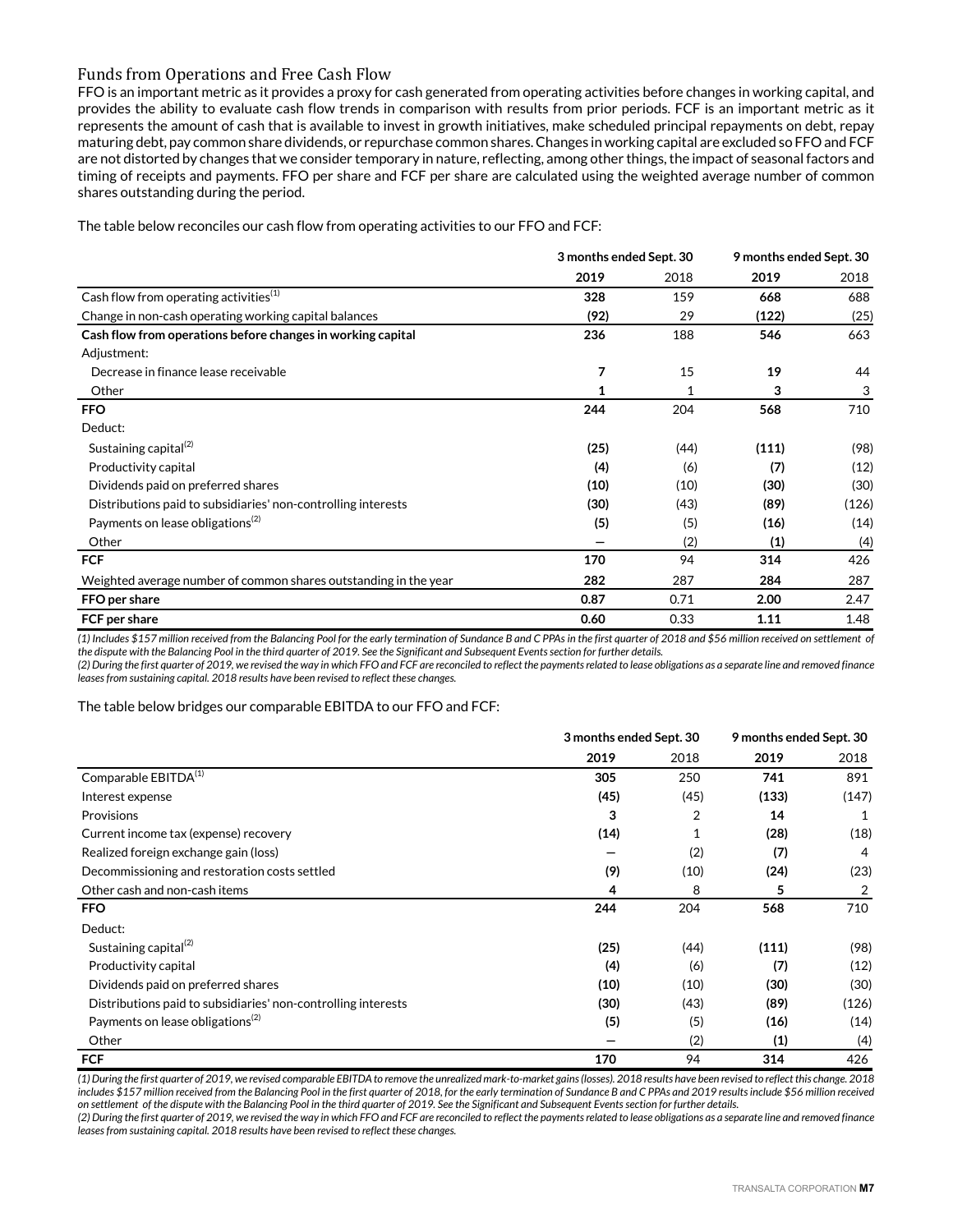## Funds from Operations and Free Cash Flow

FFO is an important metric as it provides a proxy for cash generated from operating activities before changes in working capital, and provides the ability to evaluate cash flow trends in comparison with results from prior periods. FCF is an important metric as it represents the amount of cash that is available to invest in growth initiatives, make scheduled principal repayments on debt, repay maturing debt, pay common share dividends, or repurchase common shares. Changes in working capital are excluded so FFO and FCF are not distorted by changes that we consider temporary in nature, reflecting, among other things, the impact of seasonal factors and timing of receipts and payments. FFO per share and FCF per share are calculated using the weighted average number of common shares outstanding during the period.

The table below reconciles our cash flow from operating activities to our FFO and FCF:

| | 3 months ended Sept. 30 | | 9 months ended Sept. 30 | |
|---|---|---|---|---|
| | **2019** | 2018 | **2019** | 2018 |
| Cash flow from operating activities[1] | **328** | 159 | **668** | 688 |
| Change in non-cash operating working capital balances | **(92)** | 29 | **(122)** | (25) |
| **Cash flow from operations before changes in working capital** | **236** | 188 | **546** | 663 |
| Adjustment: | | | | |
| Decrease in finance lease receivable | **7** | 15 | **19** | 44 |
| Other | **1** | 1 | **3** | 3 |
| **FFO** | **244** | 204 | **568** | 710 |
| Deduct: | | | | |
| Sustaining capital[2] | **(25)** | (44) | **(111)** | (98) |
| Productivity capital | **(4)** | (6) | **(7)** | (12) |
| Dividends paid on preferred shares | **(10)** | (10) | **(30)** | (30) |
| Distributions paid to subsidiaries' non-controlling interests | **(30)** | (43) | **(89)** | (126) |
| Payments on lease obligations[2] | **(5)** | (5) | **(16)** | (14) |
| Other | **—** | (2) | **(1)** | (4) |
| **FCF** | **170** | 94 | **314** | 426 |
| Weighted average number of common shares outstanding in the year | **282** | 287 | **284** | 287 |
| **FFO per share** | **0.87** | 0.71 | **2.00** | 2.47 |
| **FCF per share** | **0.60** | 0.33 | **1.11** | 1.48 |

*(1) Includes $157 million received from the Balancing Pool for the early termination of Sundance B and C PPAs in the first quarter of 2018 and $56 million received on settlement of the dispute with the Balancing Pool in the third quarter of 2019. See the Significant and Subsequent Events section for further details.*
*(2) During the first quarter of 2019, we revised the way in which FFO and FCF are reconciled to reflect the payments related to lease obligations as a separate line and removed finance leases from sustaining capital. 2018 results have been revised to reflect these changes.*

The table below bridges our comparable EBITDA to our FFO and FCF:

| | 3 months ended Sept. 30 | | 9 months ended Sept. 30 | |
|---|---|---|---|---|
| | **2019** | 2018 | **2019** | 2018 |
| Comparable EBITDA[1] | **305** | 250 | **741** | 891 |
| Interest expense | **(45)** | (45) | **(133)** | (147) |
| Provisions | **3** | 2 | **14** | 1 |
| Current income tax (expense) recovery | **(14)** | 1 | **(28)** | (18) |
| Realized foreign exchange gain (loss) | **—** | (2) | **(7)** | 4 |
| Decommissioning and restoration costs settled | **(9)** | (10) | **(24)** | (23) |
| Other cash and non-cash items | **4** | 8 | **5** | 2 |
| **FFO** | **244** | 204 | **568** | 710 |
| Deduct: | | | | |
| Sustaining capital[2] | **(25)** | (44) | **(111)** | (98) |
| Productivity capital | **(4)** | (6) | **(7)** | (12) |
| Dividends paid on preferred shares | **(10)** | (10) | **(30)** | (30) |
| Distributions paid to subsidiaries' non-controlling interests | **(30)** | (43) | **(89)** | (126) |
| Payments on lease obligations[2] | **(5)** | (5) | **(16)** | (14) |
| Other | **—** | (2) | **(1)** | (4) |
| **FCF** | **170** | 94 | **314** | 426 |

*(1) During the first quarter of 2019, we revised comparable EBITDA to remove the unrealized mark-to-market gains (losses). 2018 results have been revised to reflect this change. 2018 includes $157 million received from the Balancing Pool in the first quarter of 2018, for the early termination of Sundance B and C PPAs and 2019 results include $56 million received on settlement of the dispute with the Balancing Pool in the third quarter of 2019. See the Significant and Subsequent Events section for further details.*
*(2) During the first quarter of 2019, we revised the way in which FFO and FCF are reconciled to reflect the payments related to lease obligations as a separate line and removed finance leases from sustaining capital. 2018 results have been revised to reflect these changes.*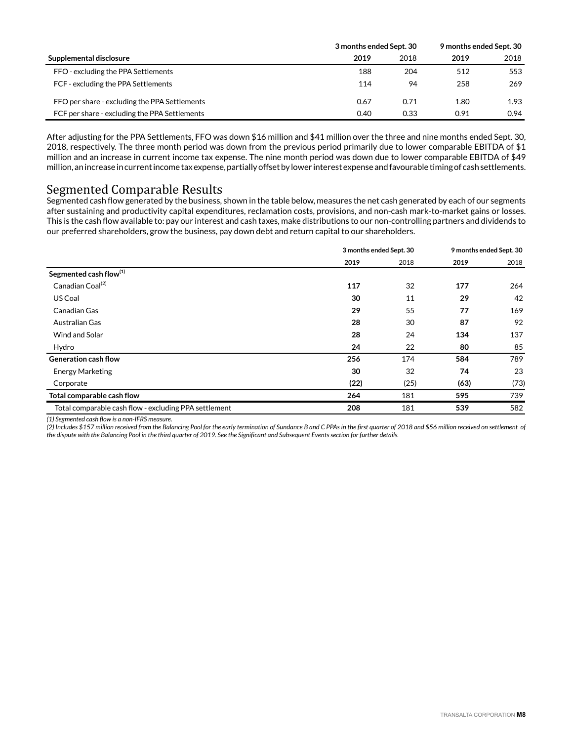| Supplemental disclosure | 3 months ended Sept. 30 | | 9 months ended Sept. 30 | |
|---|---|---|---|---|
| | **2019** | 2018 | **2019** | 2018 |
| FFO - excluding the PPA Settlements | 188 | 204 | 512 | 553 |
| FCF - excluding the PPA Settlements | 114 | 94 | 258 | 269 |
| FFO per share - excluding the PPA Settlements | 0.67 | 0.71 | 1.80 | 1.93 |
| FCF per share - excluding the PPA Settlements | 0.40 | 0.33 | 0.91 | 0.94 |

After adjusting for the PPA Settlements, FFO was down $16 million and $41 million over the three and nine months ended Sept. 30, 2018, respectively. The three month period was down from the previous period primarily due to lower comparable EBITDA of $1 million and an increase in current income tax expense. The nine month period was down due to lower comparable EBITDA of $49 million, an increase in current income tax expense, partially offset by lower interest expense and favourable timing of cash settlements.

## Segmented Comparable Results

Segmented cash flow generated by the business, shown in the table below, measures the net cash generated by each of our segments after sustaining and productivity capital expenditures, reclamation costs, provisions, and non-cash mark-to-market gains or losses. This is the cash flow available to: pay our interest and cash taxes, make distributions to our non-controlling partners and dividends to our preferred shareholders, grow the business, pay down debt and return capital to our shareholders.

| | 3 months ended Sept. 30 | | 9 months ended Sept. 30 | |
|---|---|---|---|---|
| | **2019** | 2018 | **2019** | 2018 |
| **Segmented cash flow[1]** | | | | |
| Canadian Coal[2] | **117** | 32 | **177** | 264 |
| US Coal | **30** | 11 | **29** | 42 |
| Canadian Gas | **29** | 55 | **77** | 169 |
| Australian Gas | **28** | 30 | **87** | 92 |
| Wind and Solar | **28** | 24 | **134** | 137 |
| Hydro | **24** | 22 | **80** | 85 |
| **Generation cash flow** | **256** | 174 | **584** | 789 |
| Energy Marketing | **30** | 32 | **74** | 23 |
| Corporate | **(22)** | (25) | **(63)** | (73) |
| **Total comparable cash flow** | **264** | 181 | **595** | 739 |
| Total comparable cash flow - excluding PPA settlement | **208** | 181 | **539** | 582 |

*(1) Segmented cash flow is a non-IFRS measure.*

*(2) Includes $157 million received from the Balancing Pool for the early termination of Sundance B and C PPAs in the first quarter of 2018 and $56 million received on settlement of the dispute with the Balancing Pool in the third quarter of 2019. See the Significant and Subsequent Events section for further details.*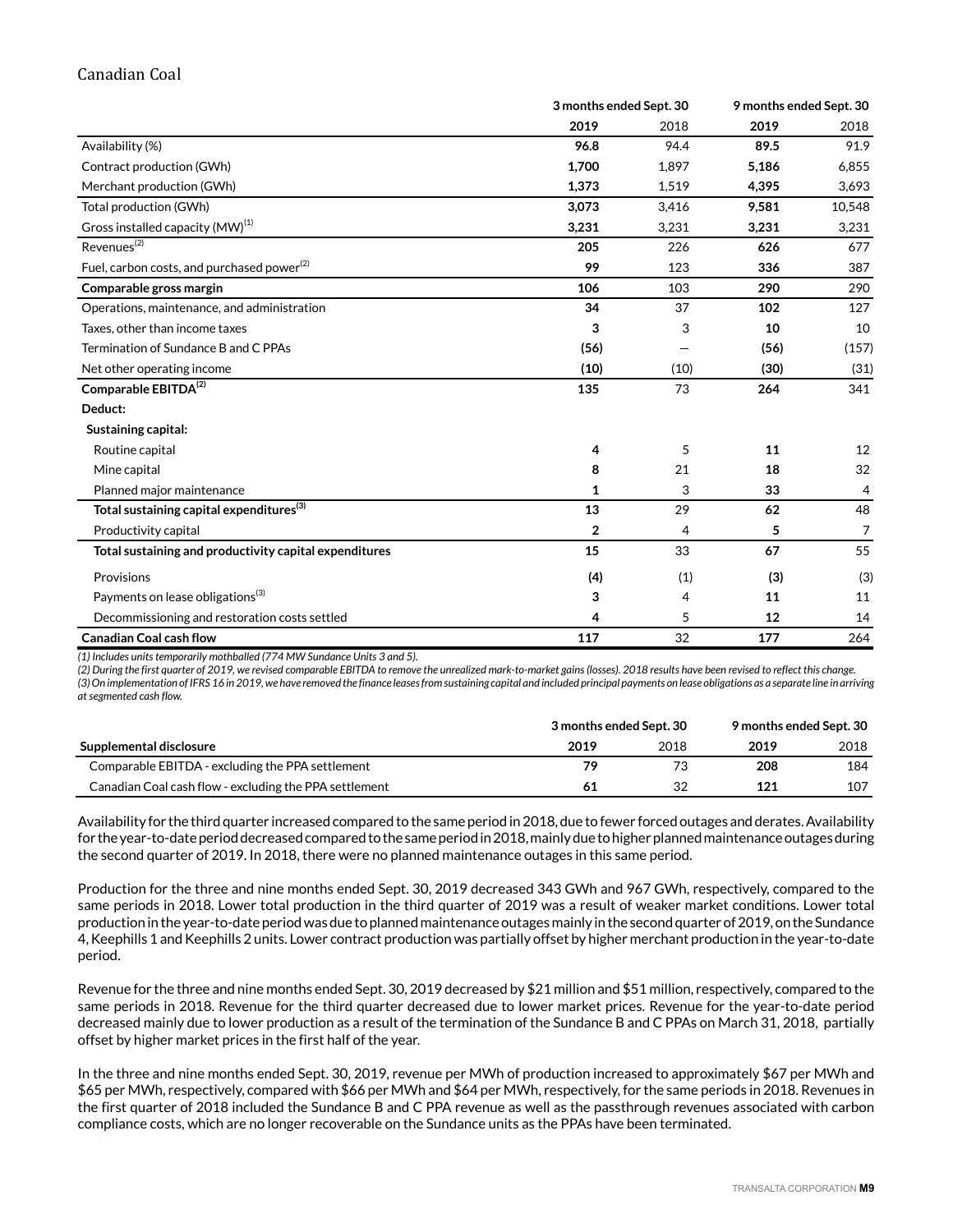## Canadian Coal

| | 3 months ended Sept. 30 | | 9 months ended Sept. 30 | |
|---|---|---|---|---|
| | **2019** | 2018 | **2019** | 2018 |
| Availability (%) | **96.8** | 94.4 | **89.5** | 91.9 |
| Contract production (GWh) | **1,700** | 1,897 | **5,186** | 6,855 |
| Merchant production (GWh) | **1,373** | 1,519 | **4,395** | 3,693 |
| Total production (GWh) | **3,073** | 3,416 | **9,581** | 10,548 |
| Gross installed capacity (MW)[1] | **3,231** | 3,231 | **3,231** | 3,231 |
| Revenues[2] | **205** | 226 | **626** | 677 |
| Fuel, carbon costs, and purchased power[2] | **99** | 123 | **336** | 387 |
| **Comparable gross margin** | **106** | 103 | **290** | 290 |
| Operations, maintenance, and administration | **34** | 37 | **102** | 127 |
| Taxes, other than income taxes | **3** | 3 | **10** | 10 |
| Termination of Sundance B and C PPAs | **(56)** | — | **(56)** | (157) |
| Net other operating income | **(10)** | (10) | **(30)** | (31) |
| **Comparable EBITDA[2]** | **135** | 73 | **264** | 341 |
| **Deduct:** | | | | |
| **Sustaining capital:** | | | | |
| Routine capital | **4** | 5 | **11** | 12 |
| Mine capital | **8** | 21 | **18** | 32 |
| Planned major maintenance | **1** | 3 | **33** | 4 |
| **Total sustaining capital expenditures[3]** | **13** | 29 | **62** | 48 |
| Productivity capital | **2** | 4 | **5** | 7 |
| **Total sustaining and productivity capital expenditures** | **15** | 33 | **67** | 55 |
| Provisions | **(4)** | (1) | **(3)** | (3) |
| Payments on lease obligations[3] | **3** | 4 | **11** | 11 |
| Decommissioning and restoration costs settled | **4** | 5 | **12** | 14 |
| **Canadian Coal cash flow** | **117** | 32 | **177** | 264 |

*(1) Includes units temporarily mothballed (774 MW Sundance Units 3 and 5).*
*(2) During the first quarter of 2019, we revised comparable EBITDA to remove the unrealized mark-to-market gains (losses). 2018 results have been revised to reflect this change.*
*(3) On implementation of IFRS 16 in 2019, we have removed the finance leases from sustaining capital and included principal payments on lease obligations as a separate line in arriving at segmented cash flow.*

| | 3 months ended Sept. 30 | | 9 months ended Sept. 30 | |
|---|---|---|---|---|
| **Supplemental disclosure** | **2019** | 2018 | **2019** | 2018 |
| Comparable EBITDA - excluding the PPA settlement | **79** | 73 | **208** | 184 |
| Canadian Coal cash flow - excluding the PPA settlement | **61** | 32 | **121** | 107 |

Availability for the third quarter increased compared to the same period in 2018, due to fewer forced outages and derates. Availability for the year-to-date period decreased compared to the same period in 2018, mainly due to higher planned maintenance outages during the second quarter of 2019. In 2018, there were no planned maintenance outages in this same period.

Production for the three and nine months ended Sept. 30, 2019 decreased 343 GWh and 967 GWh, respectively, compared to the same periods in 2018. Lower total production in the third quarter of 2019 was a result of weaker market conditions. Lower total production in the year-to-date period was due to planned maintenance outages mainly in the second quarter of 2019, on the Sundance 4, Keephills 1 and Keephills 2 units. Lower contract production was partially offset by higher merchant production in the year-to-date period.

Revenue for the three and nine months ended Sept. 30, 2019 decreased by $21 million and $51 million, respectively, compared to the same periods in 2018. Revenue for the third quarter decreased due to lower market prices. Revenue for the year-to-date period decreased mainly due to lower production as a result of the termination of the Sundance B and C PPAs on March 31, 2018, partially offset by higher market prices in the first half of the year.

In the three and nine months ended Sept. 30, 2019, revenue per MWh of production increased to approximately $67 per MWh and $65 per MWh, respectively, compared with $66 per MWh and $64 per MWh, respectively, for the same periods in 2018. Revenues in the first quarter of 2018 included the Sundance B and C PPA revenue as well as the passthrough revenues associated with carbon compliance costs, which are no longer recoverable on the Sundance units as the PPAs have been terminated.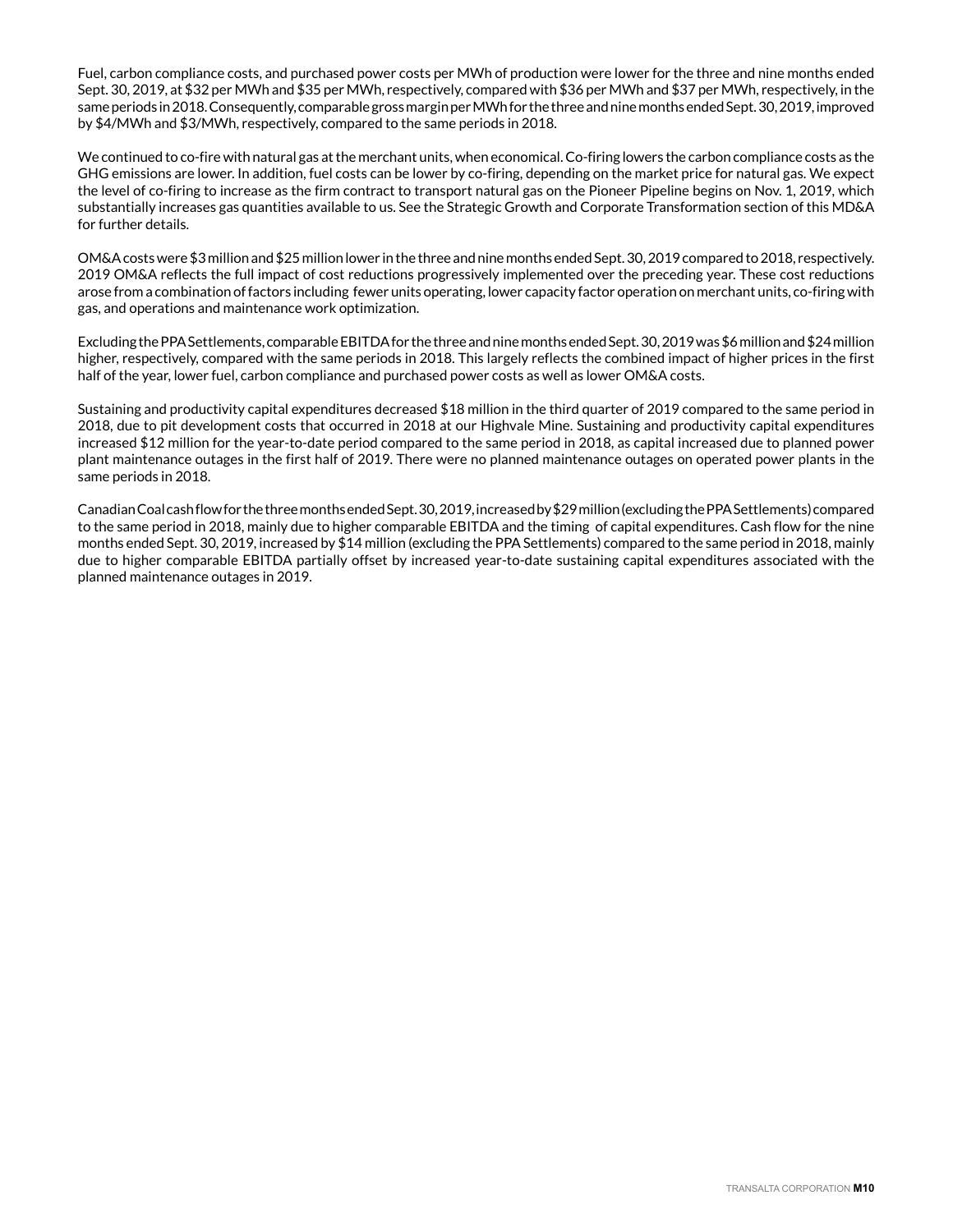Fuel, carbon compliance costs, and purchased power costs per MWh of production were lower for the three and nine months ended Sept. 30, 2019, at $32 per MWh and $35 per MWh, respectively, compared with $36 per MWh and $37 per MWh, respectively, in the same periods in 2018. Consequently, comparable gross margin per MWh for the three and nine months ended Sept. 30, 2019, improved by $4/MWh and $3/MWh, respectively, compared to the same periods in 2018.

We continued to co-fire with natural gas at the merchant units, when economical. Co-firing lowers the carbon compliance costs as the GHG emissions are lower. In addition, fuel costs can be lower by co-firing, depending on the market price for natural gas. We expect the level of co-firing to increase as the firm contract to transport natural gas on the Pioneer Pipeline begins on Nov. 1, 2019, which substantially increases gas quantities available to us. See the Strategic Growth and Corporate Transformation section of this MD&A for further details.

OM&A costs were $3 million and $25 million lower in the three and nine months ended Sept. 30, 2019 compared to 2018, respectively. 2019 OM&A reflects the full impact of cost reductions progressively implemented over the preceding year. These cost reductions arose from a combination of factors including fewer units operating, lower capacity factor operation on merchant units, co-firing with gas, and operations and maintenance work optimization.

Excluding the PPA Settlements, comparable EBITDA for the three and nine months ended Sept. 30, 2019 was $6 million and $24 million higher, respectively, compared with the same periods in 2018. This largely reflects the combined impact of higher prices in the first half of the year, lower fuel, carbon compliance and purchased power costs as well as lower OM&A costs.

Sustaining and productivity capital expenditures decreased $18 million in the third quarter of 2019 compared to the same period in 2018, due to pit development costs that occurred in 2018 at our Highvale Mine. Sustaining and productivity capital expenditures increased $12 million for the year-to-date period compared to the same period in 2018, as capital increased due to planned power plant maintenance outages in the first half of 2019. There were no planned maintenance outages on operated power plants in the same periods in 2018.

Canadian Coal cash flow for the three months ended Sept. 30, 2019, increased by $29 million (excluding the PPA Settlements) compared to the same period in 2018, mainly due to higher comparable EBITDA and the timing of capital expenditures. Cash flow for the nine months ended Sept. 30, 2019, increased by $14 million (excluding the PPA Settlements) compared to the same period in 2018, mainly due to higher comparable EBITDA partially offset by increased year-to-date sustaining capital expenditures associated with the planned maintenance outages in 2019.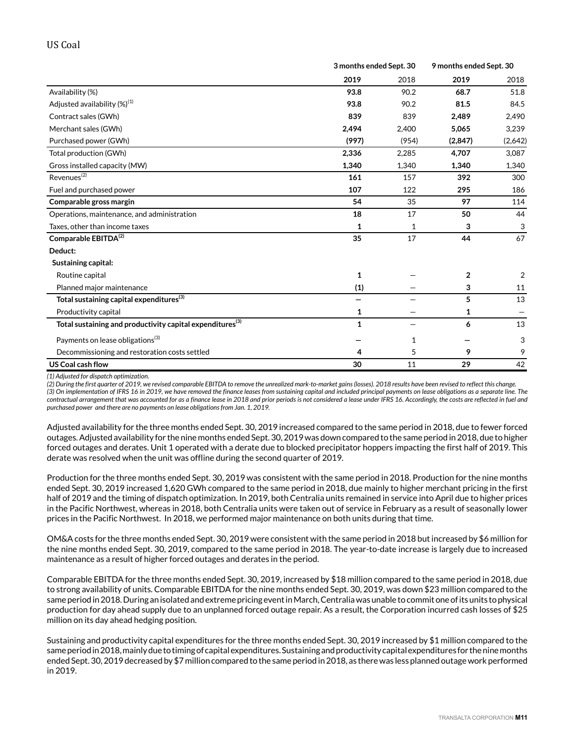## US Coal

| | 3 months ended Sept. 30 | | 9 months ended Sept. 30 | |
|---|---|---|---|---|
| | **2019** | 2018 | **2019** | 2018 |
| Availability (%) | **93.8** | 90.2 | **68.7** | 51.8 |
| Adjusted availability (%)[1] | **93.8** | 90.2 | **81.5** | 84.5 |
| Contract sales (GWh) | **839** | 839 | **2,489** | 2,490 |
| Merchant sales (GWh) | **2,494** | 2,400 | **5,065** | 3,239 |
| Purchased power (GWh) | **(997)** | (954) | **(2,847)** | (2,642) |
| Total production (GWh) | **2,336** | 2,285 | **4,707** | 3,087 |
| Gross installed capacity (MW) | **1,340** | 1,340 | **1,340** | 1,340 |
| Revenues[2] | **161** | 157 | **392** | 300 |
| Fuel and purchased power | **107** | 122 | **295** | 186 |
| **Comparable gross margin** | **54** | 35 | **97** | 114 |
| Operations, maintenance, and administration | **18** | 17 | **50** | 44 |
| Taxes, other than income taxes | **1** | 1 | **3** | 3 |
| **Comparable EBITDA[2]** | **35** | 17 | **44** | 67 |
| **Deduct:** | | | | |
| **Sustaining capital:** | | | | |
| Routine capital | **1** | — | **2** | 2 |
| Planned major maintenance | **(1)** | — | **3** | 11 |
| **Total sustaining capital expenditures[3]** | **—** | — | **5** | 13 |
| Productivity capital | **1** | — | **1** | — |
| **Total sustaining and productivity capital expenditures[3]** | **1** | — | **6** | 13 |
| Payments on lease obligations[3] | **—** | 1 | **—** | 3 |
| Decommissioning and restoration costs settled | **4** | 5 | **9** | 9 |
| **US Coal cash flow** | **30** | 11 | **29** | 42 |

*(1) Adjusted for dispatch optimization.*

*(2) During the first quarter of 2019, we revised comparable EBITDA to remove the unrealized mark-to-market gains (losses). 2018 results have been revised to reflect this change.*

*(3) On implementation of IFRS 16 in 2019, we have removed the finance leases from sustaining capital and included principal payments on lease obligations as a separate line. The contractual arrangement that was accounted for as a finance lease in 2018 and prior periods is not considered a lease under IFRS 16. Accordingly, the costs are reflected in fuel and purchased power and there are no payments on lease obligations from Jan. 1, 2019.*

Adjusted availability for the three months ended Sept. 30, 2019 increased compared to the same period in 2018, due to fewer forced outages. Adjusted availability for the nine months ended Sept. 30, 2019 was down compared to the same period in 2018, due to higher forced outages and derates. Unit 1 operated with a derate due to blocked precipitator hoppers impacting the first half of 2019. This derate was resolved when the unit was offline during the second quarter of 2019.

Production for the three months ended Sept. 30, 2019 was consistent with the same period in 2018. Production for the nine months ended Sept. 30, 2019 increased 1,620 GWh compared to the same period in 2018, due mainly to higher merchant pricing in the first half of 2019 and the timing of dispatch optimization. In 2019, both Centralia units remained in service into April due to higher prices in the Pacific Northwest, whereas in 2018, both Centralia units were taken out of service in February as a result of seasonally lower prices in the Pacific Northwest. In 2018, we performed major maintenance on both units during that time.

OM&A costs for the three months ended Sept. 30, 2019 were consistent with the same period in 2018 but increased by $6 million for the nine months ended Sept. 30, 2019, compared to the same period in 2018. The year-to-date increase is largely due to increased maintenance as a result of higher forced outages and derates in the period.

Comparable EBITDA for the three months ended Sept. 30, 2019, increased by $18 million compared to the same period in 2018, due to strong availability of units. Comparable EBITDA for the nine months ended Sept. 30, 2019, was down $23 million compared to the same period in 2018. During an isolated and extreme pricing event in March, Centralia was unable to commit one of its units to physical production for day ahead supply due to an unplanned forced outage repair. As a result, the Corporation incurred cash losses of $25 million on its day ahead hedging position.

Sustaining and productivity capital expenditures for the three months ended Sept. 30, 2019 increased by $1 million compared to the same period in 2018, mainly due to timing of capital expenditures. Sustaining and productivity capital expenditures for the nine months ended Sept. 30, 2019 decreased by $7 million compared to the same period in 2018, as there was less planned outage work performed in 2019.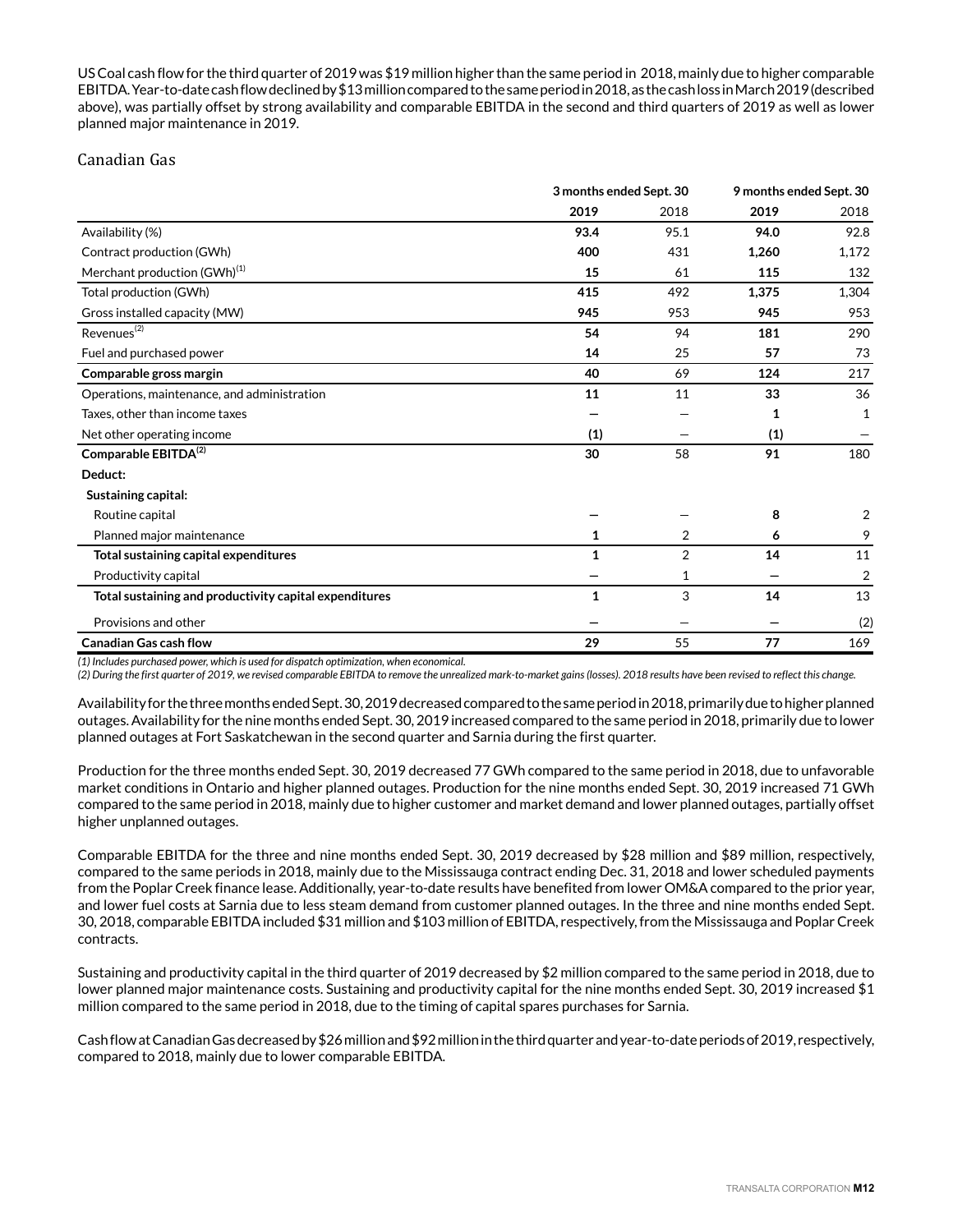US Coal cash flow for the third quarter of 2019 was $19 million higher than the same period in 2018, mainly due to higher comparable EBITDA. Year-to-date cash flow declined by $13 million compared to the same period in 2018, as the cash loss in March 2019 (described above), was partially offset by strong availability and comparable EBITDA in the second and third quarters of 2019 as well as lower planned major maintenance in 2019.

## Canadian Gas

| | 3 months ended Sept. 30 | | 9 months ended Sept. 30 | |
|---|---|---|---|---|
| | **2019** | 2018 | **2019** | 2018 |
| Availability (%) | **93.4** | 95.1 | **94.0** | 92.8 |
| Contract production (GWh) | **400** | 431 | **1,260** | 1,172 |
| Merchant production (GWh)(1) | **15** | 61 | **115** | 132 |
| Total production (GWh) | **415** | 492 | **1,375** | 1,304 |
| Gross installed capacity (MW) | **945** | 953 | **945** | 953 |
| Revenues(2) | **54** | 94 | **181** | 290 |
| Fuel and purchased power | **14** | 25 | **57** | 73 |
| **Comparable gross margin** | **40** | 69 | **124** | 217 |
| Operations, maintenance, and administration | **11** | 11 | **33** | 36 |
| Taxes, other than income taxes | **—** | — | **1** | 1 |
| Net other operating income | **(1)** | — | **(1)** | — |
| **Comparable EBITDA(2)** | **30** | 58 | **91** | 180 |
| **Deduct:** | | | | |
| **Sustaining capital:** | | | | |
| Routine capital | **—** | — | **8** | 2 |
| Planned major maintenance | **1** | 2 | **6** | 9 |
| **Total sustaining capital expenditures** | **1** | 2 | **14** | 11 |
| Productivity capital | **—** | 1 | **—** | 2 |
| **Total sustaining and productivity capital expenditures** | **1** | 3 | **14** | 13 |
| Provisions and other | **—** | — | **—** | (2) |
| **Canadian Gas cash flow** | **29** | 55 | **77** | 169 |

*(1) Includes purchased power, which is used for dispatch optimization, when economical.*
*(2) During the first quarter of 2019, we revised comparable EBITDA to remove the unrealized mark-to-market gains (losses). 2018 results have been revised to reflect this change.*

Availability for the three months ended Sept. 30, 2019 decreased compared to the same period in 2018, primarily due to higher planned outages. Availability for the nine months ended Sept. 30, 2019 increased compared to the same period in 2018, primarily due to lower planned outages at Fort Saskatchewan in the second quarter and Sarnia during the first quarter.

Production for the three months ended Sept. 30, 2019 decreased 77 GWh compared to the same period in 2018, due to unfavorable market conditions in Ontario and higher planned outages. Production for the nine months ended Sept. 30, 2019 increased 71 GWh compared to the same period in 2018, mainly due to higher customer and market demand and lower planned outages, partially offset higher unplanned outages.

Comparable EBITDA for the three and nine months ended Sept. 30, 2019 decreased by $28 million and $89 million, respectively, compared to the same periods in 2018, mainly due to the Mississauga contract ending Dec. 31, 2018 and lower scheduled payments from the Poplar Creek finance lease. Additionally, year-to-date results have benefited from lower OM&A compared to the prior year, and lower fuel costs at Sarnia due to less steam demand from customer planned outages. In the three and nine months ended Sept. 30, 2018, comparable EBITDA included $31 million and $103 million of EBITDA, respectively, from the Mississauga and Poplar Creek contracts.

Sustaining and productivity capital in the third quarter of 2019 decreased by $2 million compared to the same period in 2018, due to lower planned major maintenance costs. Sustaining and productivity capital for the nine months ended Sept. 30, 2019 increased $1 million compared to the same period in 2018, due to the timing of capital spares purchases for Sarnia.

Cash flow at Canadian Gas decreased by $26 million and $92 million in the third quarter and year-to-date periods of 2019, respectively, compared to 2018, mainly due to lower comparable EBITDA.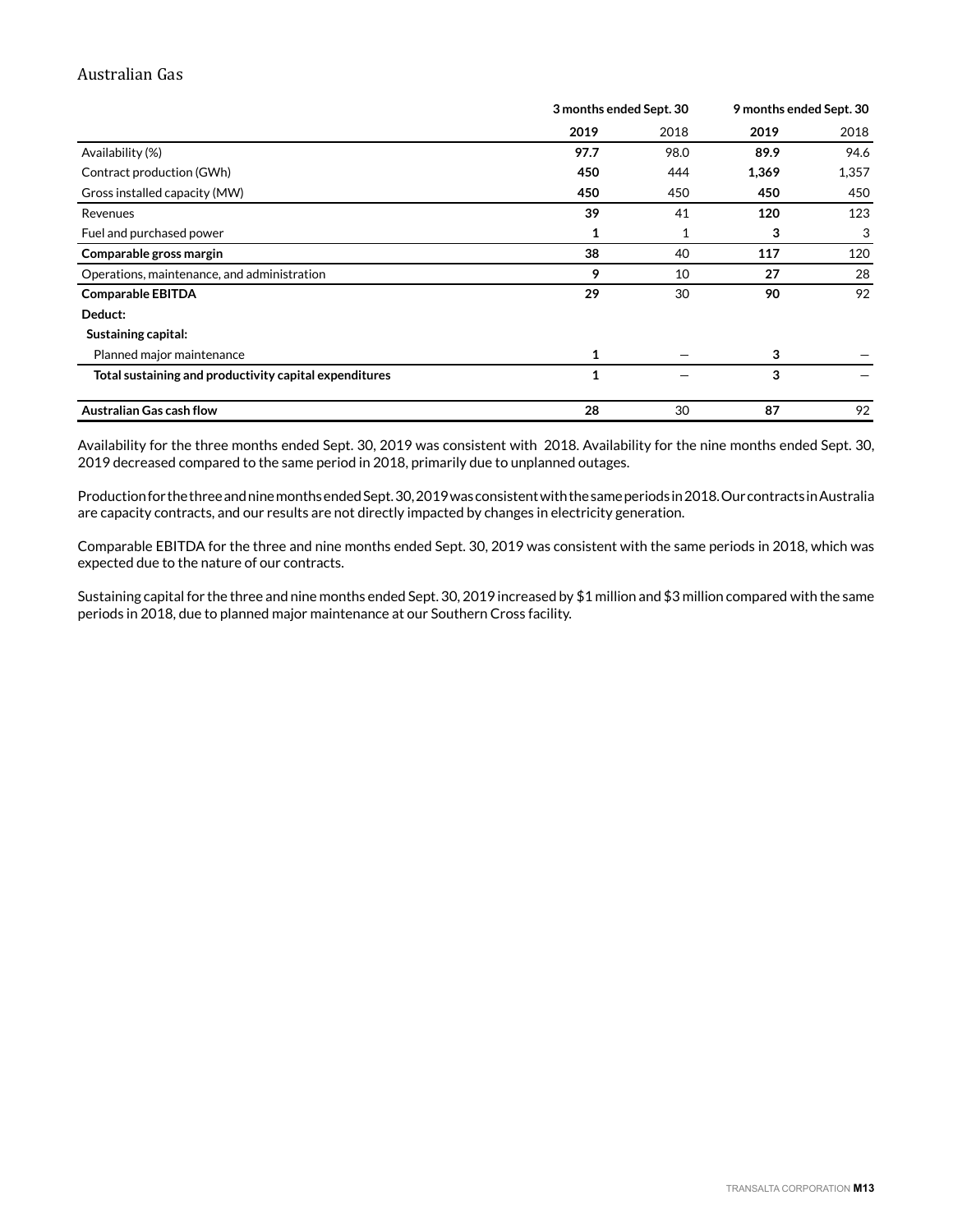## Australian Gas

| | 3 months ended Sept. 30 | | 9 months ended Sept. 30 | |
|---|---|---|---|---|
| | **2019** | 2018 | **2019** | 2018 |
| Availability (%) | **97.7** | 98.0 | **89.9** | 94.6 |
| Contract production (GWh) | **450** | 444 | **1,369** | 1,357 |
| Gross installed capacity (MW) | **450** | 450 | **450** | 450 |
| Revenues | **39** | 41 | **120** | 123 |
| Fuel and purchased power | **1** | 1 | **3** | 3 |
| **Comparable gross margin** | **38** | 40 | **117** | 120 |
| Operations, maintenance, and administration | **9** | 10 | **27** | 28 |
| **Comparable EBITDA** | **29** | 30 | **90** | 92 |
| **Deduct:** | | | | |
| **Sustaining capital:** | | | | |
| Planned major maintenance | **1** | — | **3** | — |
| **Total sustaining and productivity capital expenditures** | **1** | — | **3** | — |
| **Australian Gas cash flow** | **28** | 30 | **87** | 92 |

Availability for the three months ended Sept. 30, 2019 was consistent with 2018. Availability for the nine months ended Sept. 30, 2019 decreased compared to the same period in 2018, primarily due to unplanned outages.

Production for the three and nine months ended Sept. 30, 2019 was consistent with the same periods in 2018. Our contracts in Australia are capacity contracts, and our results are not directly impacted by changes in electricity generation.

Comparable EBITDA for the three and nine months ended Sept. 30, 2019 was consistent with the same periods in 2018, which was expected due to the nature of our contracts.

Sustaining capital for the three and nine months ended Sept. 30, 2019 increased by $1 million and $3 million compared with the same periods in 2018, due to planned major maintenance at our Southern Cross facility.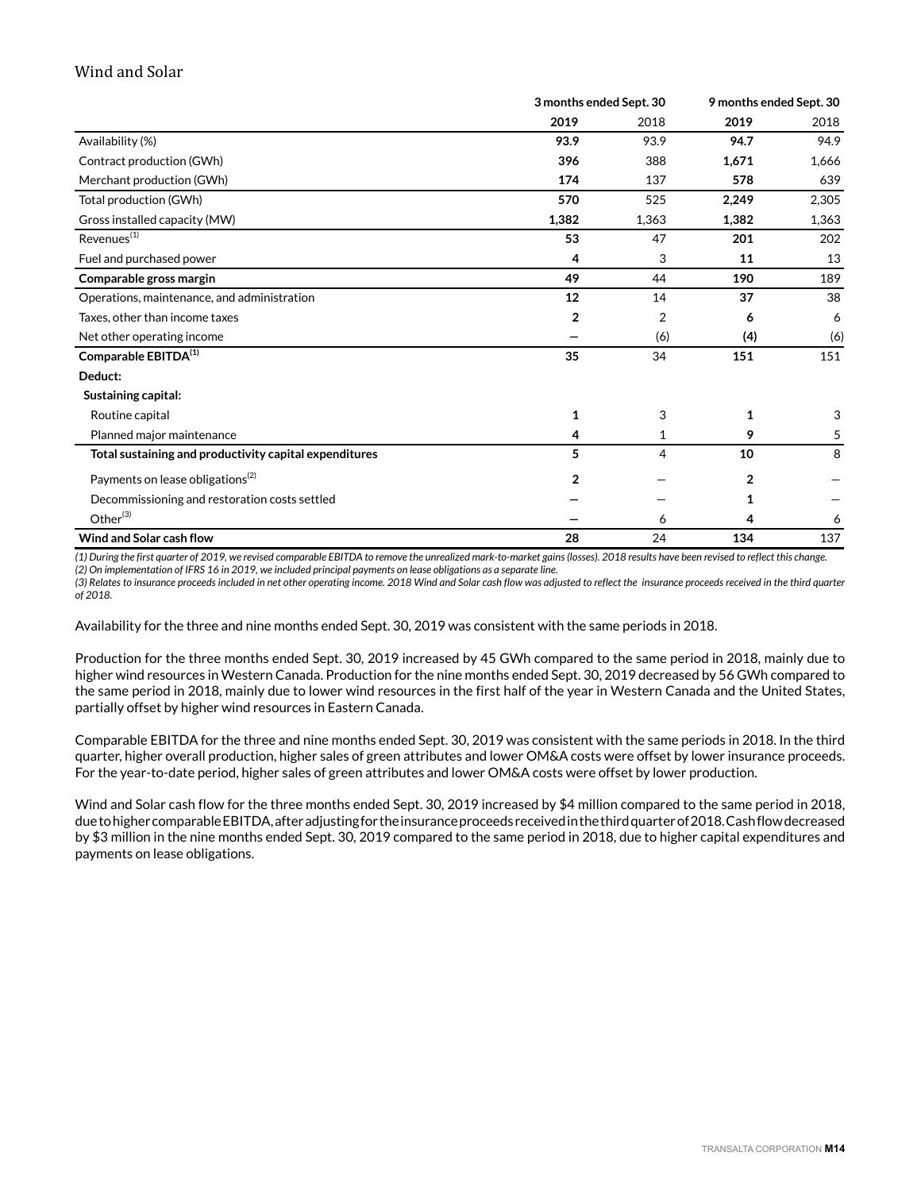## Wind and Solar

| | 3 months ended Sept. 30 | | 9 months ended Sept. 30 | |
|---|---|---|---|---|
| | **2019** | 2018 | **2019** | 2018 |
| Availability (%) | **93.9** | 93.9 | **94.7** | 94.9 |
| Contract production (GWh) | **396** | 388 | **1,671** | 1,666 |
| Merchant production (GWh) | **174** | 137 | **578** | 639 |
| Total production (GWh) | **570** | 525 | **2,249** | 2,305 |
| Gross installed capacity (MW) | **1,382** | 1,363 | **1,382** | 1,363 |
| Revenues[1] | **53** | 47 | **201** | 202 |
| Fuel and purchased power | **4** | 3 | **11** | 13 |
| **Comparable gross margin** | **49** | 44 | **190** | 189 |
| Operations, maintenance, and administration | **12** | 14 | **37** | 38 |
| Taxes, other than income taxes | **2** | 2 | **6** | 6 |
| Net other operating income | **—** | (6) | **(4)** | (6) |
| **Comparable EBITDA[1]** | **35** | 34 | **151** | 151 |
| **Deduct:** | | | | |
| **Sustaining capital:** | | | | |
| Routine capital | **1** | 3 | **1** | 3 |
| Planned major maintenance | **4** | 1 | **9** | 5 |
| **Total sustaining and productivity capital expenditures** | **5** | 4 | **10** | 8 |
| Payments on lease obligations[2] | **2** | — | **2** | — |
| Decommissioning and restoration costs settled | **—** | — | **1** | — |
| Other[3] | **—** | 6 | **4** | 6 |
| **Wind and Solar cash flow** | **28** | 24 | **134** | 137 |

*(1) During the first quarter of 2019, we revised comparable EBITDA to remove the unrealized mark-to-market gains (losses). 2018 results have been revised to reflect this change.*
*(2) On implementation of IFRS 16 in 2019, we included principal payments on lease obligations as a separate line.*
*(3) Relates to insurance proceeds included in net other operating income. 2018 Wind and Solar cash flow was adjusted to reflect the insurance proceeds received in the third quarter of 2018.*

Availability for the three and nine months ended Sept. 30, 2019 was consistent with the same periods in 2018.

Production for the three months ended Sept. 30, 2019 increased by 45 GWh compared to the same period in 2018, mainly due to higher wind resources in Western Canada. Production for the nine months ended Sept. 30, 2019 decreased by 56 GWh compared to the same period in 2018, mainly due to lower wind resources in the first half of the year in Western Canada and the United States, partially offset by higher wind resources in Eastern Canada.

Comparable EBITDA for the three and nine months ended Sept. 30, 2019 was consistent with the same periods in 2018. In the third quarter, higher overall production, higher sales of green attributes and lower OM&A costs were offset by lower insurance proceeds. For the year-to-date period, higher sales of green attributes and lower OM&A costs were offset by lower production.

Wind and Solar cash flow for the three months ended Sept. 30, 2019 increased by $4 million compared to the same period in 2018, due to higher comparable EBITDA, after adjusting for the insurance proceeds received in the third quarter of 2018. Cash flow decreased by $3 million in the nine months ended Sept. 30, 2019 compared to the same period in 2018, due to higher capital expenditures and payments on lease obligations.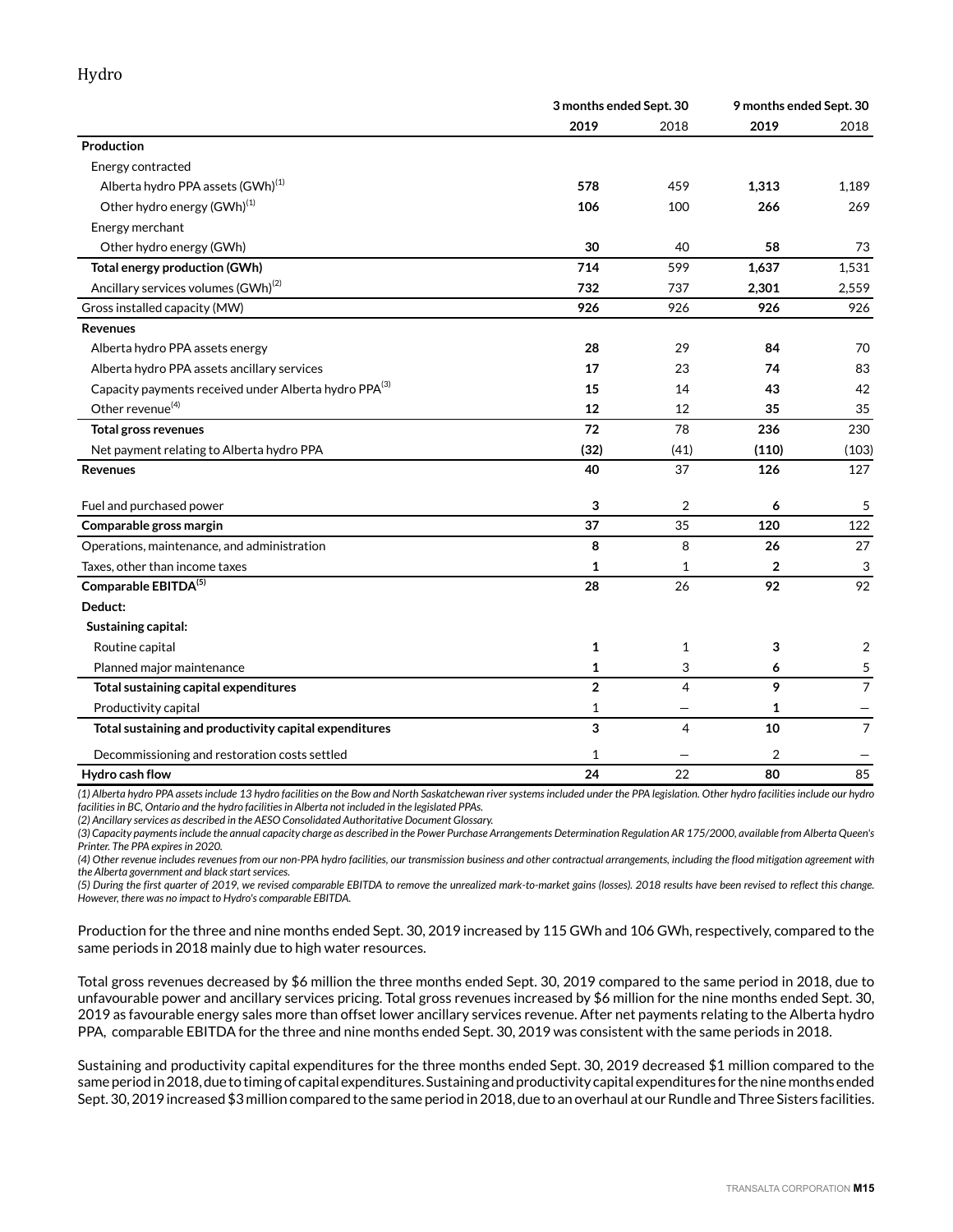## Hydro

| | 3 months ended Sept. 30 | | 9 months ended Sept. 30 | |
|---|---|---|---|---|
| | **2019** | 2018 | **2019** | 2018 |
| **Production** | | | | |
| Energy contracted | | | | |
| Alberta hydro PPA assets (GWh)[1] | **578** | 459 | **1,313** | 1,189 |
| Other hydro energy (GWh)[1] | **106** | 100 | **266** | 269 |
| Energy merchant | | | | |
| Other hydro energy (GWh) | **30** | 40 | **58** | 73 |
| **Total energy production (GWh)** | **714** | 599 | **1,637** | 1,531 |
| Ancillary services volumes (GWh)[2] | **732** | 737 | **2,301** | 2,559 |
| Gross installed capacity (MW) | **926** | 926 | **926** | 926 |
| **Revenues** | | | | |
| Alberta hydro PPA assets energy | **28** | 29 | **84** | 70 |
| Alberta hydro PPA assets ancillary services | **17** | 23 | **74** | 83 |
| Capacity payments received under Alberta hydro PPA[3] | **15** | 14 | **43** | 42 |
| Other revenue[4] | **12** | 12 | **35** | 35 |
| **Total gross revenues** | **72** | 78 | **236** | 230 |
| Net payment relating to Alberta hydro PPA | **(32)** | (41) | **(110)** | (103) |
| **Revenues** | **40** | 37 | **126** | 127 |
| Fuel and purchased power | **3** | 2 | **6** | 5 |
| **Comparable gross margin** | **37** | 35 | **120** | 122 |
| Operations, maintenance, and administration | **8** | 8 | **26** | 27 |
| Taxes, other than income taxes | **1** | 1 | **2** | 3 |
| **Comparable EBITDA[5]** | **28** | 26 | **92** | 92 |
| **Deduct:** | | | | |
| **Sustaining capital:** | | | | |
| Routine capital | **1** | 1 | **3** | 2 |
| Planned major maintenance | **1** | 3 | **6** | 5 |
| **Total sustaining capital expenditures** | **2** | 4 | **9** | 7 |
| Productivity capital | 1 | — | **1** | — |
| **Total sustaining and productivity capital expenditures** | **3** | 4 | **10** | 7 |
| Decommissioning and restoration costs settled | 1 | — | 2 | — |
| **Hydro cash flow** | **24** | 22 | **80** | 85 |

*(1) Alberta hydro PPA assets include 13 hydro facilities on the Bow and North Saskatchewan river systems included under the PPA legislation. Other hydro facilities include our hydro facilities in BC, Ontario and the hydro facilities in Alberta not included in the legislated PPAs.*
*(2) Ancillary services as described in the AESO Consolidated Authoritative Document Glossary.*
*(3) Capacity payments include the annual capacity charge as described in the Power Purchase Arrangements Determination Regulation AR 175/2000, available from Alberta Queen's Printer. The PPA expires in 2020.*
*(4) Other revenue includes revenues from our non-PPA hydro facilities, our transmission business and other contractual arrangements, including the flood mitigation agreement with the Alberta government and black start services.*
*(5) During the first quarter of 2019, we revised comparable EBITDA to remove the unrealized mark-to-market gains (losses). 2018 results have been revised to reflect this change. However, there was no impact to Hydro's comparable EBITDA.*

Production for the three and nine months ended Sept. 30, 2019 increased by 115 GWh and 106 GWh, respectively, compared to the same periods in 2018 mainly due to high water resources.

Total gross revenues decreased by $6 million the three months ended Sept. 30, 2019 compared to the same period in 2018, due to unfavourable power and ancillary services pricing. Total gross revenues increased by $6 million for the nine months ended Sept. 30, 2019 as favourable energy sales more than offset lower ancillary services revenue. After net payments relating to the Alberta hydro PPA, comparable EBITDA for the three and nine months ended Sept. 30, 2019 was consistent with the same periods in 2018.

Sustaining and productivity capital expenditures for the three months ended Sept. 30, 2019 decreased $1 million compared to the same period in 2018, due to timing of capital expenditures. Sustaining and productivity capital expenditures for the nine months ended Sept. 30, 2019 increased $3 million compared to the same period in 2018, due to an overhaul at our Rundle and Three Sisters facilities.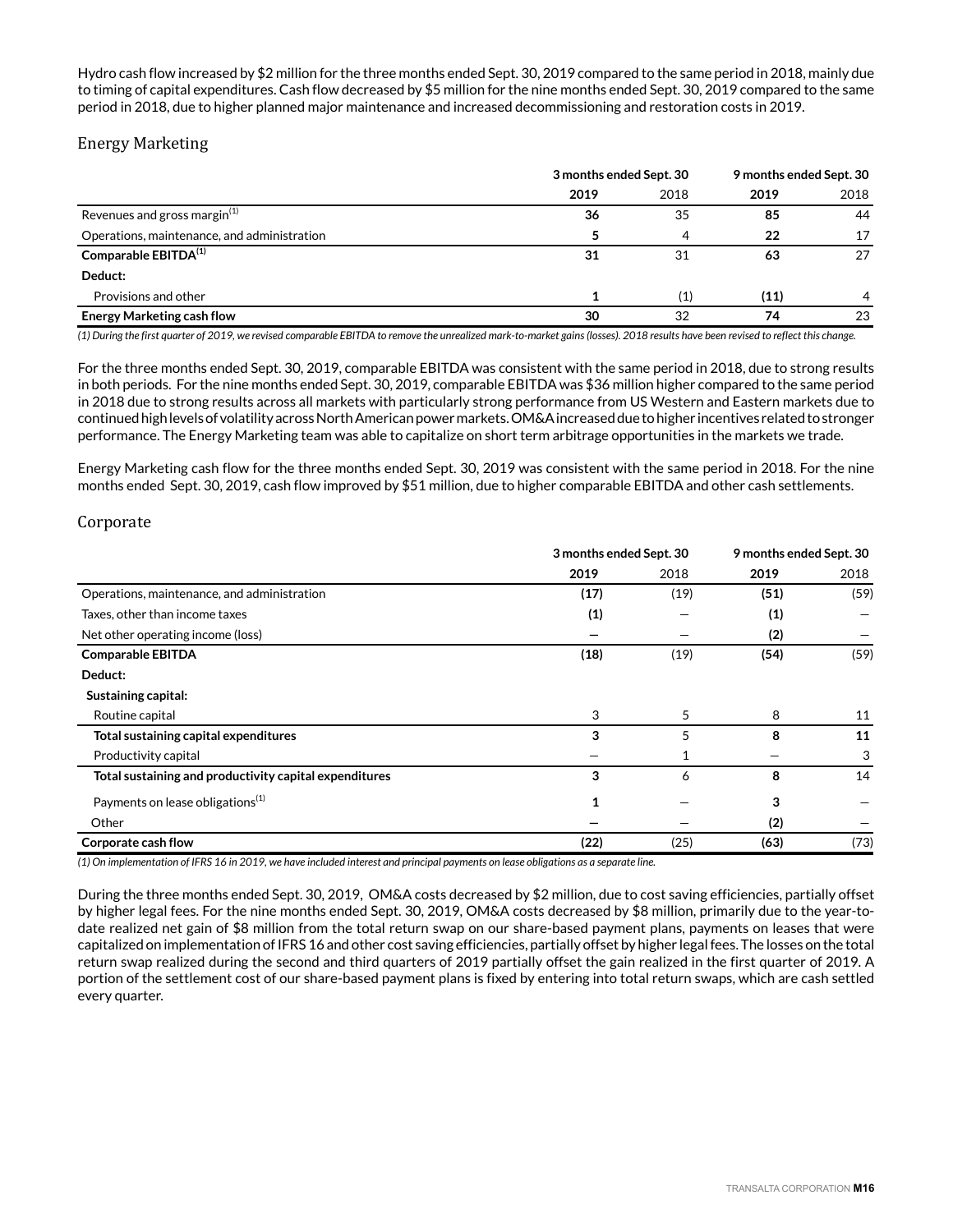Hydro cash flow increased by $2 million for the three months ended Sept. 30, 2019 compared to the same period in 2018, mainly due to timing of capital expenditures. Cash flow decreased by $5 million for the nine months ended Sept. 30, 2019 compared to the same period in 2018, due to higher planned major maintenance and increased decommissioning and restoration costs in 2019.

## Energy Marketing

| | 3 months ended Sept. 30 | | 9 months ended Sept. 30 | |
|---|---|---|---|---|
| | **2019** | 2018 | **2019** | 2018 |
| Revenues and gross margin(1) | **36** | 35 | **85** | 44 |
| Operations, maintenance, and administration | **5** | 4 | **22** | 17 |
| **Comparable EBITDA(1)** | **31** | 31 | **63** | 27 |
| **Deduct:** | | | | |
| Provisions and other | **1** | (1) | **(11)** | 4 |
| **Energy Marketing cash flow** | **30** | 32 | **74** | 23 |

*(1) During the first quarter of 2019, we revised comparable EBITDA to remove the unrealized mark-to-market gains (losses). 2018 results have been revised to reflect this change.*

For the three months ended Sept. 30, 2019, comparable EBITDA was consistent with the same period in 2018, due to strong results in both periods. For the nine months ended Sept. 30, 2019, comparable EBITDA was $36 million higher compared to the same period in 2018 due to strong results across all markets with particularly strong performance from US Western and Eastern markets due to continued high levels of volatility across North American power markets. OM&A increased due to higher incentives related to stronger performance. The Energy Marketing team was able to capitalize on short term arbitrage opportunities in the markets we trade.

Energy Marketing cash flow for the three months ended Sept. 30, 2019 was consistent with the same period in 2018. For the nine months ended Sept. 30, 2019, cash flow improved by $51 million, due to higher comparable EBITDA and other cash settlements.

## Corporate

| | 3 months ended Sept. 30 | | 9 months ended Sept. 30 | |
|---|---|---|---|---|
| | **2019** | 2018 | **2019** | 2018 |
| Operations, maintenance, and administration | **(17)** | (19) | **(51)** | (59) |
| Taxes, other than income taxes | **(1)** | — | **(1)** | — |
| Net other operating income (loss) | **—** | — | **(2)** | — |
| **Comparable EBITDA** | **(18)** | (19) | **(54)** | (59) |
| **Deduct:** | | | | |
| **Sustaining capital:** | | | | |
| Routine capital | 3 | 5 | 8 | 11 |
| **Total sustaining capital expenditures** | **3** | 5 | **8** | **11** |
| Productivity capital | — | 1 | — | 3 |
| **Total sustaining and productivity capital expenditures** | **3** | 6 | **8** | 14 |
| Payments on lease obligations(1) | **1** | — | **3** | — |
| Other | **—** | — | **(2)** | — |
| **Corporate cash flow** | **(22)** | (25) | **(63)** | (73) |

*(1) On implementation of IFRS 16 in 2019, we have included interest and principal payments on lease obligations as a separate line.*

During the three months ended Sept. 30, 2019, OM&A costs decreased by $2 million, due to cost saving efficiencies, partially offset by higher legal fees. For the nine months ended Sept. 30, 2019, OM&A costs decreased by $8 million, primarily due to the year-to-date realized net gain of $8 million from the total return swap on our share-based payment plans, payments on leases that were capitalized on implementation of IFRS 16 and other cost saving efficiencies, partially offset by higher legal fees. The losses on the total return swap realized during the second and third quarters of 2019 partially offset the gain realized in the first quarter of 2019. A portion of the settlement cost of our share-based payment plans is fixed by entering into total return swaps, which are cash settled every quarter.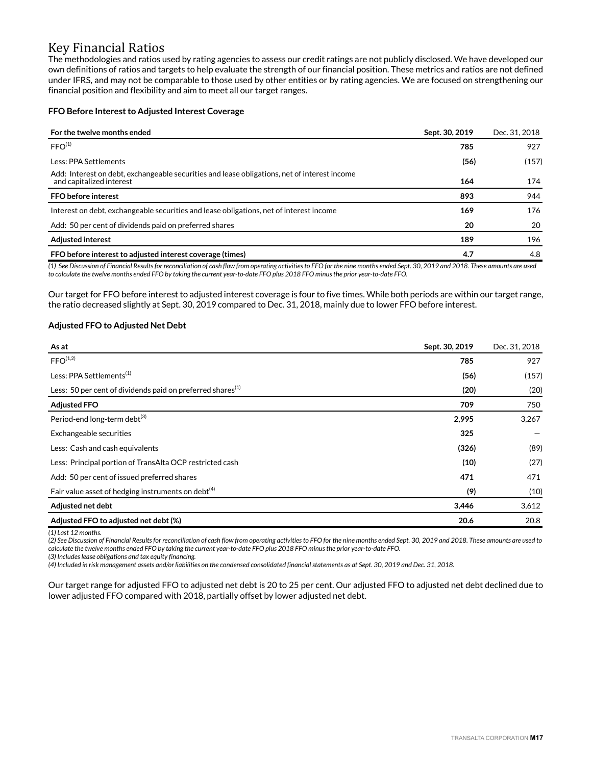# Key Financial Ratios

The methodologies and ratios used by rating agencies to assess our credit ratings are not publicly disclosed. We have developed our own definitions of ratios and targets to help evaluate the strength of our financial position. These metrics and ratios are not defined under IFRS, and may not be comparable to those used by other entities or by rating agencies. We are focused on strengthening our financial position and flexibility and aim to meet all our target ranges.

### FFO Before Interest to Adjusted Interest Coverage

| For the twelve months ended | Sept. 30, 2019 | Dec. 31, 2018 |
|---|---|---|
| FFO[1] | **785** | 927 |
| Less: PPA Settlements | **(56)** | (157) |
| Add: Interest on debt, exchangeable securities and lease obligations, net of interest income and capitalized interest | **164** | 174 |
| **FFO before interest** | **893** | 944 |
| Interest on debt, exchangeable securities and lease obligations, net of interest income | **169** | 176 |
| Add: 50 per cent of dividends paid on preferred shares | **20** | 20 |
| **Adjusted interest** | **189** | 196 |
| **FFO before interest to adjusted interest coverage (times)** | **4.7** | 4.8 |

*(1) See Discussion of Financial Results for reconciliation of cash flow from operating activities to FFO for the nine months ended Sept. 30, 2019 and 2018. These amounts are used to calculate the twelve months ended FFO by taking the current year-to-date FFO plus 2018 FFO minus the prior year-to-date FFO.*

Our target for FFO before interest to adjusted interest coverage is four to five times. While both periods are within our target range, the ratio decreased slightly at Sept. 30, 2019 compared to Dec. 31, 2018, mainly due to lower FFO before interest.

### Adjusted FFO to Adjusted Net Debt

| As at | Sept. 30, 2019 | Dec. 31, 2018 |
|---|---|---|
| FFO[1,2] | **785** | 927 |
| Less: PPA Settlements[1] | **(56)** | (157) |
| Less: 50 per cent of dividends paid on preferred shares[1] | **(20)** | (20) |
| **Adjusted FFO** | **709** | 750 |
| Period-end long-term debt[3] | **2,995** | 3,267 |
| Exchangeable securities | **325** | — |
| Less: Cash and cash equivalents | **(326)** | (89) |
| Less: Principal portion of TransAlta OCP restricted cash | **(10)** | (27) |
| Add: 50 per cent of issued preferred shares | **471** | 471 |
| Fair value asset of hedging instruments on debt[4] | **(9)** | (10) |
| **Adjusted net debt** | **3,446** | 3,612 |
| **Adjusted FFO to adjusted net debt (%)** | **20.6** | 20.8 |

*(1) Last 12 months.*
*(2) See Discussion of Financial Results for reconciliation of cash flow from operating activities to FFO for the nine months ended Sept. 30, 2019 and 2018. These amounts are used to calculate the twelve months ended FFO by taking the current year-to-date FFO plus 2018 FFO minus the prior year-to-date FFO.*
*(3) Includes lease obligations and tax equity financing.*
*(4) Included in risk management assets and/or liabilities on the condensed consolidated financial statements as at Sept. 30, 2019 and Dec. 31, 2018.*

Our target range for adjusted FFO to adjusted net debt is 20 to 25 per cent. Our adjusted FFO to adjusted net debt declined due to lower adjusted FFO compared with 2018, partially offset by lower adjusted net debt.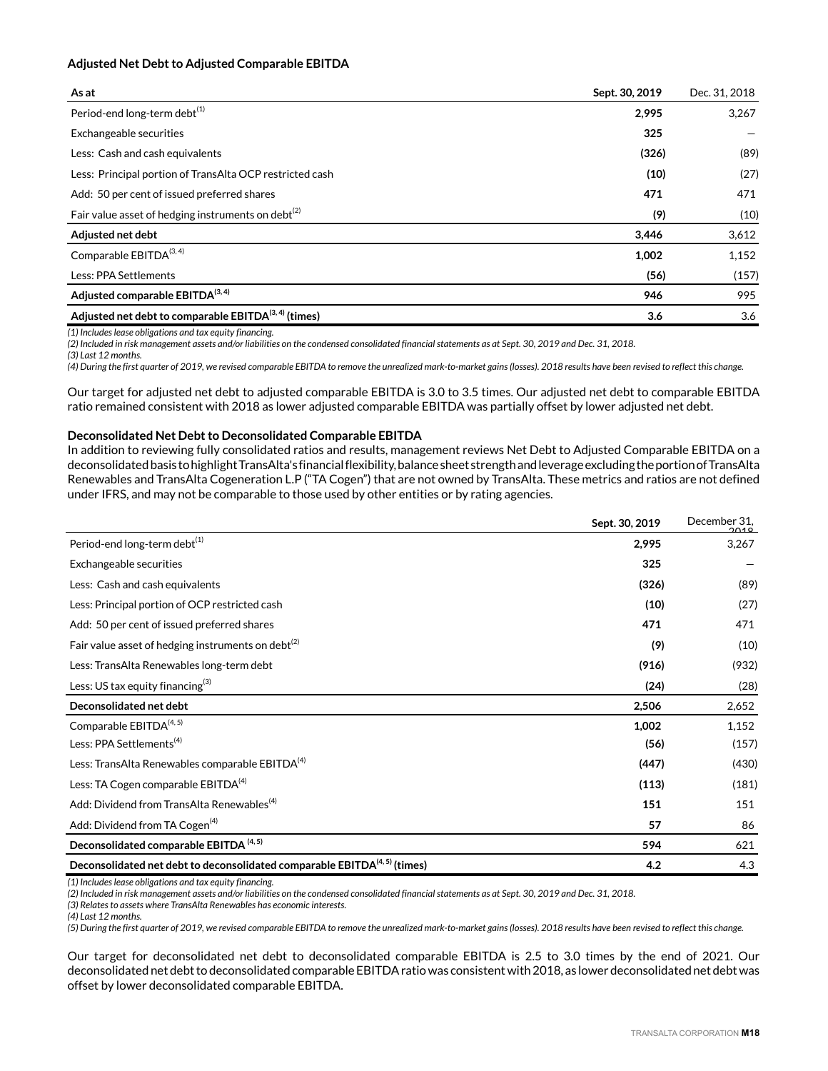**Adjusted Net Debt to Adjusted Comparable EBITDA**

| As at | Sept. 30, 2019 | Dec. 31, 2018 |
|---|---|---|
| Period-end long-term debt[1] | **2,995** | 3,267 |
| Exchangeable securities | **325** | — |
| Less: Cash and cash equivalents | **(326)** | (89) |
| Less: Principal portion of TransAlta OCP restricted cash | **(10)** | (27) |
| Add: 50 per cent of issued preferred shares | **471** | 471 |
| Fair value asset of hedging instruments on debt[2] | **(9)** | (10) |
| **Adjusted net debt** | **3,446** | 3,612 |
| Comparable EBITDA[3, 4] | **1,002** | 1,152 |
| Less: PPA Settlements | **(56)** | (157) |
| **Adjusted comparable EBITDA[3, 4]** | **946** | 995 |
| **Adjusted net debt to comparable EBITDA[3, 4] (times)** | **3.6** | 3.6 |

*(1) Includes lease obligations and tax equity financing.*
*(2) Included in risk management assets and/or liabilities on the condensed consolidated financial statements as at Sept. 30, 2019 and Dec. 31, 2018.*
*(3) Last 12 months.*
*(4) During the first quarter of 2019, we revised comparable EBITDA to remove the unrealized mark-to-market gains (losses). 2018 results have been revised to reflect this change.*

Our target for adjusted net debt to adjusted comparable EBITDA is 3.0 to 3.5 times. Our adjusted net debt to comparable EBITDA ratio remained consistent with 2018 as lower adjusted comparable EBITDA was partially offset by lower adjusted net debt.

**Deconsolidated Net Debt to Deconsolidated Comparable EBITDA**

In addition to reviewing fully consolidated ratios and results, management reviews Net Debt to Adjusted Comparable EBITDA on a deconsolidated basis to highlight TransAlta's financial flexibility, balance sheet strength and leverage excluding the portion of TransAlta Renewables and TransAlta Cogeneration L.P ("TA Cogen") that are not owned by TransAlta. These metrics and ratios are not defined under IFRS, and may not be comparable to those used by other entities or by rating agencies.

| | Sept. 30, 2019 | December 31, 2018 |
|---|---|---|
| Period-end long-term debt[1] | **2,995** | 3,267 |
| Exchangeable securities | **325** | — |
| Less: Cash and cash equivalents | **(326)** | (89) |
| Less: Principal portion of OCP restricted cash | **(10)** | (27) |
| Add: 50 per cent of issued preferred shares | **471** | 471 |
| Fair value asset of hedging instruments on debt[2] | **(9)** | (10) |
| Less: TransAlta Renewables long-term debt | **(916)** | (932) |
| Less: US tax equity financing[3] | **(24)** | (28) |
| **Deconsolidated net debt** | **2,506** | 2,652 |
| Comparable EBITDA[4, 5] | **1,002** | 1,152 |
| Less: PPA Settlements[4] | **(56)** | (157) |
| Less: TransAlta Renewables comparable EBITDA[4] | **(447)** | (430) |
| Less: TA Cogen comparable EBITDA[4] | **(113)** | (181) |
| Add: Dividend from TransAlta Renewables[4] | **151** | 151 |
| Add: Dividend from TA Cogen[4] | **57** | 86 |
| **Deconsolidated comparable EBITDA[4, 5]** | **594** | 621 |
| **Deconsolidated net debt to deconsolidated comparable EBITDA[4, 5] (times)** | **4.2** | 4.3 |

*(1) Includes lease obligations and tax equity financing.*
*(2) Included in risk management assets and/or liabilities on the condensed consolidated financial statements as at Sept. 30, 2019 and Dec. 31, 2018.*
*(3) Relates to assets where TransAlta Renewables has economic interests.*
*(4) Last 12 months.*
*(5) During the first quarter of 2019, we revised comparable EBITDA to remove the unrealized mark-to-market gains (losses). 2018 results have been revised to reflect this change.*

Our target for deconsolidated net debt to deconsolidated comparable EBITDA is 2.5 to 3.0 times by the end of 2021. Our deconsolidated net debt to deconsolidated comparable EBITDA ratio was consistent with 2018, as lower deconsolidated net debt was offset by lower deconsolidated comparable EBITDA.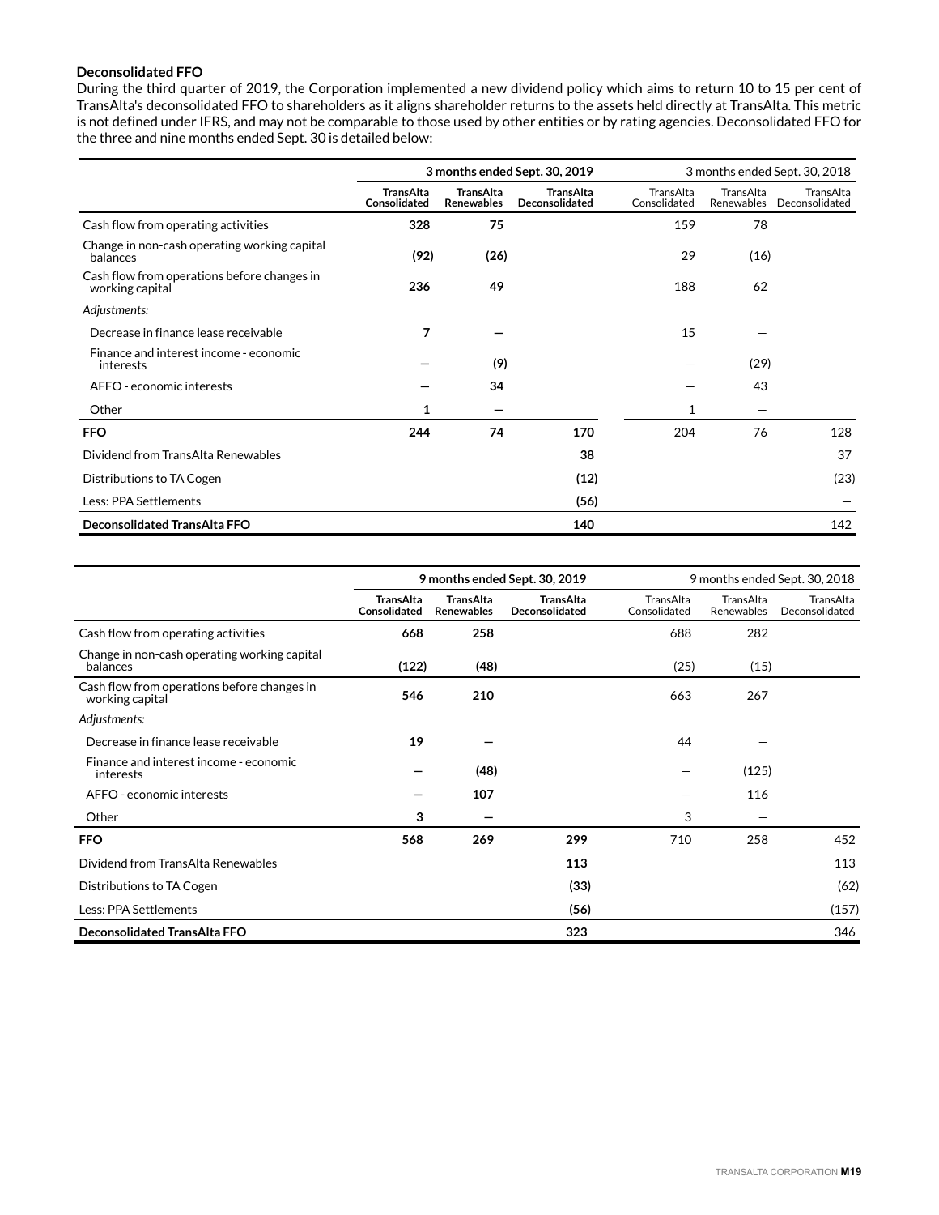**Deconsolidated FFO**

During the third quarter of 2019, the Corporation implemented a new dividend policy which aims to return 10 to 15 per cent of TransAlta's deconsolidated FFO to shareholders as it aligns shareholder returns to the assets held directly at TransAlta. This metric is not defined under IFRS, and may not be comparable to those used by other entities or by rating agencies. Deconsolidated FFO for the three and nine months ended Sept. 30 is detailed below:

| | 3 months ended Sept. 30, 2019 | | | 3 months ended Sept. 30, 2018 | | |
|---|---|---|---|---|---|---|
| | **TransAlta Consolidated** | **TransAlta Renewables** | **TransAlta Deconsolidated** | TransAlta Consolidated | TransAlta Renewables | TransAlta Deconsolidated |
| Cash flow from operating activities | **328** | **75** | | 159 | 78 | |
| Change in non-cash operating working capital balances | **(92)** | **(26)** | | 29 | (16) | |
| Cash flow from operations before changes in working capital | **236** | **49** | | 188 | 62 | |
| *Adjustments:* | | | | | | |
| Decrease in finance lease receivable | **7** | **—** | | 15 | — | |
| Finance and interest income - economic interests | **—** | **(9)** | | — | (29) | |
| AFFO - economic interests | **—** | **34** | | — | 43 | |
| Other | **1** | **—** | | 1 | — | |
| **FFO** | **244** | **74** | **170** | 204 | 76 | 128 |
| Dividend from TransAlta Renewables | | | **38** | | | 37 |
| Distributions to TA Cogen | | | **(12)** | | | (23) |
| Less: PPA Settlements | | | **(56)** | | | — |
| **Deconsolidated TransAlta FFO** | | | **140** | | | 142 |

| | 9 months ended Sept. 30, 2019 | | | 9 months ended Sept. 30, 2018 | | |
|---|---|---|---|---|---|---|
| | **TransAlta Consolidated** | **TransAlta Renewables** | **TransAlta Deconsolidated** | TransAlta Consolidated | TransAlta Renewables | TransAlta Deconsolidated |
| Cash flow from operating activities | **668** | **258** | | 688 | 282 | |
| Change in non-cash operating working capital balances | **(122)** | **(48)** | | (25) | (15) | |
| Cash flow from operations before changes in working capital | **546** | **210** | | 663 | 267 | |
| *Adjustments:* | | | | | | |
| Decrease in finance lease receivable | **19** | **—** | | 44 | — | |
| Finance and interest income - economic interests | **—** | **(48)** | | — | (125) | |
| AFFO - economic interests | **—** | **107** | | — | 116 | |
| Other | **3** | **—** | | 3 | — | |
| **FFO** | **568** | **269** | **299** | 710 | 258 | 452 |
| Dividend from TransAlta Renewables | | | **113** | | | 113 |
| Distributions to TA Cogen | | | **(33)** | | | (62) |
| Less: PPA Settlements | | | **(56)** | | | (157) |
| **Deconsolidated TransAlta FFO** | | | **323** | | | 346 |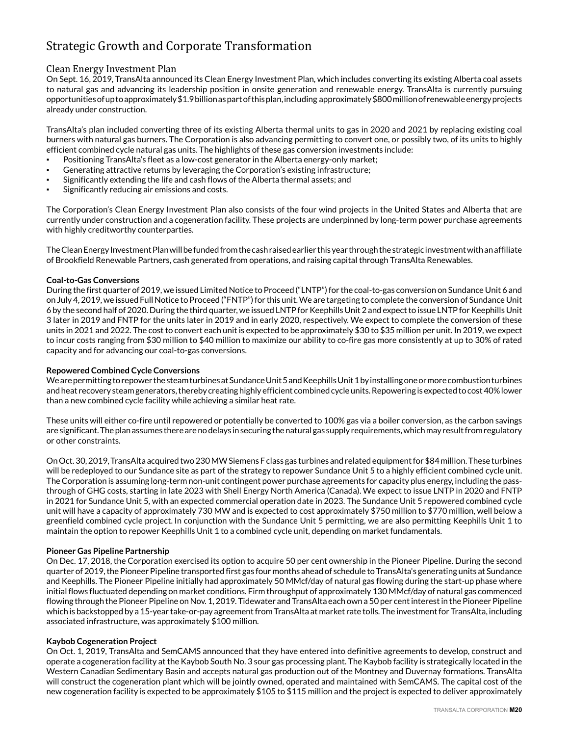# Strategic Growth and Corporate Transformation

## Clean Energy Investment Plan

On Sept. 16, 2019, TransAlta announced its Clean Energy Investment Plan, which includes converting its existing Alberta coal assets to natural gas and advancing its leadership position in onsite generation and renewable energy. TransAlta is currently pursuing opportunities of up to approximately $1.9 billion as part of this plan, including approximately $800 million of renewable energy projects already under construction.

TransAlta's plan included converting three of its existing Alberta thermal units to gas in 2020 and 2021 by replacing existing coal burners with natural gas burners. The Corporation is also advancing permitting to convert one, or possibly two, of its units to highly efficient combined cycle natural gas units. The highlights of these gas conversion investments include:

- Positioning TransAlta's fleet as a low-cost generator in the Alberta energy-only market;
- Generating attractive returns by leveraging the Corporation's existing infrastructure;
- Significantly extending the life and cash flows of the Alberta thermal assets; and
- Significantly reducing air emissions and costs.

The Corporation's Clean Energy Investment Plan also consists of the four wind projects in the United States and Alberta that are currently under construction and a cogeneration facility. These projects are underpinned by long-term power purchase agreements with highly creditworthy counterparties.

The Clean Energy Investment Plan will be funded from the cash raised earlier this year through the strategic investment with an affiliate of Brookfield Renewable Partners, cash generated from operations, and raising capital through TransAlta Renewables.

**Coal-to-Gas Conversions**

During the first quarter of 2019, we issued Limited Notice to Proceed ("LNTP") for the coal-to-gas conversion on Sundance Unit 6 and on July 4, 2019, we issued Full Notice to Proceed ("FNTP") for this unit. We are targeting to complete the conversion of Sundance Unit 6 by the second half of 2020. During the third quarter, we issued LNTP for Keephills Unit 2 and expect to issue LNTP for Keephills Unit 3 later in 2019 and FNTP for the units later in 2019 and in early 2020, respectively. We expect to complete the conversion of these units in 2021 and 2022. The cost to convert each unit is expected to be approximately $30 to $35 million per unit. In 2019, we expect to incur costs ranging from $30 million to $40 million to maximize our ability to co-fire gas more consistently at up to 30% of rated capacity and for advancing our coal-to-gas conversions.

**Repowered Combined Cycle Conversions**

We are permitting to repower the steam turbines at Sundance Unit 5 and Keephills Unit 1 by installing one or more combustion turbines and heat recovery steam generators, thereby creating highly efficient combined cycle units. Repowering is expected to cost 40% lower than a new combined cycle facility while achieving a similar heat rate.

These units will either co-fire until repowered or potentially be converted to 100% gas via a boiler conversion, as the carbon savings are significant. The plan assumes there are no delays in securing the natural gas supply requirements, which may result from regulatory or other constraints.

On Oct. 30, 2019, TransAlta acquired two 230 MW Siemens F class gas turbines and related equipment for $84 million. These turbines will be redeployed to our Sundance site as part of the strategy to repower Sundance Unit 5 to a highly efficient combined cycle unit. The Corporation is assuming long-term non-unit contingent power purchase agreements for capacity plus energy, including the pass-through of GHG costs, starting in late 2023 with Shell Energy North America (Canada). We expect to issue LNTP in 2020 and FNTP in 2021 for Sundance Unit 5, with an expected commercial operation date in 2023. The Sundance Unit 5 repowered combined cycle unit will have a capacity of approximately 730 MW and is expected to cost approximately $750 million to $770 million, well below a greenfield combined cycle project. In conjunction with the Sundance Unit 5 permitting, we are also permitting Keephills Unit 1 to maintain the option to repower Keephills Unit 1 to a combined cycle unit, depending on market fundamentals.

**Pioneer Gas Pipeline Partnership**

On Dec. 17, 2018, the Corporation exercised its option to acquire 50 per cent ownership in the Pioneer Pipeline. During the second quarter of 2019, the Pioneer Pipeline transported first gas four months ahead of schedule to TransAlta's generating units at Sundance and Keephills. The Pioneer Pipeline initially had approximately 50 MMcf/day of natural gas flowing during the start-up phase where initial flows fluctuated depending on market conditions. Firm throughput of approximately 130 MMcf/day of natural gas commenced flowing through the Pioneer Pipeline on Nov. 1, 2019. Tidewater and TransAlta each own a 50 per cent interest in the Pioneer Pipeline which is backstopped by a 15-year take-or-pay agreement from TransAlta at market rate tolls. The investment for TransAlta, including associated infrastructure, was approximately $100 million.

**Kaybob Cogeneration Project**

On Oct. 1, 2019, TransAlta and SemCAMS announced that they have entered into definitive agreements to develop, construct and operate a cogeneration facility at the Kaybob South No. 3 sour gas processing plant. The Kaybob facility is strategically located in the Western Canadian Sedimentary Basin and accepts natural gas production out of the Montney and Duvernay formations. TransAlta will construct the cogeneration plant which will be jointly owned, operated and maintained with SemCAMS. The capital cost of the new cogeneration facility is expected to be approximately $105 to $115 million and the project is expected to deliver approximately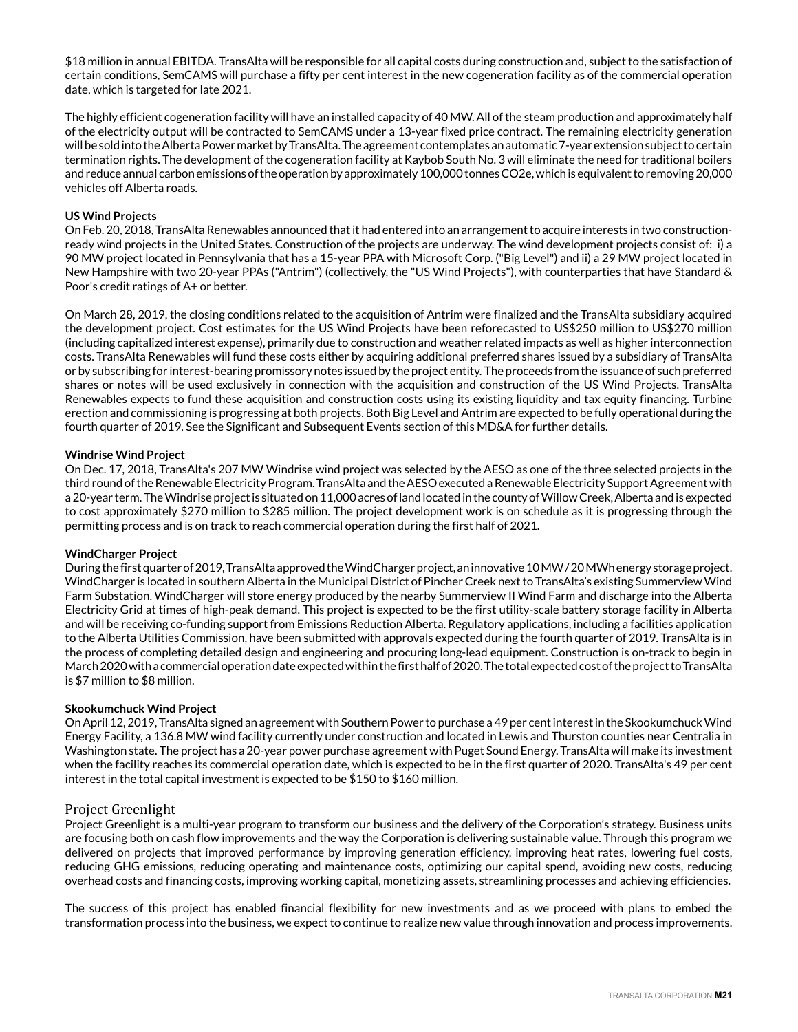$18 million in annual EBITDA. TransAlta will be responsible for all capital costs during construction and, subject to the satisfaction of certain conditions, SemCAMS will purchase a fifty per cent interest in the new cogeneration facility as of the commercial operation date, which is targeted for late 2021.

The highly efficient cogeneration facility will have an installed capacity of 40 MW. All of the steam production and approximately half of the electricity output will be contracted to SemCAMS under a 13-year fixed price contract. The remaining electricity generation will be sold into the Alberta Power market by TransAlta. The agreement contemplates an automatic 7-year extension subject to certain termination rights. The development of the cogeneration facility at Kaybob South No. 3 will eliminate the need for traditional boilers and reduce annual carbon emissions of the operation by approximately 100,000 tonnes CO2e, which is equivalent to removing 20,000 vehicles off Alberta roads.

**US Wind Projects**

On Feb. 20, 2018, TransAlta Renewables announced that it had entered into an arrangement to acquire interests in two construction-ready wind projects in the United States. Construction of the projects are underway. The wind development projects consist of: i) a 90 MW project located in Pennsylvania that has a 15-year PPA with Microsoft Corp. ("Big Level") and ii) a 29 MW project located in New Hampshire with two 20-year PPAs ("Antrim") (collectively, the "US Wind Projects"), with counterparties that have Standard & Poor's credit ratings of A+ or better.

On March 28, 2019, the closing conditions related to the acquisition of Antrim were finalized and the TransAlta subsidiary acquired the development project. Cost estimates for the US Wind Projects have been reforecasted to US$250 million to US$270 million (including capitalized interest expense), primarily due to construction and weather related impacts as well as higher interconnection costs. TransAlta Renewables will fund these costs either by acquiring additional preferred shares issued by a subsidiary of TransAlta or by subscribing for interest-bearing promissory notes issued by the project entity. The proceeds from the issuance of such preferred shares or notes will be used exclusively in connection with the acquisition and construction of the US Wind Projects. TransAlta Renewables expects to fund these acquisition and construction costs using its existing liquidity and tax equity financing. Turbine erection and commissioning is progressing at both projects. Both Big Level and Antrim are expected to be fully operational during the fourth quarter of 2019. See the Significant and Subsequent Events section of this MD&A for further details.

**Windrise Wind Project**

On Dec. 17, 2018, TransAlta's 207 MW Windrise wind project was selected by the AESO as one of the three selected projects in the third round of the Renewable Electricity Program. TransAlta and the AESO executed a Renewable Electricity Support Agreement with a 20-year term. The Windrise project is situated on 11,000 acres of land located in the county of Willow Creek, Alberta and is expected to cost approximately $270 million to $285 million. The project development work is on schedule as it is progressing through the permitting process and is on track to reach commercial operation during the first half of 2021.

**WindCharger Project**

During the first quarter of 2019, TransAlta approved the WindCharger project, an innovative 10 MW / 20 MWh energy storage project. WindCharger is located in southern Alberta in the Municipal District of Pincher Creek next to TransAlta's existing Summerview Wind Farm Substation. WindCharger will store energy produced by the nearby Summerview II Wind Farm and discharge into the Alberta Electricity Grid at times of high-peak demand. This project is expected to be the first utility-scale battery storage facility in Alberta and will be receiving co-funding support from Emissions Reduction Alberta. Regulatory applications, including a facilities application to the Alberta Utilities Commission, have been submitted with approvals expected during the fourth quarter of 2019. TransAlta is in the process of completing detailed design and engineering and procuring long-lead equipment. Construction is on-track to begin in March 2020 with a commercial operation date expected within the first half of 2020. The total expected cost of the project to TransAlta is $7 million to $8 million.

**Skookumchuck Wind Project**

On April 12, 2019, TransAlta signed an agreement with Southern Power to purchase a 49 per cent interest in the Skookumchuck Wind Energy Facility, a 136.8 MW wind facility currently under construction and located in Lewis and Thurston counties near Centralia in Washington state. The project has a 20-year power purchase agreement with Puget Sound Energy. TransAlta will make its investment when the facility reaches its commercial operation date, which is expected to be in the first quarter of 2020. TransAlta's 49 per cent interest in the total capital investment is expected to be $150 to $160 million.

## Project Greenlight

Project Greenlight is a multi-year program to transform our business and the delivery of the Corporation's strategy. Business units are focusing both on cash flow improvements and the way the Corporation is delivering sustainable value. Through this program we delivered on projects that improved performance by improving generation efficiency, improving heat rates, lowering fuel costs, reducing GHG emissions, reducing operating and maintenance costs, optimizing our capital spend, avoiding new costs, reducing overhead costs and financing costs, improving working capital, monetizing assets, streamlining processes and achieving efficiencies.

The success of this project has enabled financial flexibility for new investments and as we proceed with plans to embed the transformation process into the business, we expect to continue to realize new value through innovation and process improvements.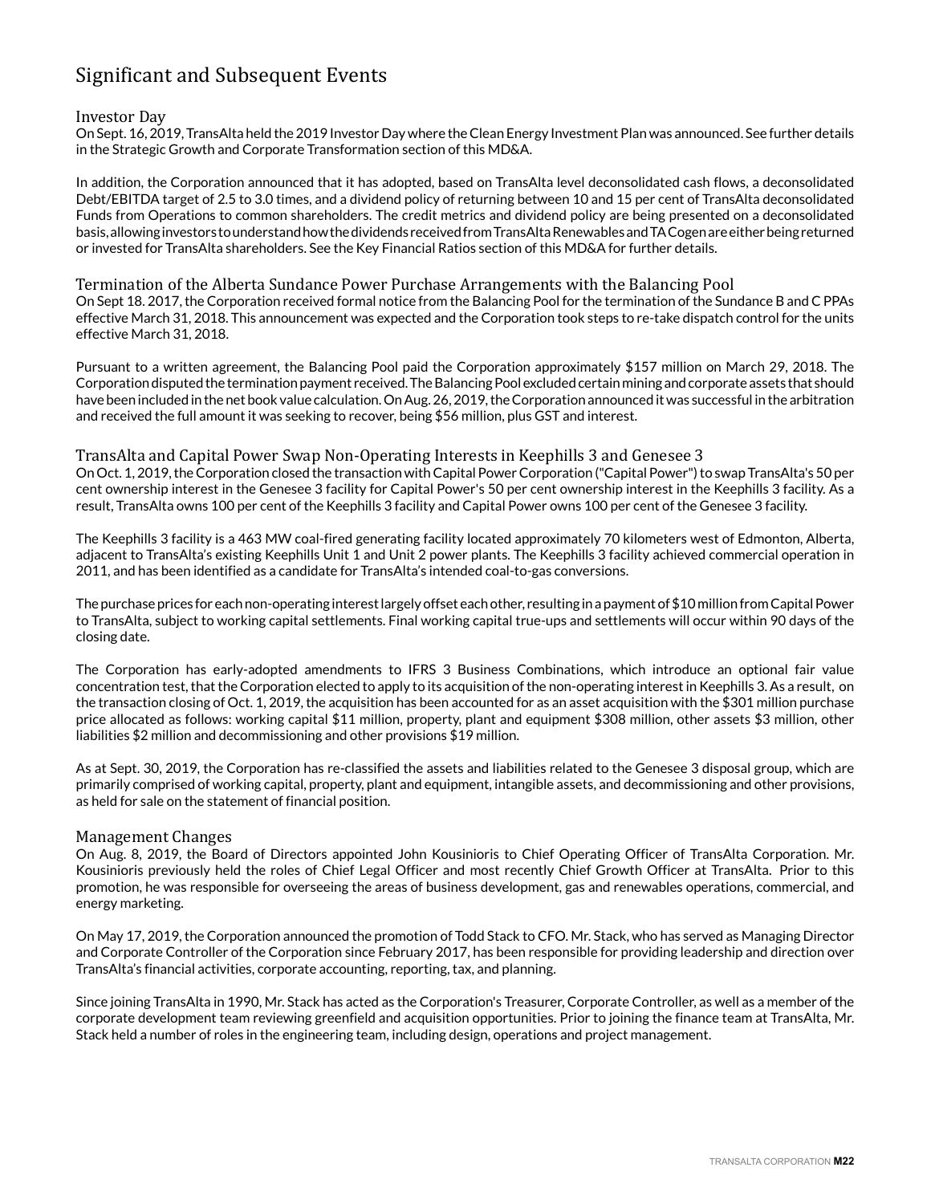# Significant and Subsequent Events

## Investor Day

On Sept. 16, 2019, TransAlta held the 2019 Investor Day where the Clean Energy Investment Plan was announced. See further details in the Strategic Growth and Corporate Transformation section of this MD&A.

In addition, the Corporation announced that it has adopted, based on TransAlta level deconsolidated cash flows, a deconsolidated Debt/EBITDA target of 2.5 to 3.0 times, and a dividend policy of returning between 10 and 15 per cent of TransAlta deconsolidated Funds from Operations to common shareholders. The credit metrics and dividend policy are being presented on a deconsolidated basis, allowing investors to understand how the dividends received from TransAlta Renewables and TA Cogen are either being returned or invested for TransAlta shareholders. See the Key Financial Ratios section of this MD&A for further details.

## Termination of the Alberta Sundance Power Purchase Arrangements with the Balancing Pool

On Sept 18. 2017, the Corporation received formal notice from the Balancing Pool for the termination of the Sundance B and C PPAs effective March 31, 2018. This announcement was expected and the Corporation took steps to re-take dispatch control for the units effective March 31, 2018.

Pursuant to a written agreement, the Balancing Pool paid the Corporation approximately $157 million on March 29, 2018. The Corporation disputed the termination payment received. The Balancing Pool excluded certain mining and corporate assets that should have been included in the net book value calculation. On Aug. 26, 2019, the Corporation announced it was successful in the arbitration and received the full amount it was seeking to recover, being $56 million, plus GST and interest.

## TransAlta and Capital Power Swap Non-Operating Interests in Keephills 3 and Genesee 3

On Oct. 1, 2019, the Corporation closed the transaction with Capital Power Corporation ("Capital Power") to swap TransAlta's 50 per cent ownership interest in the Genesee 3 facility for Capital Power's 50 per cent ownership interest in the Keephills 3 facility. As a result, TransAlta owns 100 per cent of the Keephills 3 facility and Capital Power owns 100 per cent of the Genesee 3 facility.

The Keephills 3 facility is a 463 MW coal-fired generating facility located approximately 70 kilometers west of Edmonton, Alberta, adjacent to TransAlta's existing Keephills Unit 1 and Unit 2 power plants. The Keephills 3 facility achieved commercial operation in 2011, and has been identified as a candidate for TransAlta's intended coal-to-gas conversions.

The purchase prices for each non-operating interest largely offset each other, resulting in a payment of $10 million from Capital Power to TransAlta, subject to working capital settlements. Final working capital true-ups and settlements will occur within 90 days of the closing date.

The Corporation has early-adopted amendments to IFRS 3 Business Combinations, which introduce an optional fair value concentration test, that the Corporation elected to apply to its acquisition of the non-operating interest in Keephills 3. As a result, on the transaction closing of Oct. 1, 2019, the acquisition has been accounted for as an asset acquisition with the $301 million purchase price allocated as follows: working capital $11 million, property, plant and equipment $308 million, other assets $3 million, other liabilities $2 million and decommissioning and other provisions $19 million.

As at Sept. 30, 2019, the Corporation has re-classified the assets and liabilities related to the Genesee 3 disposal group, which are primarily comprised of working capital, property, plant and equipment, intangible assets, and decommissioning and other provisions, as held for sale on the statement of financial position.

## Management Changes

On Aug. 8, 2019, the Board of Directors appointed John Kousinioris to Chief Operating Officer of TransAlta Corporation. Mr. Kousinioris previously held the roles of Chief Legal Officer and most recently Chief Growth Officer at TransAlta. Prior to this promotion, he was responsible for overseeing the areas of business development, gas and renewables operations, commercial, and energy marketing.

On May 17, 2019, the Corporation announced the promotion of Todd Stack to CFO. Mr. Stack, who has served as Managing Director and Corporate Controller of the Corporation since February 2017, has been responsible for providing leadership and direction over TransAlta's financial activities, corporate accounting, reporting, tax, and planning.

Since joining TransAlta in 1990, Mr. Stack has acted as the Corporation's Treasurer, Corporate Controller, as well as a member of the corporate development team reviewing greenfield and acquisition opportunities. Prior to joining the finance team at TransAlta, Mr. Stack held a number of roles in the engineering team, including design, operations and project management.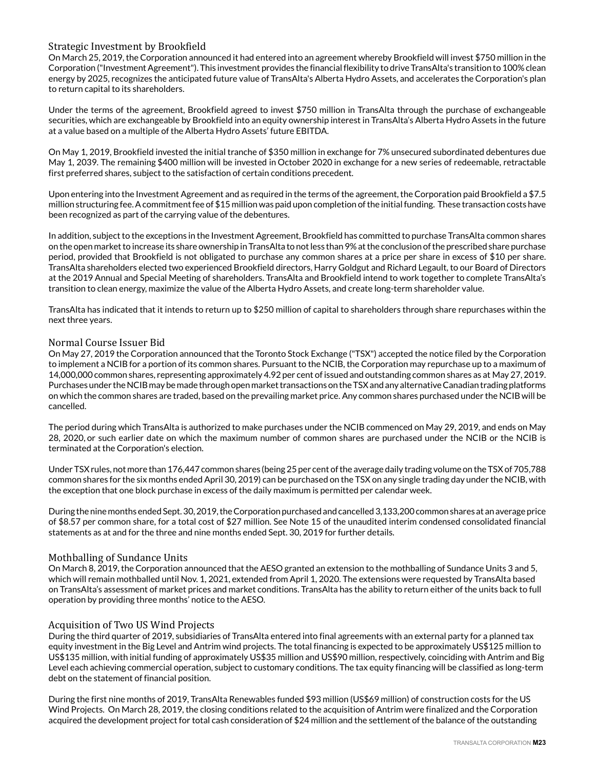### Strategic Investment by Brookfield

On March 25, 2019, the Corporation announced it had entered into an agreement whereby Brookfield will invest $750 million in the Corporation ("Investment Agreement"). This investment provides the financial flexibility to drive TransAlta's transition to 100% clean energy by 2025, recognizes the anticipated future value of TransAlta's Alberta Hydro Assets, and accelerates the Corporation's plan to return capital to its shareholders.

Under the terms of the agreement, Brookfield agreed to invest $750 million in TransAlta through the purchase of exchangeable securities, which are exchangeable by Brookfield into an equity ownership interest in TransAlta's Alberta Hydro Assets in the future at a value based on a multiple of the Alberta Hydro Assets' future EBITDA.

On May 1, 2019, Brookfield invested the initial tranche of $350 million in exchange for 7% unsecured subordinated debentures due May 1, 2039. The remaining $400 million will be invested in October 2020 in exchange for a new series of redeemable, retractable first preferred shares, subject to the satisfaction of certain conditions precedent.

Upon entering into the Investment Agreement and as required in the terms of the agreement, the Corporation paid Brookfield a $7.5 million structuring fee. A commitment fee of $15 million was paid upon completion of the initial funding. These transaction costs have been recognized as part of the carrying value of the debentures.

In addition, subject to the exceptions in the Investment Agreement, Brookfield has committed to purchase TransAlta common shares on the open market to increase its share ownership in TransAlta to not less than 9% at the conclusion of the prescribed share purchase period, provided that Brookfield is not obligated to purchase any common shares at a price per share in excess of $10 per share. TransAlta shareholders elected two experienced Brookfield directors, Harry Goldgut and Richard Legault, to our Board of Directors at the 2019 Annual and Special Meeting of shareholders. TransAlta and Brookfield intend to work together to complete TransAlta's transition to clean energy, maximize the value of the Alberta Hydro Assets, and create long-term shareholder value.

TransAlta has indicated that it intends to return up to $250 million of capital to shareholders through share repurchases within the next three years.

### Normal Course Issuer Bid

On May 27, 2019 the Corporation announced that the Toronto Stock Exchange ("TSX") accepted the notice filed by the Corporation to implement a NCIB for a portion of its common shares. Pursuant to the NCIB, the Corporation may repurchase up to a maximum of 14,000,000 common shares, representing approximately 4.92 per cent of issued and outstanding common shares as at May 27, 2019. Purchases under the NCIB may be made through open market transactions on the TSX and any alternative Canadian trading platforms on which the common shares are traded, based on the prevailing market price. Any common shares purchased under the NCIB will be cancelled.

The period during which TransAlta is authorized to make purchases under the NCIB commenced on May 29, 2019, and ends on May 28, 2020, or such earlier date on which the maximum number of common shares are purchased under the NCIB or the NCIB is terminated at the Corporation's election.

Under TSX rules, not more than 176,447 common shares (being 25 per cent of the average daily trading volume on the TSX of 705,788 common shares for the six months ended April 30, 2019) can be purchased on the TSX on any single trading day under the NCIB, with the exception that one block purchase in excess of the daily maximum is permitted per calendar week.

During the nine months ended Sept. 30, 2019, the Corporation purchased and cancelled 3,133,200 common shares at an average price of $8.57 per common share, for a total cost of $27 million. See Note 15 of the unaudited interim condensed consolidated financial statements as at and for the three and nine months ended Sept. 30, 2019 for further details.

### Mothballing of Sundance Units

On March 8, 2019, the Corporation announced that the AESO granted an extension to the mothballing of Sundance Units 3 and 5, which will remain mothballed until Nov. 1, 2021, extended from April 1, 2020. The extensions were requested by TransAlta based on TransAlta's assessment of market prices and market conditions. TransAlta has the ability to return either of the units back to full operation by providing three months' notice to the AESO.

### Acquisition of Two US Wind Projects

During the third quarter of 2019, subsidiaries of TransAlta entered into final agreements with an external party for a planned tax equity investment in the Big Level and Antrim wind projects. The total financing is expected to be approximately US$125 million to US$135 million, with initial funding of approximately US$35 million and US$90 million, respectively, coinciding with Antrim and Big Level each achieving commercial operation, subject to customary conditions. The tax equity financing will be classified as long-term debt on the statement of financial position.

During the first nine months of 2019, TransAlta Renewables funded $93 million (US$69 million) of construction costs for the US Wind Projects. On March 28, 2019, the closing conditions related to the acquisition of Antrim were finalized and the Corporation acquired the development project for total cash consideration of $24 million and the settlement of the balance of the outstanding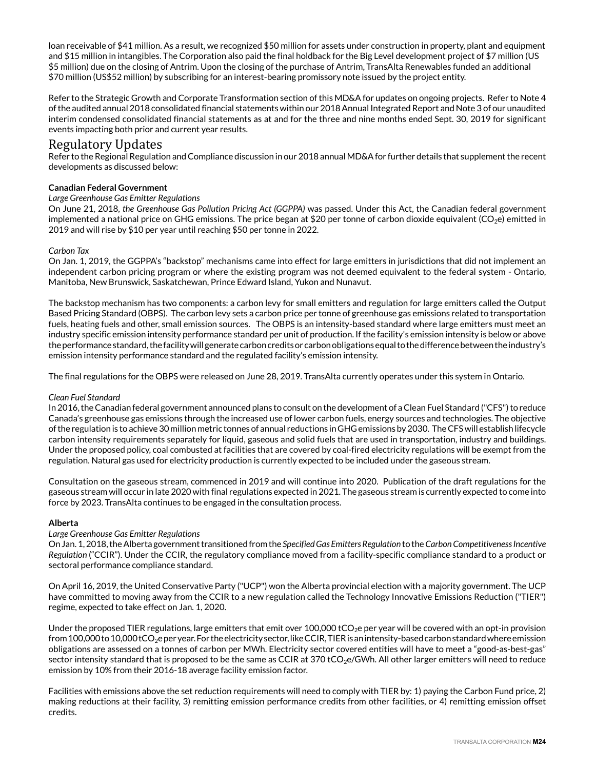loan receivable of $41 million. As a result, we recognized $50 million for assets under construction in property, plant and equipment and $15 million in intangibles. The Corporation also paid the final holdback for the Big Level development project of $7 million (US $5 million) due on the closing of Antrim. Upon the closing of the purchase of Antrim, TransAlta Renewables funded an additional $70 million (US$52 million) by subscribing for an interest-bearing promissory note issued by the project entity.

Refer to the Strategic Growth and Corporate Transformation section of this MD&A for updates on ongoing projects. Refer to Note 4 of the audited annual 2018 consolidated financial statements within our 2018 Annual Integrated Report and Note 3 of our unaudited interim condensed consolidated financial statements as at and for the three and nine months ended Sept. 30, 2019 for significant events impacting both prior and current year results.

# Regulatory Updates

Refer to the Regional Regulation and Compliance discussion in our 2018 annual MD&A for further details that supplement the recent developments as discussed below:

**Canadian Federal Government**

*Large Greenhouse Gas Emitter Regulations*

On June 21, 2018, *the Greenhouse Gas Pollution Pricing Act (GGPPA)* was passed. Under this Act, the Canadian federal government implemented a national price on GHG emissions. The price began at $20 per tonne of carbon dioxide equivalent ($CO_2$e) emitted in 2019 and will rise by $10 per year until reaching $50 per tonne in 2022.

*Carbon Tax*

On Jan. 1, 2019, the GGPPA's "backstop" mechanisms came into effect for large emitters in jurisdictions that did not implement an independent carbon pricing program or where the existing program was not deemed equivalent to the federal system - Ontario, Manitoba, New Brunswick, Saskatchewan, Prince Edward Island, Yukon and Nunavut.

The backstop mechanism has two components: a carbon levy for small emitters and regulation for large emitters called the Output Based Pricing Standard (OBPS). The carbon levy sets a carbon price per tonne of greenhouse gas emissions related to transportation fuels, heating fuels and other, small emission sources. The OBPS is an intensity-based standard where large emitters must meet an industry specific emission intensity performance standard per unit of production. If the facility's emission intensity is below or above the performance standard, the facility will generate carbon credits or carbon obligations equal to the difference between the industry's emission intensity performance standard and the regulated facility's emission intensity.

The final regulations for the OBPS were released on June 28, 2019. TransAlta currently operates under this system in Ontario.

*Clean Fuel Standard*

In 2016, the Canadian federal government announced plans to consult on the development of a Clean Fuel Standard ("CFS") to reduce Canada's greenhouse gas emissions through the increased use of lower carbon fuels, energy sources and technologies. The objective of the regulation is to achieve 30 million metric tonnes of annual reductions in GHG emissions by 2030. The CFS will establish lifecycle carbon intensity requirements separately for liquid, gaseous and solid fuels that are used in transportation, industry and buildings. Under the proposed policy, coal combusted at facilities that are covered by coal-fired electricity regulations will be exempt from the regulation. Natural gas used for electricity production is currently expected to be included under the gaseous stream.

Consultation on the gaseous stream, commenced in 2019 and will continue into 2020. Publication of the draft regulations for the gaseous stream will occur in late 2020 with final regulations expected in 2021. The gaseous stream is currently expected to come into force by 2023. TransAlta continues to be engaged in the consultation process.

**Alberta**

*Large Greenhouse Gas Emitter Regulations*

On Jan. 1, 2018, the Alberta government transitioned from the *Specified Gas Emitters Regulation* to the *Carbon Competitiveness Incentive Regulation* ("CCIR"). Under the CCIR, the regulatory compliance moved from a facility-specific compliance standard to a product or sectoral performance compliance standard.

On April 16, 2019, the United Conservative Party ("UCP") won the Alberta provincial election with a majority government. The UCP have committed to moving away from the CCIR to a new regulation called the Technology Innovative Emissions Reduction ("TIER") regime, expected to take effect on Jan. 1, 2020.

Under the proposed TIER regulations, large emitters that emit over 100,000 t$CO_2$e per year will be covered with an opt-in provision from 100,000 to 10,000 t$CO_2$e per year. For the electricity sector, like CCIR, TIER is an intensity-based carbon standard where emission obligations are assessed on a tonnes of carbon per MWh. Electricity sector covered entities will have to meet a "good-as-best-gas" sector intensity standard that is proposed to be the same as CCIR at 370 t$CO_2$e/GWh. All other larger emitters will need to reduce emission by 10% from their 2016-18 average facility emission factor.

Facilities with emissions above the set reduction requirements will need to comply with TIER by: 1) paying the Carbon Fund price, 2) making reductions at their facility, 3) remitting emission performance credits from other facilities, or 4) remitting emission offset credits.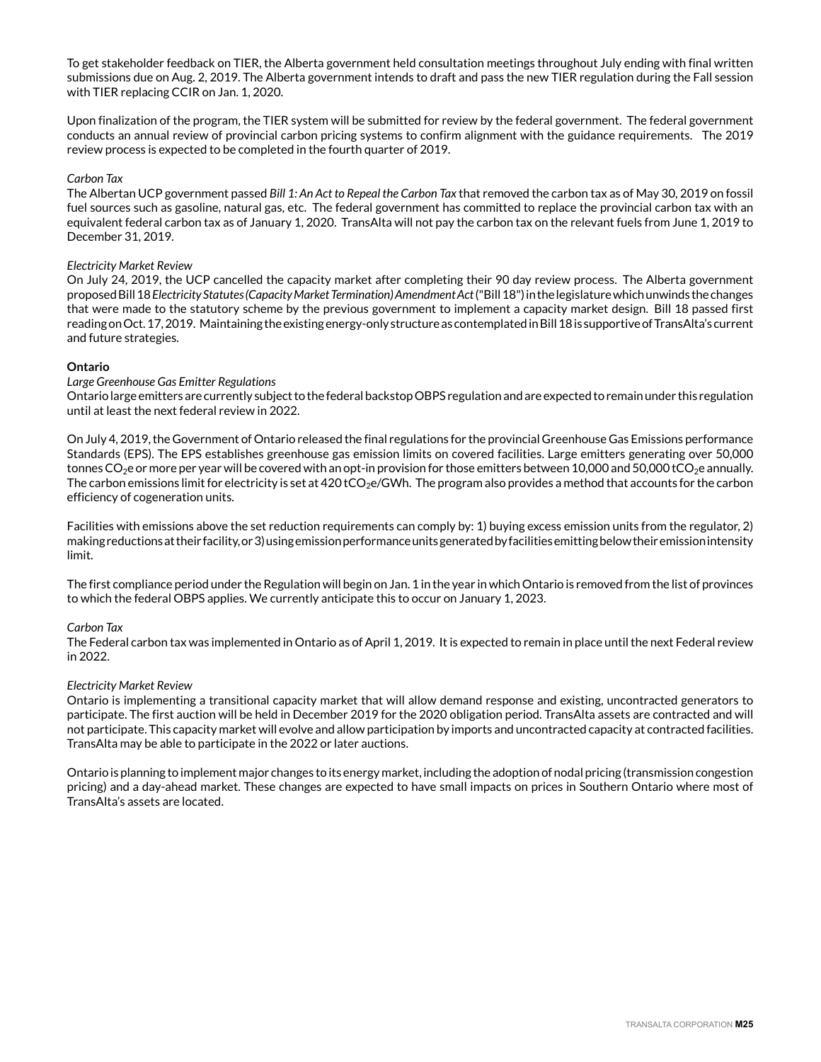To get stakeholder feedback on TIER, the Alberta government held consultation meetings throughout July ending with final written submissions due on Aug. 2, 2019. The Alberta government intends to draft and pass the new TIER regulation during the Fall session with TIER replacing CCIR on Jan. 1, 2020.

Upon finalization of the program, the TIER system will be submitted for review by the federal government. The federal government conducts an annual review of provincial carbon pricing systems to confirm alignment with the guidance requirements. The 2019 review process is expected to be completed in the fourth quarter of 2019.

*Carbon Tax*

The Albertan UCP government passed *Bill 1: An Act to Repeal the Carbon Tax* that removed the carbon tax as of May 30, 2019 on fossil fuel sources such as gasoline, natural gas, etc. The federal government has committed to replace the provincial carbon tax with an equivalent federal carbon tax as of January 1, 2020. TransAlta will not pay the carbon tax on the relevant fuels from June 1, 2019 to December 31, 2019.

*Electricity Market Review*

On July 24, 2019, the UCP cancelled the capacity market after completing their 90 day review process. The Alberta government proposed Bill 18 *Electricity Statutes (Capacity Market Termination) Amendment Act* ("Bill 18") in the legislature which unwinds the changes that were made to the statutory scheme by the previous government to implement a capacity market design. Bill 18 passed first reading on Oct. 17, 2019. Maintaining the existing energy-only structure as contemplated in Bill 18 is supportive of TransAlta's current and future strategies.

**Ontario**

*Large Greenhouse Gas Emitter Regulations*

Ontario large emitters are currently subject to the federal backstop OBPS regulation and are expected to remain under this regulation until at least the next federal review in 2022.

On July 4, 2019, the Government of Ontario released the final regulations for the provincial Greenhouse Gas Emissions performance Standards (EPS). The EPS establishes greenhouse gas emission limits on covered facilities. Large emitters generating over 50,000 tonnes $CO_2e$ or more per year will be covered with an opt-in provision for those emitters between 10,000 and 50,000 $tCO_2e$ annually. The carbon emissions limit for electricity is set at 420 $tCO_2e$/GWh. The program also provides a method that accounts for the carbon efficiency of cogeneration units.

Facilities with emissions above the set reduction requirements can comply by: 1) buying excess emission units from the regulator, 2) making reductions at their facility, or 3) using emission performance units generated by facilities emitting below their emission intensity limit.

The first compliance period under the Regulation will begin on Jan. 1 in the year in which Ontario is removed from the list of provinces to which the federal OBPS applies. We currently anticipate this to occur on January 1, 2023.

*Carbon Tax*

The Federal carbon tax was implemented in Ontario as of April 1, 2019. It is expected to remain in place until the next Federal review in 2022.

*Electricity Market Review*

Ontario is implementing a transitional capacity market that will allow demand response and existing, uncontracted generators to participate. The first auction will be held in December 2019 for the 2020 obligation period. TransAlta assets are contracted and will not participate. This capacity market will evolve and allow participation by imports and uncontracted capacity at contracted facilities. TransAlta may be able to participate in the 2022 or later auctions.

Ontario is planning to implement major changes to its energy market, including the adoption of nodal pricing (transmission congestion pricing) and a day-ahead market. These changes are expected to have small impacts on prices in Southern Ontario where most of TransAlta's assets are located.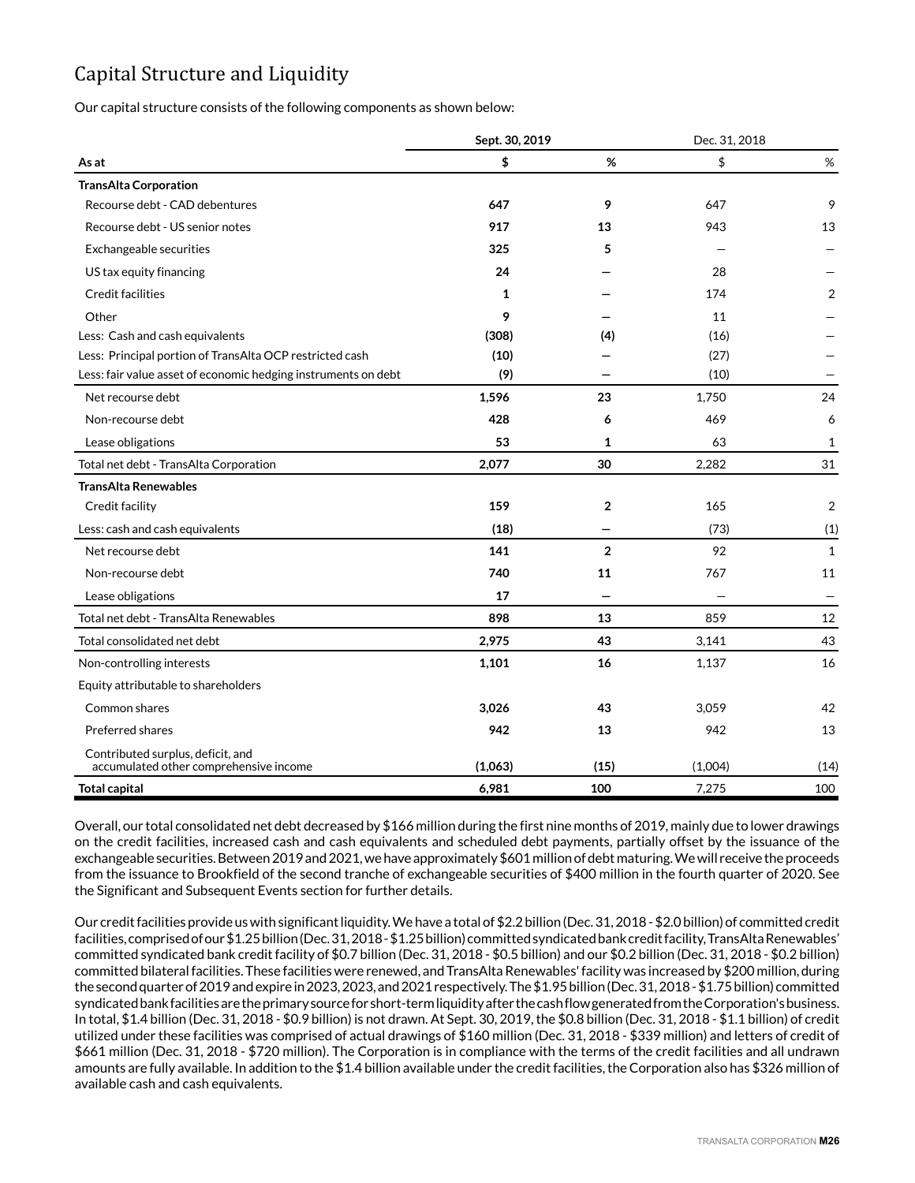# Capital Structure and Liquidity

Our capital structure consists of the following components as shown below:

| As at | Sept. 30, 2019 $ | Sept. 30, 2019 % | Dec. 31, 2018 $ | Dec. 31, 2018 % |
|---|---|---|---|---|
| **TransAlta Corporation** | | | | |
| Recourse debt - CAD debentures | **647** | **9** | 647 | 9 |
| Recourse debt - US senior notes | **917** | **13** | 943 | 13 |
| Exchangeable securities | **325** | **5** | — | — |
| US tax equity financing | **24** | **—** | 28 | — |
| Credit facilities | **1** | **—** | 174 | 2 |
| Other | **9** | **—** | 11 | — |
| Less: Cash and cash equivalents | **(308)** | **(4)** | (16) | — |
| Less: Principal portion of TransAlta OCP restricted cash | **(10)** | **—** | (27) | — |
| Less: fair value asset of economic hedging instruments on debt | **(9)** | **—** | (10) | — |
| Net recourse debt | **1,596** | **23** | 1,750 | 24 |
| Non-recourse debt | **428** | **6** | 469 | 6 |
| Lease obligations | **53** | **1** | 63 | 1 |
| Total net debt - TransAlta Corporation | **2,077** | **30** | 2,282 | 31 |
| **TransAlta Renewables** | | | | |
| Credit facility | **159** | **2** | 165 | 2 |
| Less: cash and cash equivalents | **(18)** | **—** | (73) | (1) |
| Net recourse debt | **141** | **2** | 92 | 1 |
| Non-recourse debt | **740** | **11** | 767 | 11 |
| Lease obligations | **17** | **—** | — | — |
| Total net debt - TransAlta Renewables | **898** | **13** | 859 | 12 |
| Total consolidated net debt | **2,975** | **43** | 3,141 | 43 |
| Non-controlling interests | **1,101** | **16** | 1,137 | 16 |
| Equity attributable to shareholders | | | | |
| Common shares | **3,026** | **43** | 3,059 | 42 |
| Preferred shares | **942** | **13** | 942 | 13 |
| Contributed surplus, deficit, and accumulated other comprehensive income | **(1,063)** | **(15)** | (1,004) | (14) |
| **Total capital** | **6,981** | **100** | 7,275 | 100 |

Overall, our total consolidated net debt decreased by $166 million during the first nine months of 2019, mainly due to lower drawings on the credit facilities, increased cash and cash equivalents and scheduled debt payments, partially offset by the issuance of the exchangeable securities. Between 2019 and 2021, we have approximately $601 million of debt maturing. We will receive the proceeds from the issuance to Brookfield of the second tranche of exchangeable securities of $400 million in the fourth quarter of 2020. See the Significant and Subsequent Events section for further details.

Our credit facilities provide us with significant liquidity. We have a total of $2.2 billion (Dec. 31, 2018 - $2.0 billion) of committed credit facilities, comprised of our $1.25 billion (Dec. 31, 2018 - $1.25 billion) committed syndicated bank credit facility, TransAlta Renewables' committed syndicated bank credit facility of $0.7 billion (Dec. 31, 2018 - $0.5 billion) and our $0.2 billion (Dec. 31, 2018 - $0.2 billion) committed bilateral facilities. These facilities were renewed, and TransAlta Renewables' facility was increased by $200 million, during the second quarter of 2019 and expire in 2023, 2023, and 2021 respectively. The $1.95 billion (Dec. 31, 2018 - $1.75 billion) committed syndicated bank facilities are the primary source for short-term liquidity after the cash flow generated from the Corporation's business. In total, $1.4 billion (Dec. 31, 2018 - $0.9 billion) is not drawn. At Sept. 30, 2019, the $0.8 billion (Dec. 31, 2018 - $1.1 billion) of credit utilized under these facilities was comprised of actual drawings of $160 million (Dec. 31, 2018 - $339 million) and letters of credit of $661 million (Dec. 31, 2018 - $720 million). The Corporation is in compliance with the terms of the credit facilities and all undrawn amounts are fully available. In addition to the $1.4 billion available under the credit facilities, the Corporation also has $326 million of available cash and cash equivalents.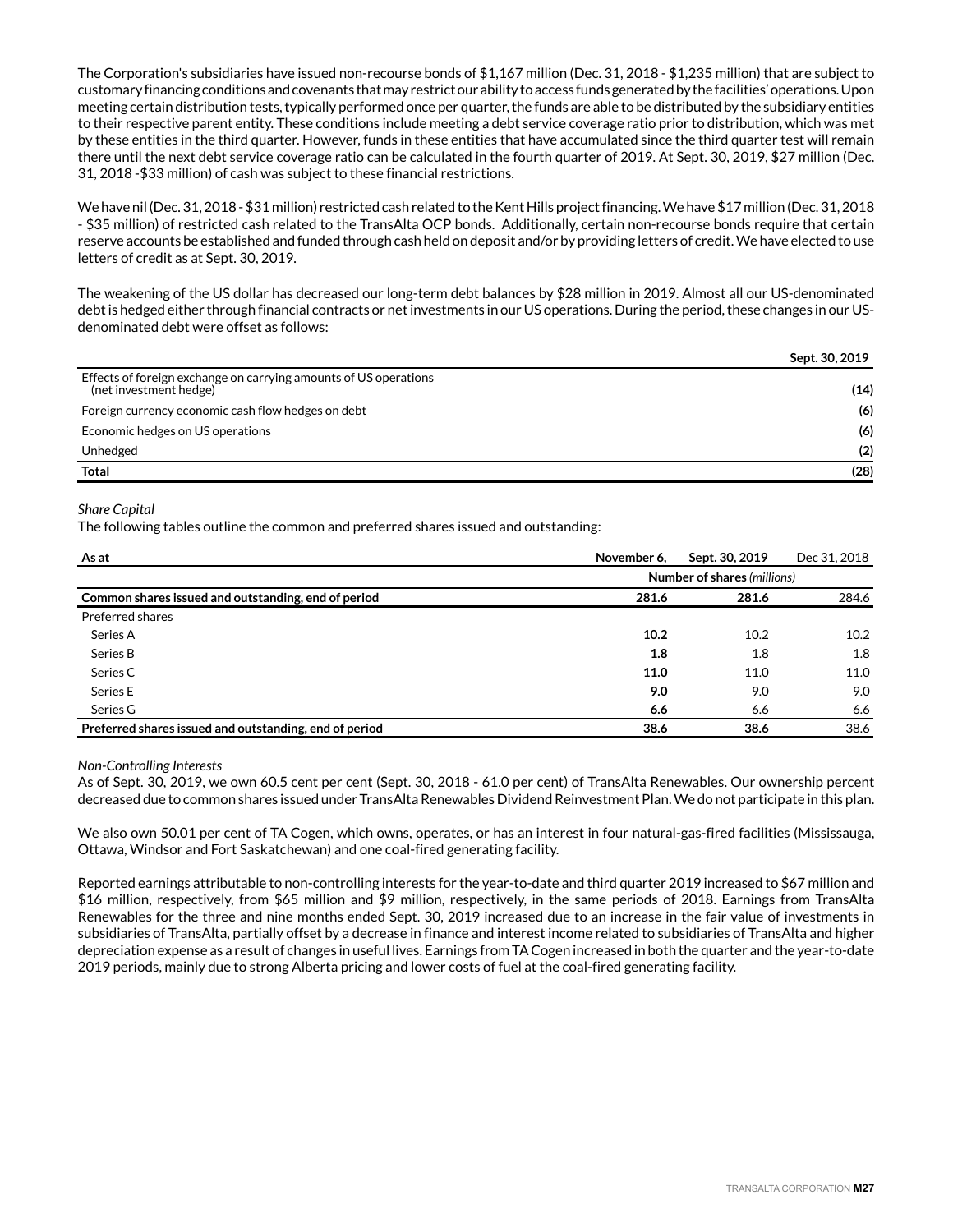The Corporation's subsidiaries have issued non-recourse bonds of $1,167 million (Dec. 31, 2018 - $1,235 million) that are subject to customary financing conditions and covenants that may restrict our ability to access funds generated by the facilities' operations. Upon meeting certain distribution tests, typically performed once per quarter, the funds are able to be distributed by the subsidiary entities to their respective parent entity. These conditions include meeting a debt service coverage ratio prior to distribution, which was met by these entities in the third quarter. However, funds in these entities that have accumulated since the third quarter test will remain there until the next debt service coverage ratio can be calculated in the fourth quarter of 2019. At Sept. 30, 2019, $27 million (Dec. 31, 2018 -$33 million) of cash was subject to these financial restrictions.

We have nil (Dec. 31, 2018 - $31 million) restricted cash related to the Kent Hills project financing. We have $17 million (Dec. 31, 2018 - $35 million) of restricted cash related to the TransAlta OCP bonds. Additionally, certain non-recourse bonds require that certain reserve accounts be established and funded through cash held on deposit and/or by providing letters of credit. We have elected to use letters of credit as at Sept. 30, 2019.

The weakening of the US dollar has decreased our long-term debt balances by $28 million in 2019. Almost all our US-denominated debt is hedged either through financial contracts or net investments in our US operations. During the period, these changes in our US-denominated debt were offset as follows:

| | Sept. 30, 2019 |
|---|---|
| Effects of foreign exchange on carrying amounts of US operations (net investment hedge) | **(14)** |
| Foreign currency economic cash flow hedges on debt | **(6)** |
| Economic hedges on US operations | **(6)** |
| Unhedged | **(2)** |
| **Total** | **(28)** |

*Share Capital*

The following tables outline the common and preferred shares issued and outstanding:

| As at | November 6, | Sept. 30, 2019 | Dec 31, 2018 |
|---|---|---|---|
| | Number of shares *(millions)* | | |
| **Common shares issued and outstanding, end of period** | **281.6** | **281.6** | 284.6 |
| Preferred shares | | | |
| Series A | **10.2** | 10.2 | 10.2 |
| Series B | **1.8** | 1.8 | 1.8 |
| Series C | **11.0** | 11.0 | 11.0 |
| Series E | **9.0** | 9.0 | 9.0 |
| Series G | **6.6** | 6.6 | 6.6 |
| **Preferred shares issued and outstanding, end of period** | **38.6** | **38.6** | 38.6 |

*Non-Controlling Interests*

As of Sept. 30, 2019, we own 60.5 cent per cent (Sept. 30, 2018 - 61.0 per cent) of TransAlta Renewables. Our ownership percent decreased due to common shares issued under TransAlta Renewables Dividend Reinvestment Plan. We do not participate in this plan.

We also own 50.01 per cent of TA Cogen, which owns, operates, or has an interest in four natural-gas-fired facilities (Mississauga, Ottawa, Windsor and Fort Saskatchewan) and one coal-fired generating facility.

Reported earnings attributable to non-controlling interests for the year-to-date and third quarter 2019 increased to $67 million and $16 million, respectively, from $65 million and $9 million, respectively, in the same periods of 2018. Earnings from TransAlta Renewables for the three and nine months ended Sept. 30, 2019 increased due to an increase in the fair value of investments in subsidiaries of TransAlta, partially offset by a decrease in finance and interest income related to subsidiaries of TransAlta and higher depreciation expense as a result of changes in useful lives. Earnings from TA Cogen increased in both the quarter and the year-to-date 2019 periods, mainly due to strong Alberta pricing and lower costs of fuel at the coal-fired generating facility.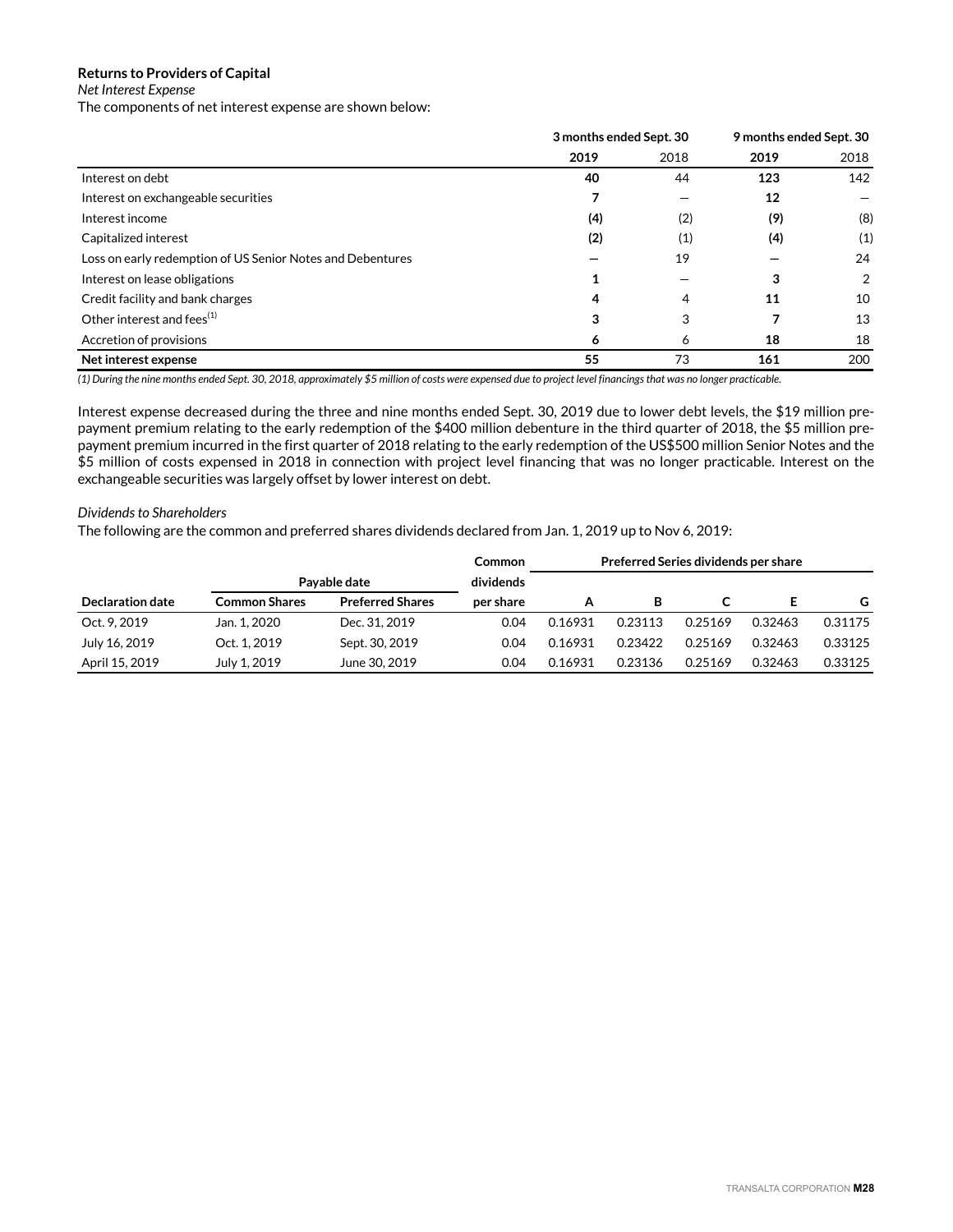**Returns to Providers of Capital**

*Net Interest Expense*

The components of net interest expense are shown below:

| | 3 months ended Sept. 30 | | 9 months ended Sept. 30 | |
|---|---|---|---|---|
| | **2019** | 2018 | **2019** | 2018 |
| Interest on debt | **40** | 44 | **123** | 142 |
| Interest on exchangeable securities | **7** | — | **12** | — |
| Interest income | **(4)** | (2) | **(9)** | (8) |
| Capitalized interest | **(2)** | (1) | **(4)** | (1) |
| Loss on early redemption of US Senior Notes and Debentures | **—** | 19 | **—** | 24 |
| Interest on lease obligations | **1** | — | **3** | 2 |
| Credit facility and bank charges | **4** | 4 | **11** | 10 |
| Other interest and fees[(1)] | **3** | 3 | **7** | 13 |
| Accretion of provisions | **6** | 6 | **18** | 18 |
| **Net interest expense** | **55** | 73 | **161** | 200 |

*(1) During the nine months ended Sept. 30, 2018, approximately $5 million of costs were expensed due to project level financings that was no longer practicable.*

Interest expense decreased during the three and nine months ended Sept. 30, 2019 due to lower debt levels, the $19 million pre-payment premium relating to the early redemption of the $400 million debenture in the third quarter of 2018, the $5 million pre-payment premium incurred in the first quarter of 2018 relating to the early redemption of the US$500 million Senior Notes and the $5 million of costs expensed in 2018 in connection with project level financing that was no longer practicable. Interest on the exchangeable securities was largely offset by lower interest on debt.

*Dividends to Shareholders*

The following are the common and preferred shares dividends declared from Jan. 1, 2019 up to Nov 6, 2019:

| | Payable date | | Common dividends | Preferred Series dividends per share | | | | |
|---|---|---|---|---|---|---|---|---|
| **Declaration date** | **Common Shares** | **Preferred Shares** | **per share** | **A** | **B** | **C** | **E** | **G** |
| Oct. 9, 2019 | Jan. 1, 2020 | Dec. 31, 2019 | 0.04 | 0.16931 | 0.23113 | 0.25169 | 0.32463 | 0.31175 |
| July 16, 2019 | Oct. 1, 2019 | Sept. 30, 2019 | 0.04 | 0.16931 | 0.23422 | 0.25169 | 0.32463 | 0.33125 |
| April 15, 2019 | July 1, 2019 | June 30, 2019 | 0.04 | 0.16931 | 0.23136 | 0.25169 | 0.32463 | 0.33125 |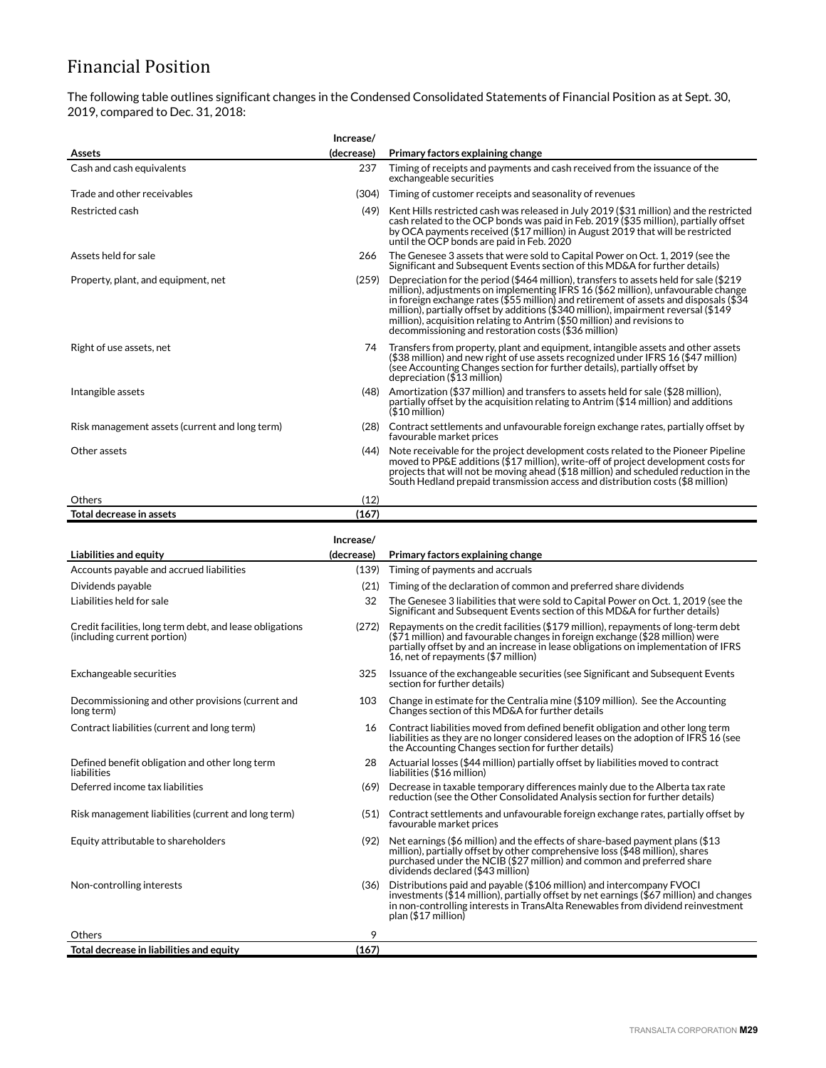# Financial Position

The following table outlines significant changes in the Condensed Consolidated Statements of Financial Position as at Sept. 30, 2019, compared to Dec. 31, 2018:

| Assets | Increase/ (decrease) | Primary factors explaining change |
|---|---|---|
| Cash and cash equivalents | 237 | Timing of receipts and payments and cash received from the issuance of the exchangeable securities |
| Trade and other receivables | (304) | Timing of customer receipts and seasonality of revenues |
| Restricted cash | (49) | Kent Hills restricted cash was released in July 2019 ($31 million) and the restricted cash related to the OCP bonds was paid in Feb. 2019 ($35 million), partially offset by OCA payments received ($17 million) in August 2019 that will be restricted until the OCP bonds are paid in Feb. 2020 |
| Assets held for sale | 266 | The Genesee 3 assets that were sold to Capital Power on Oct. 1, 2019 (see the Significant and Subsequent Events section of this MD&A for further details) |
| Property, plant, and equipment, net | (259) | Depreciation for the period ($464 million), transfers to assets held for sale ($219 million), adjustments on implementing IFRS 16 ($62 million), unfavourable change in foreign exchange rates ($55 million) and retirement of assets and disposals ($34 million), partially offset by additions ($340 million), impairment reversal ($149 million), acquisition relating to Antrim ($50 million) and revisions to decommissioning and restoration costs ($36 million) |
| Right of use assets, net | 74 | Transfers from property, plant and equipment, intangible assets and other assets ($38 million) and new right of use assets recognized under IFRS 16 ($47 million) (see Accounting Changes section for further details), partially offset by depreciation ($13 million) |
| Intangible assets | (48) | Amortization ($37 million) and transfers to assets held for sale ($28 million), partially offset by the acquisition relating to Antrim ($14 million) and additions ($10 million) |
| Risk management assets (current and long term) | (28) | Contract settlements and unfavourable foreign exchange rates, partially offset by favourable market prices |
| Other assets | (44) | Note receivable for the project development costs related to the Pioneer Pipeline moved to PP&E additions ($17 million), write-off of project development costs for projects that will not be moving ahead ($18 million) and scheduled reduction in the South Hedland prepaid transmission access and distribution costs ($8 million) |
| Others | (12) | |
| **Total decrease in assets** | **(167)** | |

| Liabilities and equity | Increase/ (decrease) | Primary factors explaining change |
|---|---|---|
| Accounts payable and accrued liabilities | (139) | Timing of payments and accruals |
| Dividends payable | (21) | Timing of the declaration of common and preferred share dividends |
| Liabilities held for sale | 32 | The Genesee 3 liabilities that were sold to Capital Power on Oct. 1, 2019 (see the Significant and Subsequent Events section of this MD&A for further details) |
| Credit facilities, long term debt, and lease obligations (including current portion) | (272) | Repayments on the credit facilities ($179 million), repayments of long-term debt ($71 million) and favourable changes in foreign exchange ($28 million) were partially offset by and an increase in lease obligations on implementation of IFRS 16, net of repayments ($7 million) |
| Exchangeable securities | 325 | Issuance of the exchangeable securities (see Significant and Subsequent Events section for further details) |
| Decommissioning and other provisions (current and long term) | 103 | Change in estimate for the Centralia mine ($109 million). See the Accounting Changes section of this MD&A for further details |
| Contract liabilities (current and long term) | 16 | Contract liabilities moved from defined benefit obligation and other long term liabilities as they are no longer considered leases on the adoption of IFRS 16 (see the Accounting Changes section for further details) |
| Defined benefit obligation and other long term liabilities | 28 | Actuarial losses ($44 million) partially offset by liabilities moved to contract liabilities ($16 million) |
| Deferred income tax liabilities | (69) | Decrease in taxable temporary differences mainly due to the Alberta tax rate reduction (see the Other Consolidated Analysis section for further details) |
| Risk management liabilities (current and long term) | (51) | Contract settlements and unfavourable foreign exchange rates, partially offset by favourable market prices |
| Equity attributable to shareholders | (92) | Net earnings ($6 million) and the effects of share-based payment plans ($13 million), partially offset by other comprehensive loss ($48 million), shares purchased under the NCIB ($27 million) and common and preferred share dividends declared ($43 million) |
| Non-controlling interests | (36) | Distributions paid and payable ($106 million) and intercompany FVOCI investments ($14 million), partially offset by net earnings ($67 million) and changes in non-controlling interests in TransAlta Renewables from dividend reinvestment plan ($17 million) |
| Others | 9 | |
| **Total decrease in liabilities and equity** | **(167)** | |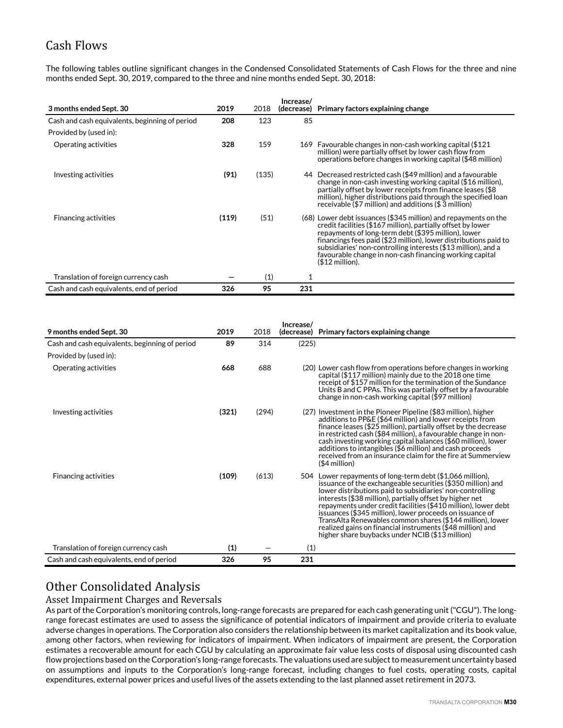## Cash Flows

The following tables outline significant changes in the Condensed Consolidated Statements of Cash Flows for the three and nine months ended Sept. 30, 2019, compared to the three and nine months ended Sept. 30, 2018:

| 3 months ended Sept. 30 | 2019 | 2018 | Increase/ (decrease) | Primary factors explaining change |
|---|---|---|---|---|
| Cash and cash equivalents, beginning of period | **208** | 123 | 85 | |
| Provided by (used in): | | | | |
| Operating activities | **328** | 159 | 169 | Favourable changes in non-cash working capital ($121 million) were partially offset by lower cash flow from operations before changes in working capital ($48 million) |
| Investing activities | **(91)** | (135) | 44 | Decreased restricted cash ($49 million) and a favourable change in non-cash investing working capital ($16 million), partially offset by lower receipts from finance leases ($8 million), higher distributions paid through the specified loan receivable ($7 million) and additions ($ 3 million) |
| Financing activities | **(119)** | (51) | (68) | Lower debt issuances ($345 million) and repayments on the credit facilities ($167 million), partially offset by lower repayments of long-term debt ($395 million), lower financings fees paid ($23 million), lower distributions paid to subsidiaries' non-controlling interests ($13 million), and a favourable change in non-cash financing working capital ($12 million). |
| Translation of foreign currency cash | **—** | (1) | 1 | |
| Cash and cash equivalents, end of period | **326** | **95** | **231** | |

| 9 months ended Sept. 30 | 2019 | 2018 | Increase/ (decrease) | Primary factors explaining change |
|---|---|---|---|---|
| Cash and cash equivalents, beginning of period | **89** | 314 | (225) | |
| Provided by (used in): | | | | |
| Operating activities | **668** | 688 | (20) | Lower cash flow from operations before changes in working capital ($117 million) mainly due to the 2018 one time receipt of $157 million for the termination of the Sundance Units B and C PPAs. This was partially offset by a favourable change in non-cash working capital ($97 million) |
| Investing activities | **(321)** | (294) | (27) | Investment in the Pioneer Pipeline ($83 million), higher additions to PP&E ($64 million) and lower receipts from finance leases ($25 million), partially offset by the decrease in restricted cash ($84 million), a favourable change in non-cash investing working capital balances ($60 million), lower additions to intangibles ($6 million) and cash proceeds received from an insurance claim for the fire at Summerview ($4 million) |
| Financing activities | **(109)** | (613) | 504 | Lower repayments of long-term debt ($1,066 million), issuance of the exchangeable securities ($350 million) and lower distributions paid to subsidiaries' non-controlling interests ($38 million), partially offset by higher net repayments under credit facilities ($410 million), lower debt issuances ($345 million), lower proceeds on issuance of TransAlta Renewables common shares ($144 million), lower realized gains on financial instruments ($48 million) and higher share buybacks under NCIB ($13 million) |
| Translation of foreign currency cash | **(1)** | — | (1) | |
| Cash and cash equivalents, end of period | **326** | **95** | **231** | |

## Other Consolidated Analysis

### Asset Impairment Charges and Reversals

As part of the Corporation's monitoring controls, long-range forecasts are prepared for each cash generating unit ("CGU"). The long-range forecast estimates are used to assess the significance of potential indicators of impairment and provide criteria to evaluate adverse changes in operations. The Corporation also considers the relationship between its market capitalization and its book value, among other factors, when reviewing for indicators of impairment. When indicators of impairment are present, the Corporation estimates a recoverable amount for each CGU by calculating an approximate fair value less costs of disposal using discounted cash flow projections based on the Corporation's long-range forecasts. The valuations used are subject to measurement uncertainty based on assumptions and inputs to the Corporation's long-range forecast, including changes to fuel costs, operating costs, capital expenditures, external power prices and useful lives of the assets extending to the last planned asset retirement in 2073.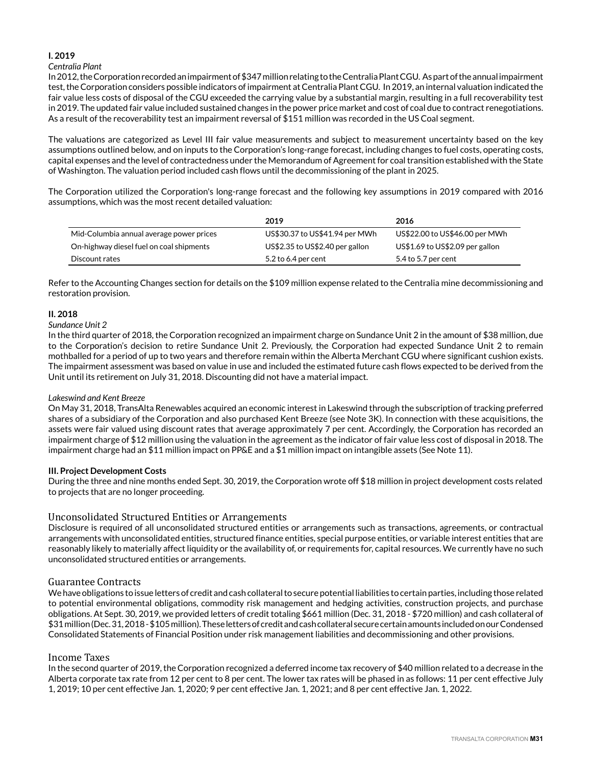**I. 2019**

*Centralia Plant*

In 2012, the Corporation recorded an impairment of $347 million relating to the Centralia Plant CGU. As part of the annual impairment test, the Corporation considers possible indicators of impairment at Centralia Plant CGU. In 2019, an internal valuation indicated the fair value less costs of disposal of the CGU exceeded the carrying value by a substantial margin, resulting in a full recoverability test in 2019. The updated fair value included sustained changes in the power price market and cost of coal due to contract renegotiations. As a result of the recoverability test an impairment reversal of $151 million was recorded in the US Coal segment.

The valuations are categorized as Level III fair value measurements and subject to measurement uncertainty based on the key assumptions outlined below, and on inputs to the Corporation's long-range forecast, including changes to fuel costs, operating costs, capital expenses and the level of contractedness under the Memorandum of Agreement for coal transition established with the State of Washington. The valuation period included cash flows until the decommissioning of the plant in 2025.

The Corporation utilized the Corporation's long-range forecast and the following key assumptions in 2019 compared with 2016 assumptions, which was the most recent detailed valuation:

| | 2019 | 2016 |
|---|---|---|
| Mid-Columbia annual average power prices | US$30.37 to US$41.94 per MWh | US$22.00 to US$46.00 per MWh |
| On-highway diesel fuel on coal shipments | US$2.35 to US$2.40 per gallon | US$1.69 to US$2.09 per gallon |
| Discount rates | 5.2 to 6.4 per cent | 5.4 to 5.7 per cent |

Refer to the Accounting Changes section for details on the $109 million expense related to the Centralia mine decommissioning and restoration provision.

**II. 2018**

*Sundance Unit 2*

In the third quarter of 2018, the Corporation recognized an impairment charge on Sundance Unit 2 in the amount of $38 million, due to the Corporation's decision to retire Sundance Unit 2. Previously, the Corporation had expected Sundance Unit 2 to remain mothballed for a period of up to two years and therefore remain within the Alberta Merchant CGU where significant cushion exists. The impairment assessment was based on value in use and included the estimated future cash flows expected to be derived from the Unit until its retirement on July 31, 2018. Discounting did not have a material impact.

*Lakeswind and Kent Breeze*

On May 31, 2018, TransAlta Renewables acquired an economic interest in Lakeswind through the subscription of tracking preferred shares of a subsidiary of the Corporation and also purchased Kent Breeze (see Note 3K). In connection with these acquisitions, the assets were fair valued using discount rates that average approximately 7 per cent. Accordingly, the Corporation has recorded an impairment charge of $12 million using the valuation in the agreement as the indicator of fair value less cost of disposal in 2018. The impairment charge had an $11 million impact on PP&E and a $1 million impact on intangible assets (See Note 11).

**III. Project Development Costs**

During the three and nine months ended Sept. 30, 2019, the Corporation wrote off $18 million in project development costs related to projects that are no longer proceeding.

## Unconsolidated Structured Entities or Arrangements

Disclosure is required of all unconsolidated structured entities or arrangements such as transactions, agreements, or contractual arrangements with unconsolidated entities, structured finance entities, special purpose entities, or variable interest entities that are reasonably likely to materially affect liquidity or the availability of, or requirements for, capital resources. We currently have no such unconsolidated structured entities or arrangements.

## Guarantee Contracts

We have obligations to issue letters of credit and cash collateral to secure potential liabilities to certain parties, including those related to potential environmental obligations, commodity risk management and hedging activities, construction projects, and purchase obligations. At Sept. 30, 2019, we provided letters of credit totaling $661 million (Dec. 31, 2018 - $720 million) and cash collateral of $31 million (Dec. 31, 2018 - $105 million). These letters of credit and cash collateral secure certain amounts included on our Condensed Consolidated Statements of Financial Position under risk management liabilities and decommissioning and other provisions.

## Income Taxes

In the second quarter of 2019, the Corporation recognized a deferred income tax recovery of $40 million related to a decrease in the Alberta corporate tax rate from 12 per cent to 8 per cent. The lower tax rates will be phased in as follows: 11 per cent effective July 1, 2019; 10 per cent effective Jan. 1, 2020; 9 per cent effective Jan. 1, 2021; and 8 per cent effective Jan. 1, 2022.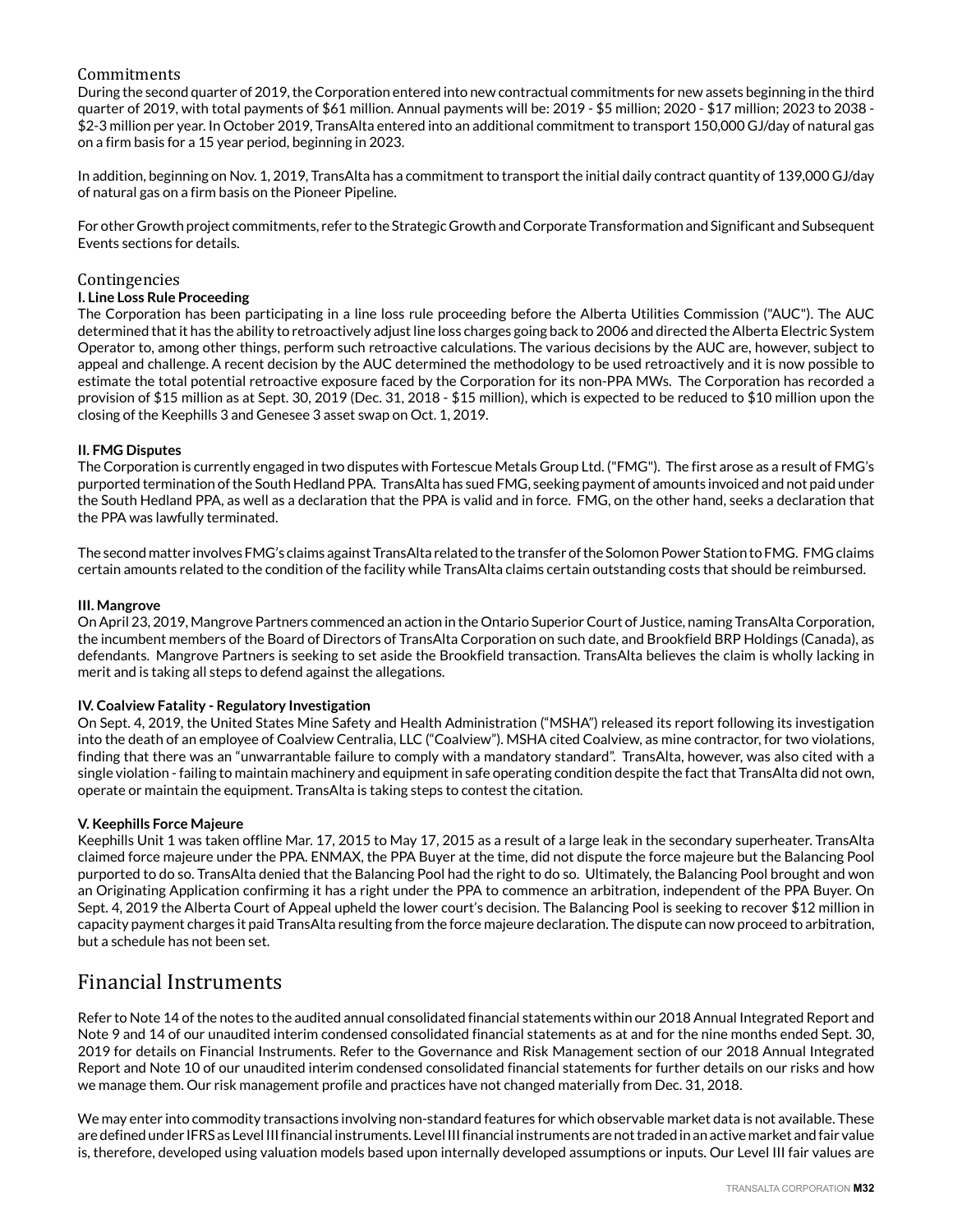## Commitments

During the second quarter of 2019, the Corporation entered into new contractual commitments for new assets beginning in the third quarter of 2019, with total payments of $61 million. Annual payments will be: 2019 - $5 million; 2020 - $17 million; 2023 to 2038 - $2-3 million per year. In October 2019, TransAlta entered into an additional commitment to transport 150,000 GJ/day of natural gas on a firm basis for a 15 year period, beginning in 2023.

In addition, beginning on Nov. 1, 2019, TransAlta has a commitment to transport the initial daily contract quantity of 139,000 GJ/day of natural gas on a firm basis on the Pioneer Pipeline.

For other Growth project commitments, refer to the Strategic Growth and Corporate Transformation and Significant and Subsequent Events sections for details.

## Contingencies

**I. Line Loss Rule Proceeding**

The Corporation has been participating in a line loss rule proceeding before the Alberta Utilities Commission ("AUC"). The AUC determined that it has the ability to retroactively adjust line loss charges going back to 2006 and directed the Alberta Electric System Operator to, among other things, perform such retroactive calculations. The various decisions by the AUC are, however, subject to appeal and challenge. A recent decision by the AUC determined the methodology to be used retroactively and it is now possible to estimate the total potential retroactive exposure faced by the Corporation for its non-PPA MWs. The Corporation has recorded a provision of $15 million as at Sept. 30, 2019 (Dec. 31, 2018 - $15 million), which is expected to be reduced to $10 million upon the closing of the Keephills 3 and Genesee 3 asset swap on Oct. 1, 2019.

**II. FMG Disputes**

The Corporation is currently engaged in two disputes with Fortescue Metals Group Ltd. ("FMG"). The first arose as a result of FMG's purported termination of the South Hedland PPA. TransAlta has sued FMG, seeking payment of amounts invoiced and not paid under the South Hedland PPA, as well as a declaration that the PPA is valid and in force. FMG, on the other hand, seeks a declaration that the PPA was lawfully terminated.

The second matter involves FMG's claims against TransAlta related to the transfer of the Solomon Power Station to FMG. FMG claims certain amounts related to the condition of the facility while TransAlta claims certain outstanding costs that should be reimbursed.

**III. Mangrove**

On April 23, 2019, Mangrove Partners commenced an action in the Ontario Superior Court of Justice, naming TransAlta Corporation, the incumbent members of the Board of Directors of TransAlta Corporation on such date, and Brookfield BRP Holdings (Canada), as defendants. Mangrove Partners is seeking to set aside the Brookfield transaction. TransAlta believes the claim is wholly lacking in merit and is taking all steps to defend against the allegations.

**IV. Coalview Fatality - Regulatory Investigation**

On Sept. 4, 2019, the United States Mine Safety and Health Administration ("MSHA") released its report following its investigation into the death of an employee of Coalview Centralia, LLC ("Coalview"). MSHA cited Coalview, as mine contractor, for two violations, finding that there was an "unwarrantable failure to comply with a mandatory standard". TransAlta, however, was also cited with a single violation - failing to maintain machinery and equipment in safe operating condition despite the fact that TransAlta did not own, operate or maintain the equipment. TransAlta is taking steps to contest the citation.

**V. Keephills Force Majeure**

Keephills Unit 1 was taken offline Mar. 17, 2015 to May 17, 2015 as a result of a large leak in the secondary superheater. TransAlta claimed force majeure under the PPA. ENMAX, the PPA Buyer at the time, did not dispute the force majeure but the Balancing Pool purported to do so. TransAlta denied that the Balancing Pool had the right to do so. Ultimately, the Balancing Pool brought and won an Originating Application confirming it has a right under the PPA to commence an arbitration, independent of the PPA Buyer. On Sept. 4, 2019 the Alberta Court of Appeal upheld the lower court's decision. The Balancing Pool is seeking to recover $12 million in capacity payment charges it paid TransAlta resulting from the force majeure declaration. The dispute can now proceed to arbitration, but a schedule has not been set.

# Financial Instruments

Refer to Note 14 of the notes to the audited annual consolidated financial statements within our 2018 Annual Integrated Report and Note 9 and 14 of our unaudited interim condensed consolidated financial statements as at and for the nine months ended Sept. 30, 2019 for details on Financial Instruments. Refer to the Governance and Risk Management section of our 2018 Annual Integrated Report and Note 10 of our unaudited interim condensed consolidated financial statements for further details on our risks and how we manage them. Our risk management profile and practices have not changed materially from Dec. 31, 2018.

We may enter into commodity transactions involving non-standard features for which observable market data is not available. These are defined under IFRS as Level III financial instruments. Level III financial instruments are not traded in an active market and fair value is, therefore, developed using valuation models based upon internally developed assumptions or inputs. Our Level III fair values are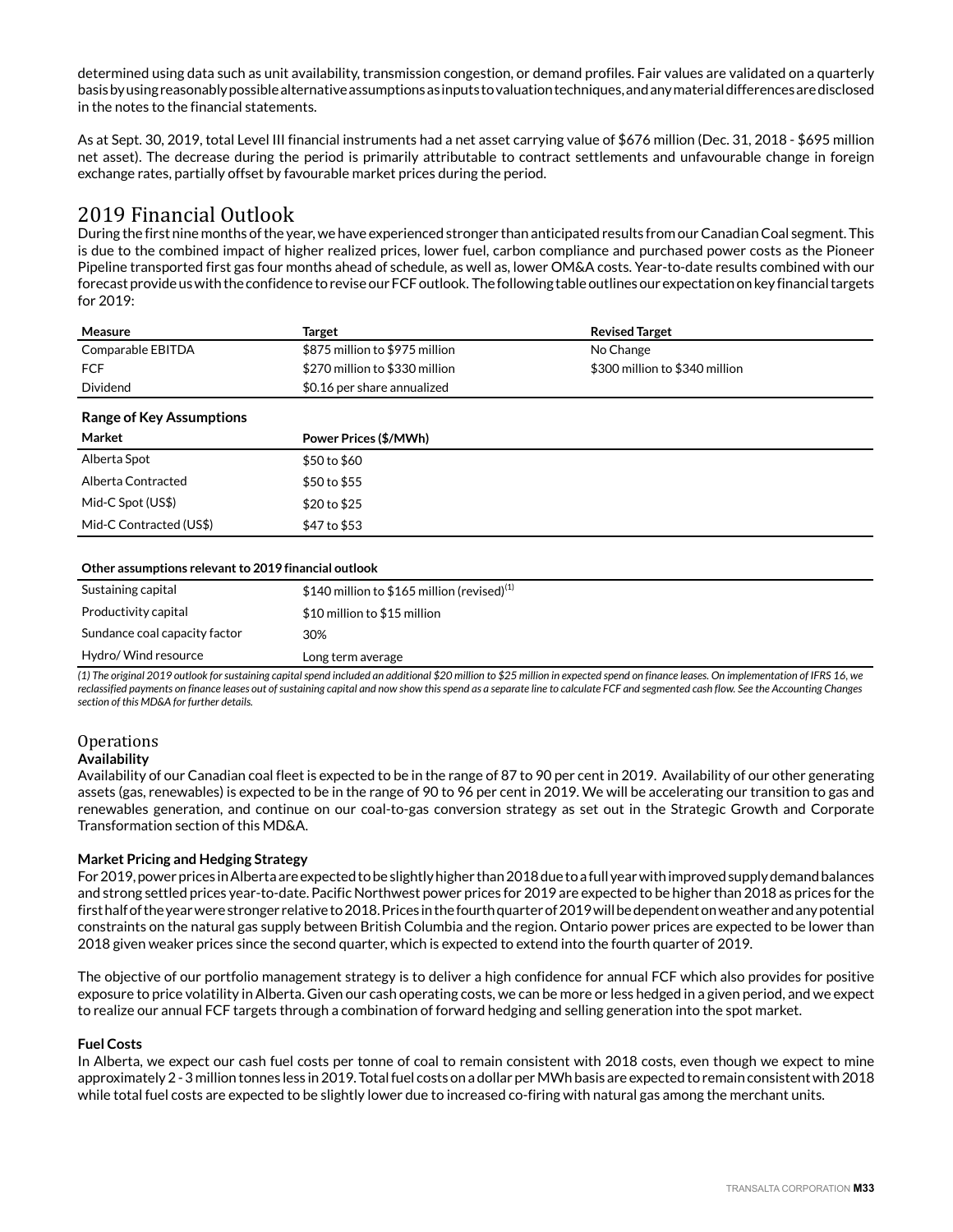determined using data such as unit availability, transmission congestion, or demand profiles. Fair values are validated on a quarterly basis by using reasonably possible alternative assumptions as inputs to valuation techniques, and any material differences are disclosed in the notes to the financial statements.

As at Sept. 30, 2019, total Level III financial instruments had a net asset carrying value of $676 million (Dec. 31, 2018 - $695 million net asset). The decrease during the period is primarily attributable to contract settlements and unfavourable change in foreign exchange rates, partially offset by favourable market prices during the period.

# 2019 Financial Outlook

During the first nine months of the year, we have experienced stronger than anticipated results from our Canadian Coal segment. This is due to the combined impact of higher realized prices, lower fuel, carbon compliance and purchased power costs as the Pioneer Pipeline transported first gas four months ahead of schedule, as well as, lower OM&A costs. Year-to-date results combined with our forecast provide us with the confidence to revise our FCF outlook. The following table outlines our expectation on key financial targets for 2019:

| Measure | Target | Revised Target |
|---|---|---|
| Comparable EBITDA | $875 million to $975 million | No Change |
| FCF | $270 million to $330 million | $300 million to $340 million |
| Dividend | $0.16 per share annualized | |

**Range of Key Assumptions**

| Market | Power Prices ($/MWh) |
|---|---|
| Alberta Spot | $50 to $60 |
| Alberta Contracted | $50 to $55 |
| Mid-C Spot (US$) | $20 to $25 |
| Mid-C Contracted (US$) | $47 to $53 |

| Other assumptions relevant to 2019 financial outlook | |
|---|---|
| Sustaining capital | $140 million to $165 million (revised)[1] |
| Productivity capital | $10 million to $15 million |
| Sundance coal capacity factor | 30% |
| Hydro/ Wind resource | Long term average |

*(1) The original 2019 outlook for sustaining capital spend included an additional $20 million to $25 million in expected spend on finance leases. On implementation of IFRS 16, we reclassified payments on finance leases out of sustaining capital and now show this spend as a separate line to calculate FCF and segmented cash flow. See the Accounting Changes section of this MD&A for further details.*

## Operations

**Availability**

Availability of our Canadian coal fleet is expected to be in the range of 87 to 90 per cent in 2019. Availability of our other generating assets (gas, renewables) is expected to be in the range of 90 to 96 per cent in 2019. We will be accelerating our transition to gas and renewables generation, and continue on our coal-to-gas conversion strategy as set out in the Strategic Growth and Corporate Transformation section of this MD&A.

**Market Pricing and Hedging Strategy**

For 2019, power prices in Alberta are expected to be slightly higher than 2018 due to a full year with improved supply demand balances and strong settled prices year-to-date. Pacific Northwest power prices for 2019 are expected to be higher than 2018 as prices for the first half of the year were stronger relative to 2018. Prices in the fourth quarter of 2019 will be dependent on weather and any potential constraints on the natural gas supply between British Columbia and the region. Ontario power prices are expected to be lower than 2018 given weaker prices since the second quarter, which is expected to extend into the fourth quarter of 2019.

The objective of our portfolio management strategy is to deliver a high confidence for annual FCF which also provides for positive exposure to price volatility in Alberta. Given our cash operating costs, we can be more or less hedged in a given period, and we expect to realize our annual FCF targets through a combination of forward hedging and selling generation into the spot market.

**Fuel Costs**

In Alberta, we expect our cash fuel costs per tonne of coal to remain consistent with 2018 costs, even though we expect to mine approximately 2 - 3 million tonnes less in 2019. Total fuel costs on a dollar per MWh basis are expected to remain consistent with 2018 while total fuel costs are expected to be slightly lower due to increased co-firing with natural gas among the merchant units.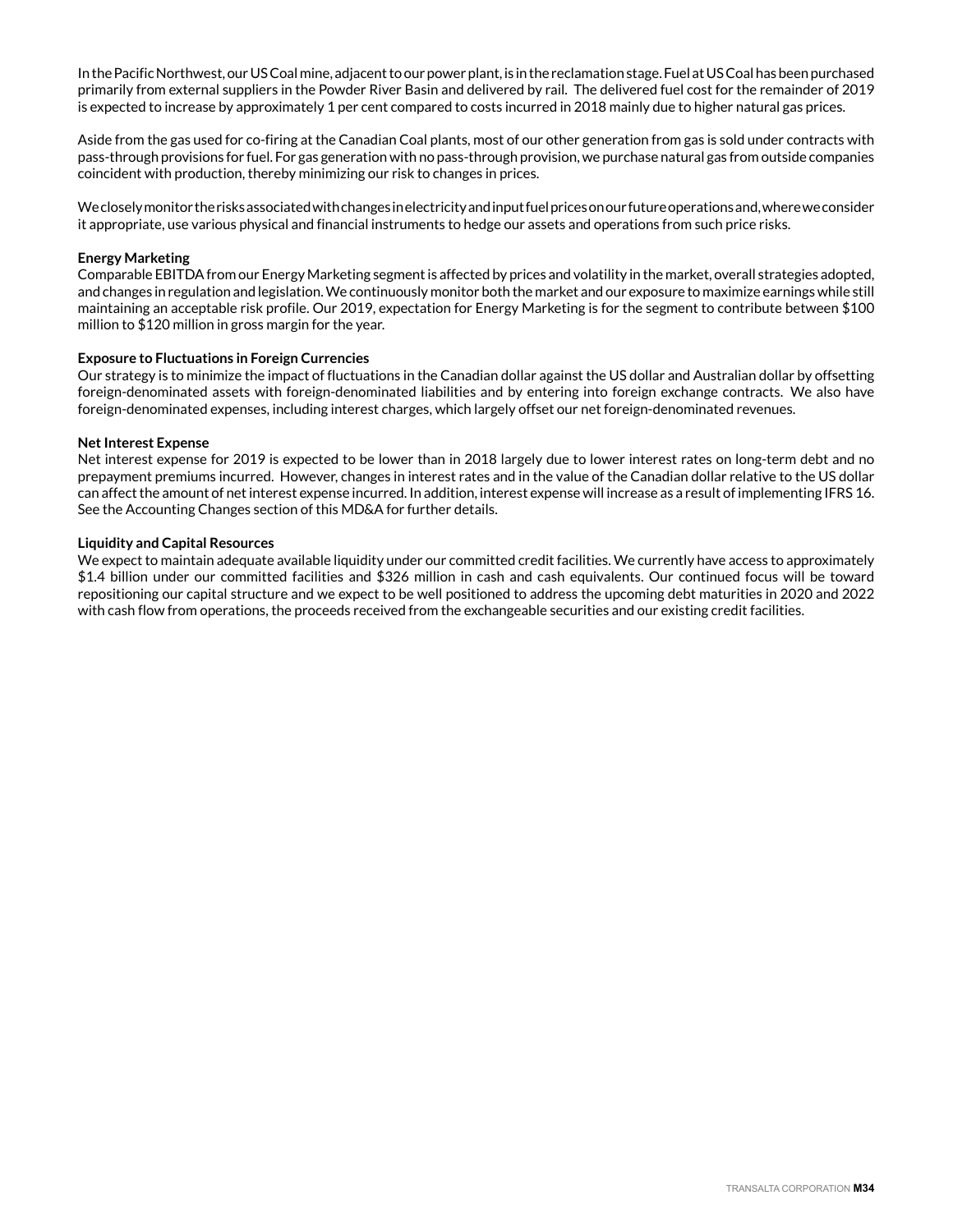In the Pacific Northwest, our US Coal mine, adjacent to our power plant, is in the reclamation stage. Fuel at US Coal has been purchased primarily from external suppliers in the Powder River Basin and delivered by rail. The delivered fuel cost for the remainder of 2019 is expected to increase by approximately 1 per cent compared to costs incurred in 2018 mainly due to higher natural gas prices.

Aside from the gas used for co-firing at the Canadian Coal plants, most of our other generation from gas is sold under contracts with pass-through provisions for fuel. For gas generation with no pass-through provision, we purchase natural gas from outside companies coincident with production, thereby minimizing our risk to changes in prices.

We closely monitor the risks associated with changes in electricity and input fuel prices on our future operations and, where we consider it appropriate, use various physical and financial instruments to hedge our assets and operations from such price risks.

**Energy Marketing**

Comparable EBITDA from our Energy Marketing segment is affected by prices and volatility in the market, overall strategies adopted, and changes in regulation and legislation. We continuously monitor both the market and our exposure to maximize earnings while still maintaining an acceptable risk profile. Our 2019, expectation for Energy Marketing is for the segment to contribute between $100 million to $120 million in gross margin for the year.

**Exposure to Fluctuations in Foreign Currencies**

Our strategy is to minimize the impact of fluctuations in the Canadian dollar against the US dollar and Australian dollar by offsetting foreign-denominated assets with foreign-denominated liabilities and by entering into foreign exchange contracts. We also have foreign-denominated expenses, including interest charges, which largely offset our net foreign-denominated revenues.

**Net Interest Expense**

Net interest expense for 2019 is expected to be lower than in 2018 largely due to lower interest rates on long-term debt and no prepayment premiums incurred. However, changes in interest rates and in the value of the Canadian dollar relative to the US dollar can affect the amount of net interest expense incurred. In addition, interest expense will increase as a result of implementing IFRS 16. See the Accounting Changes section of this MD&A for further details.

**Liquidity and Capital Resources**

We expect to maintain adequate available liquidity under our committed credit facilities. We currently have access to approximately $1.4 billion under our committed facilities and $326 million in cash and cash equivalents. Our continued focus will be toward repositioning our capital structure and we expect to be well positioned to address the upcoming debt maturities in 2020 and 2022 with cash flow from operations, the proceeds received from the exchangeable securities and our existing credit facilities.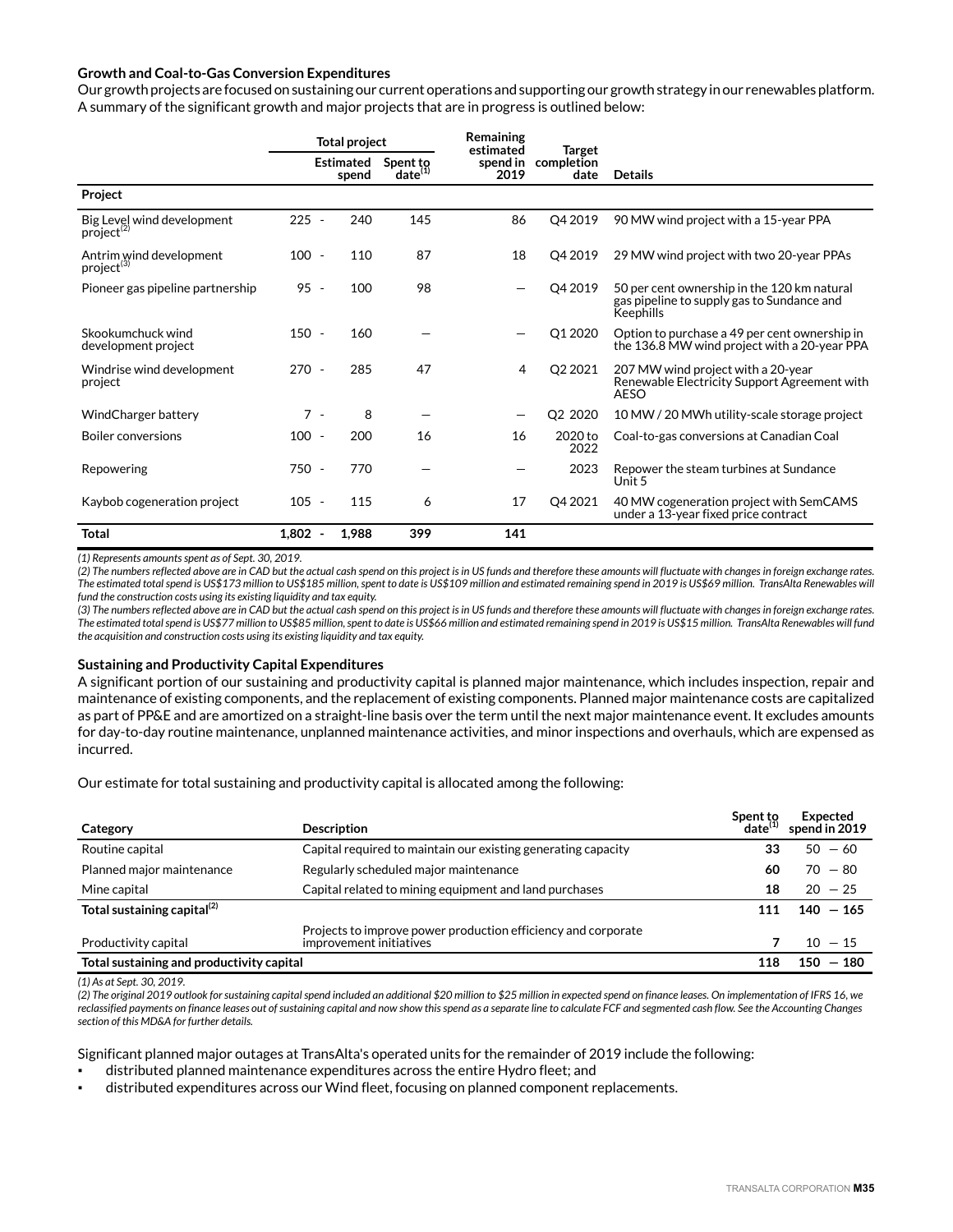**Growth and Coal-to-Gas Conversion Expenditures**

Our growth projects are focused on sustaining our current operations and supporting our growth strategy in our renewables platform. A summary of the significant growth and major projects that are in progress is outlined below:

| | Total project | | Remaining estimated | Target | |
|---|---|---|---|---|---|
| | Estimated spend | Spent to date[1] | spend in 2019 | completion date | Details |
| **Project** | | | | | |
| Big Level wind development project[2] | 225 - 240 | 145 | 86 | Q4 2019 | 90 MW wind project with a 15-year PPA |
| Antrim wind development project[3] | 100 - 110 | 87 | 18 | Q4 2019 | 29 MW wind project with two 20-year PPAs |
| Pioneer gas pipeline partnership | 95 - 100 | 98 | — | Q4 2019 | 50 per cent ownership in the 120 km natural gas pipeline to supply gas to Sundance and Keephills |
| Skookumchuck wind development project | 150 - 160 | — | — | Q1 2020 | Option to purchase a 49 per cent ownership in the 136.8 MW wind project with a 20-year PPA |
| Windrise wind development project | 270 - 285 | 47 | 4 | Q2 2021 | 207 MW wind project with a 20-year Renewable Electricity Support Agreement with AESO |
| WindCharger battery | 7 - 8 | — | — | Q2 2020 | 10 MW / 20 MWh utility-scale storage project |
| Boiler conversions | 100 - 200 | 16 | 16 | 2020 to 2022 | Coal-to-gas conversions at Canadian Coal |
| Repowering | 750 - 770 | — | — | 2023 | Repower the steam turbines at Sundance Unit 5 |
| Kaybob cogeneration project | 105 - 115 | 6 | 17 | Q4 2021 | 40 MW cogeneration project with SemCAMS under a 13-year fixed price contract |
| **Total** | **1,802 - 1,988** | **399** | **141** | | |

*(1) Represents amounts spent as of Sept. 30, 2019.*

*(2) The numbers reflected above are in CAD but the actual cash spend on this project is in US funds and therefore these amounts will fluctuate with changes in foreign exchange rates. The estimated total spend is US$173 million to US$185 million, spent to date is US$109 million and estimated remaining spend in 2019 is US$69 million. TransAlta Renewables will fund the construction costs using its existing liquidity and tax equity.*

*(3) The numbers reflected above are in CAD but the actual cash spend on this project is in US funds and therefore these amounts will fluctuate with changes in foreign exchange rates. The estimated total spend is US$77 million to US$85 million, spent to date is US$66 million and estimated remaining spend in 2019 is US$15 million. TransAlta Renewables will fund the acquisition and construction costs using its existing liquidity and tax equity.*

**Sustaining and Productivity Capital Expenditures**

A significant portion of our sustaining and productivity capital is planned major maintenance, which includes inspection, repair and maintenance of existing components, and the replacement of existing components. Planned major maintenance costs are capitalized as part of PP&E and are amortized on a straight-line basis over the term until the next major maintenance event. It excludes amounts for day-to-day routine maintenance, unplanned maintenance activities, and minor inspections and overhauls, which are expensed as incurred.

Our estimate for total sustaining and productivity capital is allocated among the following:

| Category | Description | Spent to date[1] | Expected spend in 2019 |
|---|---|---|---|
| Routine capital | Capital required to maintain our existing generating capacity | **33** | 50 — 60 |
| Planned major maintenance | Regularly scheduled major maintenance | **60** | 70 — 80 |
| Mine capital | Capital related to mining equipment and land purchases | **18** | 20 — 25 |
| **Total sustaining capital[2]** | | **111** | **140 — 165** |
| Productivity capital | Projects to improve power production efficiency and corporate improvement initiatives | **7** | 10 — 15 |
| **Total sustaining and productivity capital** | | **118** | **150 — 180** |

*(1) As at Sept. 30, 2019.*

*(2) The original 2019 outlook for sustaining capital spend included an additional $20 million to $25 million in expected spend on finance leases. On implementation of IFRS 16, we reclassified payments on finance leases out of sustaining capital and now show this spend as a separate line to calculate FCF and segmented cash flow. See the Accounting Changes section of this MD&A for further details.*

Significant planned major outages at TransAlta's operated units for the remainder of 2019 include the following:

- distributed planned maintenance expenditures across the entire Hydro fleet; and
- distributed expenditures across our Wind fleet, focusing on planned component replacements.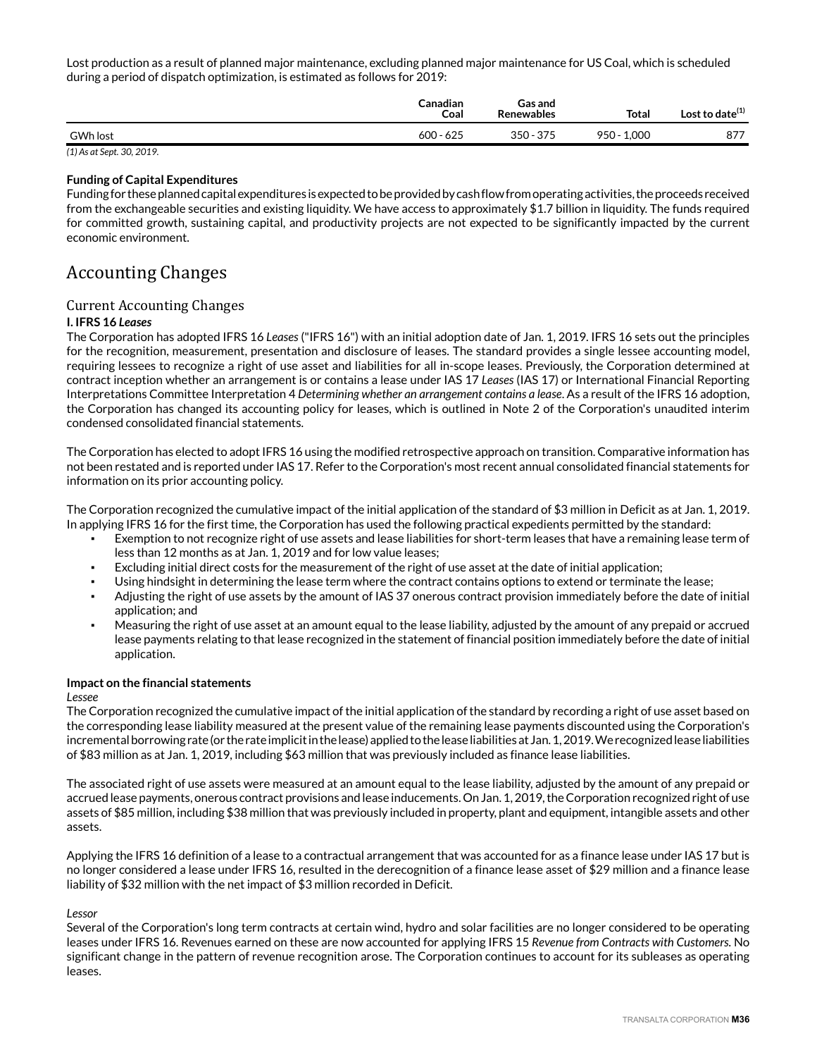Lost production as a result of planned major maintenance, excluding planned major maintenance for US Coal, which is scheduled during a period of dispatch optimization, is estimated as follows for 2019:

| | Canadian Coal | Gas and Renewables | Total | Lost to date[(1)] |
|---|---|---|---|---|
| GWh lost | 600 - 625 | 350 - 375 | 950 - 1,000 | 877 |

*(1) As at Sept. 30, 2019.*

**Funding of Capital Expenditures**

Funding for these planned capital expenditures is expected to be provided by cash flow from operating activities, the proceeds received from the exchangeable securities and existing liquidity. We have access to approximately $1.7 billion in liquidity. The funds required for committed growth, sustaining capital, and productivity projects are not expected to be significantly impacted by the current economic environment.

# Accounting Changes

## Current Accounting Changes

**I. IFRS 16 *Leases***

The Corporation has adopted IFRS 16 *Leases* ("IFRS 16") with an initial adoption date of Jan. 1, 2019. IFRS 16 sets out the principles for the recognition, measurement, presentation and disclosure of leases. The standard provides a single lessee accounting model, requiring lessees to recognize a right of use asset and liabilities for all in-scope leases. Previously, the Corporation determined at contract inception whether an arrangement is or contains a lease under IAS 17 *Leases* (IAS 17) or International Financial Reporting Interpretations Committee Interpretation 4 *Determining whether an arrangement contains a lease*. As a result of the IFRS 16 adoption, the Corporation has changed its accounting policy for leases, which is outlined in Note 2 of the Corporation's unaudited interim condensed consolidated financial statements.

The Corporation has elected to adopt IFRS 16 using the modified retrospective approach on transition. Comparative information has not been restated and is reported under IAS 17. Refer to the Corporation's most recent annual consolidated financial statements for information on its prior accounting policy.

The Corporation recognized the cumulative impact of the initial application of the standard of $3 million in Deficit as at Jan. 1, 2019. In applying IFRS 16 for the first time, the Corporation has used the following practical expedients permitted by the standard:

- Exemption to not recognize right of use assets and lease liabilities for short-term leases that have a remaining lease term of less than 12 months as at Jan. 1, 2019 and for low value leases;
- Excluding initial direct costs for the measurement of the right of use asset at the date of initial application;
- Using hindsight in determining the lease term where the contract contains options to extend or terminate the lease;
- Adjusting the right of use assets by the amount of IAS 37 onerous contract provision immediately before the date of initial application; and
- Measuring the right of use asset at an amount equal to the lease liability, adjusted by the amount of any prepaid or accrued lease payments relating to that lease recognized in the statement of financial position immediately before the date of initial application.

**Impact on the financial statements**

*Lessee*

The Corporation recognized the cumulative impact of the initial application of the standard by recording a right of use asset based on the corresponding lease liability measured at the present value of the remaining lease payments discounted using the Corporation's incremental borrowing rate (or the rate implicit in the lease) applied to the lease liabilities at Jan. 1, 2019. We recognized lease liabilities of $83 million as at Jan. 1, 2019, including $63 million that was previously included as finance lease liabilities.

The associated right of use assets were measured at an amount equal to the lease liability, adjusted by the amount of any prepaid or accrued lease payments, onerous contract provisions and lease inducements. On Jan. 1, 2019, the Corporation recognized right of use assets of $85 million, including $38 million that was previously included in property, plant and equipment, intangible assets and other assets.

Applying the IFRS 16 definition of a lease to a contractual arrangement that was accounted for as a finance lease under IAS 17 but is no longer considered a lease under IFRS 16, resulted in the derecognition of a finance lease asset of $29 million and a finance lease liability of $32 million with the net impact of $3 million recorded in Deficit.

*Lessor*

Several of the Corporation's long term contracts at certain wind, hydro and solar facilities are no longer considered to be operating leases under IFRS 16. Revenues earned on these are now accounted for applying IFRS 15 *Revenue from Contracts with Customers.* No significant change in the pattern of revenue recognition arose. The Corporation continues to account for its subleases as operating leases.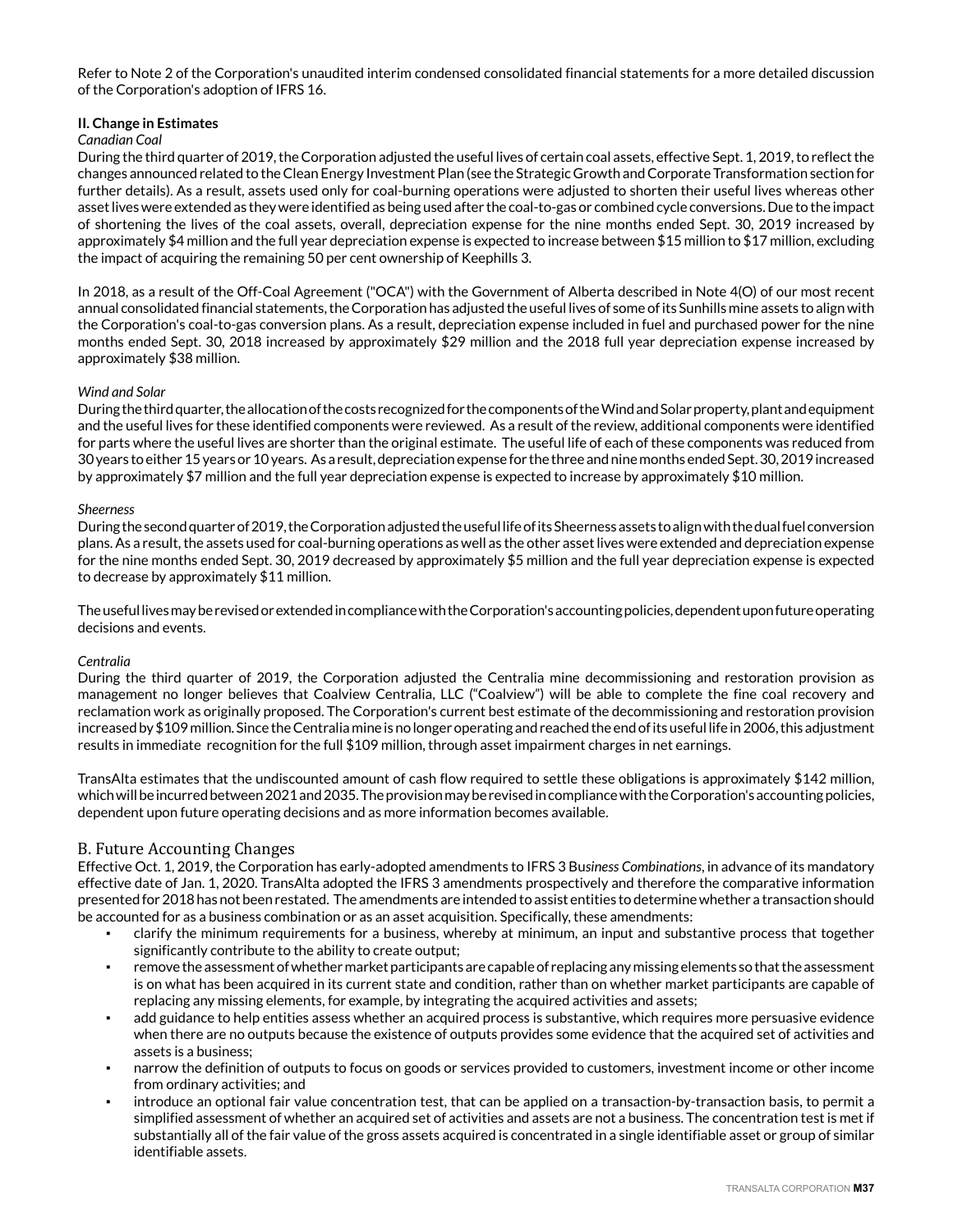Refer to Note 2 of the Corporation's unaudited interim condensed consolidated financial statements for a more detailed discussion of the Corporation's adoption of IFRS 16.

**II. Change in Estimates**

*Canadian Coal*

During the third quarter of 2019, the Corporation adjusted the useful lives of certain coal assets, effective Sept. 1, 2019, to reflect the changes announced related to the Clean Energy Investment Plan (see the Strategic Growth and Corporate Transformation section for further details). As a result, assets used only for coal-burning operations were adjusted to shorten their useful lives whereas other asset lives were extended as they were identified as being used after the coal-to-gas or combined cycle conversions. Due to the impact of shortening the lives of the coal assets, overall, depreciation expense for the nine months ended Sept. 30, 2019 increased by approximately $4 million and the full year depreciation expense is expected to increase between $15 million to $17 million, excluding the impact of acquiring the remaining 50 per cent ownership of Keephills 3.

In 2018, as a result of the Off-Coal Agreement ("OCA") with the Government of Alberta described in Note 4(O) of our most recent annual consolidated financial statements, the Corporation has adjusted the useful lives of some of its Sunhills mine assets to align with the Corporation's coal-to-gas conversion plans. As a result, depreciation expense included in fuel and purchased power for the nine months ended Sept. 30, 2018 increased by approximately $29 million and the 2018 full year depreciation expense increased by approximately $38 million.

*Wind and Solar*

During the third quarter, the allocation of the costs recognized for the components of the Wind and Solar property, plant and equipment and the useful lives for these identified components were reviewed. As a result of the review, additional components were identified for parts where the useful lives are shorter than the original estimate. The useful life of each of these components was reduced from 30 years to either 15 years or 10 years. As a result, depreciation expense for the three and nine months ended Sept. 30, 2019 increased by approximately $7 million and the full year depreciation expense is expected to increase by approximately $10 million.

*Sheerness*

During the second quarter of 2019, the Corporation adjusted the useful life of its Sheerness assets to align with the dual fuel conversion plans. As a result, the assets used for coal-burning operations as well as the other asset lives were extended and depreciation expense for the nine months ended Sept. 30, 2019 decreased by approximately $5 million and the full year depreciation expense is expected to decrease by approximately $11 million.

The useful lives may be revised or extended in compliance with the Corporation's accounting policies, dependent upon future operating decisions and events.

*Centralia*

During the third quarter of 2019, the Corporation adjusted the Centralia mine decommissioning and restoration provision as management no longer believes that Coalview Centralia, LLC ("Coalview") will be able to complete the fine coal recovery and reclamation work as originally proposed. The Corporation's current best estimate of the decommissioning and restoration provision increased by $109 million. Since the Centralia mine is no longer operating and reached the end of its useful life in 2006, this adjustment results in immediate recognition for the full $109 million, through asset impairment charges in net earnings.

TransAlta estimates that the undiscounted amount of cash flow required to settle these obligations is approximately $142 million, which will be incurred between 2021 and 2035. The provision may be revised in compliance with the Corporation's accounting policies, dependent upon future operating decisions and as more information becomes available.

## B. Future Accounting Changes

Effective Oct. 1, 2019, the Corporation has early-adopted amendments to IFRS 3 Bu*siness Combinations*, in advance of its mandatory effective date of Jan. 1, 2020. TransAlta adopted the IFRS 3 amendments prospectively and therefore the comparative information presented for 2018 has not been restated. The amendments are intended to assist entities to determine whether a transaction should be accounted for as a business combination or as an asset acquisition. Specifically, these amendments:

- clarify the minimum requirements for a business, whereby at minimum, an input and substantive process that together significantly contribute to the ability to create output;
- remove the assessment of whether market participants are capable of replacing any missing elements so that the assessment is on what has been acquired in its current state and condition, rather than on whether market participants are capable of replacing any missing elements, for example, by integrating the acquired activities and assets;
- add guidance to help entities assess whether an acquired process is substantive, which requires more persuasive evidence when there are no outputs because the existence of outputs provides some evidence that the acquired set of activities and assets is a business;
- narrow the definition of outputs to focus on goods or services provided to customers, investment income or other income from ordinary activities; and
- introduce an optional fair value concentration test, that can be applied on a transaction-by-transaction basis, to permit a simplified assessment of whether an acquired set of activities and assets are not a business. The concentration test is met if substantially all of the fair value of the gross assets acquired is concentrated in a single identifiable asset or group of similar identifiable assets.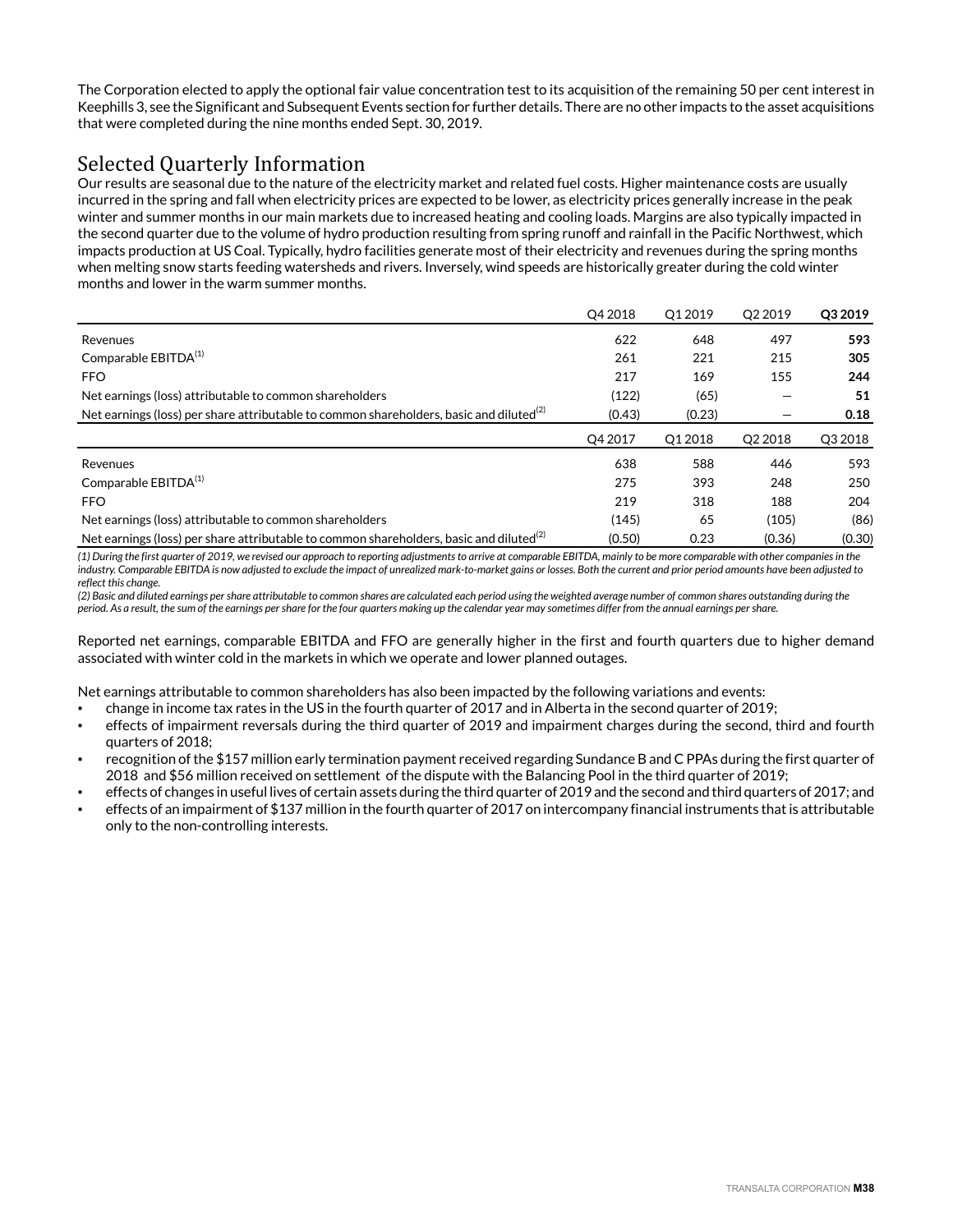The Corporation elected to apply the optional fair value concentration test to its acquisition of the remaining 50 per cent interest in Keephills 3, see the Significant and Subsequent Events section for further details. There are no other impacts to the asset acquisitions that were completed during the nine months ended Sept. 30, 2019.

## Selected Quarterly Information

Our results are seasonal due to the nature of the electricity market and related fuel costs. Higher maintenance costs are usually incurred in the spring and fall when electricity prices are expected to be lower, as electricity prices generally increase in the peak winter and summer months in our main markets due to increased heating and cooling loads. Margins are also typically impacted in the second quarter due to the volume of hydro production resulting from spring runoff and rainfall in the Pacific Northwest, which impacts production at US Coal. Typically, hydro facilities generate most of their electricity and revenues during the spring months when melting snow starts feeding watersheds and rivers. Inversely, wind speeds are historically greater during the cold winter months and lower in the warm summer months.

| | Q4 2018 | Q1 2019 | Q2 2019 | **Q3 2019** |
|---|---|---|---|---|
| Revenues | 622 | 648 | 497 | **593** |
| Comparable EBITDA[1] | 261 | 221 | 215 | **305** |
| FFO | 217 | 169 | 155 | **244** |
| Net earnings (loss) attributable to common shareholders | (122) | (65) | — | **51** |
| Net earnings (loss) per share attributable to common shareholders, basic and diluted[2] | (0.43) | (0.23) | — | **0.18** |

| | Q4 2017 | Q1 2018 | Q2 2018 | Q3 2018 |
|---|---|---|---|---|
| Revenues | 638 | 588 | 446 | 593 |
| Comparable EBITDA[1] | 275 | 393 | 248 | 250 |
| FFO | 219 | 318 | 188 | 204 |
| Net earnings (loss) attributable to common shareholders | (145) | 65 | (105) | (86) |
| Net earnings (loss) per share attributable to common shareholders, basic and diluted[2] | (0.50) | 0.23 | (0.36) | (0.30) |

*(1) During the first quarter of 2019, we revised our approach to reporting adjustments to arrive at comparable EBITDA, mainly to be more comparable with other companies in the industry. Comparable EBITDA is now adjusted to exclude the impact of unrealized mark-to-market gains or losses. Both the current and prior period amounts have been adjusted to reflect this change.*

*(2) Basic and diluted earnings per share attributable to common shares are calculated each period using the weighted average number of common shares outstanding during the period. As a result, the sum of the earnings per share for the four quarters making up the calendar year may sometimes differ from the annual earnings per share.*

Reported net earnings, comparable EBITDA and FFO are generally higher in the first and fourth quarters due to higher demand associated with winter cold in the markets in which we operate and lower planned outages.

Net earnings attributable to common shareholders has also been impacted by the following variations and events:

- change in income tax rates in the US in the fourth quarter of 2017 and in Alberta in the second quarter of 2019;
- effects of impairment reversals during the third quarter of 2019 and impairment charges during the second, third and fourth quarters of 2018;
- recognition of the $157 million early termination payment received regarding Sundance B and C PPAs during the first quarter of 2018 and $56 million received on settlement of the dispute with the Balancing Pool in the third quarter of 2019;
- effects of changes in useful lives of certain assets during the third quarter of 2019 and the second and third quarters of 2017; and
- effects of an impairment of $137 million in the fourth quarter of 2017 on intercompany financial instruments that is attributable only to the non-controlling interests.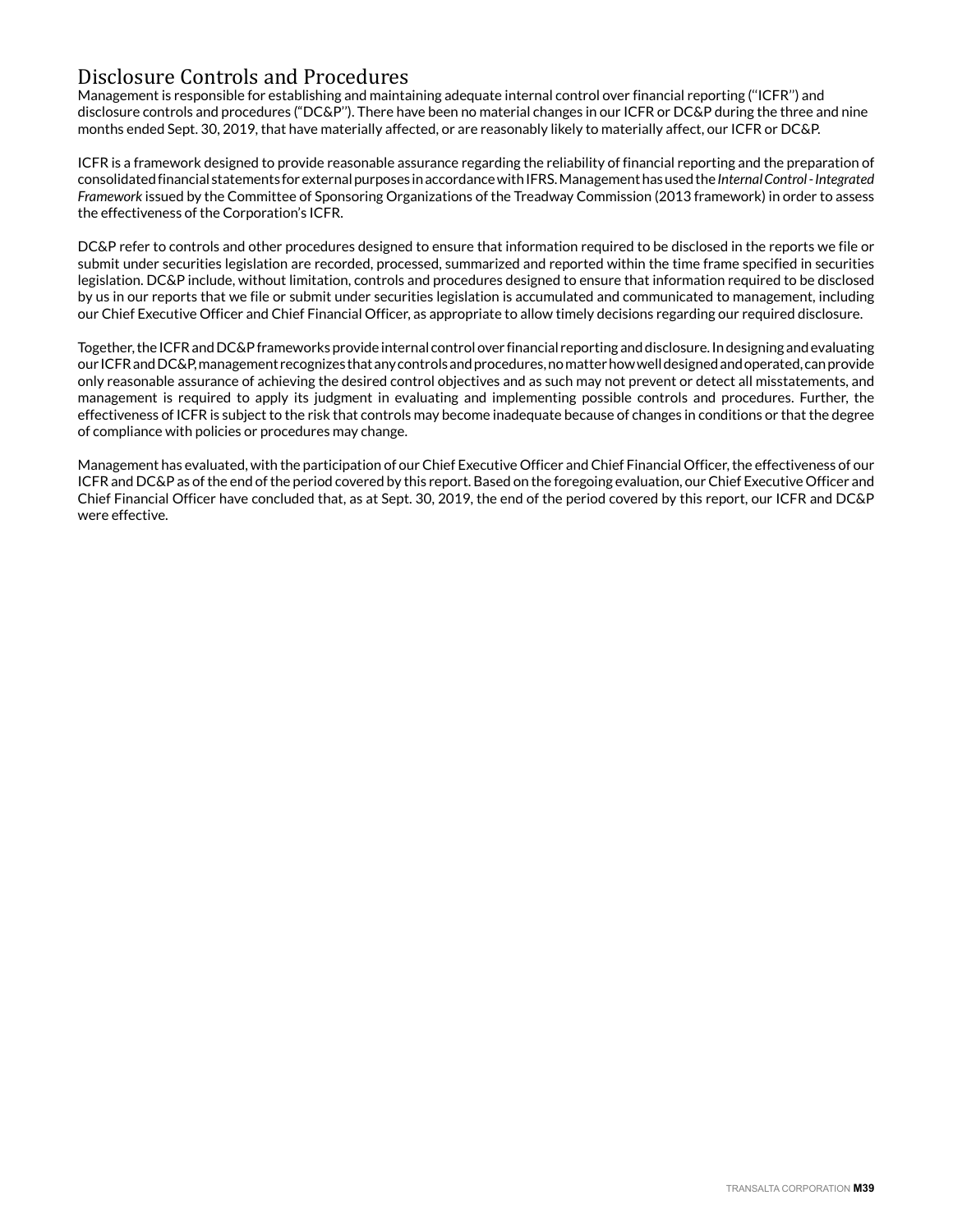## Disclosure Controls and Procedures

Management is responsible for establishing and maintaining adequate internal control over financial reporting (''ICFR'') and disclosure controls and procedures ("DC&P''). There have been no material changes in our ICFR or DC&P during the three and nine months ended Sept. 30, 2019, that have materially affected, or are reasonably likely to materially affect, our ICFR or DC&P.

ICFR is a framework designed to provide reasonable assurance regarding the reliability of financial reporting and the preparation of consolidated financial statements for external purposes in accordance with IFRS. Management has used the *Internal Control - Integrated Framework* issued by the Committee of Sponsoring Organizations of the Treadway Commission (2013 framework) in order to assess the effectiveness of the Corporation's ICFR.

DC&P refer to controls and other procedures designed to ensure that information required to be disclosed in the reports we file or submit under securities legislation are recorded, processed, summarized and reported within the time frame specified in securities legislation. DC&P include, without limitation, controls and procedures designed to ensure that information required to be disclosed by us in our reports that we file or submit under securities legislation is accumulated and communicated to management, including our Chief Executive Officer and Chief Financial Officer, as appropriate to allow timely decisions regarding our required disclosure.

Together, the ICFR and DC&P frameworks provide internal control over financial reporting and disclosure. In designing and evaluating our ICFR and DC&P, management recognizes that any controls and procedures, no matter how well designed and operated, can provide only reasonable assurance of achieving the desired control objectives and as such may not prevent or detect all misstatements, and management is required to apply its judgment in evaluating and implementing possible controls and procedures. Further, the effectiveness of ICFR is subject to the risk that controls may become inadequate because of changes in conditions or that the degree of compliance with policies or procedures may change.

Management has evaluated, with the participation of our Chief Executive Officer and Chief Financial Officer, the effectiveness of our ICFR and DC&P as of the end of the period covered by this report. Based on the foregoing evaluation, our Chief Executive Officer and Chief Financial Officer have concluded that, as at Sept. 30, 2019, the end of the period covered by this report, our ICFR and DC&P were effective.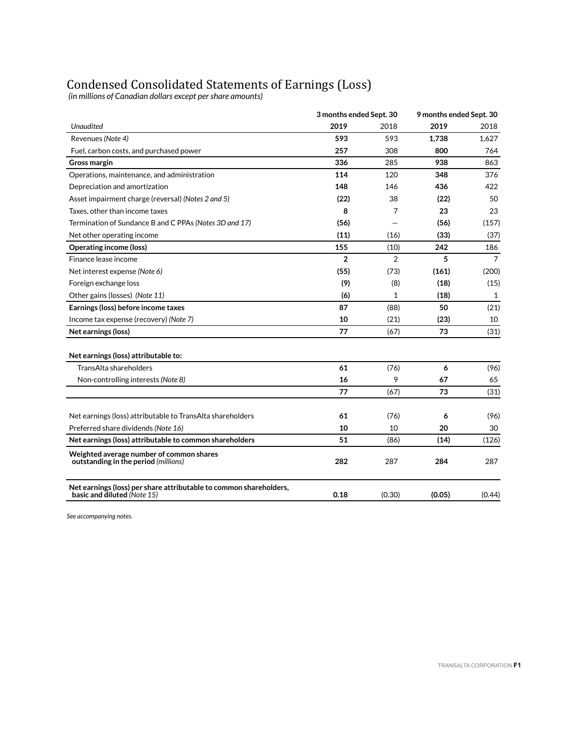# Condensed Consolidated Statements of Earnings (Loss)

*(in millions of Canadian dollars except per share amounts)*

| | 3 months ended Sept. 30 | | 9 months ended Sept. 30 | |
|---|---|---|---|---|
| *Unaudited* | **2019** | 2018 | **2019** | 2018 |
| Revenues *(Note 4)* | **593** | 593 | **1,738** | 1,627 |
| Fuel, carbon costs, and purchased power | **257** | 308 | **800** | 764 |
| **Gross margin** | **336** | 285 | **938** | 863 |
| Operations, maintenance, and administration | **114** | 120 | **348** | 376 |
| Depreciation and amortization | **148** | 146 | **436** | 422 |
| Asset impairment charge (reversal) *(Notes 2 and 5)* | **(22)** | 38 | **(22)** | 50 |
| Taxes, other than income taxes | **8** | 7 | **23** | 23 |
| Termination of Sundance B and C PPAs *(Notes 3D and 17)* | **(56)** | — | **(56)** | (157) |
| Net other operating income | **(11)** | (16) | **(33)** | (37) |
| **Operating income (loss)** | **155** | (10) | **242** | 186 |
| Finance lease income | **2** | 2 | **5** | 7 |
| Net interest expense *(Note 6)* | **(55)** | (73) | **(161)** | (200) |
| Foreign exchange loss | **(9)** | (8) | **(18)** | (15) |
| Other gains (losses) *(Note 11)* | **(6)** | 1 | **(18)** | 1 |
| **Earnings (loss) before income taxes** | **87** | (88) | **50** | (21) |
| Income tax expense (recovery) *(Note 7)* | **10** | (21) | **(23)** | 10 |
| **Net earnings (loss)** | **77** | (67) | **73** | (31) |
| | | | | |
| **Net earnings (loss) attributable to:** | | | | |
| TransAlta shareholders | **61** | (76) | **6** | (96) |
| Non-controlling interests *(Note 8)* | **16** | 9 | **67** | 65 |
| | **77** | (67) | **73** | (31) |
| | | | | |
| Net earnings (loss) attributable to TransAlta shareholders | **61** | (76) | **6** | (96) |
| Preferred share dividends *(Note 16)* | **10** | 10 | **20** | 30 |
| **Net earnings (loss) attributable to common shareholders** | **51** | (86) | **(14)** | (126) |
| **Weighted average number of common shares outstanding in the period** *(millions)* | **282** | 287 | **284** | 287 |
| | | | | |
| **Net earnings (loss) per share attributable to common shareholders, basic and diluted** *(Note 15)* | **0.18** | (0.30) | **(0.05)** | (0.44) |

*See accompanying notes.*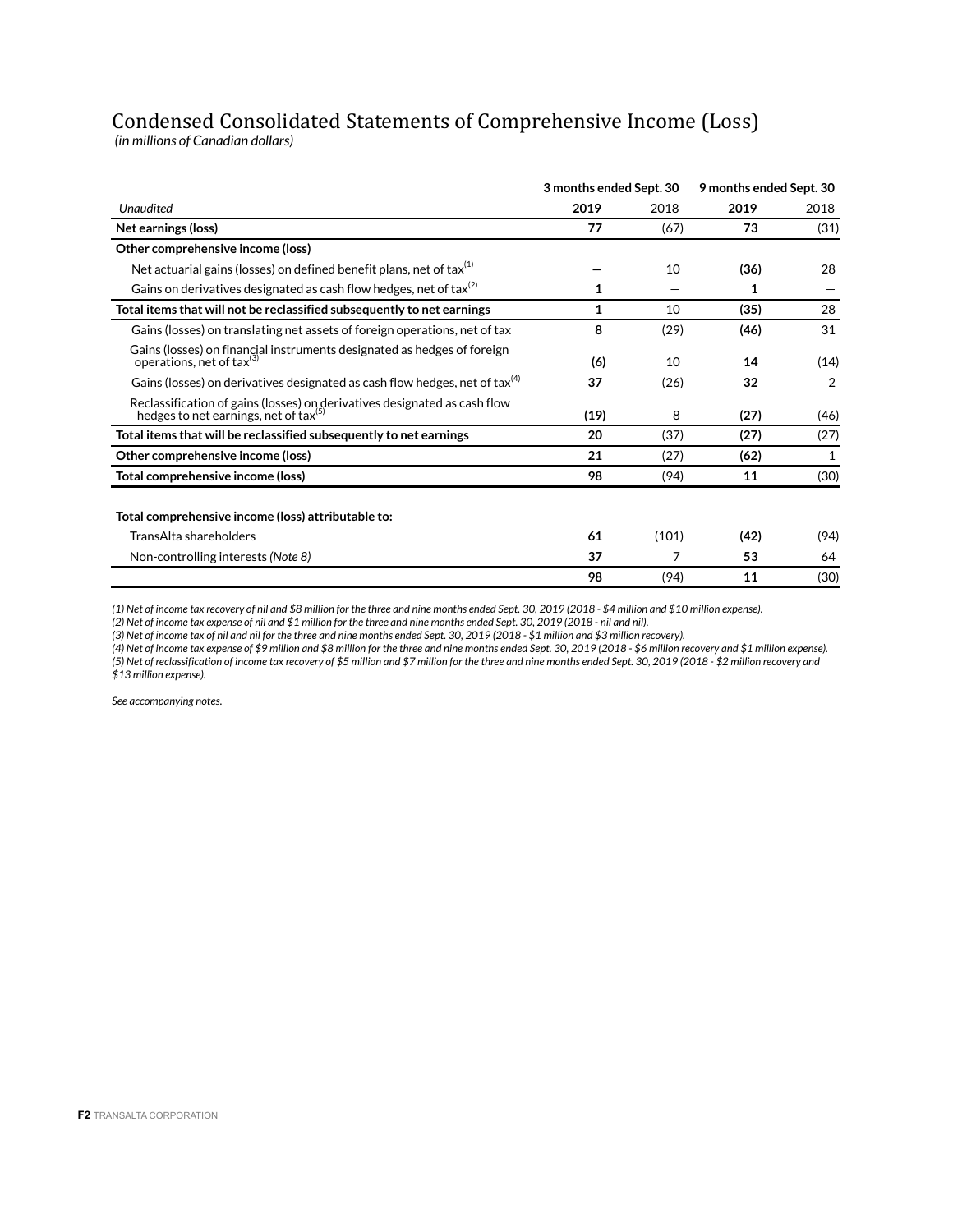# Condensed Consolidated Statements of Comprehensive Income (Loss)

*(in millions of Canadian dollars)*

| | 3 months ended Sept. 30 | | 9 months ended Sept. 30 | |
|---|---|---|---|---|
| *Unaudited* | **2019** | 2018 | **2019** | 2018 |
| **Net earnings (loss)** | **77** | (67) | **73** | (31) |
| **Other comprehensive income (loss)** | | | | |
| Net actuarial gains (losses) on defined benefit plans, net of tax[1] | **—** | 10 | **(36)** | 28 |
| Gains on derivatives designated as cash flow hedges, net of tax[2] | **1** | — | **1** | — |
| **Total items that will not be reclassified subsequently to net earnings** | **1** | 10 | **(35)** | 28 |
| Gains (losses) on translating net assets of foreign operations, net of tax | **8** | (29) | **(46)** | 31 |
| Gains (losses) on financial instruments designated as hedges of foreign operations, net of tax[3] | **(6)** | 10 | **14** | (14) |
| Gains (losses) on derivatives designated as cash flow hedges, net of tax[4] | **37** | (26) | **32** | 2 |
| Reclassification of gains (losses) on derivatives designated as cash flow hedges to net earnings, net of tax[5] | **(19)** | 8 | **(27)** | (46) |
| **Total items that will be reclassified subsequently to net earnings** | **20** | (37) | **(27)** | (27) |
| **Other comprehensive income (loss)** | **21** | (27) | **(62)** | 1 |
| **Total comprehensive income (loss)** | **98** | (94) | **11** | (30) |
| | | | | |
| **Total comprehensive income (loss) attributable to:** | | | | |
| TransAlta shareholders | **61** | (101) | **(42)** | (94) |
| Non-controlling interests *(Note 8)* | **37** | 7 | **53** | 64 |
| | **98** | (94) | **11** | (30) |

*(1) Net of income tax recovery of nil and $8 million for the three and nine months ended Sept. 30, 2019 (2018 - $4 million and $10 million expense).*
*(2) Net of income tax expense of nil and $1 million for the three and nine months ended Sept. 30, 2019 (2018 - nil and nil).*
*(3) Net of income tax of nil and nil for the three and nine months ended Sept. 30, 2019 (2018 - $1 million and $3 million recovery).*
*(4) Net of income tax expense of $9 million and $8 million for the three and nine months ended Sept. 30, 2019 (2018 - $6 million recovery and $1 million expense).*
*(5) Net of reclassification of income tax recovery of $5 million and $7 million for the three and nine months ended Sept. 30, 2019 (2018 - $2 million recovery and $13 million expense).*

*See accompanying notes.*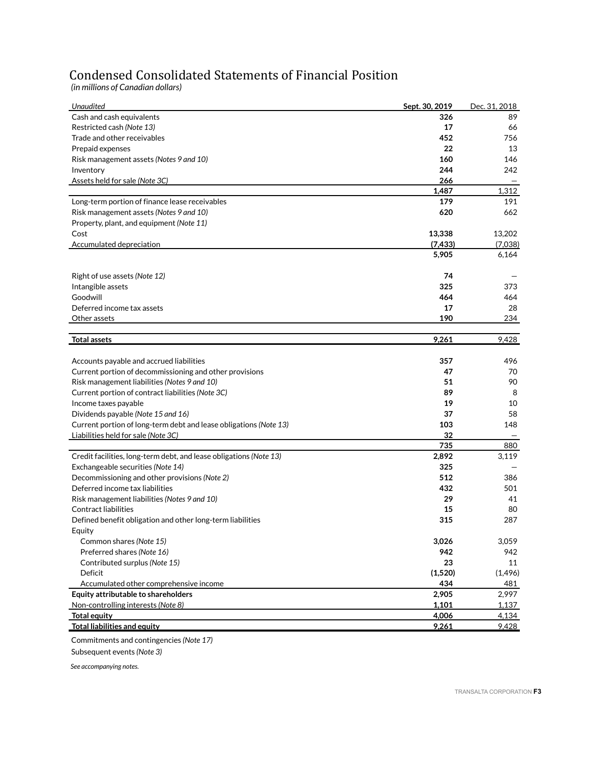# Condensed Consolidated Statements of Financial Position

*(in millions of Canadian dollars)*

| *Unaudited* | **Sept. 30, 2019** | Dec. 31, 2018 |
|---|---|---|
| Cash and cash equivalents | **326** | 89 |
| Restricted cash *(Note 13)* | **17** | 66 |
| Trade and other receivables | **452** | 756 |
| Prepaid expenses | **22** | 13 |
| Risk management assets *(Notes 9 and 10)* | **160** | 146 |
| Inventory | **244** | 242 |
| Assets held for sale *(Note 3C)* | **266** | — |
| | **1,487** | 1,312 |
| Long-term portion of finance lease receivables | **179** | 191 |
| Risk management assets *(Notes 9 and 10)* | **620** | 662 |
| Property, plant, and equipment *(Note 11)* | | |
| Cost | **13,338** | 13,202 |
| Accumulated depreciation | **(7,433)** | (7,038) |
| | **5,905** | 6,164 |
| Right of use assets *(Note 12)* | **74** | — |
| Intangible assets | **325** | 373 |
| Goodwill | **464** | 464 |
| Deferred income tax assets | **17** | 28 |
| Other assets | **190** | 234 |
| **Total assets** | **9,261** | 9,428 |
| Accounts payable and accrued liabilities | **357** | 496 |
| Current portion of decommissioning and other provisions | **47** | 70 |
| Risk management liabilities *(Notes 9 and 10)* | **51** | 90 |
| Current portion of contract liabilities *(Note 3C)* | **89** | 8 |
| Income taxes payable | **19** | 10 |
| Dividends payable *(Note 15 and 16)* | **37** | 58 |
| Current portion of long-term debt and lease obligations *(Note 13)* | **103** | 148 |
| Liabilities held for sale *(Note 3C)* | **32** | — |
| | **735** | 880 |
| Credit facilities, long-term debt, and lease obligations *(Note 13)* | **2,892** | 3,119 |
| Exchangeable securities *(Note 14)* | **325** | — |
| Decommissioning and other provisions *(Note 2)* | **512** | 386 |
| Deferred income tax liabilities | **432** | 501 |
| Risk management liabilities *(Notes 9 and 10)* | **29** | 41 |
| Contract liabilities | **15** | 80 |
| Defined benefit obligation and other long-term liabilities | **315** | 287 |
| Equity | | |
| Common shares *(Note 15)* | **3,026** | 3,059 |
| Preferred shares *(Note 16)* | **942** | 942 |
| Contributed surplus *(Note 15)* | **23** | 11 |
| Deficit | **(1,520)** | (1,496) |
| Accumulated other comprehensive income | **434** | 481 |
| **Equity attributable to shareholders** | **2,905** | 2,997 |
| Non-controlling interests *(Note 8)* | **1,101** | 1,137 |
| **Total equity** | **4,006** | 4,134 |
| **Total liabilities and equity** | **9,261** | 9,428 |

Commitments and contingencies *(Note 17)*

Subsequent events *(Note 3)*

*See accompanying notes.*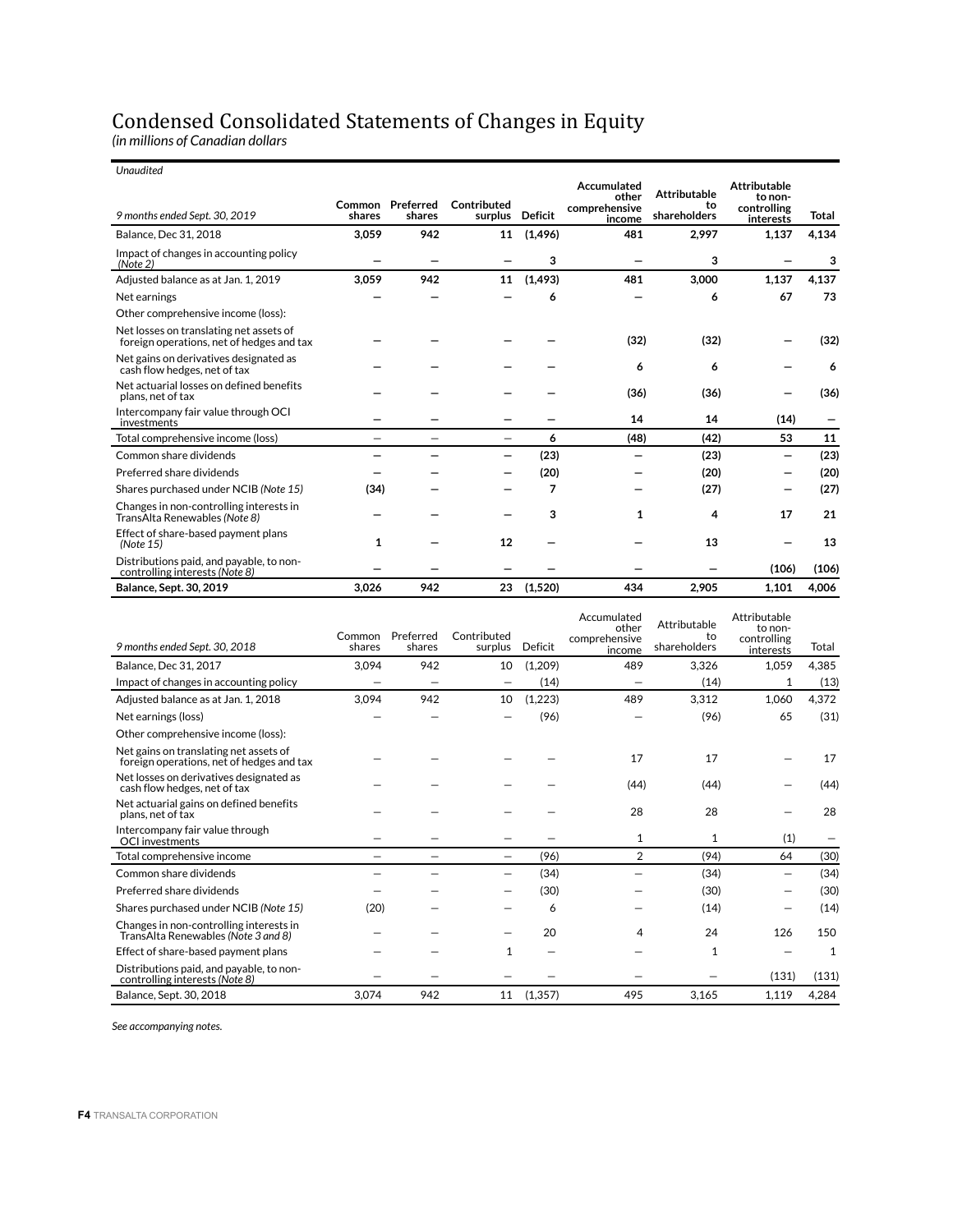# Condensed Consolidated Statements of Changes in Equity

*(in millions of Canadian dollars)*

*Unaudited*

| *9 months ended Sept. 30, 2019* | **Common shares** | **Preferred shares** | **Contributed surplus** | **Deficit** | **Accumulated other comprehensive income** | **Attributable to shareholders** | **Attributable to non-controlling interests** | **Total** |
|---|---|---|---|---|---|---|---|---|
| Balance, Dec 31, 2018 | **3,059** | **942** | **11** | **(1,496)** | **481** | **2,997** | **1,137** | **4,134** |
| Impact of changes in accounting policy *(Note 2)* | **—** | **—** | **—** | **3** | **—** | **3** | **—** | **3** |
| Adjusted balance as at Jan. 1, 2019 | **3,059** | **942** | **11** | **(1,493)** | **481** | **3,000** | **1,137** | **4,137** |
| Net earnings | **—** | **—** | **—** | **6** | **—** | **6** | **67** | **73** |
| Other comprehensive income (loss): | | | | | | | | |
| Net losses on translating net assets of foreign operations, net of hedges and tax | **—** | **—** | **—** | **—** | **(32)** | **(32)** | **—** | **(32)** |
| Net gains on derivatives designated as cash flow hedges, net of tax | **—** | **—** | **—** | **—** | **6** | **6** | **—** | **6** |
| Net actuarial losses on defined benefits plans, net of tax | **—** | **—** | **—** | **—** | **(36)** | **(36)** | **—** | **(36)** |
| Intercompany fair value through OCI investments | **—** | **—** | **—** | **—** | **14** | **14** | **(14)** | **—** |
| Total comprehensive income (loss) | **—** | **—** | **—** | **6** | **(48)** | **(42)** | **53** | **11** |
| Common share dividends | **—** | **—** | **—** | **(23)** | **—** | **(23)** | **—** | **(23)** |
| Preferred share dividends | **—** | **—** | **—** | **(20)** | **—** | **(20)** | **—** | **(20)** |
| Shares purchased under NCIB *(Note 15)* | **(34)** | **—** | **—** | **7** | **—** | **(27)** | **—** | **(27)** |
| Changes in non-controlling interests in TransAlta Renewables *(Note 8)* | **—** | **—** | **—** | **3** | **1** | **4** | **17** | **21** |
| Effect of share-based payment plans *(Note 15)* | **1** | **—** | **12** | **—** | **—** | **13** | **—** | **13** |
| Distributions paid, and payable, to non-controlling interests *(Note 8)* | **—** | **—** | **—** | **—** | **—** | **—** | **(106)** | **(106)** |
| **Balance, Sept. 30, 2019** | **3,026** | **942** | **23** | **(1,520)** | **434** | **2,905** | **1,101** | **4,006** |

| *9 months ended Sept. 30, 2018* | Common shares | Preferred shares | Contributed surplus | Deficit | Accumulated other comprehensive income | Attributable to shareholders | Attributable to non-controlling interests | Total |
|---|---|---|---|---|---|---|---|---|
| Balance, Dec 31, 2017 | 3,094 | 942 | 10 | (1,209) | 489 | 3,326 | 1,059 | 4,385 |
| Impact of changes in accounting policy | — | — | — | (14) | — | (14) | 1 | (13) |
| Adjusted balance as at Jan. 1, 2018 | 3,094 | 942 | 10 | (1,223) | 489 | 3,312 | 1,060 | 4,372 |
| Net earnings (loss) | — | — | — | (96) | — | (96) | 65 | (31) |
| Other comprehensive income (loss): | | | | | | | | |
| Net gains on translating net assets of foreign operations, net of hedges and tax | — | — | — | — | 17 | 17 | — | 17 |
| Net losses on derivatives designated as cash flow hedges, net of tax | — | — | — | — | (44) | (44) | — | (44) |
| Net actuarial gains on defined benefits plans, net of tax | — | — | — | — | 28 | 28 | — | 28 |
| Intercompany fair value through OCI investments | — | — | — | — | 1 | 1 | (1) | — |
| Total comprehensive income | — | — | — | (96) | 2 | (94) | 64 | (30) |
| Common share dividends | — | — | — | (34) | — | (34) | — | (34) |
| Preferred share dividends | — | — | — | (30) | — | (30) | — | (30) |
| Shares purchased under NCIB *(Note 15)* | (20) | — | — | 6 | — | (14) | — | (14) |
| Changes in non-controlling interests in TransAlta Renewables *(Note 3 and 8)* | — | — | — | 20 | 4 | 24 | 126 | 150 |
| Effect of share-based payment plans | — | — | 1 | — | — | 1 | — | 1 |
| Distributions paid, and payable, to non-controlling interests *(Note 8)* | — | — | — | — | — | — | (131) | (131) |
| Balance, Sept. 30, 2018 | 3,074 | 942 | 11 | (1,357) | 495 | 3,165 | 1,119 | 4,284 |

*See accompanying notes.*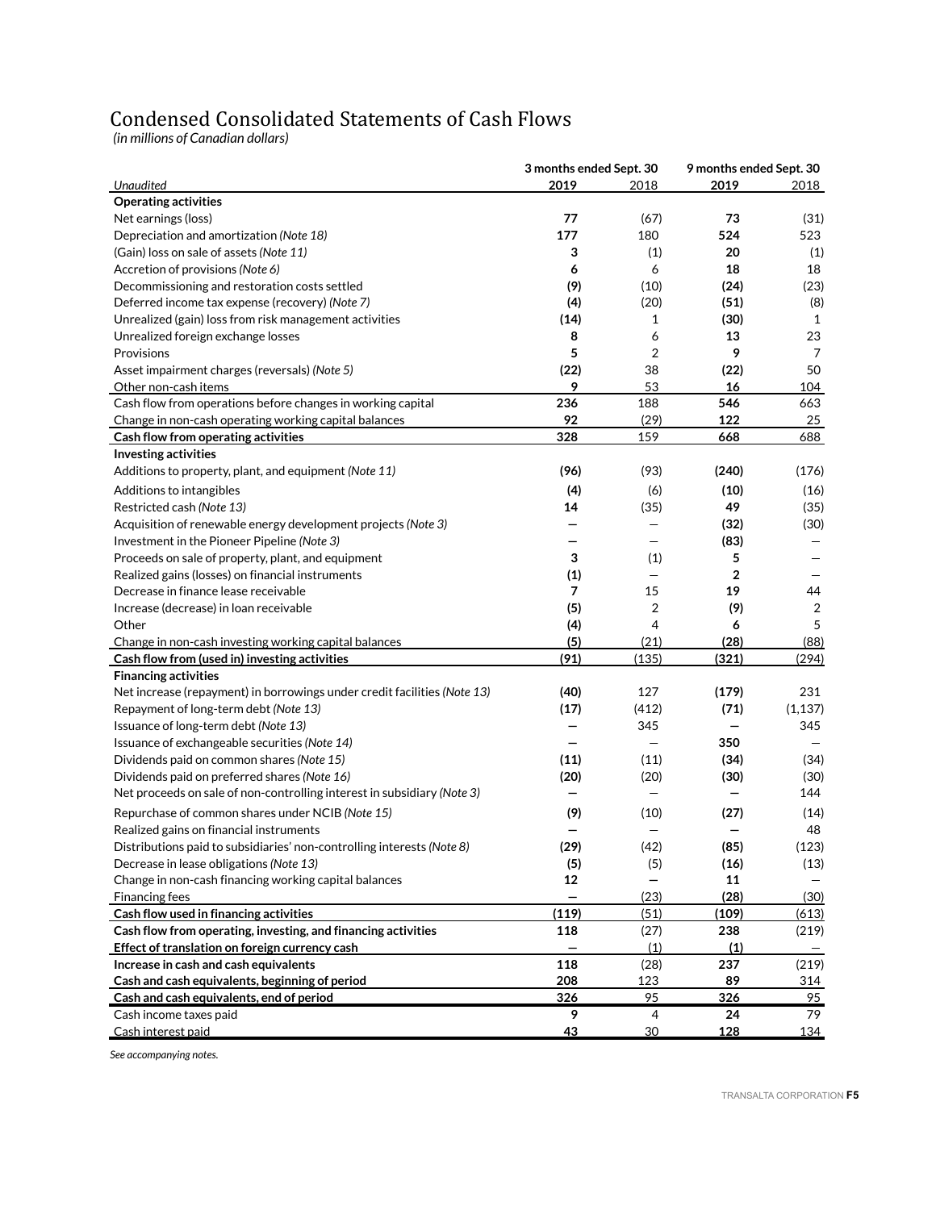# Condensed Consolidated Statements of Cash Flows

*(in millions of Canadian dollars)*

| *Unaudited* | 3 months ended Sept. 30 2019 | 3 months ended Sept. 30 2018 | 9 months ended Sept. 30 2019 | 9 months ended Sept. 30 2018 |
|---|---|---|---|---|
| **Operating activities** | | | | |
| Net earnings (loss) | **77** | (67) | **73** | (31) |
| Depreciation and amortization *(Note 18)* | **177** | 180 | **524** | 523 |
| (Gain) loss on sale of assets *(Note 11)* | **3** | (1) | **20** | (1) |
| Accretion of provisions *(Note 6)* | **6** | 6 | **18** | 18 |
| Decommissioning and restoration costs settled | **(9)** | (10) | **(24)** | (23) |
| Deferred income tax expense (recovery) *(Note 7)* | **(4)** | (20) | **(51)** | (8) |
| Unrealized (gain) loss from risk management activities | **(14)** | 1 | **(30)** | 1 |
| Unrealized foreign exchange losses | **8** | 6 | **13** | 23 |
| Provisions | **5** | 2 | **9** | 7 |
| Asset impairment charges (reversals) *(Note 5)* | **(22)** | 38 | **(22)** | 50 |
| Other non-cash items | **9** | 53 | **16** | 104 |
| Cash flow from operations before changes in working capital | **236** | 188 | **546** | 663 |
| Change in non-cash operating working capital balances | **92** | (29) | **122** | 25 |
| **Cash flow from operating activities** | **328** | 159 | **668** | 688 |
| **Investing activities** | | | | |
| Additions to property, plant, and equipment *(Note 11)* | **(96)** | (93) | **(240)** | (176) |
| Additions to intangibles | **(4)** | (6) | **(10)** | (16) |
| Restricted cash *(Note 13)* | **14** | (35) | **49** | (35) |
| Acquisition of renewable energy development projects *(Note 3)* | **—** | — | **(32)** | (30) |
| Investment in the Pioneer Pipeline *(Note 3)* | **—** | — | **(83)** | — |
| Proceeds on sale of property, plant, and equipment | **3** | (1) | **5** | — |
| Realized gains (losses) on financial instruments | **(1)** | — | **2** | — |
| Decrease in finance lease receivable | **7** | 15 | **19** | 44 |
| Increase (decrease) in loan receivable | **(5)** | 2 | **(9)** | 2 |
| Other | **(4)** | 4 | **6** | 5 |
| Change in non-cash investing working capital balances | **(5)** | (21) | **(28)** | (88) |
| **Cash flow from (used in) investing activities** | **(91)** | (135) | **(321)** | (294) |
| **Financing activities** | | | | |
| Net increase (repayment) in borrowings under credit facilities *(Note 13)* | **(40)** | 127 | **(179)** | 231 |
| Repayment of long-term debt *(Note 13)* | **(17)** | (412) | **(71)** | (1,137) |
| Issuance of long-term debt *(Note 13)* | **—** | 345 | **—** | 345 |
| Issuance of exchangeable securities *(Note 14)* | **—** | — | **350** | — |
| Dividends paid on common shares *(Note 15)* | **(11)** | (11) | **(34)** | (34) |
| Dividends paid on preferred shares *(Note 16)* | **(20)** | (20) | **(30)** | (30) |
| Net proceeds on sale of non-controlling interest in subsidiary *(Note 3)* | **—** | — | **—** | 144 |
| Repurchase of common shares under NCIB *(Note 15)* | **(9)** | (10) | **(27)** | (14) |
| Realized gains on financial instruments | **—** | — | **—** | 48 |
| Distributions paid to subsidiaries' non-controlling interests *(Note 8)* | **(29)** | (42) | **(85)** | (123) |
| Decrease in lease obligations *(Note 13)* | **(5)** | (5) | **(16)** | (13) |
| Change in non-cash financing working capital balances | **12** | — | **11** | — |
| Financing fees | **—** | (23) | **(28)** | (30) |
| **Cash flow used in financing activities** | **(119)** | (51) | **(109)** | (613) |
| **Cash flow from operating, investing, and financing activities** | **118** | (27) | **238** | (219) |
| **Effect of translation on foreign currency cash** | **—** | (1) | **(1)** | — |
| **Increase in cash and cash equivalents** | **118** | (28) | **237** | (219) |
| **Cash and cash equivalents, beginning of period** | **208** | 123 | **89** | 314 |
| **Cash and cash equivalents, end of period** | **326** | 95 | **326** | 95 |
| Cash income taxes paid | **9** | 4 | **24** | 79 |
| Cash interest paid | **43** | 30 | **128** | 134 |

*See accompanying notes.*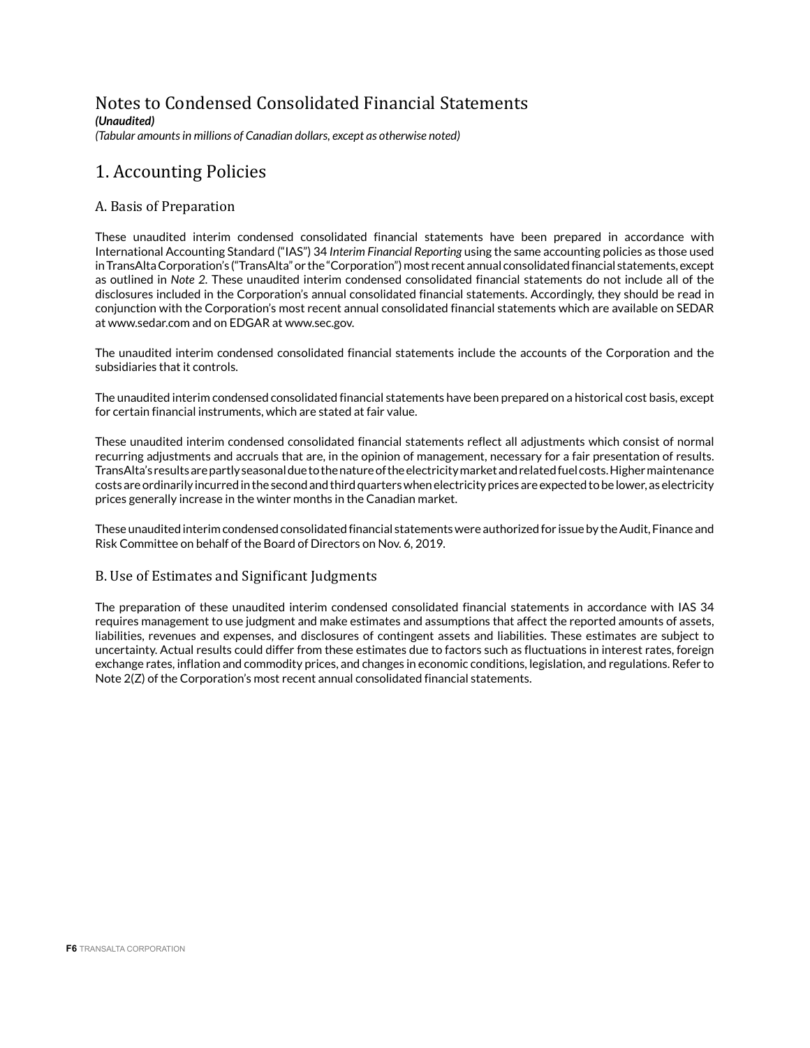# Notes to Condensed Consolidated Financial Statements

***(Unaudited)***

*(Tabular amounts in millions of Canadian dollars, except as otherwise noted)*

## 1. Accounting Policies

### A. Basis of Preparation

These unaudited interim condensed consolidated financial statements have been prepared in accordance with International Accounting Standard ("IAS") 34 *Interim Financial Reporting* using the same accounting policies as those used in TransAlta Corporation's ("TransAlta" or the "Corporation") most recent annual consolidated financial statements, except as outlined in *Note 2*. These unaudited interim condensed consolidated financial statements do not include all of the disclosures included in the Corporation's annual consolidated financial statements. Accordingly, they should be read in conjunction with the Corporation's most recent annual consolidated financial statements which are available on SEDAR at www.sedar.com and on EDGAR at www.sec.gov.

The unaudited interim condensed consolidated financial statements include the accounts of the Corporation and the subsidiaries that it controls.

The unaudited interim condensed consolidated financial statements have been prepared on a historical cost basis, except for certain financial instruments, which are stated at fair value.

These unaudited interim condensed consolidated financial statements reflect all adjustments which consist of normal recurring adjustments and accruals that are, in the opinion of management, necessary for a fair presentation of results. TransAlta's results are partly seasonal due to the nature of the electricity market and related fuel costs. Higher maintenance costs are ordinarily incurred in the second and third quarters when electricity prices are expected to be lower, as electricity prices generally increase in the winter months in the Canadian market.

These unaudited interim condensed consolidated financial statements were authorized for issue by the Audit, Finance and Risk Committee on behalf of the Board of Directors on Nov. 6, 2019.

### B. Use of Estimates and Significant Judgments

The preparation of these unaudited interim condensed consolidated financial statements in accordance with IAS 34 requires management to use judgment and make estimates and assumptions that affect the reported amounts of assets, liabilities, revenues and expenses, and disclosures of contingent assets and liabilities. These estimates are subject to uncertainty. Actual results could differ from these estimates due to factors such as fluctuations in interest rates, foreign exchange rates, inflation and commodity prices, and changes in economic conditions, legislation, and regulations. Refer to Note 2(Z) of the Corporation's most recent annual consolidated financial statements.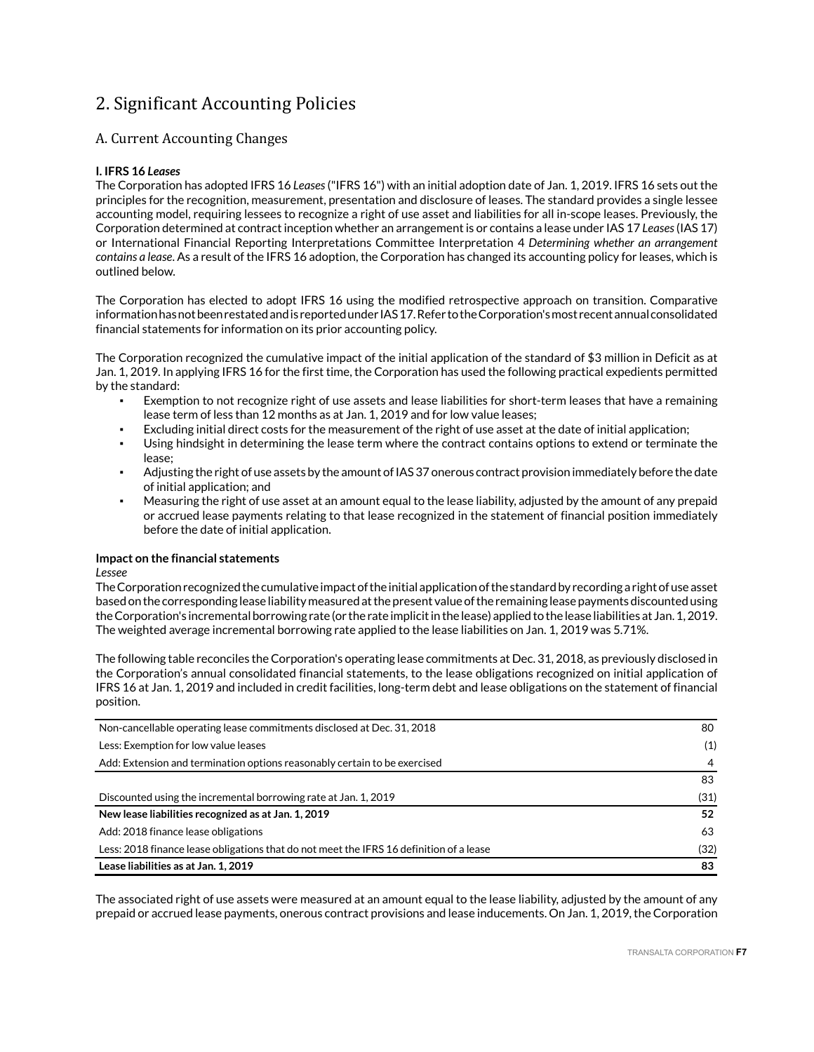# 2. Significant Accounting Policies

## A. Current Accounting Changes

**I. IFRS 16 *Leases***

The Corporation has adopted IFRS 16 *Leases* ("IFRS 16") with an initial adoption date of Jan. 1, 2019. IFRS 16 sets out the principles for the recognition, measurement, presentation and disclosure of leases. The standard provides a single lessee accounting model, requiring lessees to recognize a right of use asset and liabilities for all in-scope leases. Previously, the Corporation determined at contract inception whether an arrangement is or contains a lease under IAS 17 *Leases* (IAS 17) or International Financial Reporting Interpretations Committee Interpretation 4 *Determining whether an arrangement contains a lease*. As a result of the IFRS 16 adoption, the Corporation has changed its accounting policy for leases, which is outlined below.

The Corporation has elected to adopt IFRS 16 using the modified retrospective approach on transition. Comparative information has not been restated and is reported under IAS 17. Refer to the Corporation's most recent annual consolidated financial statements for information on its prior accounting policy.

The Corporation recognized the cumulative impact of the initial application of the standard of $3 million in Deficit as at Jan. 1, 2019. In applying IFRS 16 for the first time, the Corporation has used the following practical expedients permitted by the standard:

- Exemption to not recognize right of use assets and lease liabilities for short-term leases that have a remaining lease term of less than 12 months as at Jan. 1, 2019 and for low value leases;
- Excluding initial direct costs for the measurement of the right of use asset at the date of initial application;
- Using hindsight in determining the lease term where the contract contains options to extend or terminate the lease;
- Adjusting the right of use assets by the amount of IAS 37 onerous contract provision immediately before the date of initial application; and
- Measuring the right of use asset at an amount equal to the lease liability, adjusted by the amount of any prepaid or accrued lease payments relating to that lease recognized in the statement of financial position immediately before the date of initial application.

**Impact on the financial statements**

*Lessee*

The Corporation recognized the cumulative impact of the initial application of the standard by recording a right of use asset based on the corresponding lease liability measured at the present value of the remaining lease payments discounted using the Corporation's incremental borrowing rate (or the rate implicit in the lease) applied to the lease liabilities at Jan. 1, 2019. The weighted average incremental borrowing rate applied to the lease liabilities on Jan. 1, 2019 was 5.71%.

The following table reconciles the Corporation's operating lease commitments at Dec. 31, 2018, as previously disclosed in the Corporation's annual consolidated financial statements, to the lease obligations recognized on initial application of IFRS 16 at Jan. 1, 2019 and included in credit facilities, long-term debt and lease obligations on the statement of financial position.

| | |
|---|---|
| Non-cancellable operating lease commitments disclosed at Dec. 31, 2018 | 80 |
| Less: Exemption for low value leases | (1) |
| Add: Extension and termination options reasonably certain to be exercised | 4 |
| | 83 |
| Discounted using the incremental borrowing rate at Jan. 1, 2019 | (31) |
| **New lease liabilities recognized as at Jan. 1, 2019** | **52** |
| Add: 2018 finance lease obligations | 63 |
| Less: 2018 finance lease obligations that do not meet the IFRS 16 definition of a lease | (32) |
| **Lease liabilities as at Jan. 1, 2019** | **83** |

The associated right of use assets were measured at an amount equal to the lease liability, adjusted by the amount of any prepaid or accrued lease payments, onerous contract provisions and lease inducements. On Jan. 1, 2019, the Corporation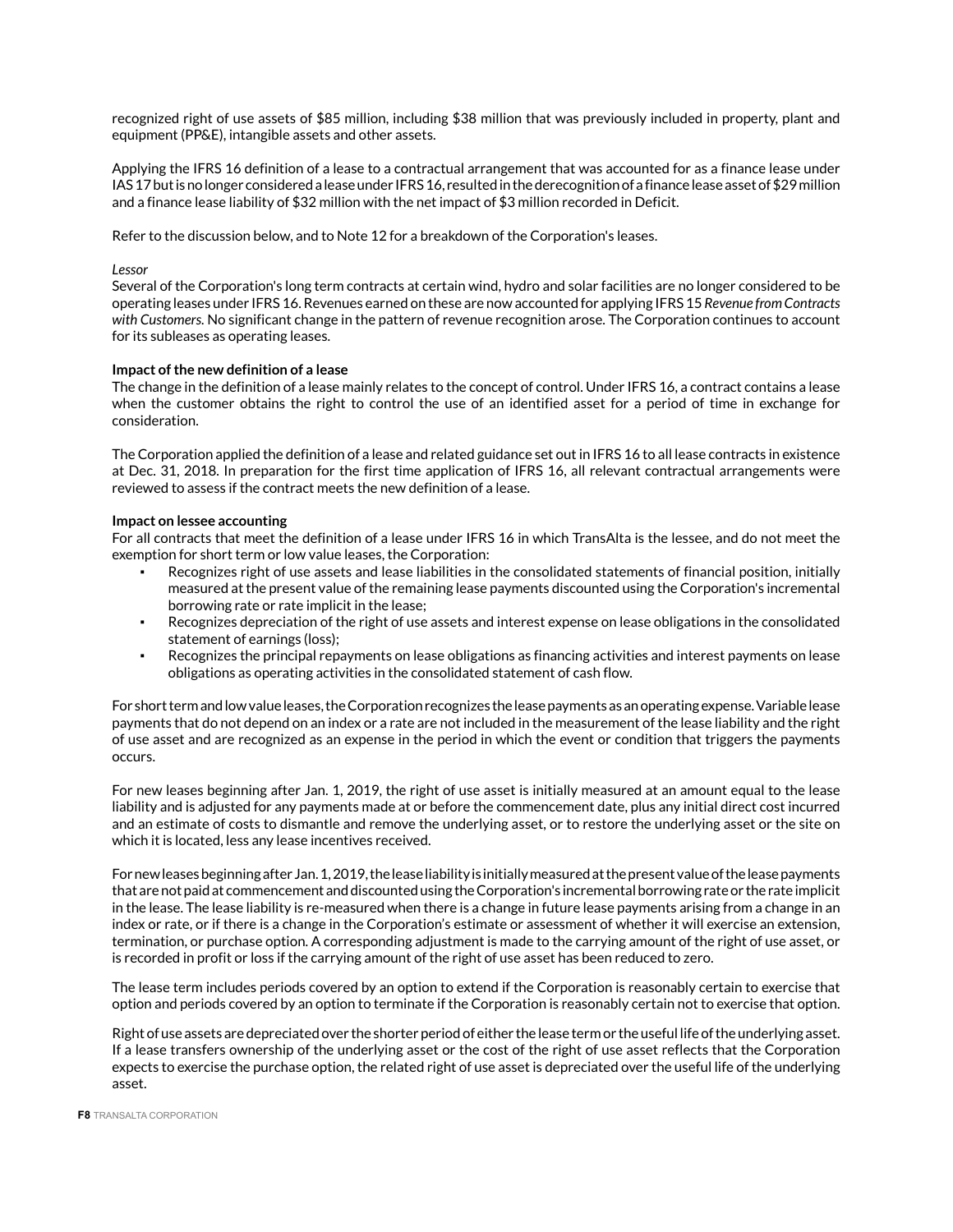recognized right of use assets of $85 million, including $38 million that was previously included in property, plant and equipment (PP&E), intangible assets and other assets.

Applying the IFRS 16 definition of a lease to a contractual arrangement that was accounted for as a finance lease under IAS 17 but is no longer considered a lease under IFRS 16, resulted in the derecognition of a finance lease asset of $29 million and a finance lease liability of $32 million with the net impact of $3 million recorded in Deficit.

Refer to the discussion below, and to Note 12 for a breakdown of the Corporation's leases.

*Lessor*

Several of the Corporation's long term contracts at certain wind, hydro and solar facilities are no longer considered to be operating leases under IFRS 16. Revenues earned on these are now accounted for applying IFRS 15 *Revenue from Contracts with Customers*. No significant change in the pattern of revenue recognition arose. The Corporation continues to account for its subleases as operating leases.

**Impact of the new definition of a lease**

The change in the definition of a lease mainly relates to the concept of control. Under IFRS 16, a contract contains a lease when the customer obtains the right to control the use of an identified asset for a period of time in exchange for consideration.

The Corporation applied the definition of a lease and related guidance set out in IFRS 16 to all lease contracts in existence at Dec. 31, 2018. In preparation for the first time application of IFRS 16, all relevant contractual arrangements were reviewed to assess if the contract meets the new definition of a lease.

**Impact on lessee accounting**

For all contracts that meet the definition of a lease under IFRS 16 in which TransAlta is the lessee, and do not meet the exemption for short term or low value leases, the Corporation:

- Recognizes right of use assets and lease liabilities in the consolidated statements of financial position, initially measured at the present value of the remaining lease payments discounted using the Corporation's incremental borrowing rate or rate implicit in the lease;
- Recognizes depreciation of the right of use assets and interest expense on lease obligations in the consolidated statement of earnings (loss);
- Recognizes the principal repayments on lease obligations as financing activities and interest payments on lease obligations as operating activities in the consolidated statement of cash flow.

For short term and low value leases, the Corporation recognizes the lease payments as an operating expense. Variable lease payments that do not depend on an index or a rate are not included in the measurement of the lease liability and the right of use asset and are recognized as an expense in the period in which the event or condition that triggers the payments occurs.

For new leases beginning after Jan. 1, 2019, the right of use asset is initially measured at an amount equal to the lease liability and is adjusted for any payments made at or before the commencement date, plus any initial direct cost incurred and an estimate of costs to dismantle and remove the underlying asset, or to restore the underlying asset or the site on which it is located, less any lease incentives received.

For new leases beginning after Jan. 1, 2019, the lease liability is initially measured at the present value of the lease payments that are not paid at commencement and discounted using the Corporation's incremental borrowing rate or the rate implicit in the lease. The lease liability is re-measured when there is a change in future lease payments arising from a change in an index or rate, or if there is a change in the Corporation's estimate or assessment of whether it will exercise an extension, termination, or purchase option. A corresponding adjustment is made to the carrying amount of the right of use asset, or is recorded in profit or loss if the carrying amount of the right of use asset has been reduced to zero.

The lease term includes periods covered by an option to extend if the Corporation is reasonably certain to exercise that option and periods covered by an option to terminate if the Corporation is reasonably certain not to exercise that option.

Right of use assets are depreciated over the shorter period of either the lease term or the useful life of the underlying asset. If a lease transfers ownership of the underlying asset or the cost of the right of use asset reflects that the Corporation expects to exercise the purchase option, the related right of use asset is depreciated over the useful life of the underlying asset.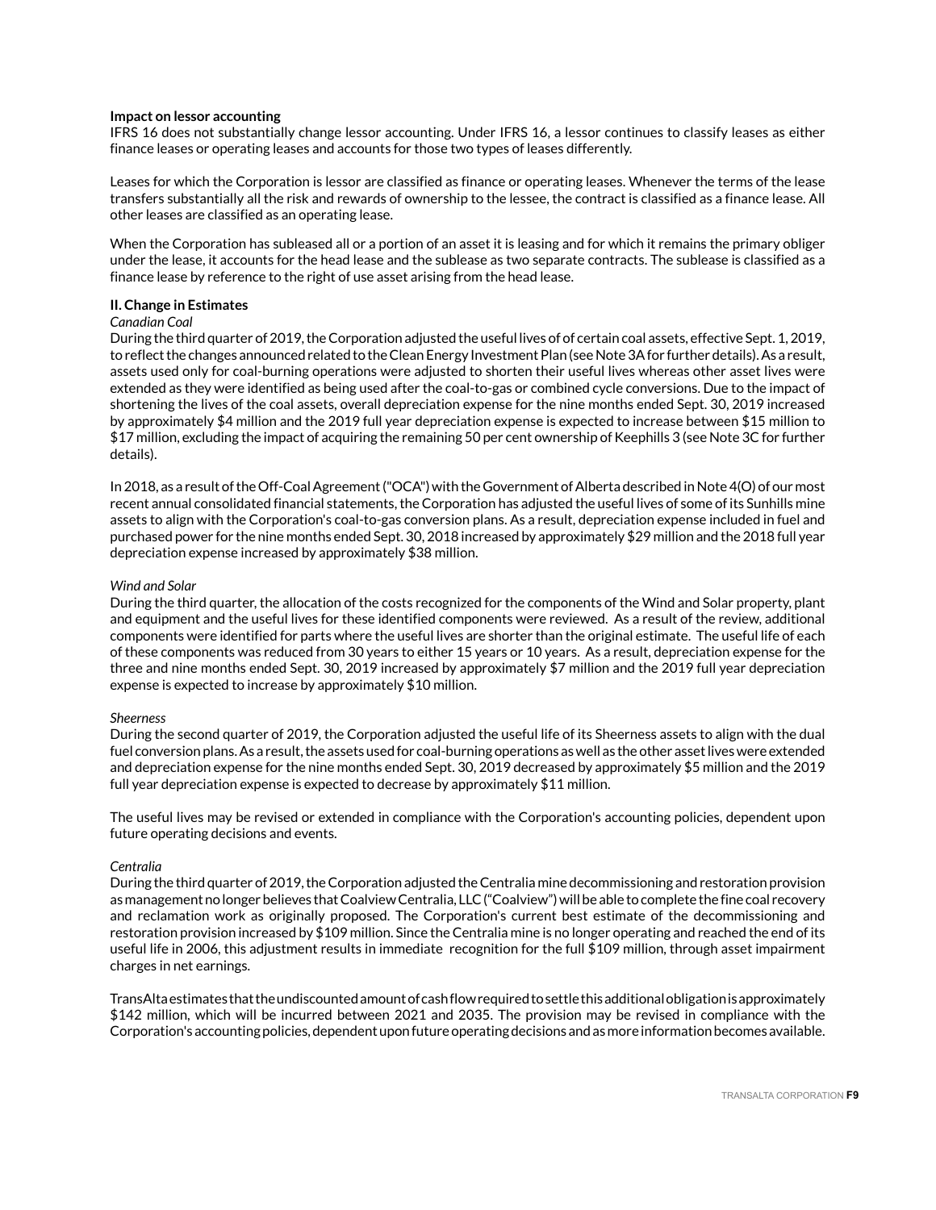**Impact on lessor accounting**

IFRS 16 does not substantially change lessor accounting. Under IFRS 16, a lessor continues to classify leases as either finance leases or operating leases and accounts for those two types of leases differently.

Leases for which the Corporation is lessor are classified as finance or operating leases. Whenever the terms of the lease transfers substantially all the risk and rewards of ownership to the lessee, the contract is classified as a finance lease. All other leases are classified as an operating lease.

When the Corporation has subleased all or a portion of an asset it is leasing and for which it remains the primary obliger under the lease, it accounts for the head lease and the sublease as two separate contracts. The sublease is classified as a finance lease by reference to the right of use asset arising from the head lease.

**II. Change in Estimates**

*Canadian Coal*

During the third quarter of 2019, the Corporation adjusted the useful lives of of certain coal assets, effective Sept. 1, 2019, to reflect the changes announced related to the Clean Energy Investment Plan (see Note 3A for further details). As a result, assets used only for coal-burning operations were adjusted to shorten their useful lives whereas other asset lives were extended as they were identified as being used after the coal-to-gas or combined cycle conversions. Due to the impact of shortening the lives of the coal assets, overall depreciation expense for the nine months ended Sept. 30, 2019 increased by approximately $4 million and the 2019 full year depreciation expense is expected to increase between $15 million to $17 million, excluding the impact of acquiring the remaining 50 per cent ownership of Keephills 3 (see Note 3C for further details).

In 2018, as a result of the Off-Coal Agreement ("OCA") with the Government of Alberta described in Note 4(O) of our most recent annual consolidated financial statements, the Corporation has adjusted the useful lives of some of its Sunhills mine assets to align with the Corporation's coal-to-gas conversion plans. As a result, depreciation expense included in fuel and purchased power for the nine months ended Sept. 30, 2018 increased by approximately $29 million and the 2018 full year depreciation expense increased by approximately $38 million.

*Wind and Solar*

During the third quarter, the allocation of the costs recognized for the components of the Wind and Solar property, plant and equipment and the useful lives for these identified components were reviewed. As a result of the review, additional components were identified for parts where the useful lives are shorter than the original estimate. The useful life of each of these components was reduced from 30 years to either 15 years or 10 years. As a result, depreciation expense for the three and nine months ended Sept. 30, 2019 increased by approximately $7 million and the 2019 full year depreciation expense is expected to increase by approximately $10 million.

*Sheerness*

During the second quarter of 2019, the Corporation adjusted the useful life of its Sheerness assets to align with the dual fuel conversion plans. As a result, the assets used for coal-burning operations as well as the other asset lives were extended and depreciation expense for the nine months ended Sept. 30, 2019 decreased by approximately $5 million and the 2019 full year depreciation expense is expected to decrease by approximately $11 million.

The useful lives may be revised or extended in compliance with the Corporation's accounting policies, dependent upon future operating decisions and events.

*Centralia*

During the third quarter of 2019, the Corporation adjusted the Centralia mine decommissioning and restoration provision as management no longer believes that Coalview Centralia, LLC ("Coalview") will be able to complete the fine coal recovery and reclamation work as originally proposed. The Corporation's current best estimate of the decommissioning and restoration provision increased by $109 million. Since the Centralia mine is no longer operating and reached the end of its useful life in 2006, this adjustment results in immediate recognition for the full $109 million, through asset impairment charges in net earnings.

TransAlta estimates that the undiscounted amount of cash flow required to settle this additional obligation is approximately $142 million, which will be incurred between 2021 and 2035. The provision may be revised in compliance with the Corporation's accounting policies, dependent upon future operating decisions and as more information becomes available.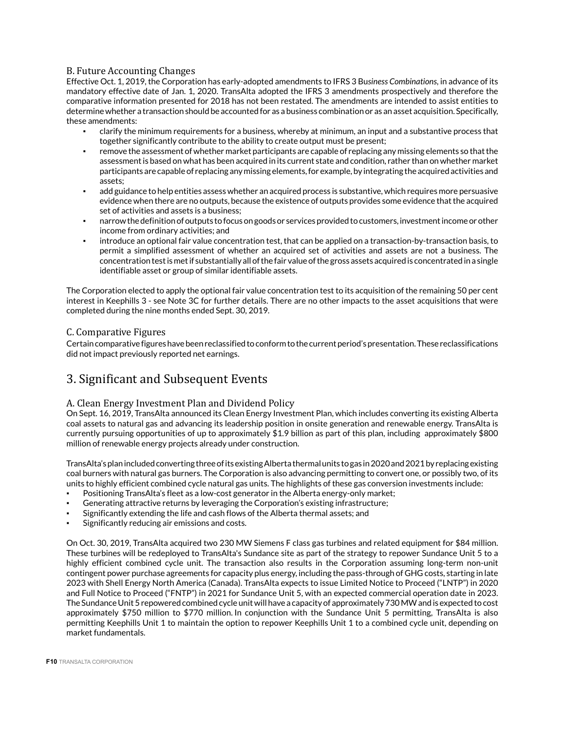### B. Future Accounting Changes

Effective Oct. 1, 2019, the Corporation has early-adopted amendments to IFRS 3 B*usiness Combinations*, in advance of its mandatory effective date of Jan. 1, 2020. TransAlta adopted the IFRS 3 amendments prospectively and therefore the comparative information presented for 2018 has not been restated. The amendments are intended to assist entities to determine whether a transaction should be accounted for as a business combination or as an asset acquisition. Specifically, these amendments:

- clarify the minimum requirements for a business, whereby at minimum, an input and a substantive process that together significantly contribute to the ability to create output must be present;
- remove the assessment of whether market participants are capable of replacing any missing elements so that the assessment is based on what has been acquired in its current state and condition, rather than on whether market participants are capable of replacing any missing elements, for example, by integrating the acquired activities and assets;
- add guidance to help entities assess whether an acquired process is substantive, which requires more persuasive evidence when there are no outputs, because the existence of outputs provides some evidence that the acquired set of activities and assets is a business;
- narrow the definition of outputs to focus on goods or services provided to customers, investment income or other income from ordinary activities; and
- introduce an optional fair value concentration test, that can be applied on a transaction-by-transaction basis, to permit a simplified assessment of whether an acquired set of activities and assets are not a business. The concentration test is met if substantially all of the fair value of the gross assets acquired is concentrated in a single identifiable asset or group of similar identifiable assets.

The Corporation elected to apply the optional fair value concentration test to its acquisition of the remaining 50 per cent interest in Keephills 3 - see Note 3C for further details. There are no other impacts to the asset acquisitions that were completed during the nine months ended Sept. 30, 2019.

### C. Comparative Figures

Certain comparative figures have been reclassified to conform to the current period's presentation. These reclassifications did not impact previously reported net earnings.

## 3. Significant and Subsequent Events

### A. Clean Energy Investment Plan and Dividend Policy

On Sept. 16, 2019, TransAlta announced its Clean Energy Investment Plan, which includes converting its existing Alberta coal assets to natural gas and advancing its leadership position in onsite generation and renewable energy. TransAlta is currently pursuing opportunities of up to approximately $1.9 billion as part of this plan, including approximately $800 million of renewable energy projects already under construction.

TransAlta's plan included converting three of its existing Alberta thermal units to gas in 2020 and 2021 by replacing existing coal burners with natural gas burners. The Corporation is also advancing permitting to convert one, or possibly two, of its units to highly efficient combined cycle natural gas units. The highlights of these gas conversion investments include:

- Positioning TransAlta's fleet as a low-cost generator in the Alberta energy-only market;
- Generating attractive returns by leveraging the Corporation's existing infrastructure;
- Significantly extending the life and cash flows of the Alberta thermal assets; and
- Significantly reducing air emissions and costs.

On Oct. 30, 2019, TransAlta acquired two 230 MW Siemens F class gas turbines and related equipment for $84 million. These turbines will be redeployed to TransAlta's Sundance site as part of the strategy to repower Sundance Unit 5 to a highly efficient combined cycle unit. The transaction also results in the Corporation assuming long-term non-unit contingent power purchase agreements for capacity plus energy, including the pass-through of GHG costs, starting in late 2023 with Shell Energy North America (Canada). TransAlta expects to issue Limited Notice to Proceed ("LNTP") in 2020 and Full Notice to Proceed ("FNTP") in 2021 for Sundance Unit 5, with an expected commercial operation date in 2023. The Sundance Unit 5 repowered combined cycle unit will have a capacity of approximately 730 MW and is expected to cost approximately $750 million to $770 million. In conjunction with the Sundance Unit 5 permitting, TransAlta is also permitting Keephills Unit 1 to maintain the option to repower Keephills Unit 1 to a combined cycle unit, depending on market fundamentals.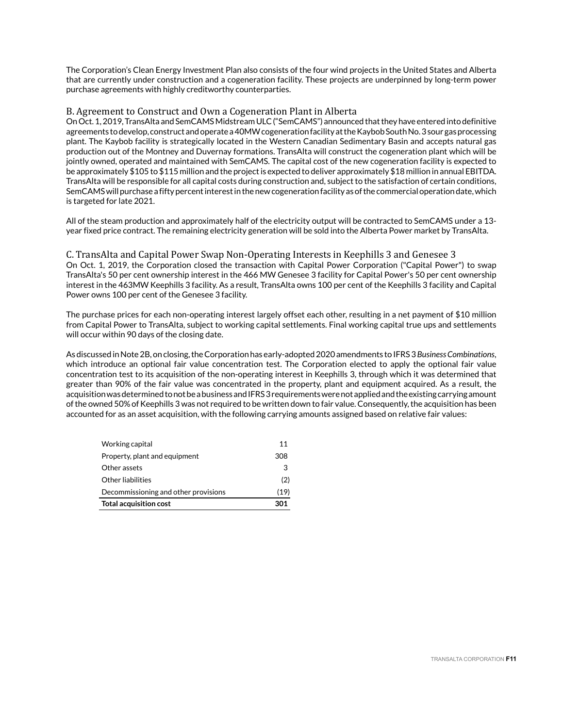The Corporation's Clean Energy Investment Plan also consists of the four wind projects in the United States and Alberta that are currently under construction and a cogeneration facility. These projects are underpinned by long-term power purchase agreements with highly creditworthy counterparties.

### B. Agreement to Construct and Own a Cogeneration Plant in Alberta

On Oct. 1, 2019, TransAlta and SemCAMS Midstream ULC ("SemCAMS") announced that they have entered into definitive agreements to develop, construct and operate a 40MW cogeneration facility at the Kaybob South No. 3 sour gas processing plant. The Kaybob facility is strategically located in the Western Canadian Sedimentary Basin and accepts natural gas production out of the Montney and Duvernay formations. TransAlta will construct the cogeneration plant which will be jointly owned, operated and maintained with SemCAMS. The capital cost of the new cogeneration facility is expected to be approximately $105 to $115 million and the project is expected to deliver approximately $18 million in annual EBITDA. TransAlta will be responsible for all capital costs during construction and, subject to the satisfaction of certain conditions, SemCAMS will purchase a fifty percent interest in the new cogeneration facility as of the commercial operation date, which is targeted for late 2021.

All of the steam production and approximately half of the electricity output will be contracted to SemCAMS under a 13-year fixed price contract. The remaining electricity generation will be sold into the Alberta Power market by TransAlta.

### C. TransAlta and Capital Power Swap Non-Operating Interests in Keephills 3 and Genesee 3

On Oct. 1, 2019, the Corporation closed the transaction with Capital Power Corporation ("Capital Power") to swap TransAlta's 50 per cent ownership interest in the 466 MW Genesee 3 facility for Capital Power's 50 per cent ownership interest in the 463MW Keephills 3 facility. As a result, TransAlta owns 100 per cent of the Keephills 3 facility and Capital Power owns 100 per cent of the Genesee 3 facility.

The purchase prices for each non-operating interest largely offset each other, resulting in a net payment of $10 million from Capital Power to TransAlta, subject to working capital settlements. Final working capital true ups and settlements will occur within 90 days of the closing date.

As discussed in Note 2B, on closing, the Corporation has early-adopted 2020 amendments to IFRS 3 *Business Combinations*, which introduce an optional fair value concentration test. The Corporation elected to apply the optional fair value concentration test to its acquisition of the non-operating interest in Keephills 3, through which it was determined that greater than 90% of the fair value was concentrated in the property, plant and equipment acquired. As a result, the acquisition was determined to not be a business and IFRS 3 requirements were not applied and the existing carrying amount of the owned 50% of Keephills 3 was not required to be written down to fair value. Consequently, the acquisition has been accounted for as an asset acquisition, with the following carrying amounts assigned based on relative fair values:

| | |
|---|---|
| Working capital | 11 |
| Property, plant and equipment | 308 |
| Other assets | 3 |
| Other liabilities | (2) |
| Decommissioning and other provisions | (19) |
| **Total acquisition cost** | **301** |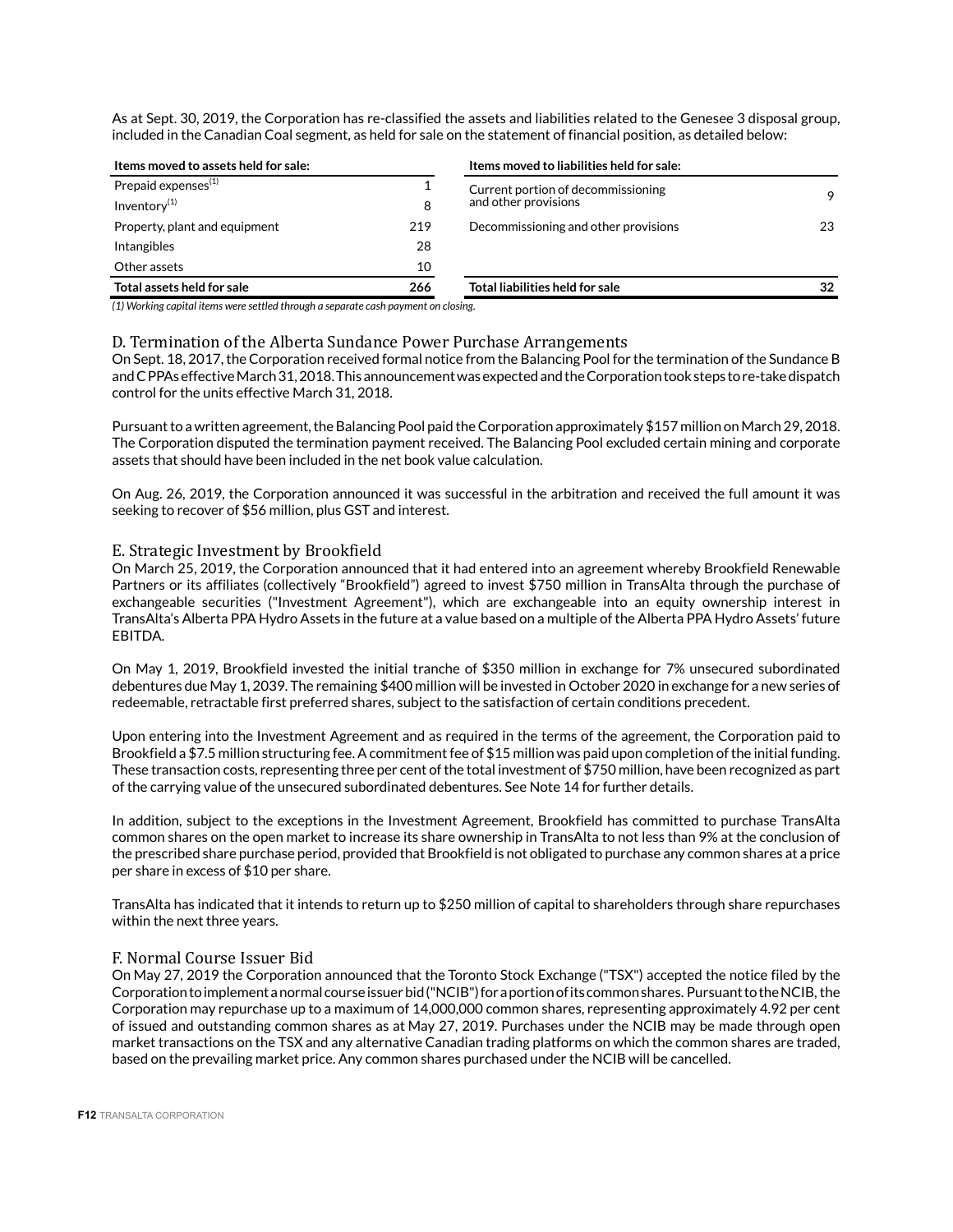As at Sept. 30, 2019, the Corporation has re-classified the assets and liabilities related to the Genesee 3 disposal group, included in the Canadian Coal segment, as held for sale on the statement of financial position, as detailed below:

| Items moved to assets held for sale: | | Items moved to liabilities held for sale: | |
|---|---|---|---|
| Prepaid expenses[(1)] | 1 | Current portion of decommissioning and other provisions | 9 |
| Inventory[(1)] | 8 | | |
| Property, plant and equipment | 219 | Decommissioning and other provisions | 23 |
| Intangibles | 28 | | |
| Other assets | 10 | | |
| **Total assets held for sale** | **266** | **Total liabilities held for sale** | **32** |

*(1) Working capital items were settled through a separate cash payment on closing.*

## D. Termination of the Alberta Sundance Power Purchase Arrangements

On Sept. 18, 2017, the Corporation received formal notice from the Balancing Pool for the termination of the Sundance B and C PPAs effective March 31, 2018. This announcement was expected and the Corporation took steps to re-take dispatch control for the units effective March 31, 2018.

Pursuant to a written agreement, the Balancing Pool paid the Corporation approximately $157 million on March 29, 2018. The Corporation disputed the termination payment received. The Balancing Pool excluded certain mining and corporate assets that should have been included in the net book value calculation.

On Aug. 26, 2019, the Corporation announced it was successful in the arbitration and received the full amount it was seeking to recover of $56 million, plus GST and interest.

## E. Strategic Investment by Brookfield

On March 25, 2019, the Corporation announced that it had entered into an agreement whereby Brookfield Renewable Partners or its affiliates (collectively "Brookfield") agreed to invest $750 million in TransAlta through the purchase of exchangeable securities ("Investment Agreement"), which are exchangeable into an equity ownership interest in TransAlta's Alberta PPA Hydro Assets in the future at a value based on a multiple of the Alberta PPA Hydro Assets' future EBITDA.

On May 1, 2019, Brookfield invested the initial tranche of $350 million in exchange for 7% unsecured subordinated debentures due May 1, 2039. The remaining $400 million will be invested in October 2020 in exchange for a new series of redeemable, retractable first preferred shares, subject to the satisfaction of certain conditions precedent.

Upon entering into the Investment Agreement and as required in the terms of the agreement, the Corporation paid to Brookfield a $7.5 million structuring fee. A commitment fee of $15 million was paid upon completion of the initial funding. These transaction costs, representing three per cent of the total investment of $750 million, have been recognized as part of the carrying value of the unsecured subordinated debentures. See Note 14 for further details.

In addition, subject to the exceptions in the Investment Agreement, Brookfield has committed to purchase TransAlta common shares on the open market to increase its share ownership in TransAlta to not less than 9% at the conclusion of the prescribed share purchase period, provided that Brookfield is not obligated to purchase any common shares at a price per share in excess of $10 per share.

TransAlta has indicated that it intends to return up to $250 million of capital to shareholders through share repurchases within the next three years.

## F. Normal Course Issuer Bid

On May 27, 2019 the Corporation announced that the Toronto Stock Exchange ("TSX") accepted the notice filed by the Corporation to implement a normal course issuer bid ("NCIB") for a portion of its common shares. Pursuant to the NCIB, the Corporation may repurchase up to a maximum of 14,000,000 common shares, representing approximately 4.92 per cent of issued and outstanding common shares as at May 27, 2019. Purchases under the NCIB may be made through open market transactions on the TSX and any alternative Canadian trading platforms on which the common shares are traded, based on the prevailing market price. Any common shares purchased under the NCIB will be cancelled.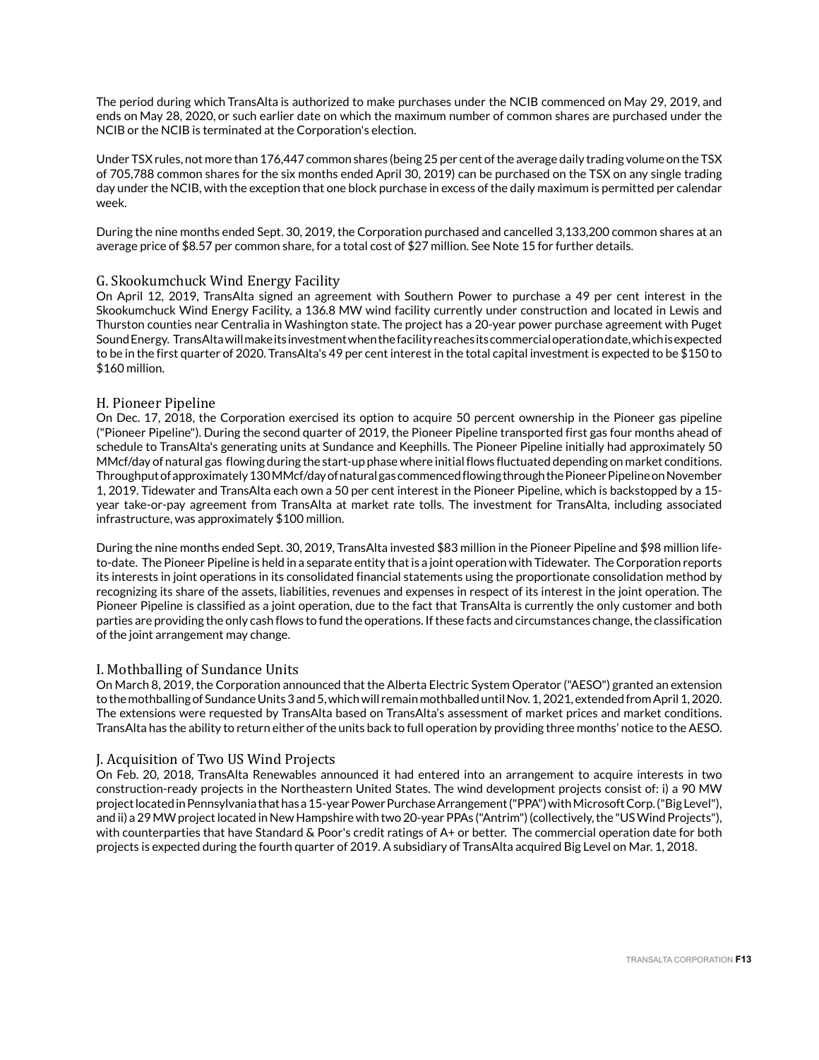The period during which TransAlta is authorized to make purchases under the NCIB commenced on May 29, 2019, and ends on May 28, 2020, or such earlier date on which the maximum number of common shares are purchased under the NCIB or the NCIB is terminated at the Corporation's election.

Under TSX rules, not more than 176,447 common shares (being 25 per cent of the average daily trading volume on the TSX of 705,788 common shares for the six months ended April 30, 2019) can be purchased on the TSX on any single trading day under the NCIB, with the exception that one block purchase in excess of the daily maximum is permitted per calendar week.

During the nine months ended Sept. 30, 2019, the Corporation purchased and cancelled 3,133,200 common shares at an average price of $8.57 per common share, for a total cost of $27 million. See Note 15 for further details.

## G. Skookumchuck Wind Energy Facility

On April 12, 2019, TransAlta signed an agreement with Southern Power to purchase a 49 per cent interest in the Skookumchuck Wind Energy Facility, a 136.8 MW wind facility currently under construction and located in Lewis and Thurston counties near Centralia in Washington state. The project has a 20-year power purchase agreement with Puget Sound Energy. TransAlta will make its investment when the facility reaches its commercial operation date, which is expected to be in the first quarter of 2020. TransAlta's 49 per cent interest in the total capital investment is expected to be $150 to $160 million.

## H. Pioneer Pipeline

On Dec. 17, 2018, the Corporation exercised its option to acquire 50 percent ownership in the Pioneer gas pipeline ("Pioneer Pipeline"). During the second quarter of 2019, the Pioneer Pipeline transported first gas four months ahead of schedule to TransAlta's generating units at Sundance and Keephills. The Pioneer Pipeline initially had approximately 50 MMcf/day of natural gas flowing during the start-up phase where initial flows fluctuated depending on market conditions. Throughput of approximately 130 MMcf/day of natural gas commenced flowing through the Pioneer Pipeline on November 1, 2019. Tidewater and TransAlta each own a 50 per cent interest in the Pioneer Pipeline, which is backstopped by a 15-year take-or-pay agreement from TransAlta at market rate tolls. The investment for TransAlta, including associated infrastructure, was approximately $100 million.

During the nine months ended Sept. 30, 2019, TransAlta invested $83 million in the Pioneer Pipeline and $98 million life-to-date. The Pioneer Pipeline is held in a separate entity that is a joint operation with Tidewater. The Corporation reports its interests in joint operations in its consolidated financial statements using the proportionate consolidation method by recognizing its share of the assets, liabilities, revenues and expenses in respect of its interest in the joint operation. The Pioneer Pipeline is classified as a joint operation, due to the fact that TransAlta is currently the only customer and both parties are providing the only cash flows to fund the operations. If these facts and circumstances change, the classification of the joint arrangement may change.

## I. Mothballing of Sundance Units

On March 8, 2019, the Corporation announced that the Alberta Electric System Operator ("AESO") granted an extension to the mothballing of Sundance Units 3 and 5, which will remain mothballed until Nov. 1, 2021, extended from April 1, 2020. The extensions were requested by TransAlta based on TransAlta's assessment of market prices and market conditions. TransAlta has the ability to return either of the units back to full operation by providing three months' notice to the AESO.

## J. Acquisition of Two US Wind Projects

On Feb. 20, 2018, TransAlta Renewables announced it had entered into an arrangement to acquire interests in two construction-ready projects in the Northeastern United States. The wind development projects consist of: i) a 90 MW project located in Pennsylvania that has a 15-year Power Purchase Arrangement ("PPA") with Microsoft Corp. ("Big Level"), and ii) a 29 MW project located in New Hampshire with two 20-year PPAs ("Antrim") (collectively, the "US Wind Projects"), with counterparties that have Standard & Poor's credit ratings of A+ or better. The commercial operation date for both projects is expected during the fourth quarter of 2019. A subsidiary of TransAlta acquired Big Level on Mar. 1, 2018.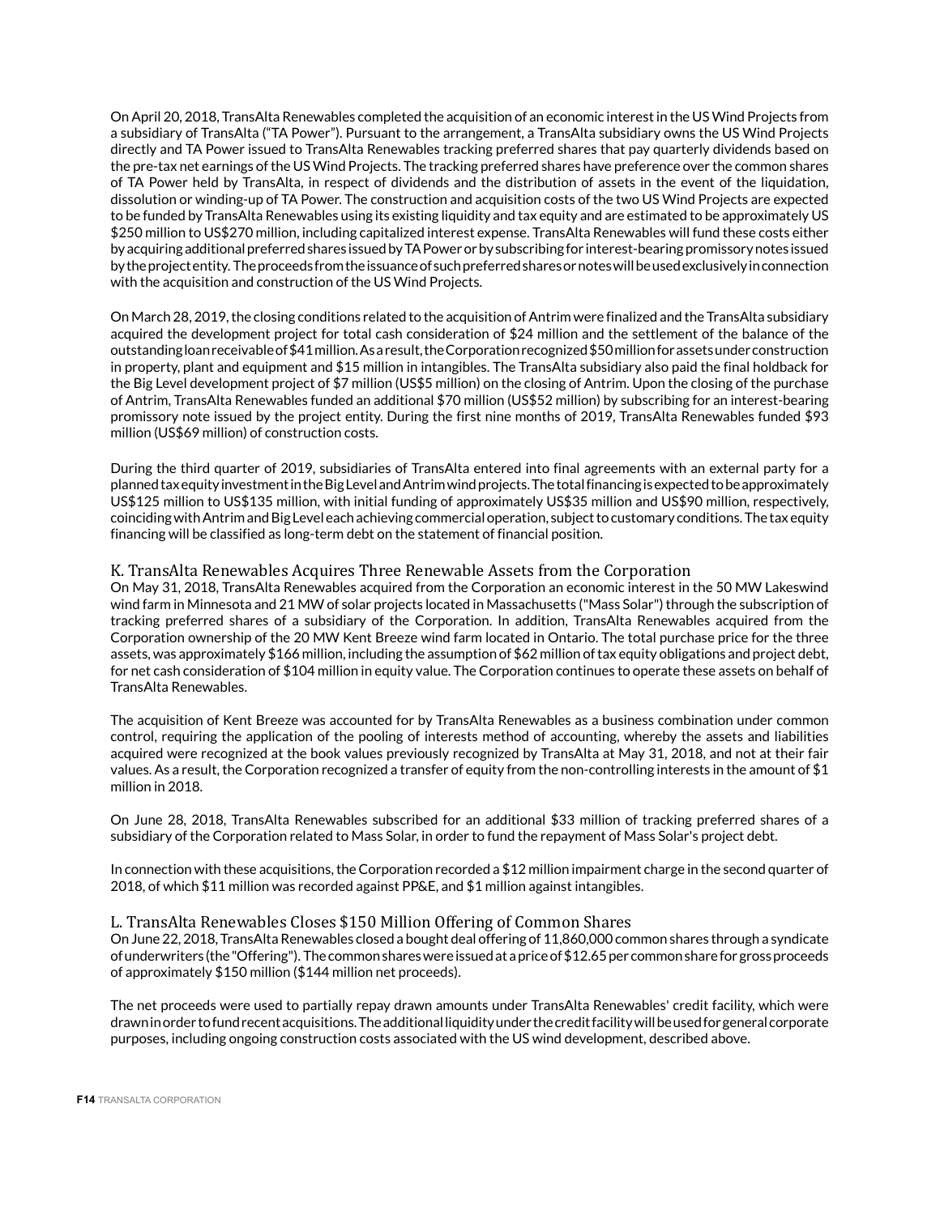On April 20, 2018, TransAlta Renewables completed the acquisition of an economic interest in the US Wind Projects from a subsidiary of TransAlta ("TA Power"). Pursuant to the arrangement, a TransAlta subsidiary owns the US Wind Projects directly and TA Power issued to TransAlta Renewables tracking preferred shares that pay quarterly dividends based on the pre-tax net earnings of the US Wind Projects. The tracking preferred shares have preference over the common shares of TA Power held by TransAlta, in respect of dividends and the distribution of assets in the event of the liquidation, dissolution or winding-up of TA Power. The construction and acquisition costs of the two US Wind Projects are expected to be funded by TransAlta Renewables using its existing liquidity and tax equity and are estimated to be approximately US $250 million to US$270 million, including capitalized interest expense. TransAlta Renewables will fund these costs either by acquiring additional preferred shares issued by TA Power or by subscribing for interest-bearing promissory notes issued by the project entity. The proceeds from the issuance of such preferred shares or notes will be used exclusively in connection with the acquisition and construction of the US Wind Projects.

On March 28, 2019, the closing conditions related to the acquisition of Antrim were finalized and the TransAlta subsidiary acquired the development project for total cash consideration of $24 million and the settlement of the balance of the outstanding loan receivable of $41 million. As a result, the Corporation recognized $50 million for assets under construction in property, plant and equipment and $15 million in intangibles. The TransAlta subsidiary also paid the final holdback for the Big Level development project of $7 million (US$5 million) on the closing of Antrim. Upon the closing of the purchase of Antrim, TransAlta Renewables funded an additional $70 million (US$52 million) by subscribing for an interest-bearing promissory note issued by the project entity. During the first nine months of 2019, TransAlta Renewables funded $93 million (US$69 million) of construction costs.

During the third quarter of 2019, subsidiaries of TransAlta entered into final agreements with an external party for a planned tax equity investment in the Big Level and Antrim wind projects. The total financing is expected to be approximately US$125 million to US$135 million, with initial funding of approximately US$35 million and US$90 million, respectively, coinciding with Antrim and Big Level each achieving commercial operation, subject to customary conditions. The tax equity financing will be classified as long-term debt on the statement of financial position.

## K. TransAlta Renewables Acquires Three Renewable Assets from the Corporation

On May 31, 2018, TransAlta Renewables acquired from the Corporation an economic interest in the 50 MW Lakeswind wind farm in Minnesota and 21 MW of solar projects located in Massachusetts ("Mass Solar") through the subscription of tracking preferred shares of a subsidiary of the Corporation. In addition, TransAlta Renewables acquired from the Corporation ownership of the 20 MW Kent Breeze wind farm located in Ontario. The total purchase price for the three assets, was approximately $166 million, including the assumption of $62 million of tax equity obligations and project debt, for net cash consideration of $104 million in equity value. The Corporation continues to operate these assets on behalf of TransAlta Renewables.

The acquisition of Kent Breeze was accounted for by TransAlta Renewables as a business combination under common control, requiring the application of the pooling of interests method of accounting, whereby the assets and liabilities acquired were recognized at the book values previously recognized by TransAlta at May 31, 2018, and not at their fair values. As a result, the Corporation recognized a transfer of equity from the non-controlling interests in the amount of $1 million in 2018.

On June 28, 2018, TransAlta Renewables subscribed for an additional $33 million of tracking preferred shares of a subsidiary of the Corporation related to Mass Solar, in order to fund the repayment of Mass Solar's project debt.

In connection with these acquisitions, the Corporation recorded a $12 million impairment charge in the second quarter of 2018, of which $11 million was recorded against PP&E, and $1 million against intangibles.

## L. TransAlta Renewables Closes $150 Million Offering of Common Shares

On June 22, 2018, TransAlta Renewables closed a bought deal offering of 11,860,000 common shares through a syndicate of underwriters (the "Offering"). The common shares were issued at a price of $12.65 per common share for gross proceeds of approximately $150 million ($144 million net proceeds).

The net proceeds were used to partially repay drawn amounts under TransAlta Renewables' credit facility, which were drawn in order to fund recent acquisitions. The additional liquidity under the credit facility will be used for general corporate purposes, including ongoing construction costs associated with the US wind development, described above.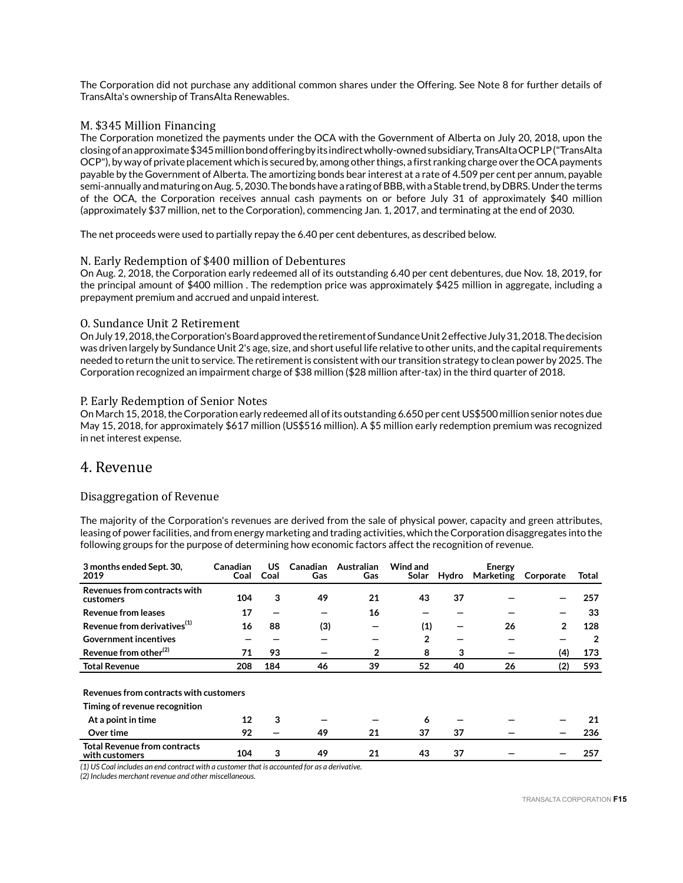The Corporation did not purchase any additional common shares under the Offering. See Note 8 for further details of TransAlta's ownership of TransAlta Renewables.

### M. $345 Million Financing

The Corporation monetized the payments under the OCA with the Government of Alberta on July 20, 2018, upon the closing of an approximate $345 million bond offering by its indirect wholly-owned subsidiary, TransAlta OCP LP ("TransAlta OCP"), by way of private placement which is secured by, among other things, a first ranking charge over the OCA payments payable by the Government of Alberta. The amortizing bonds bear interest at a rate of 4.509 per cent per annum, payable semi-annually and maturing on Aug. 5, 2030. The bonds have a rating of BBB, with a Stable trend, by DBRS. Under the terms of the OCA, the Corporation receives annual cash payments on or before July 31 of approximately $40 million (approximately $37 million, net to the Corporation), commencing Jan. 1, 2017, and terminating at the end of 2030.

The net proceeds were used to partially repay the 6.40 per cent debentures, as described below.

### N. Early Redemption of $400 million of Debentures

On Aug. 2, 2018, the Corporation early redeemed all of its outstanding 6.40 per cent debentures, due Nov. 18, 2019, for the principal amount of $400 million . The redemption price was approximately $425 million in aggregate, including a prepayment premium and accrued and unpaid interest.

### O. Sundance Unit 2 Retirement

On July 19, 2018, the Corporation's Board approved the retirement of Sundance Unit 2 effective July 31, 2018. The decision was driven largely by Sundance Unit 2's age, size, and short useful life relative to other units, and the capital requirements needed to return the unit to service. The retirement is consistent with our transition strategy to clean power by 2025. The Corporation recognized an impairment charge of $38 million ($28 million after-tax) in the third quarter of 2018.

### P. Early Redemption of Senior Notes

On March 15, 2018, the Corporation early redeemed all of its outstanding 6.650 per cent US$500 million senior notes due May 15, 2018, for approximately $617 million (US$516 million). A $5 million early redemption premium was recognized in net interest expense.

## 4. Revenue

### Disaggregation of Revenue

The majority of the Corporation's revenues are derived from the sale of physical power, capacity and green attributes, leasing of power facilities, and from energy marketing and trading activities, which the Corporation disaggregates into the following groups for the purpose of determining how economic factors affect the recognition of revenue.

| 3 months ended Sept. 30, 2019 | Canadian Coal | US Coal | Canadian Gas | Australian Gas | Wind and Solar | Hydro | Energy Marketing | Corporate | Total |
|---|---|---|---|---|---|---|---|---|---|
| **Revenues from contracts with customers** | 104 | 3 | 49 | 21 | 43 | 37 | — | — | 257 |
| **Revenue from leases** | 17 | — | — | 16 | — | — | — | — | 33 |
| **Revenue from derivatives**(1) | 16 | 88 | (3) | — | (1) | — | 26 | 2 | 128 |
| **Government incentives** | — | — | — | — | 2 | — | — | — | 2 |
| **Revenue from other**(2) | 71 | 93 | — | 2 | 8 | 3 | — | (4) | 173 |
| **Total Revenue** | 208 | 184 | 46 | 39 | 52 | 40 | 26 | (2) | 593 |
| | | | | | | | | | |
| **Revenues from contracts with customers** | | | | | | | | | |
| **Timing of revenue recognition** | | | | | | | | | |
| At a point in time | 12 | 3 | — | — | 6 | — | — | — | 21 |
| Over time | 92 | — | 49 | 21 | 37 | 37 | — | — | 236 |
| **Total Revenue from contracts with customers** | 104 | 3 | 49 | 21 | 43 | 37 | — | — | 257 |

*(1) US Coal includes an end contract with a customer that is accounted for as a derivative.*
*(2) Includes merchant revenue and other miscellaneous.*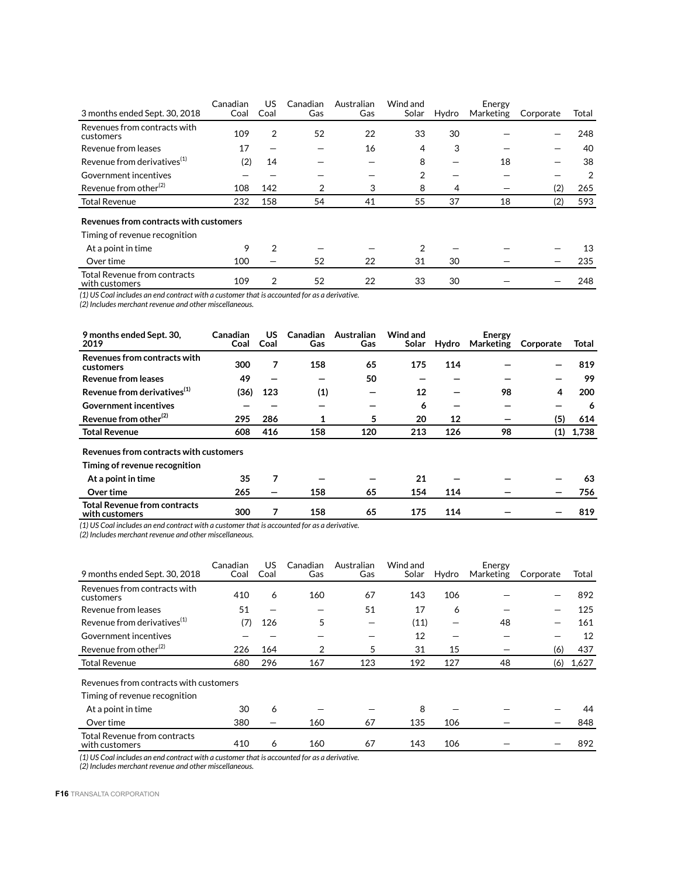| 3 months ended Sept. 30, 2018 | Canadian Coal | US Coal | Canadian Gas | Australian Gas | Wind and Solar | Hydro | Energy Marketing | Corporate | Total |
|---|---|---|---|---|---|---|---|---|---|
| Revenues from contracts with customers | 109 | 2 | 52 | 22 | 33 | 30 | — | — | 248 |
| Revenue from leases | 17 | — | — | 16 | 4 | 3 | — | — | 40 |
| Revenue from derivatives[(1)] | (2) | 14 | — | — | 8 | — | 18 | — | 38 |
| Government incentives | — | — | — | — | 2 | — | — | — | 2 |
| Revenue from other[(2)] | 108 | 142 | 2 | 3 | 8 | 4 | — | (2) | 265 |
| Total Revenue | 232 | 158 | 54 | 41 | 55 | 37 | 18 | (2) | 593 |
| **Revenues from contracts with customers** | | | | | | | | | |
| Timing of revenue recognition | | | | | | | | | |
| At a point in time | 9 | 2 | — | — | 2 | — | — | — | 13 |
| Over time | 100 | — | 52 | 22 | 31 | 30 | — | — | 235 |
| Total Revenue from contracts with customers | 109 | 2 | 52 | 22 | 33 | 30 | — | — | 248 |

*(1) US Coal includes an end contract with a customer that is accounted for as a derivative.*
*(2) Includes merchant revenue and other miscellaneous.*

| **9 months ended Sept. 30, 2019** | **Canadian Coal** | **US Coal** | **Canadian Gas** | **Australian Gas** | **Wind and Solar** | **Hydro** | **Energy Marketing** | **Corporate** | **Total** |
|---|---|---|---|---|---|---|---|---|---|
| **Revenues from contracts with customers** | **300** | **7** | **158** | **65** | **175** | **114** | **—** | **—** | **819** |
| **Revenue from leases** | **49** | **—** | **—** | **50** | **—** | **—** | **—** | **—** | **99** |
| **Revenue from derivatives[(1)]** | **(36)** | **123** | **(1)** | **—** | **12** | **—** | **98** | **4** | **200** |
| **Government incentives** | **—** | **—** | **—** | **—** | **6** | **—** | **—** | **—** | **6** |
| **Revenue from other[(2)]** | **295** | **286** | **1** | **5** | **20** | **12** | **—** | **(5)** | **614** |
| **Total Revenue** | **608** | **416** | **158** | **120** | **213** | **126** | **98** | **(1)** | **1,738** |
| **Revenues from contracts with customers** | | | | | | | | | |
| **Timing of revenue recognition** | | | | | | | | | |
| **At a point in time** | **35** | **7** | **—** | **—** | **21** | **—** | **—** | **—** | **63** |
| **Over time** | **265** | **—** | **158** | **65** | **154** | **114** | **—** | **—** | **756** |
| **Total Revenue from contracts with customers** | **300** | **7** | **158** | **65** | **175** | **114** | **—** | **—** | **819** |

*(1) US Coal includes an end contract with a customer that is accounted for as a derivative.*
*(2) Includes merchant revenue and other miscellaneous.*

| 9 months ended Sept. 30, 2018 | Canadian Coal | US Coal | Canadian Gas | Australian Gas | Wind and Solar | Hydro | Energy Marketing | Corporate | Total |
|---|---|---|---|---|---|---|---|---|---|
| Revenues from contracts with customers | 410 | 6 | 160 | 67 | 143 | 106 | — | — | 892 |
| Revenue from leases | 51 | — | — | 51 | 17 | 6 | — | — | 125 |
| Revenue from derivatives[(1)] | (7) | 126 | 5 | — | (11) | — | 48 | — | 161 |
| Government incentives | — | — | — | — | 12 | — | — | — | 12 |
| Revenue from other[(2)] | 226 | 164 | 2 | 5 | 31 | 15 | — | (6) | 437 |
| Total Revenue | 680 | 296 | 167 | 123 | 192 | 127 | 48 | (6) | 1,627 |
| Revenues from contracts with customers | | | | | | | | | |
| Timing of revenue recognition | | | | | | | | | |
| At a point in time | 30 | 6 | — | — | 8 | — | — | — | 44 |
| Over time | 380 | — | 160 | 67 | 135 | 106 | — | — | 848 |
| Total Revenue from contracts with customers | 410 | 6 | 160 | 67 | 143 | 106 | — | — | 892 |

*(1) US Coal includes an end contract with a customer that is accounted for as a derivative.*
*(2) Includes merchant revenue and other miscellaneous.*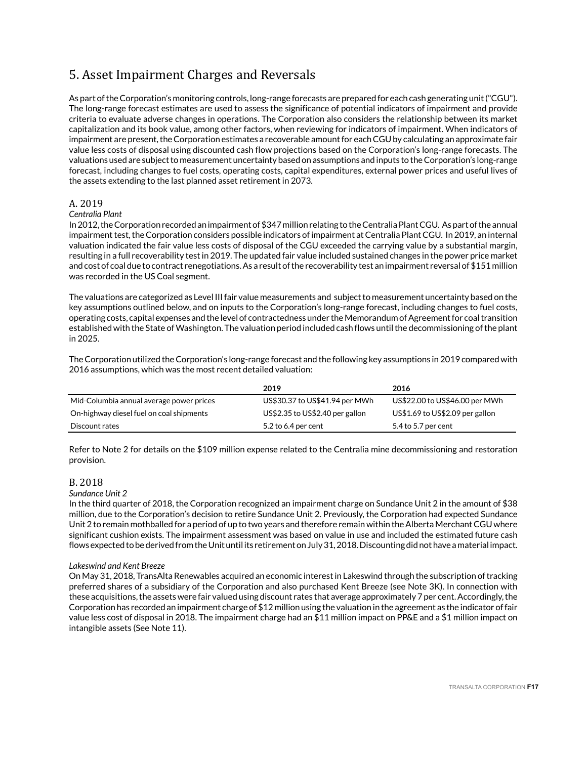# 5. Asset Impairment Charges and Reversals

As part of the Corporation's monitoring controls, long-range forecasts are prepared for each cash generating unit ("CGU"). The long-range forecast estimates are used to assess the significance of potential indicators of impairment and provide criteria to evaluate adverse changes in operations. The Corporation also considers the relationship between its market capitalization and its book value, among other factors, when reviewing for indicators of impairment. When indicators of impairment are present, the Corporation estimates a recoverable amount for each CGU by calculating an approximate fair value less costs of disposal using discounted cash flow projections based on the Corporation's long-range forecasts. The valuations used are subject to measurement uncertainty based on assumptions and inputs to the Corporation's long-range forecast, including changes to fuel costs, operating costs, capital expenditures, external power prices and useful lives of the assets extending to the last planned asset retirement in 2073.

## A. 2019

*Centralia Plant*

In 2012, the Corporation recorded an impairment of $347 million relating to the Centralia Plant CGU. As part of the annual impairment test, the Corporation considers possible indicators of impairment at Centralia Plant CGU. In 2019, an internal valuation indicated the fair value less costs of disposal of the CGU exceeded the carrying value by a substantial margin, resulting in a full recoverability test in 2019. The updated fair value included sustained changes in the power price market and cost of coal due to contract renegotiations. As a result of the recoverability test an impairment reversal of $151 million was recorded in the US Coal segment.

The valuations are categorized as Level III fair value measurements and subject to measurement uncertainty based on the key assumptions outlined below, and on inputs to the Corporation's long-range forecast, including changes to fuel costs, operating costs, capital expenses and the level of contractedness under the Memorandum of Agreement for coal transition established with the State of Washington. The valuation period included cash flows until the decommissioning of the plant in 2025.

The Corporation utilized the Corporation's long-range forecast and the following key assumptions in 2019 compared with 2016 assumptions, which was the most recent detailed valuation:

| | 2019 | 2016 |
|---|---|---|
| Mid-Columbia annual average power prices | US$30.37 to US$41.94 per MWh | US$22.00 to US$46.00 per MWh |
| On-highway diesel fuel on coal shipments | US$2.35 to US$2.40 per gallon | US$1.69 to US$2.09 per gallon |
| Discount rates | 5.2 to 6.4 per cent | 5.4 to 5.7 per cent |

Refer to Note 2 for details on the $109 million expense related to the Centralia mine decommissioning and restoration provision.

## B. 2018

*Sundance Unit 2*

In the third quarter of 2018, the Corporation recognized an impairment charge on Sundance Unit 2 in the amount of $38 million, due to the Corporation's decision to retire Sundance Unit 2. Previously, the Corporation had expected Sundance Unit 2 to remain mothballed for a period of up to two years and therefore remain within the Alberta Merchant CGU where significant cushion exists. The impairment assessment was based on value in use and included the estimated future cash flows expected to be derived from the Unit until its retirement on July 31, 2018. Discounting did not have a material impact.

*Lakeswind and Kent Breeze*

On May 31, 2018, TransAlta Renewables acquired an economic interest in Lakeswind through the subscription of tracking preferred shares of a subsidiary of the Corporation and also purchased Kent Breeze (see Note 3K). In connection with these acquisitions, the assets were fair valued using discount rates that average approximately 7 per cent. Accordingly, the Corporation has recorded an impairment charge of $12 million using the valuation in the agreement as the indicator of fair value less cost of disposal in 2018. The impairment charge had an $11 million impact on PP&E and a $1 million impact on intangible assets (See Note 11).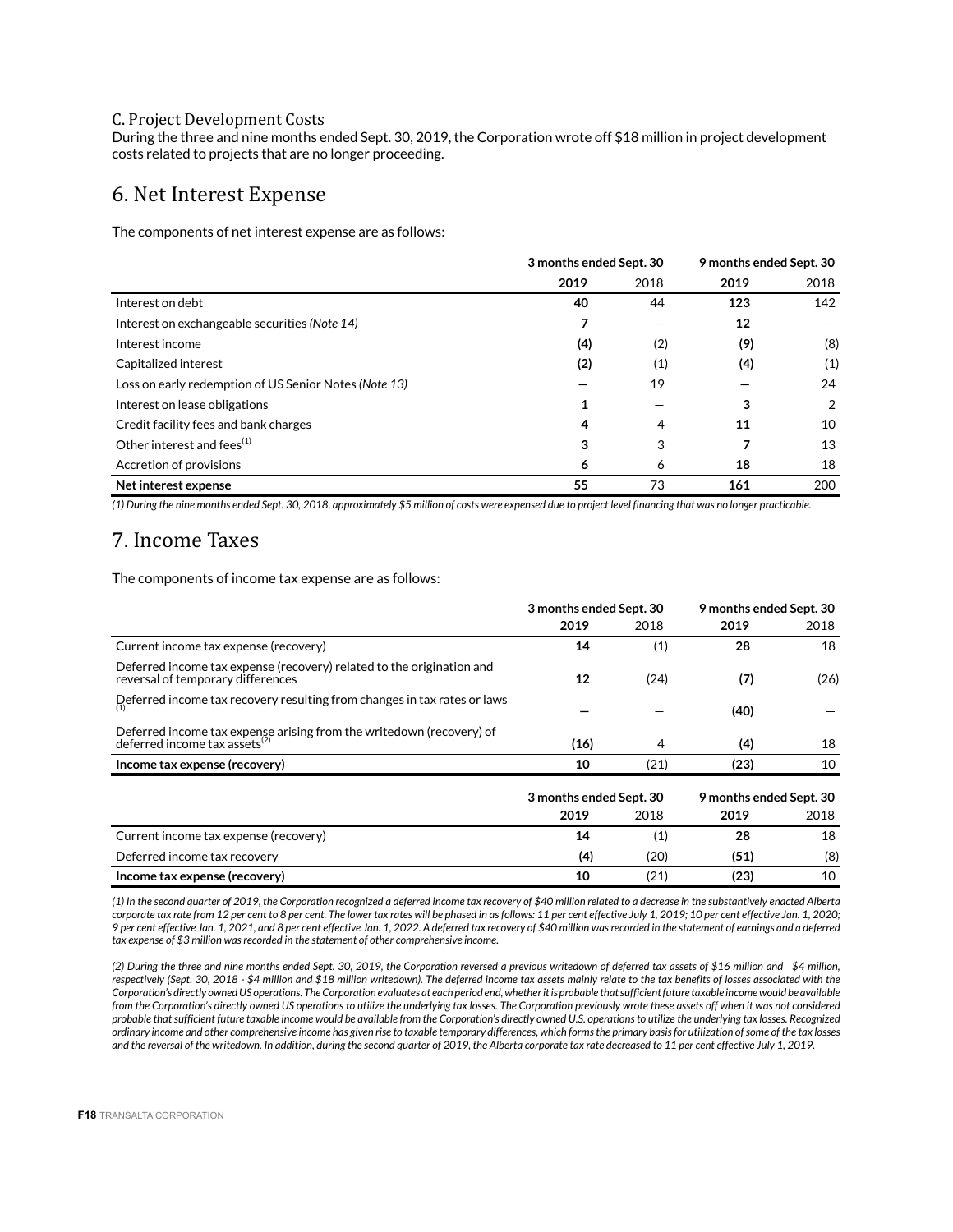### C. Project Development Costs

During the three and nine months ended Sept. 30, 2019, the Corporation wrote off $18 million in project development costs related to projects that are no longer proceeding.

## 6. Net Interest Expense

The components of net interest expense are as follows:

| | 3 months ended Sept. 30 | | 9 months ended Sept. 30 | |
|---|---|---|---|---|
| | **2019** | 2018 | **2019** | 2018 |
| Interest on debt | **40** | 44 | **123** | 142 |
| Interest on exchangeable securities *(Note 14)* | **7** | — | **12** | — |
| Interest income | **(4)** | (2) | **(9)** | (8) |
| Capitalized interest | **(2)** | (1) | **(4)** | (1) |
| Loss on early redemption of US Senior Notes *(Note 13)* | **—** | 19 | **—** | 24 |
| Interest on lease obligations | **1** | — | **3** | 2 |
| Credit facility fees and bank charges | **4** | 4 | **11** | 10 |
| Other interest and fees[1] | **3** | 3 | **7** | 13 |
| Accretion of provisions | **6** | 6 | **18** | 18 |
| **Net interest expense** | **55** | 73 | **161** | 200 |

*(1) During the nine months ended Sept. 30, 2018, approximately $5 million of costs were expensed due to project level financing that was no longer practicable.*

## 7. Income Taxes

The components of income tax expense are as follows:

| | 3 months ended Sept. 30 | | 9 months ended Sept. 30 | |
|---|---|---|---|---|
| | **2019** | 2018 | **2019** | 2018 |
| Current income tax expense (recovery) | **14** | (1) | **28** | 18 |
| Deferred income tax expense (recovery) related to the origination and reversal of temporary differences | **12** | (24) | **(7)** | (26) |
| Deferred income tax recovery resulting from changes in tax rates or laws[1] | **—** | — | **(40)** | — |
| Deferred income tax expense arising from the writedown (recovery) of deferred income tax assets[2] | **(16)** | 4 | **(4)** | 18 |
| **Income tax expense (recovery)** | **10** | (21) | **(23)** | 10 |

| | 3 months ended Sept. 30 | | 9 months ended Sept. 30 | |
|---|---|---|---|---|
| | **2019** | 2018 | **2019** | 2018 |
| Current income tax expense (recovery) | **14** | (1) | **28** | 18 |
| Deferred income tax recovery | **(4)** | (20) | **(51)** | (8) |
| **Income tax expense (recovery)** | **10** | (21) | **(23)** | 10 |

*(1) In the second quarter of 2019, the Corporation recognized a deferred income tax recovery of $40 million related to a decrease in the substantively enacted Alberta corporate tax rate from 12 per cent to 8 per cent. The lower tax rates will be phased in as follows: 11 per cent effective July 1, 2019; 10 per cent effective Jan. 1, 2020; 9 per cent effective Jan. 1, 2021, and 8 per cent effective Jan. 1, 2022. A deferred tax recovery of $40 million was recorded in the statement of earnings and a deferred tax expense of $3 million was recorded in the statement of other comprehensive income.*

*(2) During the three and nine months ended Sept. 30, 2019, the Corporation reversed a previous writedown of deferred tax assets of $16 million and $4 million, respectively (Sept. 30, 2018 - $4 million and $18 million writedown). The deferred income tax assets mainly relate to the tax benefits of losses associated with the Corporation's directly owned US operations. The Corporation evaluates at each period end, whether it is probable that sufficient future taxable income would be available from the Corporation's directly owned US operations to utilize the underlying tax losses. The Corporation previously wrote these assets off when it was not considered probable that sufficient future taxable income would be available from the Corporation's directly owned U.S. operations to utilize the underlying tax losses. Recognized ordinary income and other comprehensive income has given rise to taxable temporary differences, which forms the primary basis for utilization of some of the tax losses and the reversal of the writedown. In addition, during the second quarter of 2019, the Alberta corporate tax rate decreased to 11 per cent effective July 1, 2019.*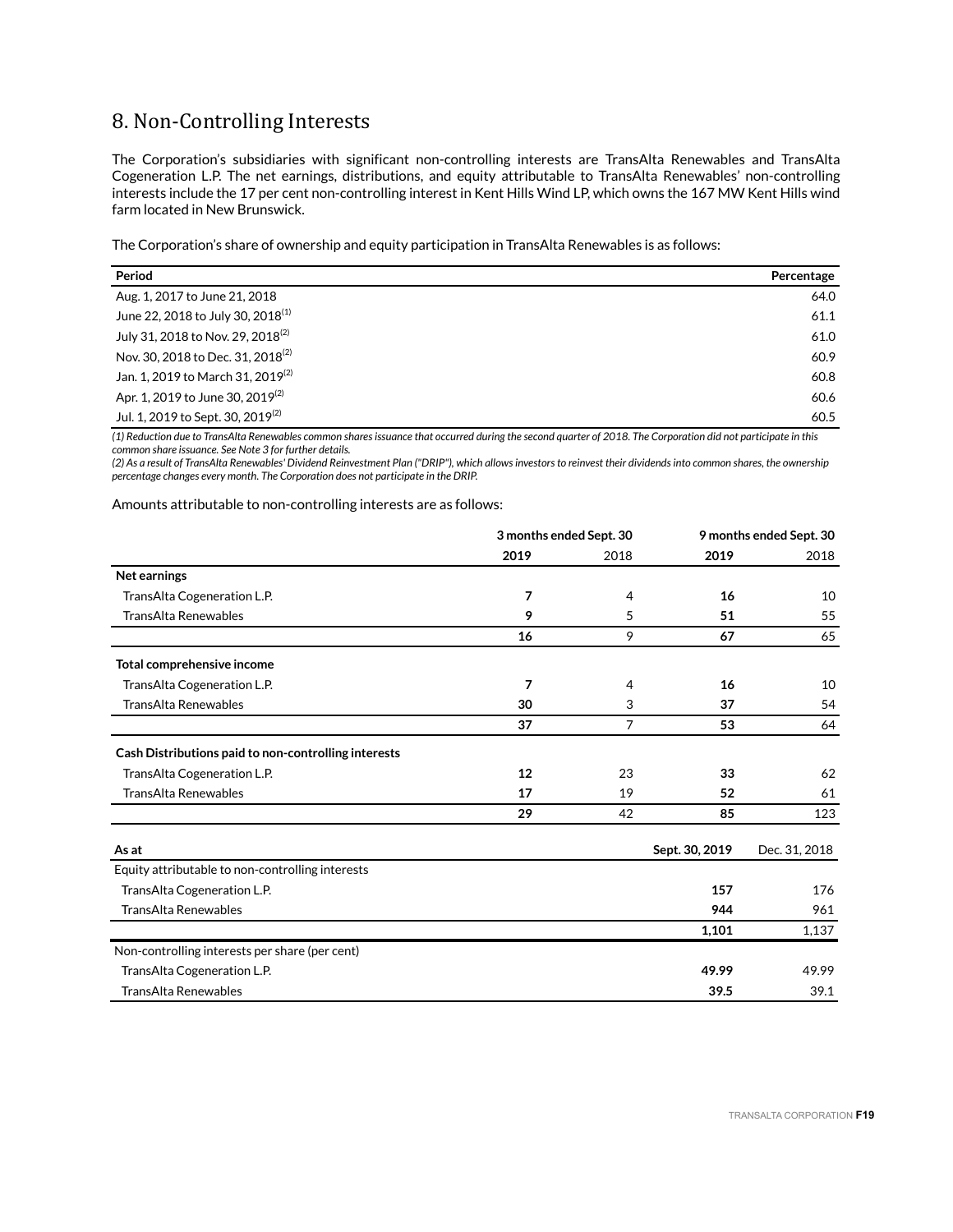## 8. Non-Controlling Interests

The Corporation's subsidiaries with significant non-controlling interests are TransAlta Renewables and TransAlta Cogeneration L.P. The net earnings, distributions, and equity attributable to TransAlta Renewables' non-controlling interests include the 17 per cent non-controlling interest in Kent Hills Wind LP, which owns the 167 MW Kent Hills wind farm located in New Brunswick.

The Corporation's share of ownership and equity participation in TransAlta Renewables is as follows:

| Period | Percentage |
|---|---|
| Aug. 1, 2017 to June 21, 2018 | 64.0 |
| June 22, 2018 to July 30, 2018[(1)] | 61.1 |
| July 31, 2018 to Nov. 29, 2018[(2)] | 61.0 |
| Nov. 30, 2018 to Dec. 31, 2018[(2)] | 60.9 |
| Jan. 1, 2019 to March 31, 2019[(2)] | 60.8 |
| Apr. 1, 2019 to June 30, 2019[(2)] | 60.6 |
| Jul. 1, 2019 to Sept. 30, 2019[(2)] | 60.5 |

*(1) Reduction due to TransAlta Renewables common shares issuance that occurred during the second quarter of 2018. The Corporation did not participate in this common share issuance. See Note 3 for further details.*
*(2) As a result of TransAlta Renewables' Dividend Reinvestment Plan ("DRIP"), which allows investors to reinvest their dividends into common shares, the ownership percentage changes every month. The Corporation does not participate in the DRIP.*

Amounts attributable to non-controlling interests are as follows:

| | 3 months ended Sept. 30 | | 9 months ended Sept. 30 | |
|---|---|---|---|---|
| | **2019** | 2018 | **2019** | 2018 |
| **Net earnings** | | | | |
| TransAlta Cogeneration L.P. | **7** | 4 | **16** | 10 |
| TransAlta Renewables | **9** | 5 | **51** | 55 |
| | **16** | 9 | **67** | 65 |
| **Total comprehensive income** | | | | |
| TransAlta Cogeneration L.P. | **7** | 4 | **16** | 10 |
| TransAlta Renewables | **30** | 3 | **37** | 54 |
| | **37** | 7 | **53** | 64 |
| **Cash Distributions paid to non-controlling interests** | | | | |
| TransAlta Cogeneration L.P. | **12** | 23 | **33** | 62 |
| TransAlta Renewables | **17** | 19 | **52** | 61 |
| | **29** | 42 | **85** | 123 |

| As at | Sept. 30, 2019 | Dec. 31, 2018 |
|---|---|---|
| Equity attributable to non-controlling interests | | |
| TransAlta Cogeneration L.P. | **157** | 176 |
| TransAlta Renewables | **944** | 961 |
| | **1,101** | 1,137 |
| Non-controlling interests per share (per cent) | | |
| TransAlta Cogeneration L.P. | **49.99** | 49.99 |
| TransAlta Renewables | **39.5** | 39.1 |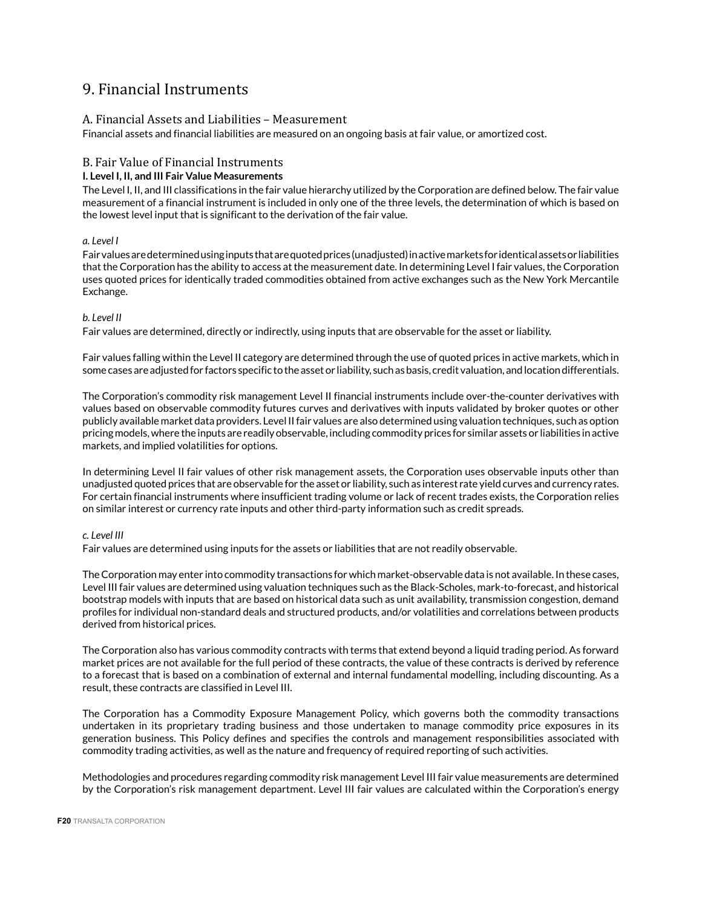# 9. Financial Instruments

## A. Financial Assets and Liabilities – Measurement

Financial assets and financial liabilities are measured on an ongoing basis at fair value, or amortized cost.

## B. Fair Value of Financial Instruments

### I. Level I, II, and III Fair Value Measurements

The Level I, II, and III classifications in the fair value hierarchy utilized by the Corporation are defined below. The fair value measurement of a financial instrument is included in only one of the three levels, the determination of which is based on the lowest level input that is significant to the derivation of the fair value.

*a. Level I*

Fair values are determined using inputs that are quoted prices (unadjusted) in active markets for identical assets or liabilities that the Corporation has the ability to access at the measurement date. In determining Level I fair values, the Corporation uses quoted prices for identically traded commodities obtained from active exchanges such as the New York Mercantile Exchange.

*b. Level II*

Fair values are determined, directly or indirectly, using inputs that are observable for the asset or liability.

Fair values falling within the Level II category are determined through the use of quoted prices in active markets, which in some cases are adjusted for factors specific to the asset or liability, such as basis, credit valuation, and location differentials.

The Corporation's commodity risk management Level II financial instruments include over-the-counter derivatives with values based on observable commodity futures curves and derivatives with inputs validated by broker quotes or other publicly available market data providers. Level II fair values are also determined using valuation techniques, such as option pricing models, where the inputs are readily observable, including commodity prices for similar assets or liabilities in active markets, and implied volatilities for options.

In determining Level II fair values of other risk management assets, the Corporation uses observable inputs other than unadjusted quoted prices that are observable for the asset or liability, such as interest rate yield curves and currency rates. For certain financial instruments where insufficient trading volume or lack of recent trades exists, the Corporation relies on similar interest or currency rate inputs and other third-party information such as credit spreads.

*c. Level III*

Fair values are determined using inputs for the assets or liabilities that are not readily observable.

The Corporation may enter into commodity transactions for which market-observable data is not available. In these cases, Level III fair values are determined using valuation techniques such as the Black-Scholes, mark-to-forecast, and historical bootstrap models with inputs that are based on historical data such as unit availability, transmission congestion, demand profiles for individual non-standard deals and structured products, and/or volatilities and correlations between products derived from historical prices.

The Corporation also has various commodity contracts with terms that extend beyond a liquid trading period. As forward market prices are not available for the full period of these contracts, the value of these contracts is derived by reference to a forecast that is based on a combination of external and internal fundamental modelling, including discounting. As a result, these contracts are classified in Level III.

The Corporation has a Commodity Exposure Management Policy, which governs both the commodity transactions undertaken in its proprietary trading business and those undertaken to manage commodity price exposures in its generation business. This Policy defines and specifies the controls and management responsibilities associated with commodity trading activities, as well as the nature and frequency of required reporting of such activities.

Methodologies and procedures regarding commodity risk management Level III fair value measurements are determined by the Corporation's risk management department. Level III fair values are calculated within the Corporation's energy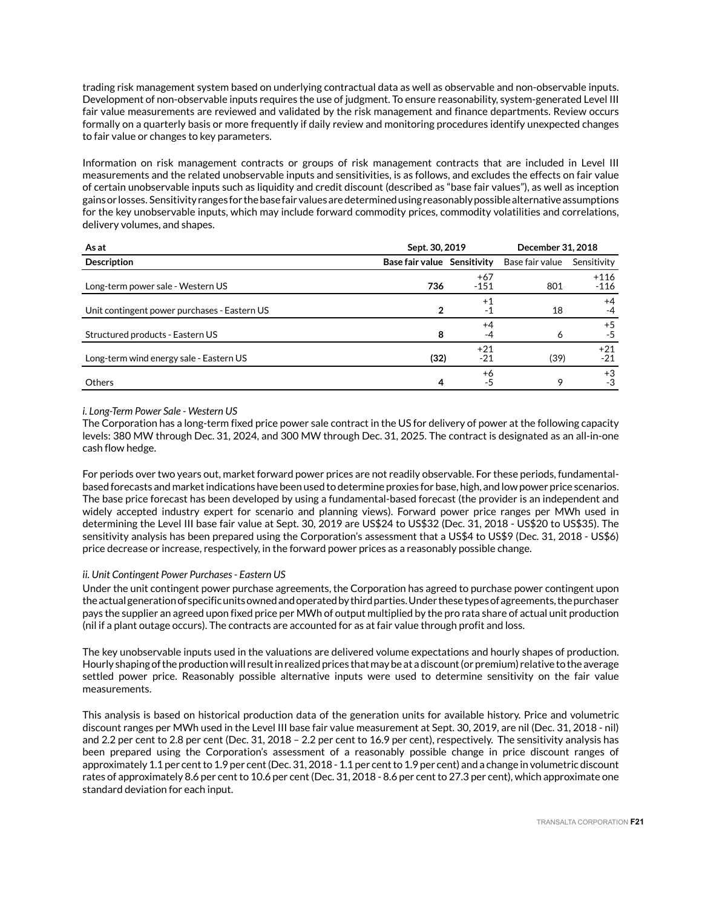trading risk management system based on underlying contractual data as well as observable and non-observable inputs. Development of non-observable inputs requires the use of judgment. To ensure reasonability, system-generated Level III fair value measurements are reviewed and validated by the risk management and finance departments. Review occurs formally on a quarterly basis or more frequently if daily review and monitoring procedures identify unexpected changes to fair value or changes to key parameters.

Information on risk management contracts or groups of risk management contracts that are included in Level III measurements and the related unobservable inputs and sensitivities, is as follows, and excludes the effects on fair value of certain unobservable inputs such as liquidity and credit discount (described as "base fair values"), as well as inception gains or losses. Sensitivity ranges for the base fair values are determined using reasonably possible alternative assumptions for the key unobservable inputs, which may include forward commodity prices, commodity volatilities and correlations, delivery volumes, and shapes.

| **As at** | **Sept. 30, 2019** | | **December 31, 2018** | |
|---|---|---|---|---|
| **Description** | **Base fair value** | **Sensitivity** | Base fair value | Sensitivity |
| Long-term power sale - Western US | **736** | +67<br>-151 | 801 | +116<br>-116 |
| Unit contingent power purchases - Eastern US | **2** | +1<br>-1 | 18 | +4<br>-4 |
| Structured products - Eastern US | **8** | +4<br>-4 | 6 | +5<br>-5 |
| Long-term wind energy sale - Eastern US | **(32)** | +21<br>-21 | (39) | +21<br>-21 |
| Others | **4** | +6<br>-5 | 9 | +3<br>-3 |

*i. Long-Term Power Sale - Western US*

The Corporation has a long-term fixed price power sale contract in the US for delivery of power at the following capacity levels: 380 MW through Dec. 31, 2024, and 300 MW through Dec. 31, 2025. The contract is designated as an all-in-one cash flow hedge.

For periods over two years out, market forward power prices are not readily observable. For these periods, fundamental-based forecasts and market indications have been used to determine proxies for base, high, and low power price scenarios. The base price forecast has been developed by using a fundamental-based forecast (the provider is an independent and widely accepted industry expert for scenario and planning views). Forward power price ranges per MWh used in determining the Level III base fair value at Sept. 30, 2019 are US$24 to US$32 (Dec. 31, 2018 - US$20 to US$35). The sensitivity analysis has been prepared using the Corporation's assessment that a US$4 to US$9 (Dec. 31, 2018 - US$6) price decrease or increase, respectively, in the forward power prices as a reasonably possible change.

*ii. Unit Contingent Power Purchases - Eastern US*

Under the unit contingent power purchase agreements, the Corporation has agreed to purchase power contingent upon the actual generation of specific units owned and operated by third parties. Under these types of agreements, the purchaser pays the supplier an agreed upon fixed price per MWh of output multiplied by the pro rata share of actual unit production (nil if a plant outage occurs). The contracts are accounted for as at fair value through profit and loss.

The key unobservable inputs used in the valuations are delivered volume expectations and hourly shapes of production. Hourly shaping of the production will result in realized prices that may be at a discount (or premium) relative to the average settled power price. Reasonably possible alternative inputs were used to determine sensitivity on the fair value measurements.

This analysis is based on historical production data of the generation units for available history. Price and volumetric discount ranges per MWh used in the Level III base fair value measurement at Sept. 30, 2019, are nil (Dec. 31, 2018 - nil) and 2.2 per cent to 2.8 per cent (Dec. 31, 2018 – 2.2 per cent to 16.9 per cent), respectively. The sensitivity analysis has been prepared using the Corporation's assessment of a reasonably possible change in price discount ranges of approximately 1.1 per cent to 1.9 per cent (Dec. 31, 2018 - 1.1 per cent to 1.9 per cent) and a change in volumetric discount rates of approximately 8.6 per cent to 10.6 per cent (Dec. 31, 2018 - 8.6 per cent to 27.3 per cent), which approximate one standard deviation for each input.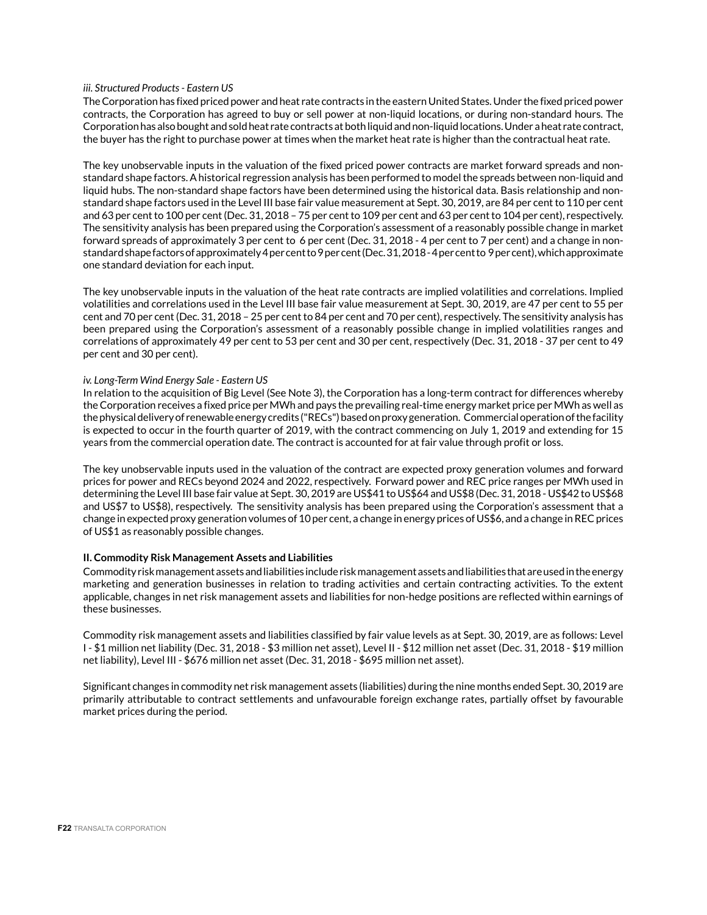*iii. Structured Products - Eastern US*

The Corporation has fixed priced power and heat rate contracts in the eastern United States. Under the fixed priced power contracts, the Corporation has agreed to buy or sell power at non-liquid locations, or during non-standard hours. The Corporation has also bought and sold heat rate contracts at both liquid and non-liquid locations. Under a heat rate contract, the buyer has the right to purchase power at times when the market heat rate is higher than the contractual heat rate.

The key unobservable inputs in the valuation of the fixed priced power contracts are market forward spreads and non-standard shape factors. A historical regression analysis has been performed to model the spreads between non-liquid and liquid hubs. The non-standard shape factors have been determined using the historical data. Basis relationship and non-standard shape factors used in the Level III base fair value measurement at Sept. 30, 2019, are 84 per cent to 110 per cent and 63 per cent to 100 per cent (Dec. 31, 2018 – 75 per cent to 109 per cent and 63 per cent to 104 per cent), respectively. The sensitivity analysis has been prepared using the Corporation's assessment of a reasonably possible change in market forward spreads of approximately 3 per cent to 6 per cent (Dec. 31, 2018 - 4 per cent to 7 per cent) and a change in non-standard shape factors of approximately 4 per cent to 9 per cent (Dec. 31, 2018 - 4 per cent to 9 per cent), which approximate one standard deviation for each input.

The key unobservable inputs in the valuation of the heat rate contracts are implied volatilities and correlations. Implied volatilities and correlations used in the Level III base fair value measurement at Sept. 30, 2019, are 47 per cent to 55 per cent and 70 per cent (Dec. 31, 2018 – 25 per cent to 84 per cent and 70 per cent), respectively. The sensitivity analysis has been prepared using the Corporation's assessment of a reasonably possible change in implied volatilities ranges and correlations of approximately 49 per cent to 53 per cent and 30 per cent, respectively (Dec. 31, 2018 - 37 per cent to 49 per cent and 30 per cent).

*iv. Long-Term Wind Energy Sale - Eastern US*

In relation to the acquisition of Big Level (See Note 3), the Corporation has a long-term contract for differences whereby the Corporation receives a fixed price per MWh and pays the prevailing real-time energy market price per MWh as well as the physical delivery of renewable energy credits ("RECs") based on proxy generation. Commercial operation of the facility is expected to occur in the fourth quarter of 2019, with the contract commencing on July 1, 2019 and extending for 15 years from the commercial operation date. The contract is accounted for at fair value through profit or loss.

The key unobservable inputs used in the valuation of the contract are expected proxy generation volumes and forward prices for power and RECs beyond 2024 and 2022, respectively. Forward power and REC price ranges per MWh used in determining the Level III base fair value at Sept. 30, 2019 are US$41 to US$64 and US$8 (Dec. 31, 2018 - US$42 to US$68 and US$7 to US$8), respectively. The sensitivity analysis has been prepared using the Corporation's assessment that a change in expected proxy generation volumes of 10 per cent, a change in energy prices of US$6, and a change in REC prices of US$1 as reasonably possible changes.

**II. Commodity Risk Management Assets and Liabilities**

Commodity risk management assets and liabilities include risk management assets and liabilities that are used in the energy marketing and generation businesses in relation to trading activities and certain contracting activities. To the extent applicable, changes in net risk management assets and liabilities for non-hedge positions are reflected within earnings of these businesses.

Commodity risk management assets and liabilities classified by fair value levels as at Sept. 30, 2019, are as follows: Level I - $1 million net liability (Dec. 31, 2018 - $3 million net asset), Level II - $12 million net asset (Dec. 31, 2018 - $19 million net liability), Level III - $676 million net asset (Dec. 31, 2018 - $695 million net asset).

Significant changes in commodity net risk management assets (liabilities) during the nine months ended Sept. 30, 2019 are primarily attributable to contract settlements and unfavourable foreign exchange rates, partially offset by favourable market prices during the period.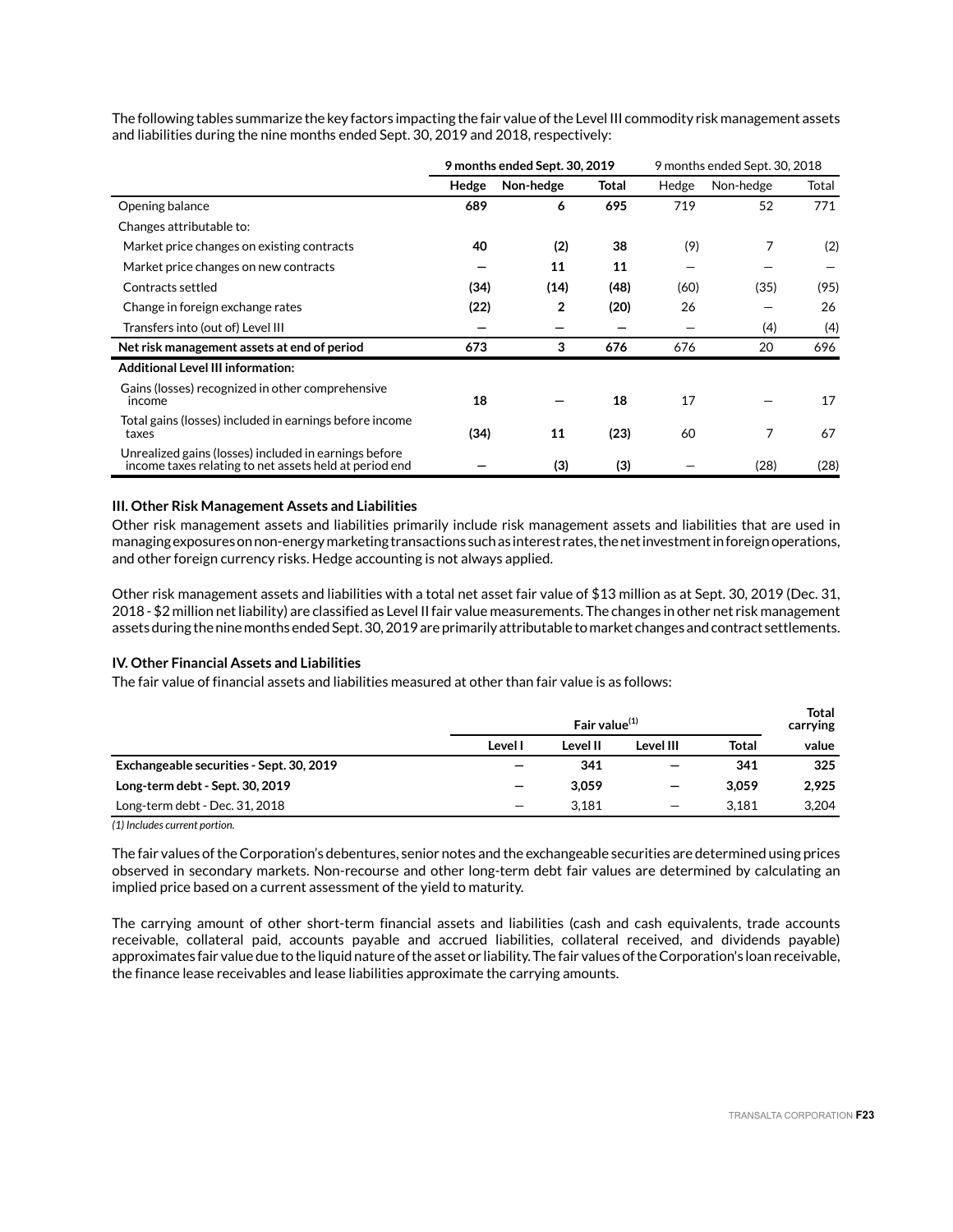The following tables summarize the key factors impacting the fair value of the Level III commodity risk management assets and liabilities during the nine months ended Sept. 30, 2019 and 2018, respectively:

| | **9 months ended Sept. 30, 2019** | | | 9 months ended Sept. 30, 2018 | | |
|---|---|---|---|---|---|---|
| | **Hedge** | **Non-hedge** | **Total** | Hedge | Non-hedge | Total |
| Opening balance | **689** | **6** | **695** | 719 | 52 | 771 |
| Changes attributable to: | | | | | | |
| Market price changes on existing contracts | **40** | **(2)** | **38** | (9) | 7 | (2) |
| Market price changes on new contracts | **—** | **11** | **11** | — | — | — |
| Contracts settled | **(34)** | **(14)** | **(48)** | (60) | (35) | (95) |
| Change in foreign exchange rates | **(22)** | **2** | **(20)** | 26 | — | 26 |
| Transfers into (out of) Level III | **—** | **—** | **—** | — | (4) | (4) |
| **Net risk management assets at end of period** | **673** | **3** | **676** | 676 | 20 | 696 |
| **Additional Level III information:** | | | | | | |
| Gains (losses) recognized in other comprehensive income | **18** | **—** | **18** | 17 | — | 17 |
| Total gains (losses) included in earnings before income taxes | **(34)** | **11** | **(23)** | 60 | 7 | 67 |
| Unrealized gains (losses) included in earnings before income taxes relating to net assets held at period end | **—** | **(3)** | **(3)** | — | (28) | (28) |

**III. Other Risk Management Assets and Liabilities**

Other risk management assets and liabilities primarily include risk management assets and liabilities that are used in managing exposures on non-energy marketing transactions such as interest rates, the net investment in foreign operations, and other foreign currency risks. Hedge accounting is not always applied.

Other risk management assets and liabilities with a total net asset fair value of $13 million as at Sept. 30, 2019 (Dec. 31, 2018 - $2 million net liability) are classified as Level II fair value measurements. The changes in other net risk management assets during the nine months ended Sept. 30, 2019 are primarily attributable to market changes and contract settlements.

**IV. Other Financial Assets and Liabilities**

The fair value of financial assets and liabilities measured at other than fair value is as follows:

| | Fair value(1) | | | | Total carrying |
|---|---|---|---|---|---|
| | Level I | Level II | Level III | Total | value |
| **Exchangeable securities - Sept. 30, 2019** | **—** | **341** | **—** | **341** | **325** |
| **Long-term debt - Sept. 30, 2019** | **—** | **3,059** | **—** | **3,059** | **2,925** |
| Long-term debt - Dec. 31, 2018 | — | 3,181 | — | 3,181 | 3,204 |

*(1) Includes current portion.*

The fair values of the Corporation's debentures, senior notes and the exchangeable securities are determined using prices observed in secondary markets. Non-recourse and other long-term debt fair values are determined by calculating an implied price based on a current assessment of the yield to maturity.

The carrying amount of other short-term financial assets and liabilities (cash and cash equivalents, trade accounts receivable, collateral paid, accounts payable and accrued liabilities, collateral received, and dividends payable) approximates fair value due to the liquid nature of the asset or liability. The fair values of the Corporation's loan receivable, the finance lease receivables and lease liabilities approximate the carrying amounts.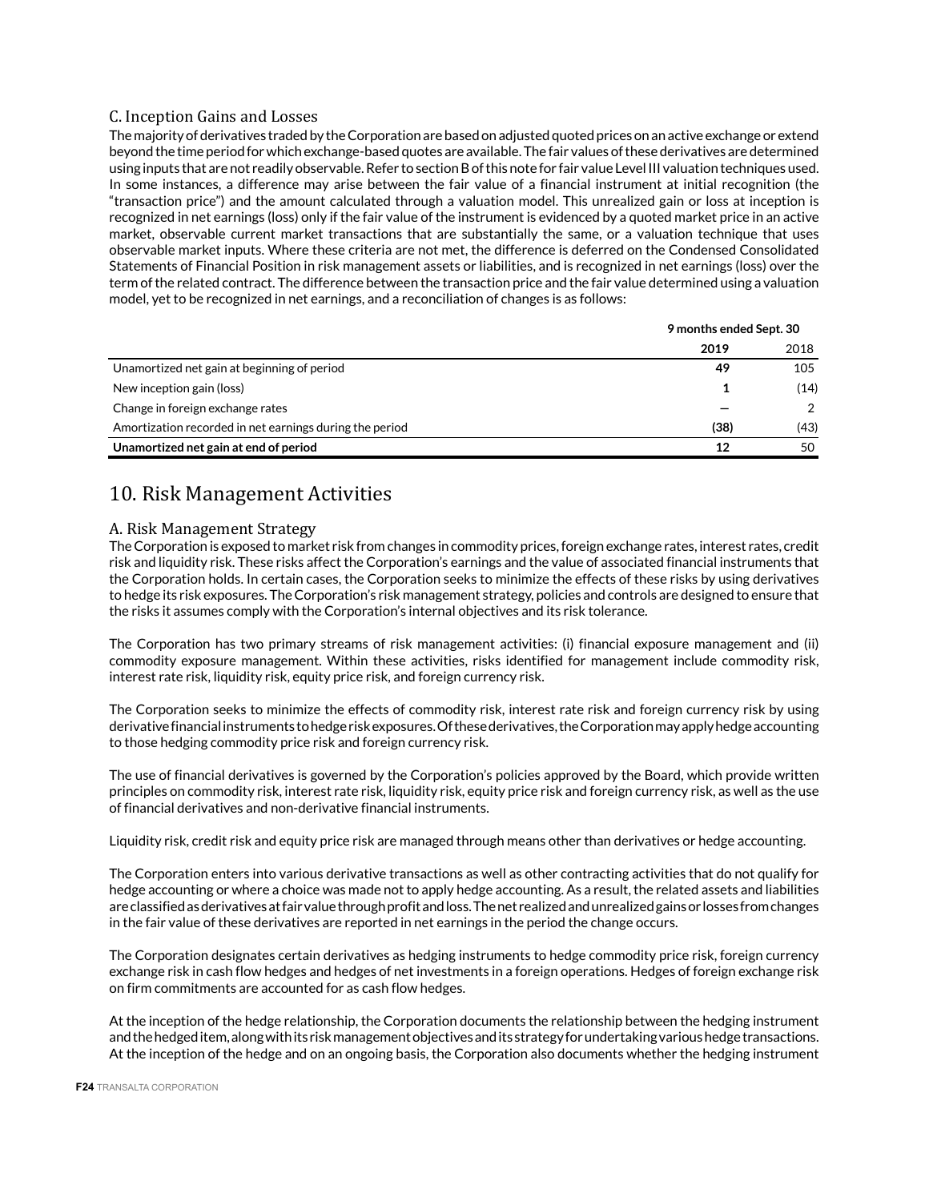### C. Inception Gains and Losses

The majority of derivatives traded by the Corporation are based on adjusted quoted prices on an active exchange or extend beyond the time period for which exchange-based quotes are available. The fair values of these derivatives are determined using inputs that are not readily observable. Refer to section B of this note for fair value Level III valuation techniques used. In some instances, a difference may arise between the fair value of a financial instrument at initial recognition (the "transaction price") and the amount calculated through a valuation model. This unrealized gain or loss at inception is recognized in net earnings (loss) only if the fair value of the instrument is evidenced by a quoted market price in an active market, observable current market transactions that are substantially the same, or a valuation technique that uses observable market inputs. Where these criteria are not met, the difference is deferred on the Condensed Consolidated Statements of Financial Position in risk management assets or liabilities, and is recognized in net earnings (loss) over the term of the related contract. The difference between the transaction price and the fair value determined using a valuation model, yet to be recognized in net earnings, and a reconciliation of changes is as follows:

| | 9 months ended Sept. 30 | |
|---|---|---|
| | **2019** | 2018 |
| Unamortized net gain at beginning of period | **49** | 105 |
| New inception gain (loss) | **1** | (14) |
| Change in foreign exchange rates | **—** | 2 |
| Amortization recorded in net earnings during the period | **(38)** | (43) |
| **Unamortized net gain at end of period** | **12** | 50 |

## 10. Risk Management Activities

### A. Risk Management Strategy

The Corporation is exposed to market risk from changes in commodity prices, foreign exchange rates, interest rates, credit risk and liquidity risk. These risks affect the Corporation's earnings and the value of associated financial instruments that the Corporation holds. In certain cases, the Corporation seeks to minimize the effects of these risks by using derivatives to hedge its risk exposures. The Corporation's risk management strategy, policies and controls are designed to ensure that the risks it assumes comply with the Corporation's internal objectives and its risk tolerance.

The Corporation has two primary streams of risk management activities: (i) financial exposure management and (ii) commodity exposure management. Within these activities, risks identified for management include commodity risk, interest rate risk, liquidity risk, equity price risk, and foreign currency risk.

The Corporation seeks to minimize the effects of commodity risk, interest rate risk and foreign currency risk by using derivative financial instruments to hedge risk exposures. Of these derivatives, the Corporation may apply hedge accounting to those hedging commodity price risk and foreign currency risk.

The use of financial derivatives is governed by the Corporation's policies approved by the Board, which provide written principles on commodity risk, interest rate risk, liquidity risk, equity price risk and foreign currency risk, as well as the use of financial derivatives and non-derivative financial instruments.

Liquidity risk, credit risk and equity price risk are managed through means other than derivatives or hedge accounting.

The Corporation enters into various derivative transactions as well as other contracting activities that do not qualify for hedge accounting or where a choice was made not to apply hedge accounting. As a result, the related assets and liabilities are classified as derivatives at fair value through profit and loss. The net realized and unrealized gains or losses from changes in the fair value of these derivatives are reported in net earnings in the period the change occurs.

The Corporation designates certain derivatives as hedging instruments to hedge commodity price risk, foreign currency exchange risk in cash flow hedges and hedges of net investments in a foreign operations. Hedges of foreign exchange risk on firm commitments are accounted for as cash flow hedges.

At the inception of the hedge relationship, the Corporation documents the relationship between the hedging instrument and the hedged item, along with its risk management objectives and its strategy for undertaking various hedge transactions. At the inception of the hedge and on an ongoing basis, the Corporation also documents whether the hedging instrument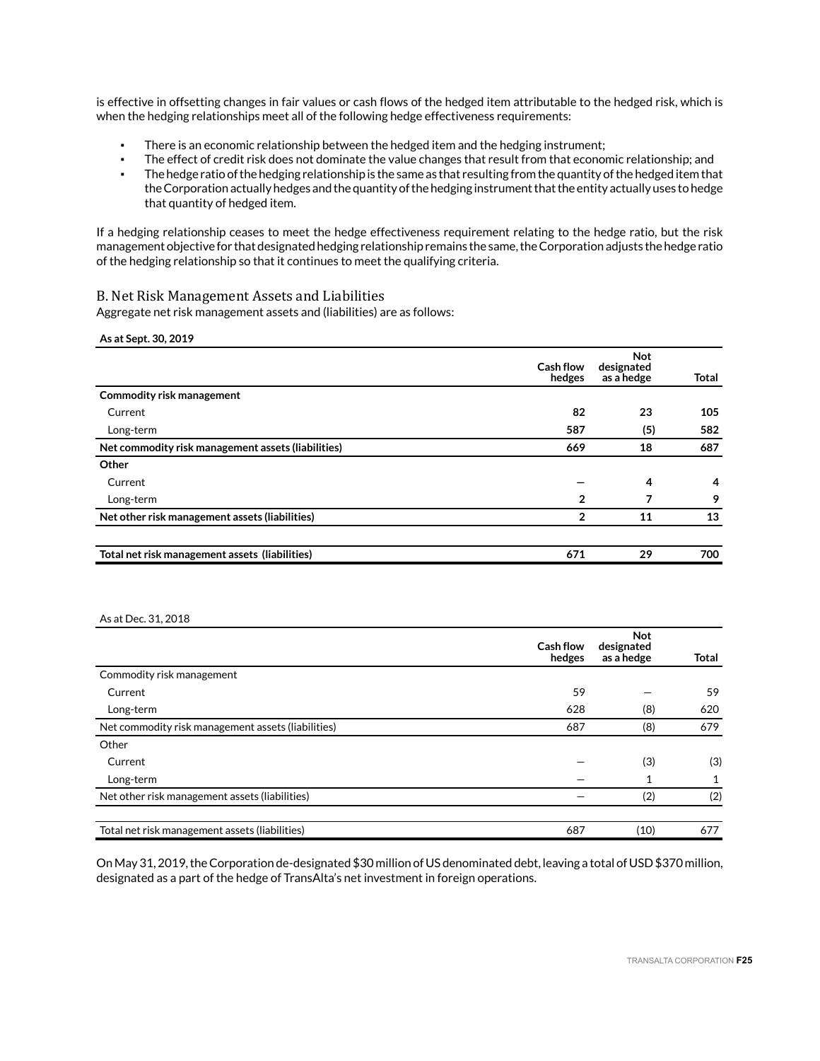is effective in offsetting changes in fair values or cash flows of the hedged item attributable to the hedged risk, which is when the hedging relationships meet all of the following hedge effectiveness requirements:

- There is an economic relationship between the hedged item and the hedging instrument;
- The effect of credit risk does not dominate the value changes that result from that economic relationship; and
- The hedge ratio of the hedging relationship is the same as that resulting from the quantity of the hedged item that the Corporation actually hedges and the quantity of the hedging instrument that the entity actually uses to hedge that quantity of hedged item.

If a hedging relationship ceases to meet the hedge effectiveness requirement relating to the hedge ratio, but the risk management objective for that designated hedging relationship remains the same, the Corporation adjusts the hedge ratio of the hedging relationship so that it continues to meet the qualifying criteria.

## B. Net Risk Management Assets and Liabilities

Aggregate net risk management assets and (liabilities) are as follows:

**As at Sept. 30, 2019**

| | Cash flow hedges | Not designated as a hedge | Total |
|---|---|---|---|
| **Commodity risk management** | | | |
| Current | **82** | **23** | **105** |
| Long-term | **587** | **(5)** | **582** |
| **Net commodity risk management assets (liabilities)** | **669** | **18** | **687** |
| **Other** | | | |
| Current | **—** | **4** | **4** |
| Long-term | **2** | **7** | **9** |
| **Net other risk management assets (liabilities)** | **2** | **11** | **13** |
| | | | |
| **Total net risk management assets (liabilities)** | **671** | **29** | **700** |

As at Dec. 31, 2018

| | Cash flow hedges | Not designated as a hedge | Total |
|---|---|---|---|
| Commodity risk management | | | |
| Current | 59 | — | 59 |
| Long-term | 628 | (8) | 620 |
| Net commodity risk management assets (liabilities) | 687 | (8) | 679 |
| Other | | | |
| Current | — | (3) | (3) |
| Long-term | — | 1 | 1 |
| Net other risk management assets (liabilities) | — | (2) | (2) |
| | | | |
| Total net risk management assets (liabilities) | 687 | (10) | 677 |

On May 31, 2019, the Corporation de-designated $30 million of US denominated debt, leaving a total of USD $370 million, designated as a part of the hedge of TransAlta's net investment in foreign operations.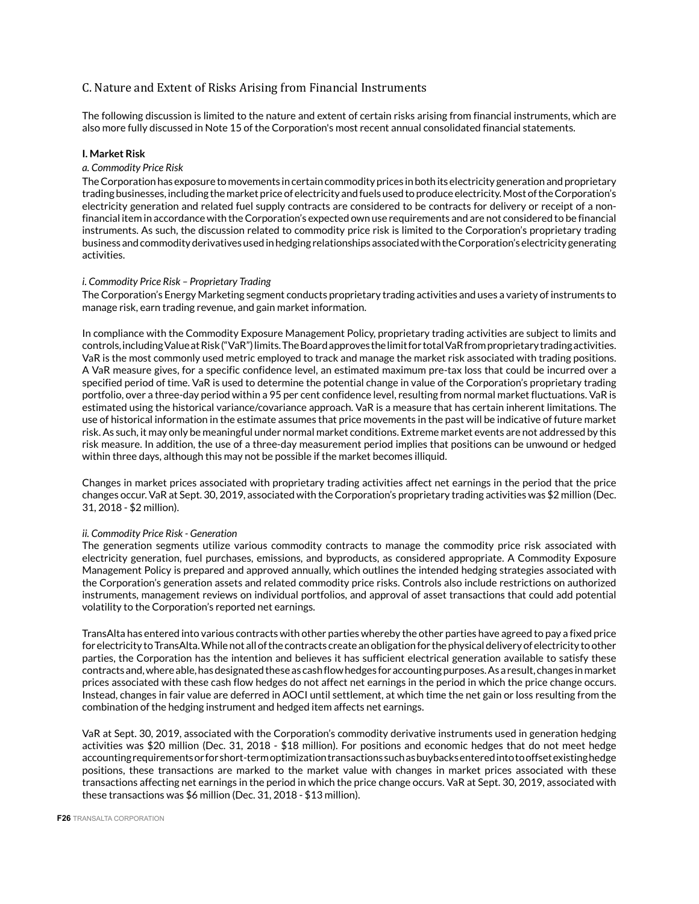## C. Nature and Extent of Risks Arising from Financial Instruments

The following discussion is limited to the nature and extent of certain risks arising from financial instruments, which are also more fully discussed in Note 15 of the Corporation's most recent annual consolidated financial statements.

**I. Market Risk**

*a. Commodity Price Risk*

The Corporation has exposure to movements in certain commodity prices in both its electricity generation and proprietary trading businesses, including the market price of electricity and fuels used to produce electricity. Most of the Corporation's electricity generation and related fuel supply contracts are considered to be contracts for delivery or receipt of a non-financial item in accordance with the Corporation's expected own use requirements and are not considered to be financial instruments. As such, the discussion related to commodity price risk is limited to the Corporation's proprietary trading business and commodity derivatives used in hedging relationships associated with the Corporation's electricity generating activities.

*i. Commodity Price Risk – Proprietary Trading*

The Corporation's Energy Marketing segment conducts proprietary trading activities and uses a variety of instruments to manage risk, earn trading revenue, and gain market information.

In compliance with the Commodity Exposure Management Policy, proprietary trading activities are subject to limits and controls, including Value at Risk ("VaR") limits. The Board approves the limit for total VaR from proprietary trading activities. VaR is the most commonly used metric employed to track and manage the market risk associated with trading positions. A VaR measure gives, for a specific confidence level, an estimated maximum pre-tax loss that could be incurred over a specified period of time. VaR is used to determine the potential change in value of the Corporation's proprietary trading portfolio, over a three-day period within a 95 per cent confidence level, resulting from normal market fluctuations. VaR is estimated using the historical variance/covariance approach. VaR is a measure that has certain inherent limitations. The use of historical information in the estimate assumes that price movements in the past will be indicative of future market risk. As such, it may only be meaningful under normal market conditions. Extreme market events are not addressed by this risk measure. In addition, the use of a three-day measurement period implies that positions can be unwound or hedged within three days, although this may not be possible if the market becomes illiquid.

Changes in market prices associated with proprietary trading activities affect net earnings in the period that the price changes occur. VaR at Sept. 30, 2019, associated with the Corporation's proprietary trading activities was $2 million (Dec. 31, 2018 - $2 million).

*ii. Commodity Price Risk - Generation*

The generation segments utilize various commodity contracts to manage the commodity price risk associated with electricity generation, fuel purchases, emissions, and byproducts, as considered appropriate. A Commodity Exposure Management Policy is prepared and approved annually, which outlines the intended hedging strategies associated with the Corporation's generation assets and related commodity price risks. Controls also include restrictions on authorized instruments, management reviews on individual portfolios, and approval of asset transactions that could add potential volatility to the Corporation's reported net earnings.

TransAlta has entered into various contracts with other parties whereby the other parties have agreed to pay a fixed price for electricity to TransAlta. While not all of the contracts create an obligation for the physical delivery of electricity to other parties, the Corporation has the intention and believes it has sufficient electrical generation available to satisfy these contracts and, where able, has designated these as cash flow hedges for accounting purposes. As a result, changes in market prices associated with these cash flow hedges do not affect net earnings in the period in which the price change occurs. Instead, changes in fair value are deferred in AOCI until settlement, at which time the net gain or loss resulting from the combination of the hedging instrument and hedged item affects net earnings.

VaR at Sept. 30, 2019, associated with the Corporation's commodity derivative instruments used in generation hedging activities was $20 million (Dec. 31, 2018 - $18 million). For positions and economic hedges that do not meet hedge accounting requirements or for short-term optimization transactions such as buybacks entered into to offset existing hedge positions, these transactions are marked to the market value with changes in market prices associated with these transactions affecting net earnings in the period in which the price change occurs. VaR at Sept. 30, 2019, associated with these transactions was $6 million (Dec. 31, 2018 - $13 million).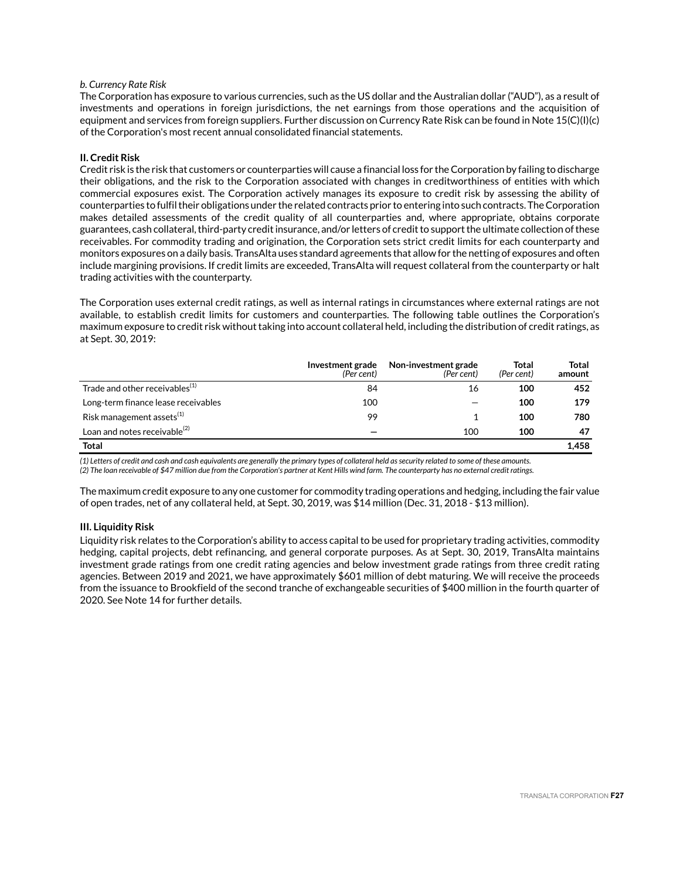*b. Currency Rate Risk*

The Corporation has exposure to various currencies, such as the US dollar and the Australian dollar ("AUD"), as a result of investments and operations in foreign jurisdictions, the net earnings from those operations and the acquisition of equipment and services from foreign suppliers. Further discussion on Currency Rate Risk can be found in Note 15(C)(I)(c) of the Corporation's most recent annual consolidated financial statements.

**II. Credit Risk**

Credit risk is the risk that customers or counterparties will cause a financial loss for the Corporation by failing to discharge their obligations, and the risk to the Corporation associated with changes in creditworthiness of entities with which commercial exposures exist. The Corporation actively manages its exposure to credit risk by assessing the ability of counterparties to fulfil their obligations under the related contracts prior to entering into such contracts. The Corporation makes detailed assessments of the credit quality of all counterparties and, where appropriate, obtains corporate guarantees, cash collateral, third-party credit insurance, and/or letters of credit to support the ultimate collection of these receivables. For commodity trading and origination, the Corporation sets strict credit limits for each counterparty and monitors exposures on a daily basis. TransAlta uses standard agreements that allow for the netting of exposures and often include margining provisions. If credit limits are exceeded, TransAlta will request collateral from the counterparty or halt trading activities with the counterparty.

The Corporation uses external credit ratings, as well as internal ratings in circumstances where external ratings are not available, to establish credit limits for customers and counterparties. The following table outlines the Corporation's maximum exposure to credit risk without taking into account collateral held, including the distribution of credit ratings, as at Sept. 30, 2019:

| | **Investment grade** *(Per cent)* | **Non-investment grade** *(Per cent)* | **Total** *(Per cent)* | **Total amount** |
|---|---|---|---|---|
| Trade and other receivables[1] | 84 | 16 | **100** | **452** |
| Long-term finance lease receivables | 100 | — | **100** | **179** |
| Risk management assets[1] | 99 | 1 | **100** | **780** |
| Loan and notes receivable[2] | — | 100 | **100** | **47** |
| **Total** | | | | **1,458** |

*(1) Letters of credit and cash and cash equivalents are generally the primary types of collateral held as security related to some of these amounts.*
*(2) The loan receivable of $47 million due from the Corporation's partner at Kent Hills wind farm. The counterparty has no external credit ratings.*

The maximum credit exposure to any one customer for commodity trading operations and hedging, including the fair value of open trades, net of any collateral held, at Sept. 30, 2019, was $14 million (Dec. 31, 2018 - $13 million).

**III. Liquidity Risk**

Liquidity risk relates to the Corporation's ability to access capital to be used for proprietary trading activities, commodity hedging, capital projects, debt refinancing, and general corporate purposes. As at Sept. 30, 2019, TransAlta maintains investment grade ratings from one credit rating agencies and below investment grade ratings from three credit rating agencies. Between 2019 and 2021, we have approximately $601 million of debt maturing. We will receive the proceeds from the issuance to Brookfield of the second tranche of exchangeable securities of $400 million in the fourth quarter of 2020. See Note 14 for further details.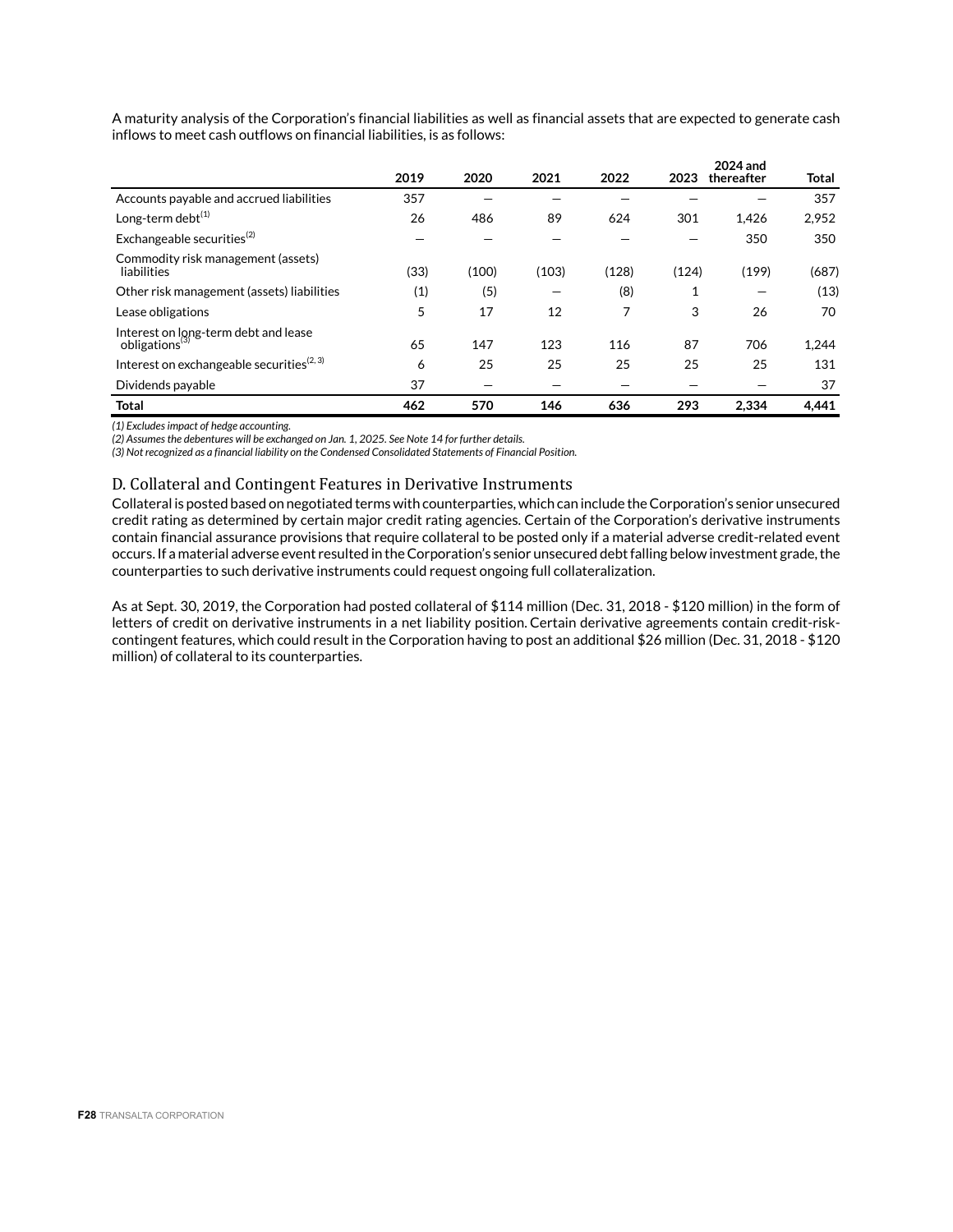A maturity analysis of the Corporation's financial liabilities as well as financial assets that are expected to generate cash inflows to meet cash outflows on financial liabilities, is as follows:

| | 2019 | 2020 | 2021 | 2022 | 2023 | 2024 and thereafter | Total |
|---|---|---|---|---|---|---|---|
| Accounts payable and accrued liabilities | 357 | — | — | — | — | — | 357 |
| Long-term debt[1] | 26 | 486 | 89 | 624 | 301 | 1,426 | 2,952 |
| Exchangeable securities[2] | — | — | — | — | — | 350 | 350 |
| Commodity risk management (assets) liabilities | (33) | (100) | (103) | (128) | (124) | (199) | (687) |
| Other risk management (assets) liabilities | (1) | (5) | — | (8) | 1 | — | (13) |
| Lease obligations | 5 | 17 | 12 | 7 | 3 | 26 | 70 |
| Interest on long-term debt and lease obligations[3] | 65 | 147 | 123 | 116 | 87 | 706 | 1,244 |
| Interest on exchangeable securities[2, 3] | 6 | 25 | 25 | 25 | 25 | 25 | 131 |
| Dividends payable | 37 | — | — | — | — | — | 37 |
| **Total** | **462** | **570** | **146** | **636** | **293** | **2,334** | **4,441** |

*(1) Excludes impact of hedge accounting.*
*(2) Assumes the debentures will be exchanged on Jan. 1, 2025. See Note 14 for further details.*
*(3) Not recognized as a financial liability on the Condensed Consolidated Statements of Financial Position.*

## D. Collateral and Contingent Features in Derivative Instruments

Collateral is posted based on negotiated terms with counterparties, which can include the Corporation's senior unsecured credit rating as determined by certain major credit rating agencies. Certain of the Corporation's derivative instruments contain financial assurance provisions that require collateral to be posted only if a material adverse credit-related event occurs. If a material adverse event resulted in the Corporation's senior unsecured debt falling below investment grade, the counterparties to such derivative instruments could request ongoing full collateralization.

As at Sept. 30, 2019, the Corporation had posted collateral of $114 million (Dec. 31, 2018 - $120 million) in the form of letters of credit on derivative instruments in a net liability position. Certain derivative agreements contain credit-risk-contingent features, which could result in the Corporation having to post an additional $26 million (Dec. 31, 2018 - $120 million) of collateral to its counterparties.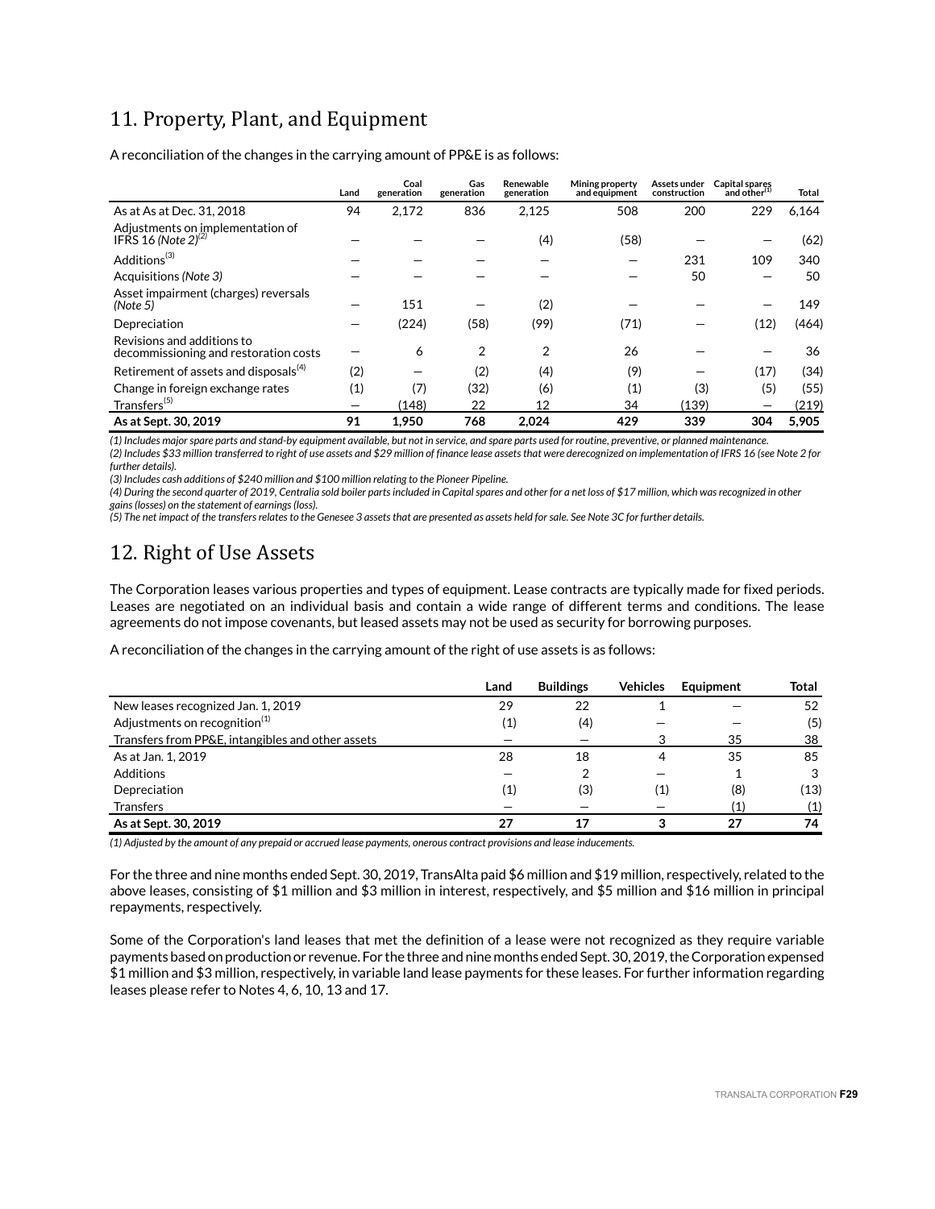## 11. Property, Plant, and Equipment

A reconciliation of the changes in the carrying amount of PP&E is as follows:

| | Land | Coal generation | Gas generation | Renewable generation | Mining property and equipment | Assets under construction | Capital spares and other[1] | Total |
|---|---|---|---|---|---|---|---|---|
| As at As at Dec. 31, 2018 | 94 | 2,172 | 836 | 2,125 | 508 | 200 | 229 | 6,164 |
| Adjustments on implementation of IFRS 16 *(Note 2)*[2] | — | — | — | (4) | (58) | — | — | (62) |
| Additions[3] | — | — | — | — | — | 231 | 109 | 340 |
| Acquisitions *(Note 3)* | — | — | — | — | — | 50 | — | 50 |
| Asset impairment (charges) reversals *(Note 5)* | — | 151 | — | (2) | — | — | — | 149 |
| Depreciation | — | (224) | (58) | (99) | (71) | — | (12) | (464) |
| Revisions and additions to decommissioning and restoration costs | — | 6 | 2 | 2 | 26 | — | — | 36 |
| Retirement of assets and disposals[4] | (2) | — | (2) | (4) | (9) | — | (17) | (34) |
| Change in foreign exchange rates | (1) | (7) | (32) | (6) | (1) | (3) | (5) | (55) |
| Transfers[5] | — | (148) | 22 | 12 | 34 | (139) | — | (219) |
| **As at Sept. 30, 2019** | **91** | **1,950** | **768** | **2,024** | **429** | **339** | **304** | **5,905** |

*(1) Includes major spare parts and stand-by equipment available, but not in service, and spare parts used for routine, preventive, or planned maintenance.*
*(2) Includes $33 million transferred to right of use assets and $29 million of finance lease assets that were derecognized on implementation of IFRS 16 (see Note 2 for further details).*
*(3) Includes cash additions of $240 million and $100 million relating to the Pioneer Pipeline.*
*(4) During the second quarter of 2019, Centralia sold boiler parts included in Capital spares and other for a net loss of $17 million, which was recognized in other gains (losses) on the statement of earnings (loss).*
*(5) The net impact of the transfers relates to the Genesee 3 assets that are presented as assets held for sale. See Note 3C for further details.*

## 12. Right of Use Assets

The Corporation leases various properties and types of equipment. Lease contracts are typically made for fixed periods. Leases are negotiated on an individual basis and contain a wide range of different terms and conditions. The lease agreements do not impose covenants, but leased assets may not be used as security for borrowing purposes.

A reconciliation of the changes in the carrying amount of the right of use assets is as follows:

| | Land | Buildings | Vehicles | Equipment | Total |
|---|---|---|---|---|---|
| New leases recognized Jan. 1, 2019 | 29 | 22 | 1 | — | 52 |
| Adjustments on recognition[1] | (1) | (4) | — | — | (5) |
| Transfers from PP&E, intangibles and other assets | — | — | 3 | 35 | 38 |
| As at Jan. 1, 2019 | 28 | 18 | 4 | 35 | 85 |
| Additions | — | 2 | — | 1 | 3 |
| Depreciation | (1) | (3) | (1) | (8) | (13) |
| Transfers | — | — | — | (1) | (1) |
| **As at Sept. 30, 2019** | **27** | **17** | **3** | **27** | **74** |

*(1) Adjusted by the amount of any prepaid or accrued lease payments, onerous contract provisions and lease inducements.*

For the three and nine months ended Sept. 30, 2019, TransAlta paid $6 million and $19 million, respectively, related to the above leases, consisting of $1 million and $3 million in interest, respectively, and $5 million and $16 million in principal repayments, respectively.

Some of the Corporation's land leases that met the definition of a lease were not recognized as they require variable payments based on production or revenue. For the three and nine months ended Sept. 30, 2019, the Corporation expensed $1 million and $3 million, respectively, in variable land lease payments for these leases. For further information regarding leases please refer to Notes 4, 6, 10, 13 and 17.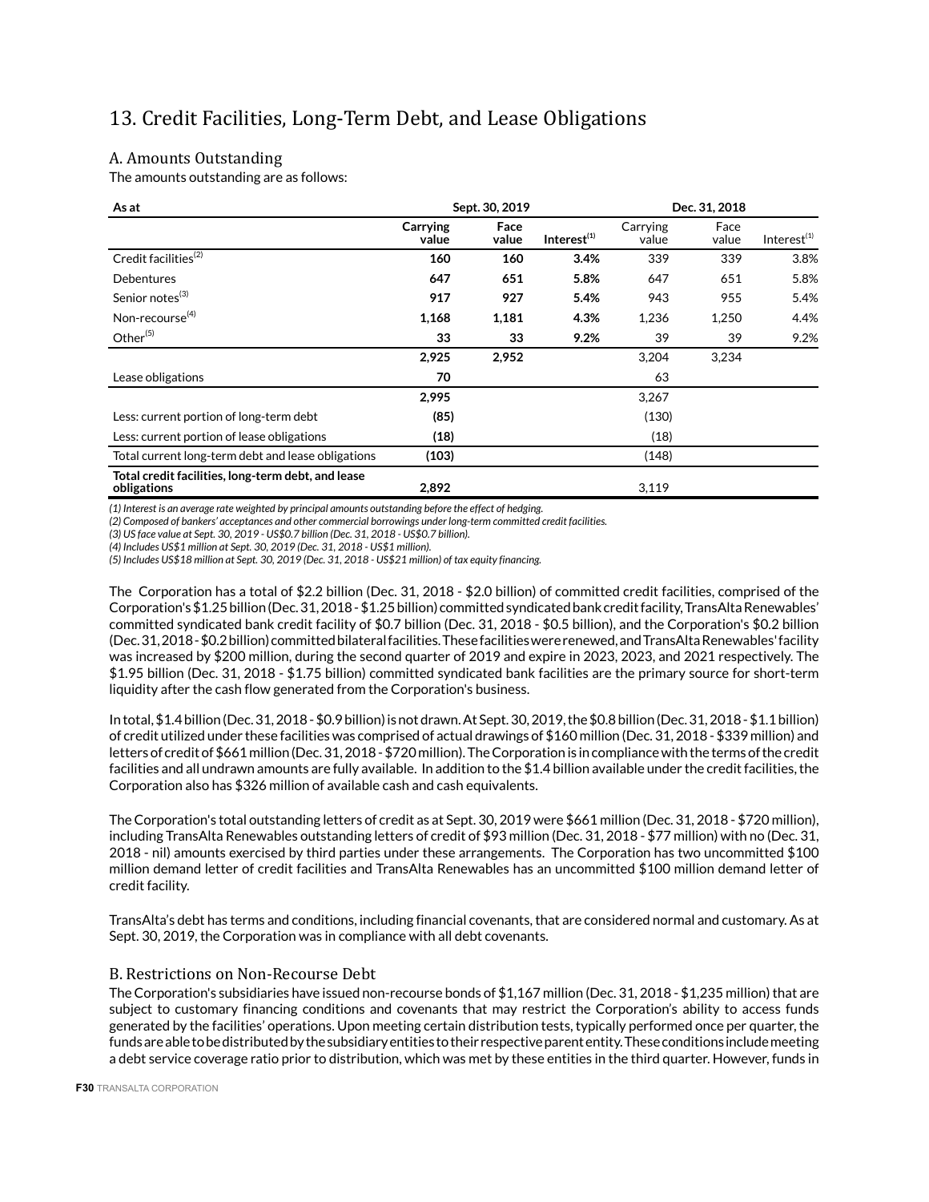# 13. Credit Facilities, Long-Term Debt, and Lease Obligations

## A. Amounts Outstanding

The amounts outstanding are as follows:

| As at | Sept. 30, 2019 | | | Dec. 31, 2018 | | |
|---|---|---|---|---|---|---|
| | **Carrying value** | **Face value** | **Interest**[(1)] | Carrying value | Face value | Interest[(1)] |
| Credit facilities[(2)] | **160** | **160** | **3.4%** | 339 | 339 | 3.8% |
| Debentures | **647** | **651** | **5.8%** | 647 | 651 | 5.8% |
| Senior notes[(3)] | **917** | **927** | **5.4%** | 943 | 955 | 5.4% |
| Non-recourse[(4)] | **1,168** | **1,181** | **4.3%** | 1,236 | 1,250 | 4.4% |
| Other[(5)] | **33** | **33** | **9.2%** | 39 | 39 | 9.2% |
| | **2,925** | **2,952** | | 3,204 | 3,234 | |
| Lease obligations | **70** | | | 63 | | |
| | **2,995** | | | 3,267 | | |
| Less: current portion of long-term debt | **(85)** | | | (130) | | |
| Less: current portion of lease obligations | **(18)** | | | (18) | | |
| Total current long-term debt and lease obligations | **(103)** | | | (148) | | |
| **Total credit facilities, long-term debt, and lease obligations** | **2,892** | | | 3,119 | | |

*(1) Interest is an average rate weighted by principal amounts outstanding before the effect of hedging.*
*(2) Composed of bankers' acceptances and other commercial borrowings under long-term committed credit facilities.*
*(3) US face value at Sept. 30, 2019 - US$0.7 billion (Dec. 31, 2018 - US$0.7 billion).*
*(4) Includes US$1 million at Sept. 30, 2019 (Dec. 31, 2018 - US$1 million).*
*(5) Includes US$18 million at Sept. 30, 2019 (Dec. 31, 2018 - US$21 million) of tax equity financing.*

The Corporation has a total of $2.2 billion (Dec. 31, 2018 - $2.0 billion) of committed credit facilities, comprised of the Corporation's $1.25 billion (Dec. 31, 2018 - $1.25 billion) committed syndicated bank credit facility, TransAlta Renewables' committed syndicated bank credit facility of $0.7 billion (Dec. 31, 2018 - $0.5 billion), and the Corporation's $0.2 billion (Dec. 31, 2018 - $0.2 billion) committed bilateral facilities. These facilities were renewed, and TransAlta Renewables' facility was increased by $200 million, during the second quarter of 2019 and expire in 2023, 2023, and 2021 respectively. The $1.95 billion (Dec. 31, 2018 - $1.75 billion) committed syndicated bank facilities are the primary source for short-term liquidity after the cash flow generated from the Corporation's business.

In total, $1.4 billion (Dec. 31, 2018 - $0.9 billion) is not drawn. At Sept. 30, 2019, the $0.8 billion (Dec. 31, 2018 - $1.1 billion) of credit utilized under these facilities was comprised of actual drawings of $160 million (Dec. 31, 2018 - $339 million) and letters of credit of $661 million (Dec. 31, 2018 - $720 million). The Corporation is in compliance with the terms of the credit facilities and all undrawn amounts are fully available. In addition to the $1.4 billion available under the credit facilities, the Corporation also has $326 million of available cash and cash equivalents.

The Corporation's total outstanding letters of credit as at Sept. 30, 2019 were $661 million (Dec. 31, 2018 - $720 million), including TransAlta Renewables outstanding letters of credit of $93 million (Dec. 31, 2018 - $77 million) with no (Dec. 31, 2018 - nil) amounts exercised by third parties under these arrangements. The Corporation has two uncommitted $100 million demand letter of credit facilities and TransAlta Renewables has an uncommitted $100 million demand letter of credit facility.

TransAlta's debt has terms and conditions, including financial covenants, that are considered normal and customary. As at Sept. 30, 2019, the Corporation was in compliance with all debt covenants.

## B. Restrictions on Non-Recourse Debt

The Corporation's subsidiaries have issued non-recourse bonds of $1,167 million (Dec. 31, 2018 - $1,235 million) that are subject to customary financing conditions and covenants that may restrict the Corporation's ability to access funds generated by the facilities' operations. Upon meeting certain distribution tests, typically performed once per quarter, the funds are able to be distributed by the subsidiary entities to their respective parent entity. These conditions include meeting a debt service coverage ratio prior to distribution, which was met by these entities in the third quarter. However, funds in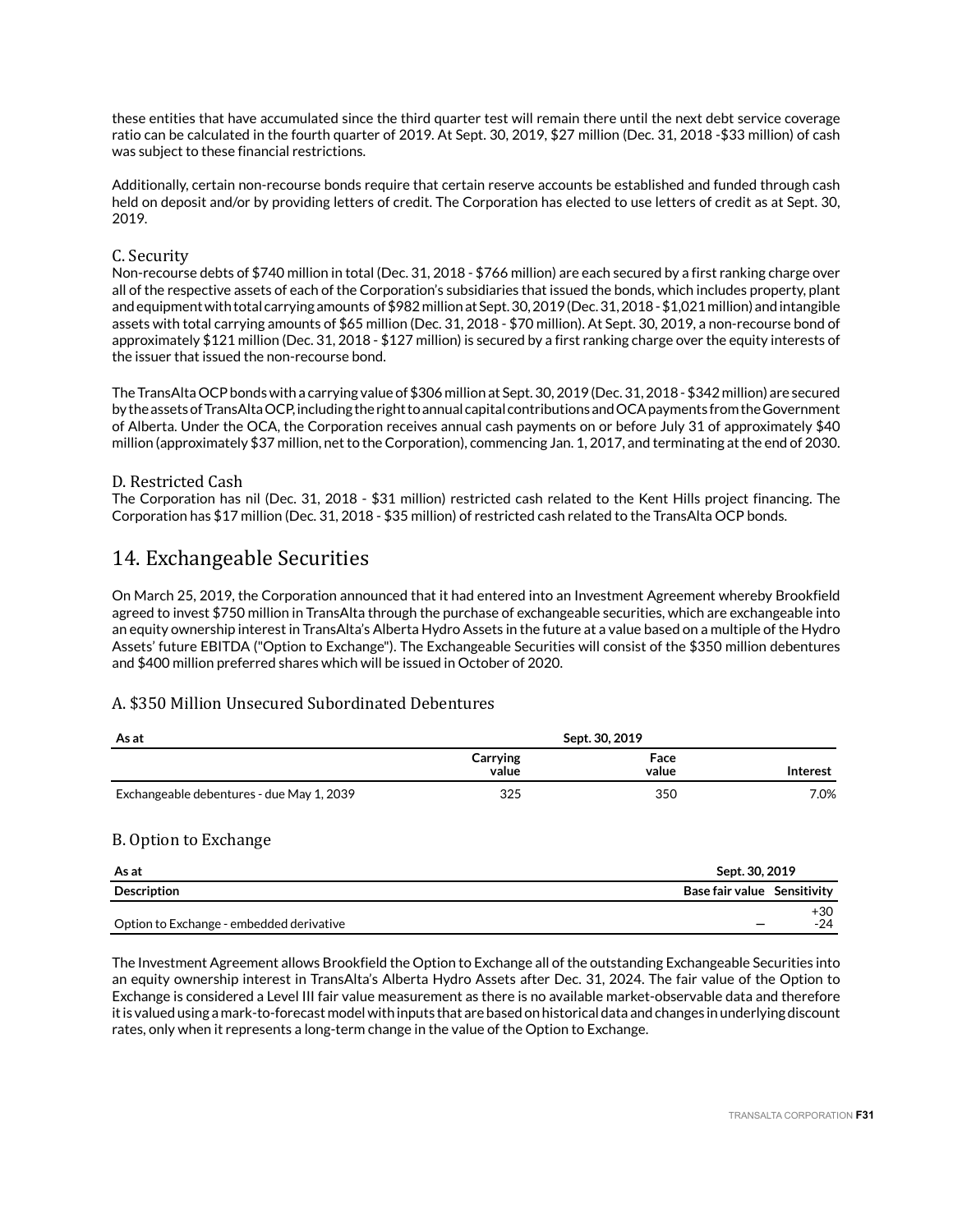these entities that have accumulated since the third quarter test will remain there until the next debt service coverage ratio can be calculated in the fourth quarter of 2019. At Sept. 30, 2019, $27 million (Dec. 31, 2018 -$33 million) of cash was subject to these financial restrictions.

Additionally, certain non-recourse bonds require that certain reserve accounts be established and funded through cash held on deposit and/or by providing letters of credit. The Corporation has elected to use letters of credit as at Sept. 30, 2019.

### C. Security

Non-recourse debts of $740 million in total (Dec. 31, 2018 - $766 million) are each secured by a first ranking charge over all of the respective assets of each of the Corporation's subsidiaries that issued the bonds, which includes property, plant and equipment with total carrying amounts of $982 million at Sept. 30, 2019 (Dec. 31, 2018 - $1,021 million) and intangible assets with total carrying amounts of $65 million (Dec. 31, 2018 - $70 million). At Sept. 30, 2019, a non-recourse bond of approximately $121 million (Dec. 31, 2018 - $127 million) is secured by a first ranking charge over the equity interests of the issuer that issued the non-recourse bond.

The TransAlta OCP bonds with a carrying value of $306 million at Sept. 30, 2019 (Dec. 31, 2018 - $342 million) are secured by the assets of TransAlta OCP, including the right to annual capital contributions and OCA payments from the Government of Alberta. Under the OCA, the Corporation receives annual cash payments on or before July 31 of approximately $40 million (approximately $37 million, net to the Corporation), commencing Jan. 1, 2017, and terminating at the end of 2030.

### D. Restricted Cash

The Corporation has nil (Dec. 31, 2018 - $31 million) restricted cash related to the Kent Hills project financing. The Corporation has $17 million (Dec. 31, 2018 - $35 million) of restricted cash related to the TransAlta OCP bonds.

## 14. Exchangeable Securities

On March 25, 2019, the Corporation announced that it had entered into an Investment Agreement whereby Brookfield agreed to invest $750 million in TransAlta through the purchase of exchangeable securities, which are exchangeable into an equity ownership interest in TransAlta's Alberta Hydro Assets in the future at a value based on a multiple of the Hydro Assets' future EBITDA ("Option to Exchange"). The Exchangeable Securities will consist of the $350 million debentures and $400 million preferred shares which will be issued in October of 2020.

### A. $350 Million Unsecured Subordinated Debentures

| As at | Sept. 30, 2019 | | |
|---|---|---|---|
| | Carrying value | Face value | Interest |
| Exchangeable debentures - due May 1, 2039 | 325 | 350 | 7.0% |

### B. Option to Exchange

| As at | Sept. 30, 2019 | |
|---|---|---|
| Description | Base fair value | Sensitivity |
| Option to Exchange - embedded derivative | — | +30<br>-24 |

The Investment Agreement allows Brookfield the Option to Exchange all of the outstanding Exchangeable Securities into an equity ownership interest in TransAlta's Alberta Hydro Assets after Dec. 31, 2024. The fair value of the Option to Exchange is considered a Level III fair value measurement as there is no available market-observable data and therefore it is valued using a mark-to-forecast model with inputs that are based on historical data and changes in underlying discount rates, only when it represents a long-term change in the value of the Option to Exchange.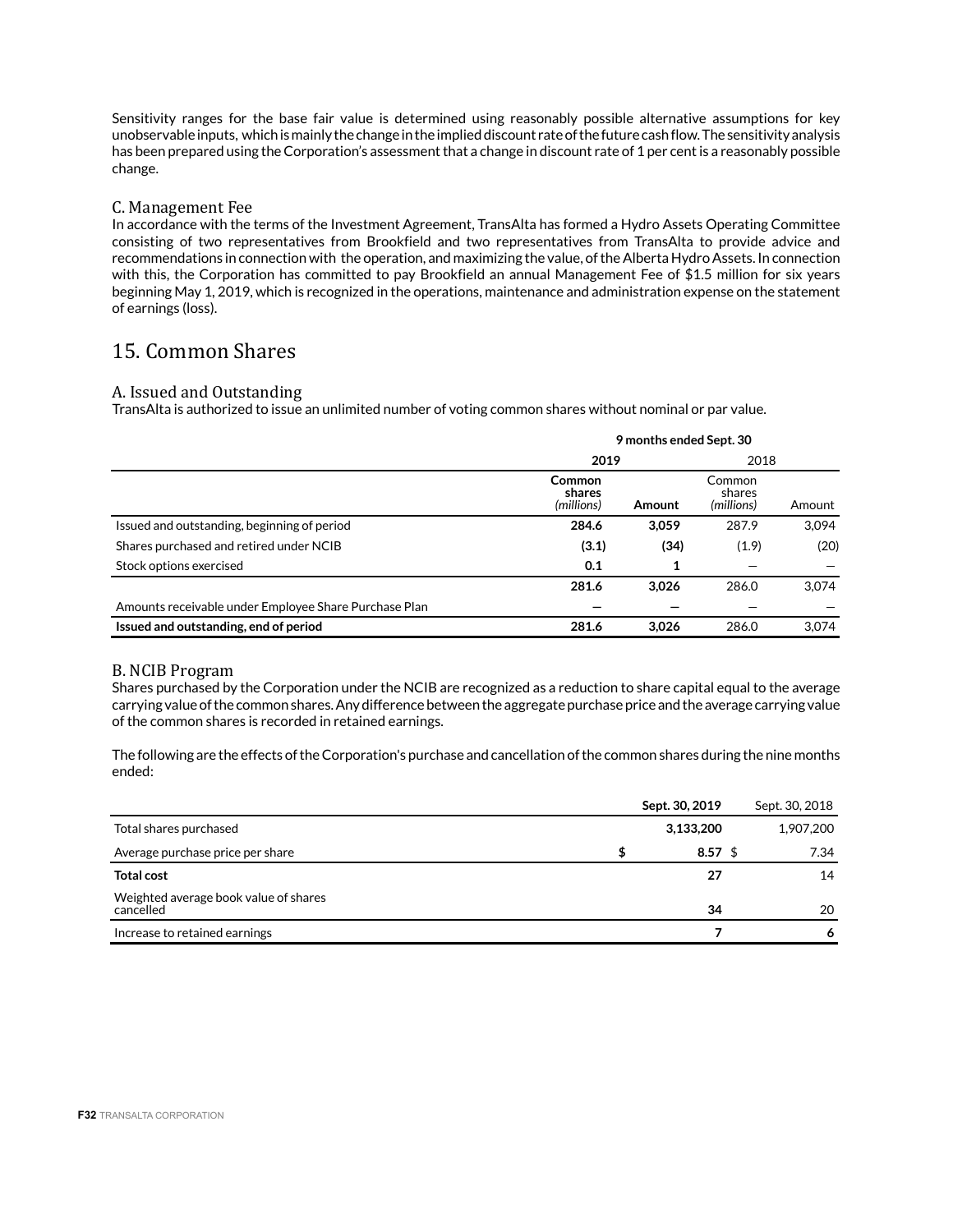Sensitivity ranges for the base fair value is determined using reasonably possible alternative assumptions for key unobservable inputs, which is mainly the change in the implied discount rate of the future cash flow. The sensitivity analysis has been prepared using the Corporation's assessment that a change in discount rate of 1 per cent is a reasonably possible change.

### C. Management Fee

In accordance with the terms of the Investment Agreement, TransAlta has formed a Hydro Assets Operating Committee consisting of two representatives from Brookfield and two representatives from TransAlta to provide advice and recommendations in connection with the operation, and maximizing the value, of the Alberta Hydro Assets. In connection with this, the Corporation has committed to pay Brookfield an annual Management Fee of $1.5 million for six years beginning May 1, 2019, which is recognized in the operations, maintenance and administration expense on the statement of earnings (loss).

## 15. Common Shares

### A. Issued and Outstanding

TransAlta is authorized to issue an unlimited number of voting common shares without nominal or par value.

| | **9 months ended Sept. 30** | | | |
|---|---|---|---|---|
| | **2019** | | 2018 | |
| | **Common shares** *(millions)* | **Amount** | Common shares *(millions)* | Amount |
| Issued and outstanding, beginning of period | **284.6** | **3,059** | 287.9 | 3,094 |
| Shares purchased and retired under NCIB | **(3.1)** | **(34)** | (1.9) | (20) |
| Stock options exercised | **0.1** | **1** | — | — |
| | **281.6** | **3,026** | 286.0 | 3,074 |
| Amounts receivable under Employee Share Purchase Plan | **—** | **—** | — | — |
| **Issued and outstanding, end of period** | **281.6** | **3,026** | 286.0 | 3,074 |

### B. NCIB Program

Shares purchased by the Corporation under the NCIB are recognized as a reduction to share capital equal to the average carrying value of the common shares. Any difference between the aggregate purchase price and the average carrying value of the common shares is recorded in retained earnings.

The following are the effects of the Corporation's purchase and cancellation of the common shares during the nine months ended:

| | **Sept. 30, 2019** | Sept. 30, 2018 |
|---|---|---|
| Total shares purchased | **3,133,200** | 1,907,200 |
| Average purchase price per share | **$ 8.57** | $ 7.34 |
| **Total cost** | **27** | 14 |
| Weighted average book value of shares cancelled | **34** | 20 |
| Increase to retained earnings | **7** | **6** |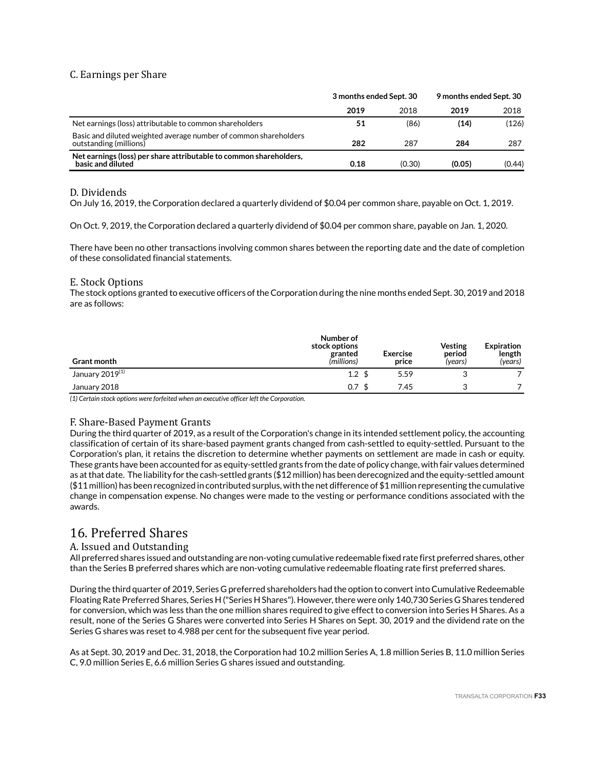### C. Earnings per Share

| | 3 months ended Sept. 30 | | 9 months ended Sept. 30 | |
|---|---|---|---|---|
| | **2019** | 2018 | **2019** | 2018 |
| Net earnings (loss) attributable to common shareholders | **51** | (86) | **(14)** | (126) |
| Basic and diluted weighted average number of common shareholders outstanding (millions) | **282** | 287 | **284** | 287 |
| **Net earnings (loss) per share attributable to common shareholders, basic and diluted** | **0.18** | (0.30) | **(0.05)** | (0.44) |

### D. Dividends

On July 16, 2019, the Corporation declared a quarterly dividend of $0.04 per common share, payable on Oct. 1, 2019.

On Oct. 9, 2019, the Corporation declared a quarterly dividend of $0.04 per common share, payable on Jan. 1, 2020.

There have been no other transactions involving common shares between the reporting date and the date of completion of these consolidated financial statements.

### E. Stock Options

The stock options granted to executive officers of the Corporation during the nine months ended Sept. 30, 2019 and 2018 are as follows:

| Grant month | Number of stock options granted *(millions)* | Exercise price | Vesting period *(years)* | Expiration length *(years)* |
|---|---|---|---|---|
| January 2019[1] | 1.2 | $ 5.59 | 3 | 7 |
| January 2018 | 0.7 | $ 7.45 | 3 | 7 |

*(1) Certain stock options were forfeited when an executive officer left the Corporation.*

### F. Share-Based Payment Grants

During the third quarter of 2019, as a result of the Corporation's change in its intended settlement policy, the accounting classification of certain of its share-based payment grants changed from cash-settled to equity-settled. Pursuant to the Corporation's plan, it retains the discretion to determine whether payments on settlement are made in cash or equity. These grants have been accounted for as equity-settled grants from the date of policy change, with fair values determined as at that date. The liability for the cash-settled grants ($12 million) has been derecognized and the equity-settled amount ($11 million) has been recognized in contributed surplus, with the net difference of $1 million representing the cumulative change in compensation expense. No changes were made to the vesting or performance conditions associated with the awards.

## 16. Preferred Shares

### A. Issued and Outstanding

All preferred shares issued and outstanding are non-voting cumulative redeemable fixed rate first preferred shares, other than the Series B preferred shares which are non-voting cumulative redeemable floating rate first preferred shares.

During the third quarter of 2019, Series G preferred shareholders had the option to convert into Cumulative Redeemable Floating Rate Preferred Shares, Series H ("Series H Shares"). However, there were only 140,730 Series G Shares tendered for conversion, which was less than the one million shares required to give effect to conversion into Series H Shares. As a result, none of the Series G Shares were converted into Series H Shares on Sept. 30, 2019 and the dividend rate on the Series G shares was reset to 4.988 per cent for the subsequent five year period.

As at Sept. 30, 2019 and Dec. 31, 2018, the Corporation had 10.2 million Series A, 1.8 million Series B, 11.0 million Series C, 9.0 million Series E, 6.6 million Series G shares issued and outstanding.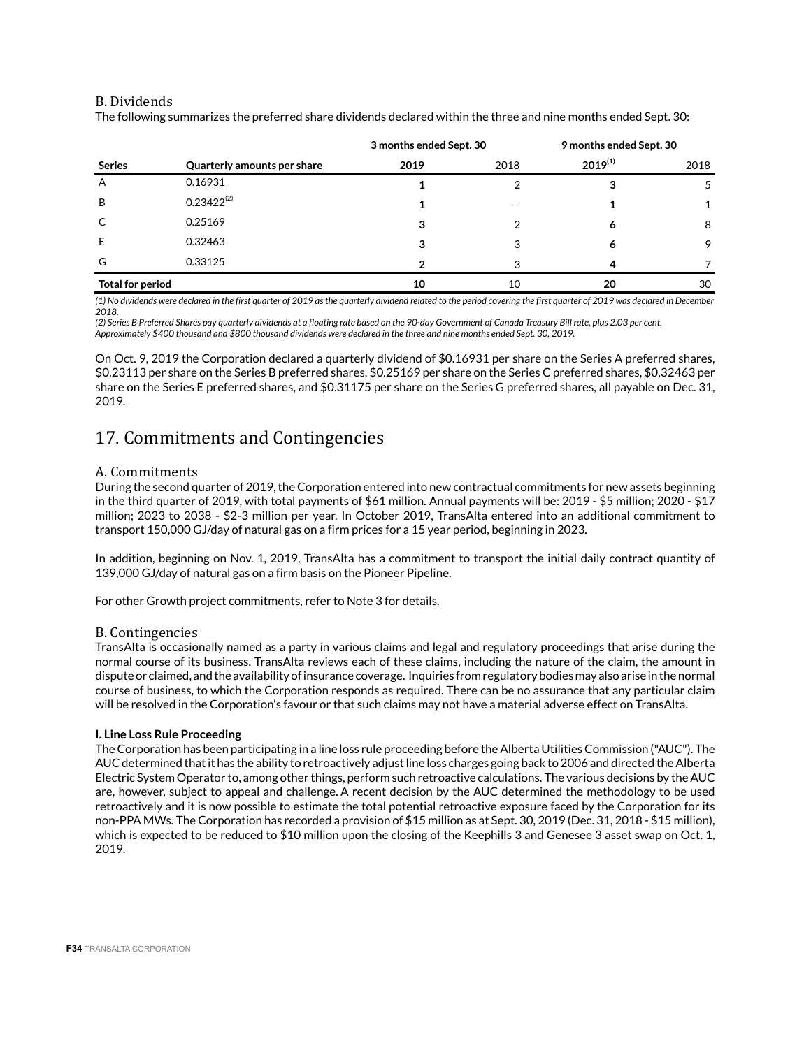## B. Dividends

The following summarizes the preferred share dividends declared within the three and nine months ended Sept. 30:

| | | 3 months ended Sept. 30 | | 9 months ended Sept. 30 | |
|---|---|---|---|---|---|
| **Series** | **Quarterly amounts per share** | **2019** | 2018 | **2019**(1) | 2018 |
| A | 0.16931 | **1** | 2 | **3** | 5 |
| B | 0.23422(2) | **1** | — | **1** | 1 |
| C | 0.25169 | **3** | 2 | **6** | 8 |
| E | 0.32463 | **3** | 3 | **6** | 9 |
| G | 0.33125 | **2** | 3 | **4** | 7 |
| **Total for period** | | **10** | 10 | **20** | 30 |

*(1) No dividends were declared in the first quarter of 2019 as the quarterly dividend related to the period covering the first quarter of 2019 was declared in December 2018.*
*(2) Series B Preferred Shares pay quarterly dividends at a floating rate based on the 90-day Government of Canada Treasury Bill rate, plus 2.03 per cent. Approximately $400 thousand and $800 thousand dividends were declared in the three and nine months ended Sept. 30, 2019.*

On Oct. 9, 2019 the Corporation declared a quarterly dividend of $0.16931 per share on the Series A preferred shares, $0.23113 per share on the Series B preferred shares, $0.25169 per share on the Series C preferred shares, $0.32463 per share on the Series E preferred shares, and $0.31175 per share on the Series G preferred shares, all payable on Dec. 31, 2019.

# 17. Commitments and Contingencies

## A. Commitments

During the second quarter of 2019, the Corporation entered into new contractual commitments for new assets beginning in the third quarter of 2019, with total payments of $61 million. Annual payments will be: 2019 - $5 million; 2020 - $17 million; 2023 to 2038 - $2-3 million per year. In October 2019, TransAlta entered into an additional commitment to transport 150,000 GJ/day of natural gas on a firm prices for a 15 year period, beginning in 2023.

In addition, beginning on Nov. 1, 2019, TransAlta has a commitment to transport the initial daily contract quantity of 139,000 GJ/day of natural gas on a firm basis on the Pioneer Pipeline.

For other Growth project commitments, refer to Note 3 for details.

## B. Contingencies

TransAlta is occasionally named as a party in various claims and legal and regulatory proceedings that arise during the normal course of its business. TransAlta reviews each of these claims, including the nature of the claim, the amount in dispute or claimed, and the availability of insurance coverage. Inquiries from regulatory bodies may also arise in the normal course of business, to which the Corporation responds as required. There can be no assurance that any particular claim will be resolved in the Corporation's favour or that such claims may not have a material adverse effect on TransAlta.

**I. Line Loss Rule Proceeding**

The Corporation has been participating in a line loss rule proceeding before the Alberta Utilities Commission ("AUC"). The AUC determined that it has the ability to retroactively adjust line loss charges going back to 2006 and directed the Alberta Electric System Operator to, among other things, perform such retroactive calculations. The various decisions by the AUC are, however, subject to appeal and challenge. A recent decision by the AUC determined the methodology to be used retroactively and it is now possible to estimate the total potential retroactive exposure faced by the Corporation for its non-PPA MWs. The Corporation has recorded a provision of $15 million as at Sept. 30, 2019 (Dec. 31, 2018 - $15 million), which is expected to be reduced to $10 million upon the closing of the Keephills 3 and Genesee 3 asset swap on Oct. 1, 2019.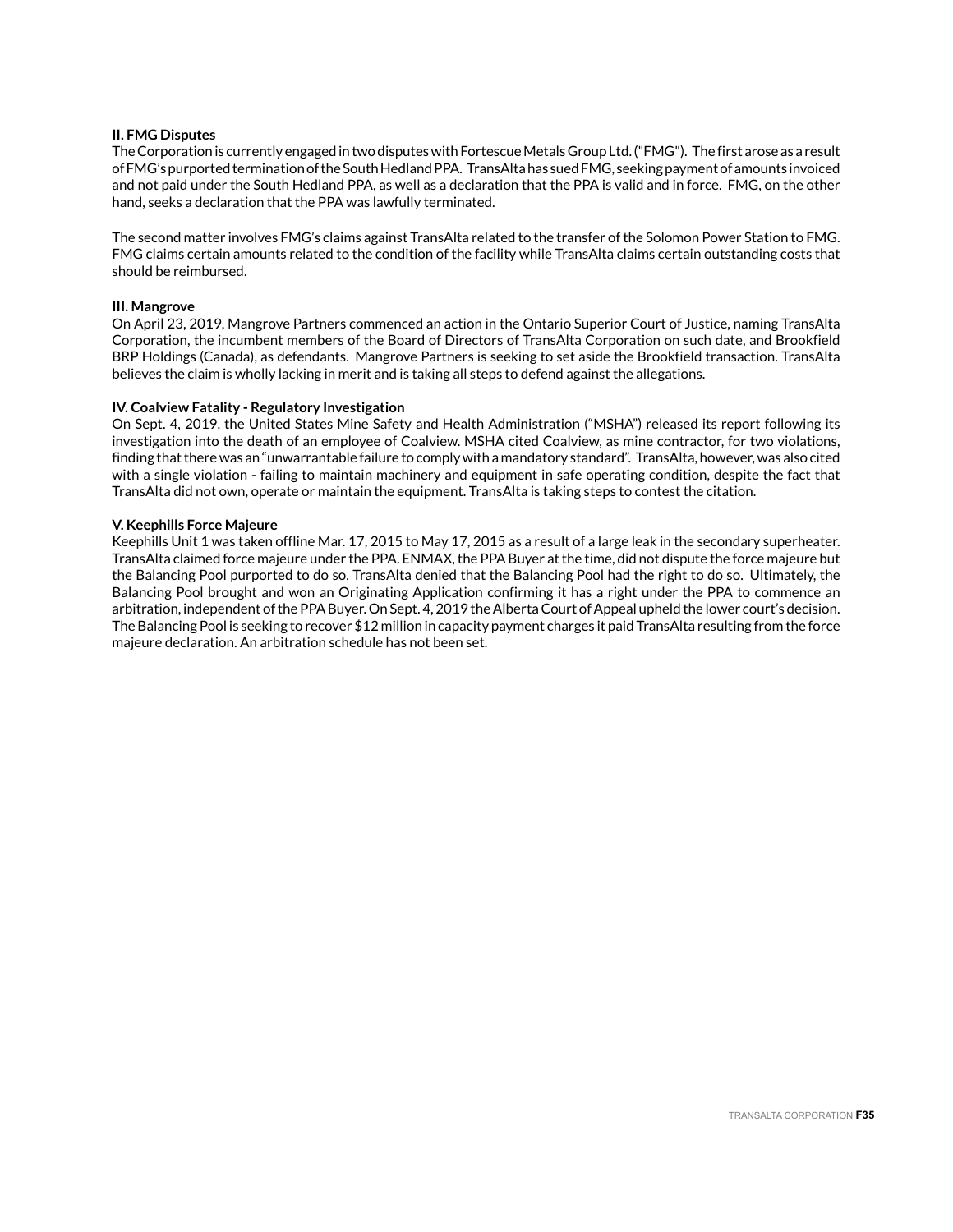**II. FMG Disputes**

The Corporation is currently engaged in two disputes with Fortescue Metals Group Ltd. ("FMG"). The first arose as a result of FMG's purported termination of the South Hedland PPA. TransAlta has sued FMG, seeking payment of amounts invoiced and not paid under the South Hedland PPA, as well as a declaration that the PPA is valid and in force. FMG, on the other hand, seeks a declaration that the PPA was lawfully terminated.

The second matter involves FMG's claims against TransAlta related to the transfer of the Solomon Power Station to FMG. FMG claims certain amounts related to the condition of the facility while TransAlta claims certain outstanding costs that should be reimbursed.

**III. Mangrove**

On April 23, 2019, Mangrove Partners commenced an action in the Ontario Superior Court of Justice, naming TransAlta Corporation, the incumbent members of the Board of Directors of TransAlta Corporation on such date, and Brookfield BRP Holdings (Canada), as defendants. Mangrove Partners is seeking to set aside the Brookfield transaction. TransAlta believes the claim is wholly lacking in merit and is taking all steps to defend against the allegations.

**IV. Coalview Fatality - Regulatory Investigation**

On Sept. 4, 2019, the United States Mine Safety and Health Administration ("MSHA") released its report following its investigation into the death of an employee of Coalview. MSHA cited Coalview, as mine contractor, for two violations, finding that there was an "unwarrantable failure to comply with a mandatory standard". TransAlta, however, was also cited with a single violation - failing to maintain machinery and equipment in safe operating condition, despite the fact that TransAlta did not own, operate or maintain the equipment. TransAlta is taking steps to contest the citation.

**V. Keephills Force Majeure**

Keephills Unit 1 was taken offline Mar. 17, 2015 to May 17, 2015 as a result of a large leak in the secondary superheater. TransAlta claimed force majeure under the PPA. ENMAX, the PPA Buyer at the time, did not dispute the force majeure but the Balancing Pool purported to do so. TransAlta denied that the Balancing Pool had the right to do so. Ultimately, the Balancing Pool brought and won an Originating Application confirming it has a right under the PPA to commence an arbitration, independent of the PPA Buyer. On Sept. 4, 2019 the Alberta Court of Appeal upheld the lower court's decision. The Balancing Pool is seeking to recover $12 million in capacity payment charges it paid TransAlta resulting from the force majeure declaration. An arbitration schedule has not been set.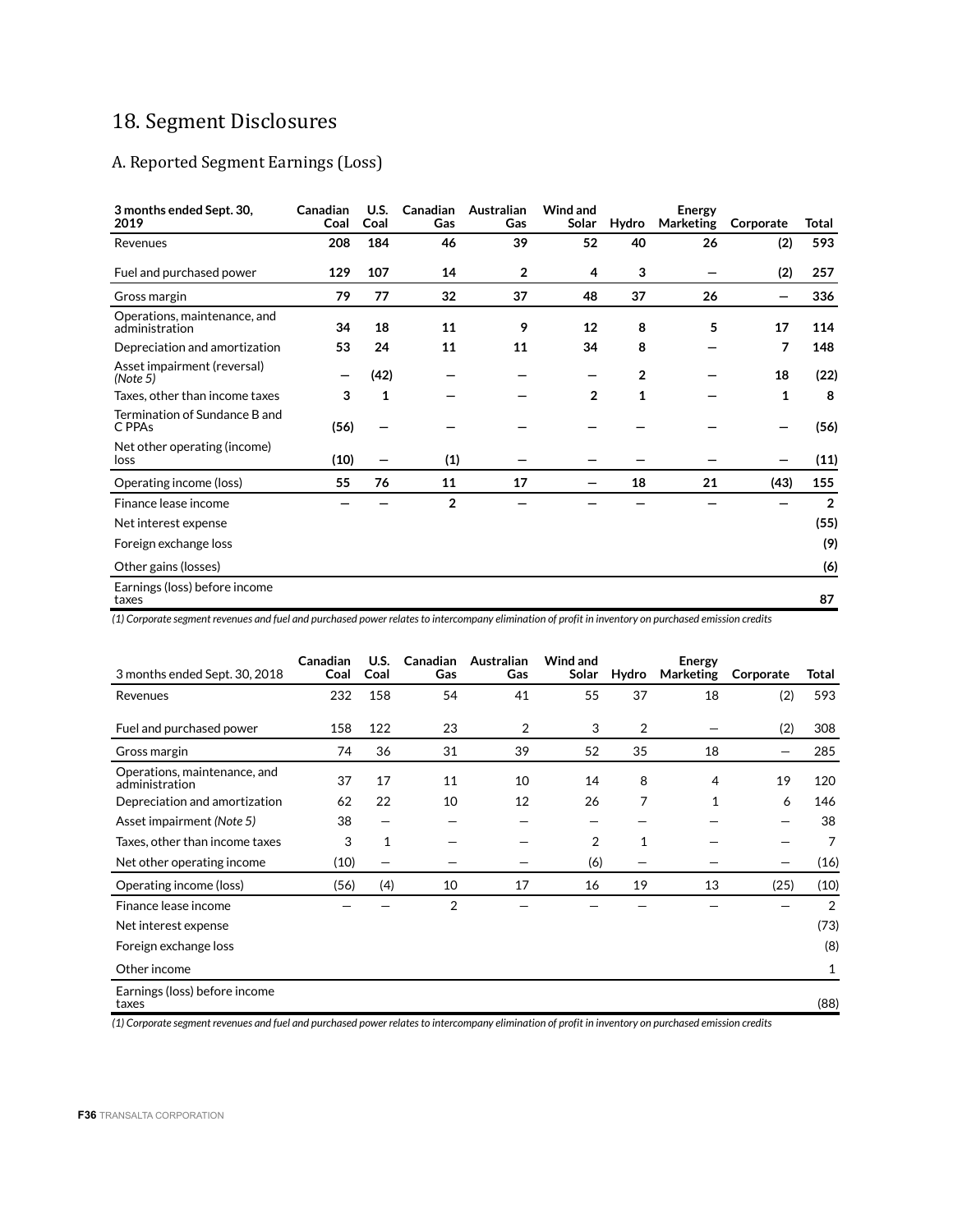# 18. Segment Disclosures

## A. Reported Segment Earnings (Loss)

| 3 months ended Sept. 30, 2019 | Canadian Coal | U.S. Coal | Canadian Gas | Australian Gas | Wind and Solar | Hydro | Energy Marketing | Corporate | Total |
|---|---|---|---|---|---|---|---|---|---|
| Revenues | **208** | **184** | **46** | **39** | **52** | **40** | **26** | **(2)** | **593** |
| Fuel and purchased power | **129** | **107** | **14** | **2** | **4** | **3** | **—** | **(2)** | **257** |
| Gross margin | **79** | **77** | **32** | **37** | **48** | **37** | **26** | **—** | **336** |
| Operations, maintenance, and administration | **34** | **18** | **11** | **9** | **12** | **8** | **5** | **17** | **114** |
| Depreciation and amortization | **53** | **24** | **11** | **11** | **34** | **8** | **—** | **7** | **148** |
| Asset impairment (reversal) *(Note 5)* | **—** | **(42)** | **—** | **—** | **—** | **2** | **—** | **18** | **(22)** |
| Taxes, other than income taxes | **3** | **1** | **—** | **—** | **2** | **1** | **—** | **1** | **8** |
| Termination of Sundance B and C PPAs | **(56)** | **—** | **—** | **—** | **—** | **—** | **—** | **—** | **(56)** |
| Net other operating (income) loss | **(10)** | **—** | **(1)** | **—** | **—** | **—** | **—** | **—** | **(11)** |
| Operating income (loss) | **55** | **76** | **11** | **17** | **—** | **18** | **21** | **(43)** | **155** |
| Finance lease income | **—** | **—** | **2** | **—** | **—** | **—** | **—** | **—** | **2** |
| Net interest expense | | | | | | | | | **(55)** |
| Foreign exchange loss | | | | | | | | | **(9)** |
| Other gains (losses) | | | | | | | | | **(6)** |
| Earnings (loss) before income taxes | | | | | | | | | **87** |

*(1) Corporate segment revenues and fuel and purchased power relates to intercompany elimination of profit in inventory on purchased emission credits*

| 3 months ended Sept. 30, 2018 | Canadian Coal | U.S. Coal | Canadian Gas | Australian Gas | Wind and Solar | Hydro | Energy Marketing | Corporate | Total |
|---|---|---|---|---|---|---|---|---|---|
| Revenues | 232 | 158 | 54 | 41 | 55 | 37 | 18 | (2) | 593 |
| Fuel and purchased power | 158 | 122 | 23 | 2 | 3 | 2 | — | (2) | 308 |
| Gross margin | 74 | 36 | 31 | 39 | 52 | 35 | 18 | — | 285 |
| Operations, maintenance, and administration | 37 | 17 | 11 | 10 | 14 | 8 | 4 | 19 | 120 |
| Depreciation and amortization | 62 | 22 | 10 | 12 | 26 | 7 | 1 | 6 | 146 |
| Asset impairment *(Note 5)* | 38 | — | — | — | — | — | — | — | 38 |
| Taxes, other than income taxes | 3 | 1 | — | — | 2 | 1 | — | — | 7 |
| Net other operating income | (10) | — | — | — | (6) | — | — | — | (16) |
| Operating income (loss) | (56) | (4) | 10 | 17 | 16 | 19 | 13 | (25) | (10) |
| Finance lease income | — | — | 2 | — | — | — | — | — | 2 |
| Net interest expense | | | | | | | | | (73) |
| Foreign exchange loss | | | | | | | | | (8) |
| Other income | | | | | | | | | 1 |
| Earnings (loss) before income taxes | | | | | | | | | (88) |

*(1) Corporate segment revenues and fuel and purchased power relates to intercompany elimination of profit in inventory on purchased emission credits*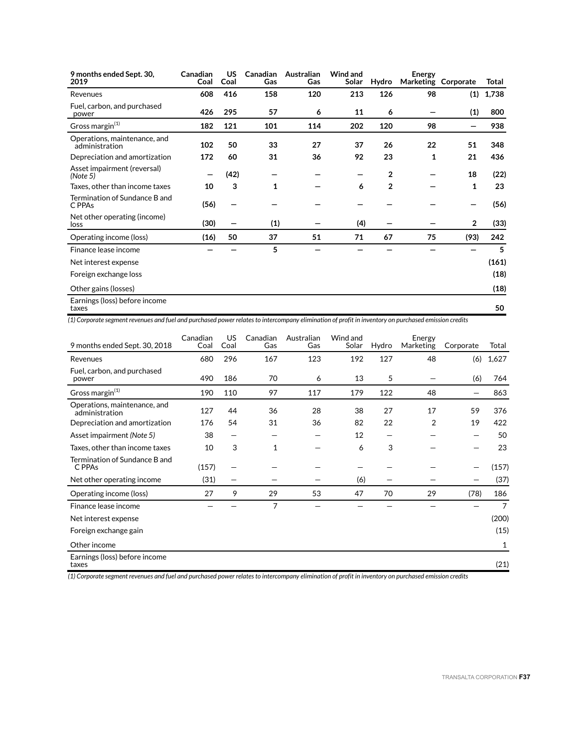| 9 months ended Sept. 30, 2019 | Canadian Coal | US Coal | Canadian Gas | Australian Gas | Wind and Solar | Hydro | Energy Marketing | Corporate | Total |
|---|---|---|---|---|---|---|---|---|---|
| Revenues | 608 | 416 | 158 | 120 | 213 | 126 | 98 | (1) | 1,738 |
| Fuel, carbon, and purchased power | 426 | 295 | 57 | 6 | 11 | 6 | — | (1) | 800 |
| Gross margin[(1)] | 182 | 121 | 101 | 114 | 202 | 120 | 98 | — | 938 |
| Operations, maintenance, and administration | 102 | 50 | 33 | 27 | 37 | 26 | 22 | 51 | 348 |
| Depreciation and amortization | 172 | 60 | 31 | 36 | 92 | 23 | 1 | 21 | 436 |
| Asset impairment (reversal) *(Note 5)* | — | (42) | — | — | — | 2 | — | 18 | (22) |
| Taxes, other than income taxes | 10 | 3 | 1 | — | 6 | 2 | — | 1 | 23 |
| Termination of Sundance B and C PPAs | (56) | — | — | — | — | — | — | — | (56) |
| Net other operating (income) loss | (30) | — | (1) | — | (4) | — | — | 2 | (33) |
| Operating income (loss) | (16) | 50 | 37 | 51 | 71 | 67 | 75 | (93) | 242 |
| Finance lease income | — | — | 5 | — | — | — | — | — | 5 |
| Net interest expense | | | | | | | | | (161) |
| Foreign exchange loss | | | | | | | | | (18) |
| Other gains (losses) | | | | | | | | | (18) |
| Earnings (loss) before income taxes | | | | | | | | | 50 |

*(1) Corporate segment revenues and fuel and purchased power relates to intercompany elimination of profit in inventory on purchased emission credits*

| 9 months ended Sept. 30, 2018 | Canadian Coal | US Coal | Canadian Gas | Australian Gas | Wind and Solar | Hydro | Energy Marketing | Corporate | Total |
|---|---|---|---|---|---|---|---|---|---|
| Revenues | 680 | 296 | 167 | 123 | 192 | 127 | 48 | (6) | 1,627 |
| Fuel, carbon, and purchased power | 490 | 186 | 70 | 6 | 13 | 5 | — | (6) | 764 |
| Gross margin[(1)] | 190 | 110 | 97 | 117 | 179 | 122 | 48 | — | 863 |
| Operations, maintenance, and administration | 127 | 44 | 36 | 28 | 38 | 27 | 17 | 59 | 376 |
| Depreciation and amortization | 176 | 54 | 31 | 36 | 82 | 22 | 2 | 19 | 422 |
| Asset impairment *(Note 5)* | 38 | — | — | — | 12 | — | — | — | 50 |
| Taxes, other than income taxes | 10 | 3 | 1 | — | 6 | 3 | — | — | 23 |
| Termination of Sundance B and C PPAs | (157) | — | — | — | — | — | — | — | (157) |
| Net other operating income | (31) | — | — | — | (6) | — | — | — | (37) |
| Operating income (loss) | 27 | 9 | 29 | 53 | 47 | 70 | 29 | (78) | 186 |
| Finance lease income | — | — | 7 | — | — | — | — | — | 7 |
| Net interest expense | | | | | | | | | (200) |
| Foreign exchange gain | | | | | | | | | (15) |
| Other income | | | | | | | | | 1 |
| Earnings (loss) before income taxes | | | | | | | | | (21) |

*(1) Corporate segment revenues and fuel and purchased power relates to intercompany elimination of profit in inventory on purchased emission credits*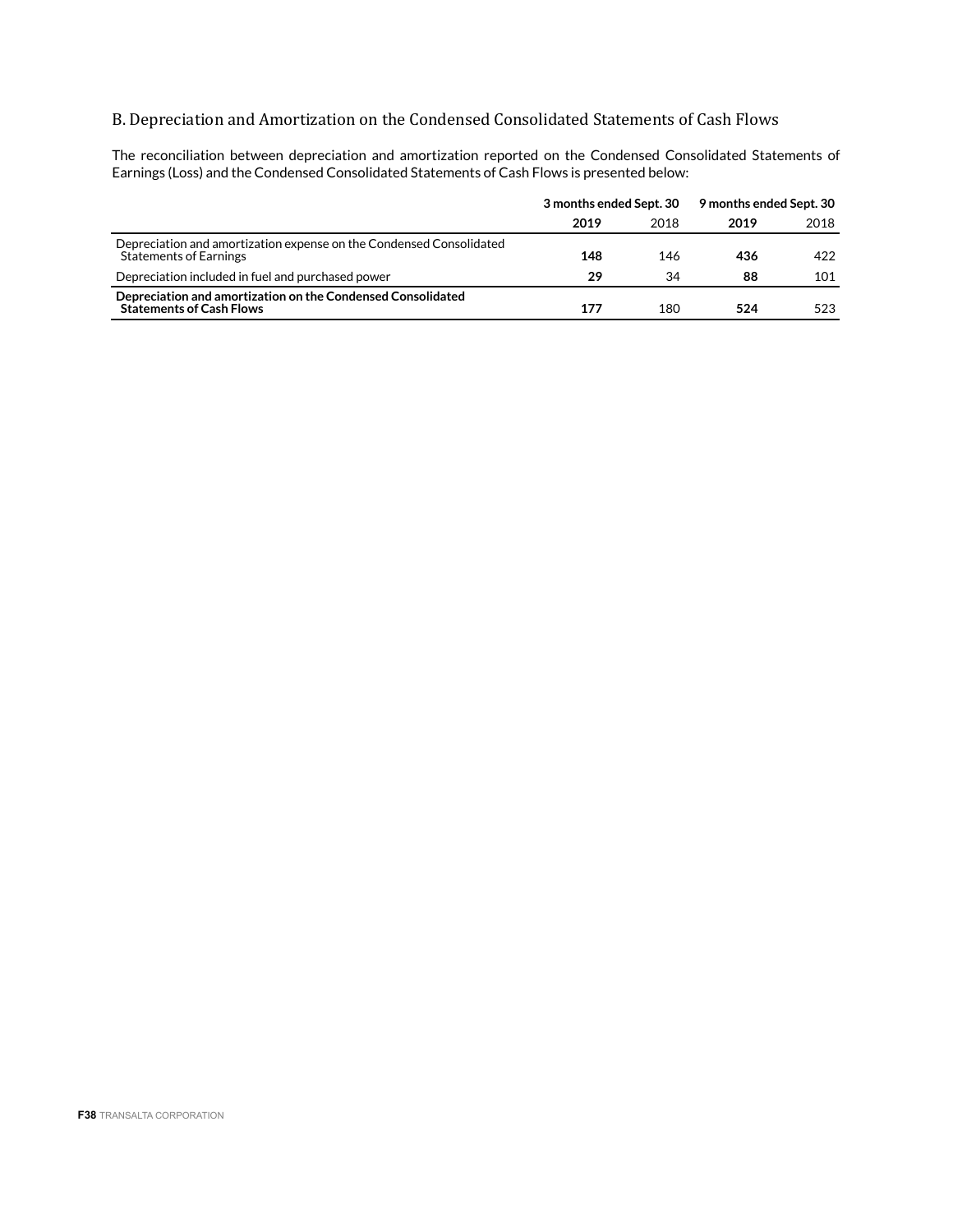### B. Depreciation and Amortization on the Condensed Consolidated Statements of Cash Flows

The reconciliation between depreciation and amortization reported on the Condensed Consolidated Statements of Earnings (Loss) and the Condensed Consolidated Statements of Cash Flows is presented below:

| | 3 months ended Sept. 30 | | 9 months ended Sept. 30 | |
|---|---|---|---|---|
| | **2019** | 2018 | **2019** | 2018 |
| Depreciation and amortization expense on the Condensed Consolidated Statements of Earnings | **148** | 146 | **436** | 422 |
| Depreciation included in fuel and purchased power | **29** | 34 | **88** | 101 |
| **Depreciation and amortization on the Condensed Consolidated Statements of Cash Flows** | **177** | 180 | **524** | 523 |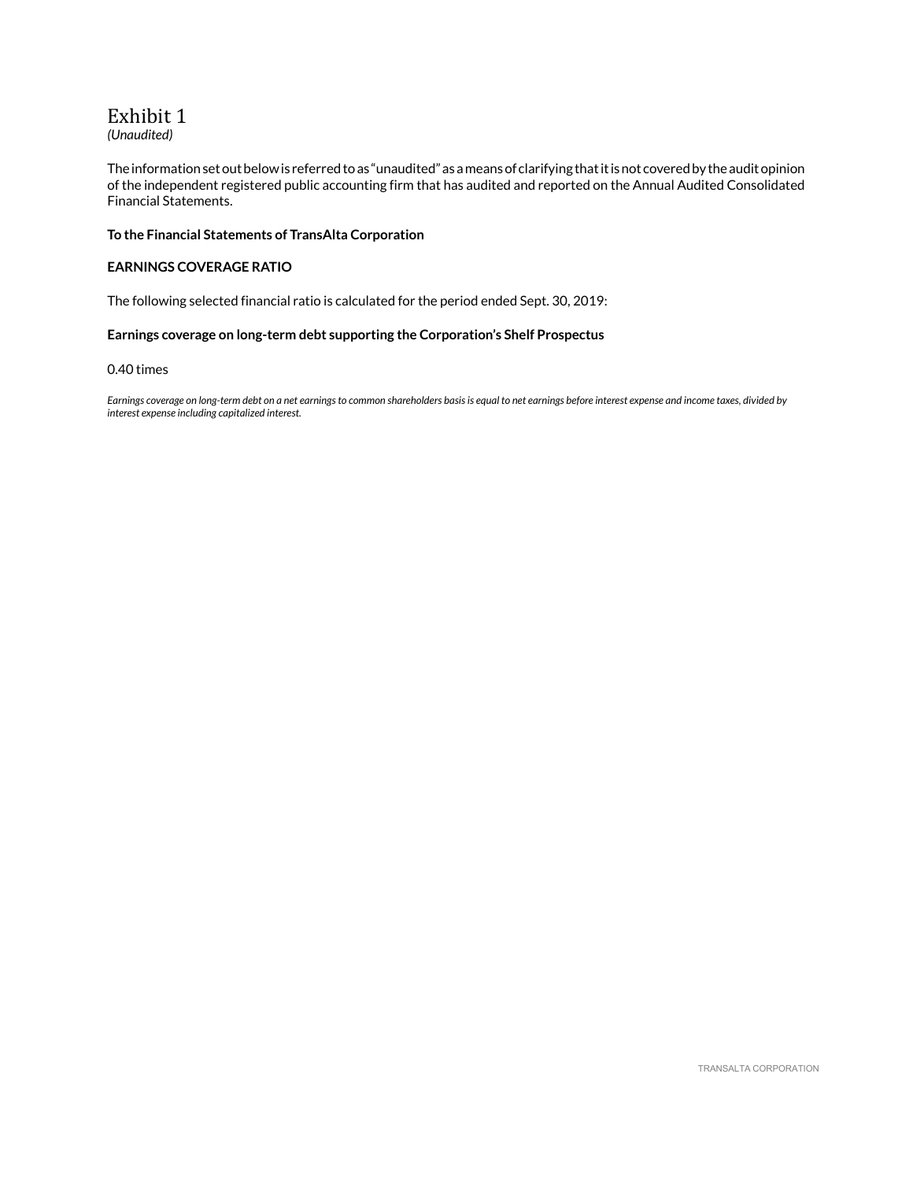# Exhibit 1

*(Unaudited)*

The information set out below is referred to as "unaudited" as a means of clarifying that it is not covered by the audit opinion of the independent registered public accounting firm that has audited and reported on the Annual Audited Consolidated Financial Statements.

**To the Financial Statements of TransAlta Corporation**

**EARNINGS COVERAGE RATIO**

The following selected financial ratio is calculated for the period ended Sept. 30, 2019:

**Earnings coverage on long-term debt supporting the Corporation's Shelf Prospectus**

0.40 times

*Earnings coverage on long-term debt on a net earnings to common shareholders basis is equal to net earnings before interest expense and income taxes, divided by interest expense including capitalized interest.*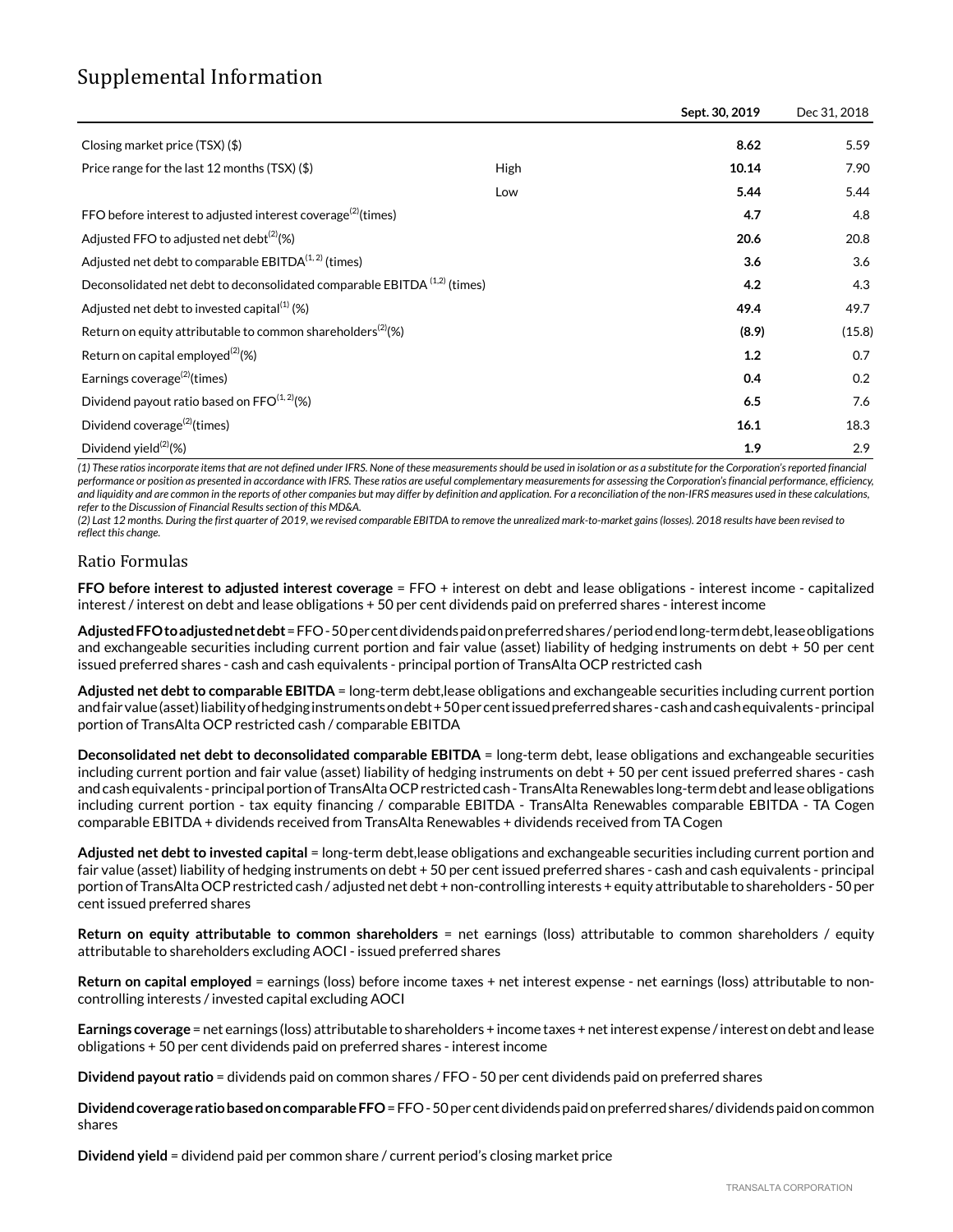# Supplemental Information

| | | Sept. 30, 2019 | Dec 31, 2018 |
|---|---|---|---|
| Closing market price (TSX) ($) | | **8.62** | 5.59 |
| Price range for the last 12 months (TSX) ($) | High | **10.14** | 7.90 |
| | Low | **5.44** | 5.44 |
| FFO before interest to adjusted interest coverage[(2)](times) | | **4.7** | 4.8 |
| Adjusted FFO to adjusted net debt[(2)](%) | | **20.6** | 20.8 |
| Adjusted net debt to comparable EBITDA[(1, 2)] (times) | | **3.6** | 3.6 |
| Deconsolidated net debt to deconsolidated comparable EBITDA [(1,2)] (times) | | **4.2** | 4.3 |
| Adjusted net debt to invested capital[(1)] (%) | | **49.4** | 49.7 |
| Return on equity attributable to common shareholders[(2)](%) | | **(8.9)** | (15.8) |
| Return on capital employed[(2)](%) | | **1.2** | 0.7 |
| Earnings coverage[(2)](times) | | **0.4** | 0.2 |
| Dividend payout ratio based on FFO[(1, 2)](%) | | **6.5** | 7.6 |
| Dividend coverage[(2)](times) | | **16.1** | 18.3 |
| Dividend yield[(2)](%) | | **1.9** | 2.9 |

*(1) These ratios incorporate items that are not defined under IFRS. None of these measurements should be used in isolation or as a substitute for the Corporation's reported financial performance or position as presented in accordance with IFRS. These ratios are useful complementary measurements for assessing the Corporation's financial performance, efficiency, and liquidity and are common in the reports of other companies but may differ by definition and application. For a reconciliation of the non-IFRS measures used in these calculations, refer to the Discussion of Financial Results section of this MD&A.*

*(2) Last 12 months. During the first quarter of 2019, we revised comparable EBITDA to remove the unrealized mark-to-market gains (losses). 2018 results have been revised to reflect this change.*

## Ratio Formulas

**FFO before interest to adjusted interest coverage** = FFO + interest on debt and lease obligations - interest income - capitalized interest / interest on debt and lease obligations + 50 per cent dividends paid on preferred shares - interest income

**Adjusted FFO to adjusted net debt** = FFO - 50 per cent dividends paid on preferred shares / period end long-term debt, lease obligations and exchangeable securities including current portion and fair value (asset) liability of hedging instruments on debt + 50 per cent issued preferred shares - cash and cash equivalents - principal portion of TransAlta OCP restricted cash

**Adjusted net debt to comparable EBITDA** = long-term debt,lease obligations and exchangeable securities including current portion and fair value (asset) liability of hedging instruments on debt + 50 per cent issued preferred shares - cash and cash equivalents - principal portion of TransAlta OCP restricted cash / comparable EBITDA

**Deconsolidated net debt to deconsolidated comparable EBITDA** = long-term debt, lease obligations and exchangeable securities including current portion and fair value (asset) liability of hedging instruments on debt + 50 per cent issued preferred shares - cash and cash equivalents - principal portion of TransAlta OCP restricted cash - TransAlta Renewables long-term debt and lease obligations including current portion - tax equity financing / comparable EBITDA - TransAlta Renewables comparable EBITDA - TA Cogen comparable EBITDA + dividends received from TransAlta Renewables + dividends received from TA Cogen

**Adjusted net debt to invested capital** = long-term debt,lease obligations and exchangeable securities including current portion and fair value (asset) liability of hedging instruments on debt + 50 per cent issued preferred shares - cash and cash equivalents - principal portion of TransAlta OCP restricted cash / adjusted net debt + non-controlling interests + equity attributable to shareholders - 50 per cent issued preferred shares

**Return on equity attributable to common shareholders** = net earnings (loss) attributable to common shareholders / equity attributable to shareholders excluding AOCI - issued preferred shares

**Return on capital employed** = earnings (loss) before income taxes + net interest expense - net earnings (loss) attributable to non-controlling interests / invested capital excluding AOCI

**Earnings coverage** = net earnings (loss) attributable to shareholders + income taxes + net interest expense / interest on debt and lease obligations + 50 per cent dividends paid on preferred shares - interest income

**Dividend payout ratio** = dividends paid on common shares / FFO - 50 per cent dividends paid on preferred shares

**Dividend coverage ratio based on comparable FFO** = FFO - 50 per cent dividends paid on preferred shares/ dividends paid on common shares

**Dividend yield** = dividend paid per common share / current period's closing market price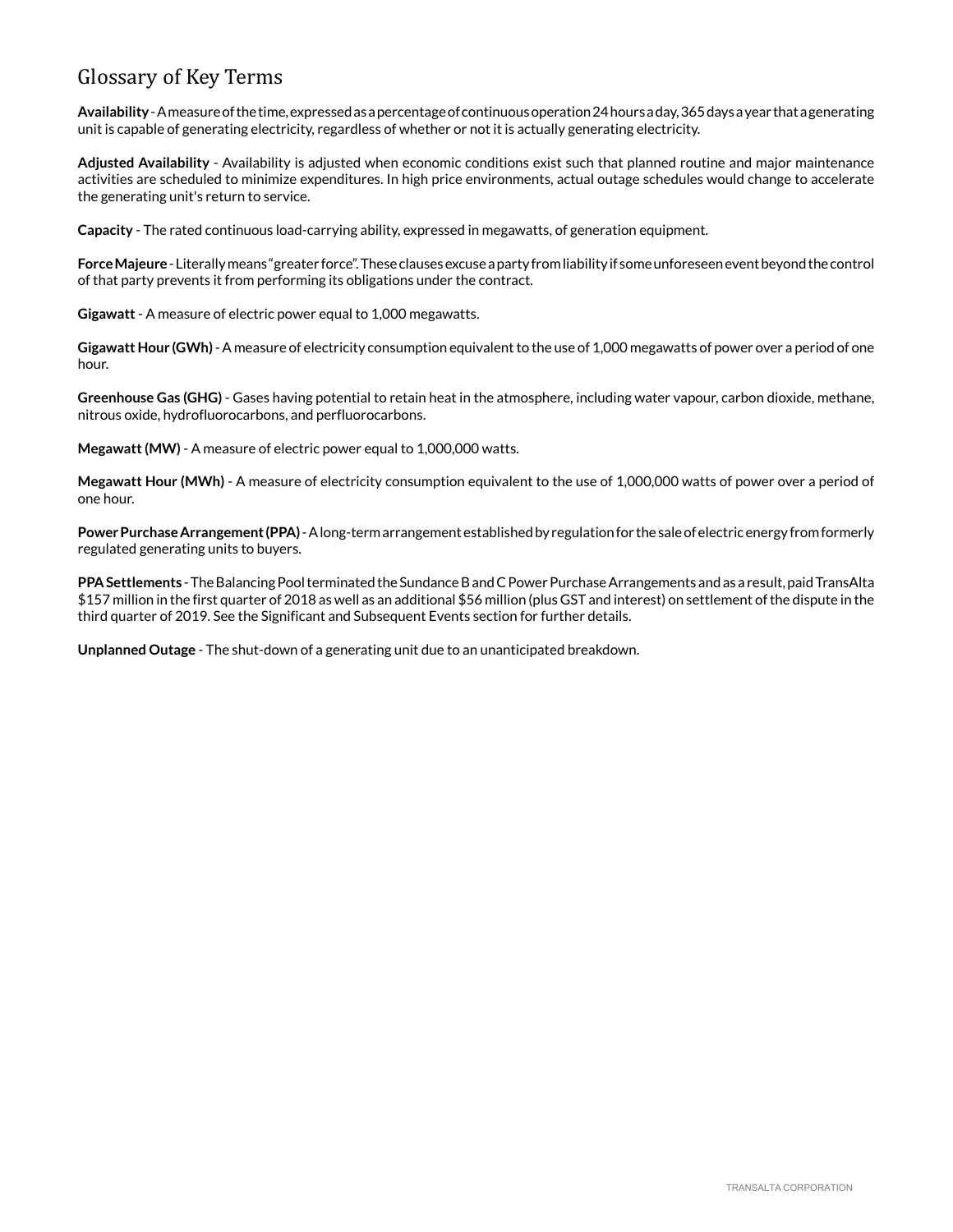# Glossary of Key Terms

**Availability** - A measure of the time, expressed as a percentage of continuous operation 24 hours a day, 365 days a year that a generating unit is capable of generating electricity, regardless of whether or not it is actually generating electricity.

**Adjusted Availability** - Availability is adjusted when economic conditions exist such that planned routine and major maintenance activities are scheduled to minimize expenditures. In high price environments, actual outage schedules would change to accelerate the generating unit's return to service.

**Capacity** - The rated continuous load-carrying ability, expressed in megawatts, of generation equipment.

**Force Majeure** - Literally means "greater force". These clauses excuse a party from liability if some unforeseen event beyond the control of that party prevents it from performing its obligations under the contract.

**Gigawatt** - A measure of electric power equal to 1,000 megawatts.

**Gigawatt Hour (GWh)** - A measure of electricity consumption equivalent to the use of 1,000 megawatts of power over a period of one hour.

**Greenhouse Gas (GHG)** - Gases having potential to retain heat in the atmosphere, including water vapour, carbon dioxide, methane, nitrous oxide, hydrofluorocarbons, and perfluorocarbons.

**Megawatt (MW)** - A measure of electric power equal to 1,000,000 watts.

**Megawatt Hour (MWh)** - A measure of electricity consumption equivalent to the use of 1,000,000 watts of power over a period of one hour.

**Power Purchase Arrangement (PPA)** - A long-term arrangement established by regulation for the sale of electric energy from formerly regulated generating units to buyers.

**PPA Settlements** - The Balancing Pool terminated the Sundance B and C Power Purchase Arrangements and as a result, paid TransAlta $157 million in the first quarter of 2018 as well as an additional $56 million (plus GST and interest) on settlement of the dispute in the third quarter of 2019. See the Significant and Subsequent Events section for further details.

**Unplanned Outage** - The shut-down of a generating unit due to an unanticipated breakdown.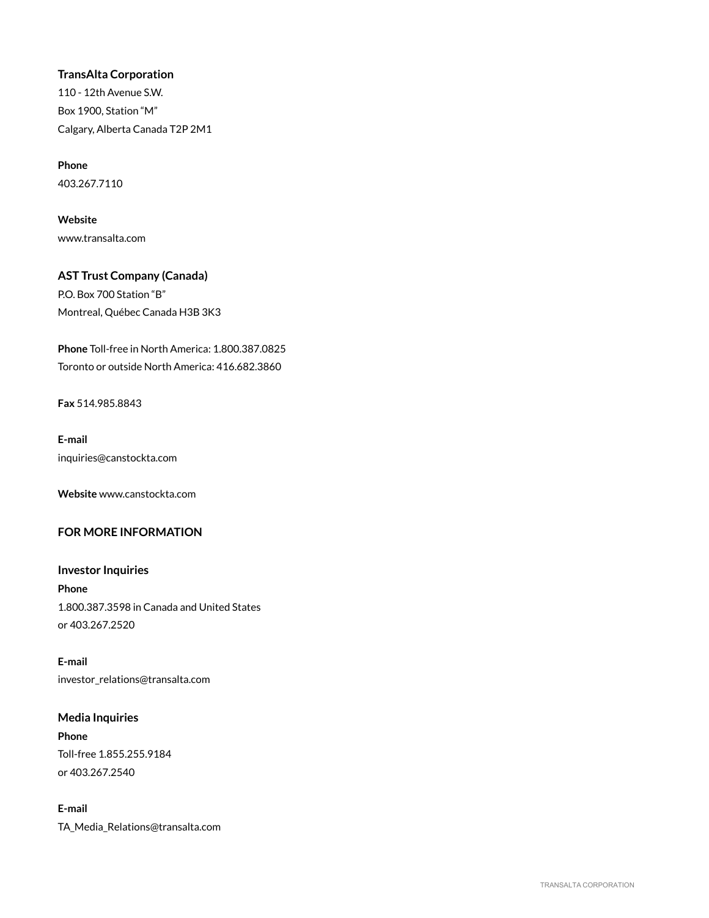**TransAlta Corporation**
110 - 12th Avenue S.W.
Box 1900, Station “M”
Calgary, Alberta Canada T2P 2M1

**Phone**
403.267.7110

**Website**
www.transalta.com

**AST Trust Company (Canada)**
P.O. Box 700 Station “B”
Montreal, Québec Canada H3B 3K3

**Phone** Toll-free in North America: 1.800.387.0825
Toronto or outside North America: 416.682.3860

**Fax** 514.985.8843

**E-mail**
inquiries@canstockta.com

**Website** www.canstockta.com

## FOR MORE INFORMATION

### Investor Inquiries

**Phone**
1.800.387.3598 in Canada and United States
or 403.267.2520

**E-mail**
investor_relations@transalta.com

### Media Inquiries

**Phone**
Toll-free 1.855.255.9184
or 403.267.2540

**E-mail**
TA_Media_Relations@transalta.com